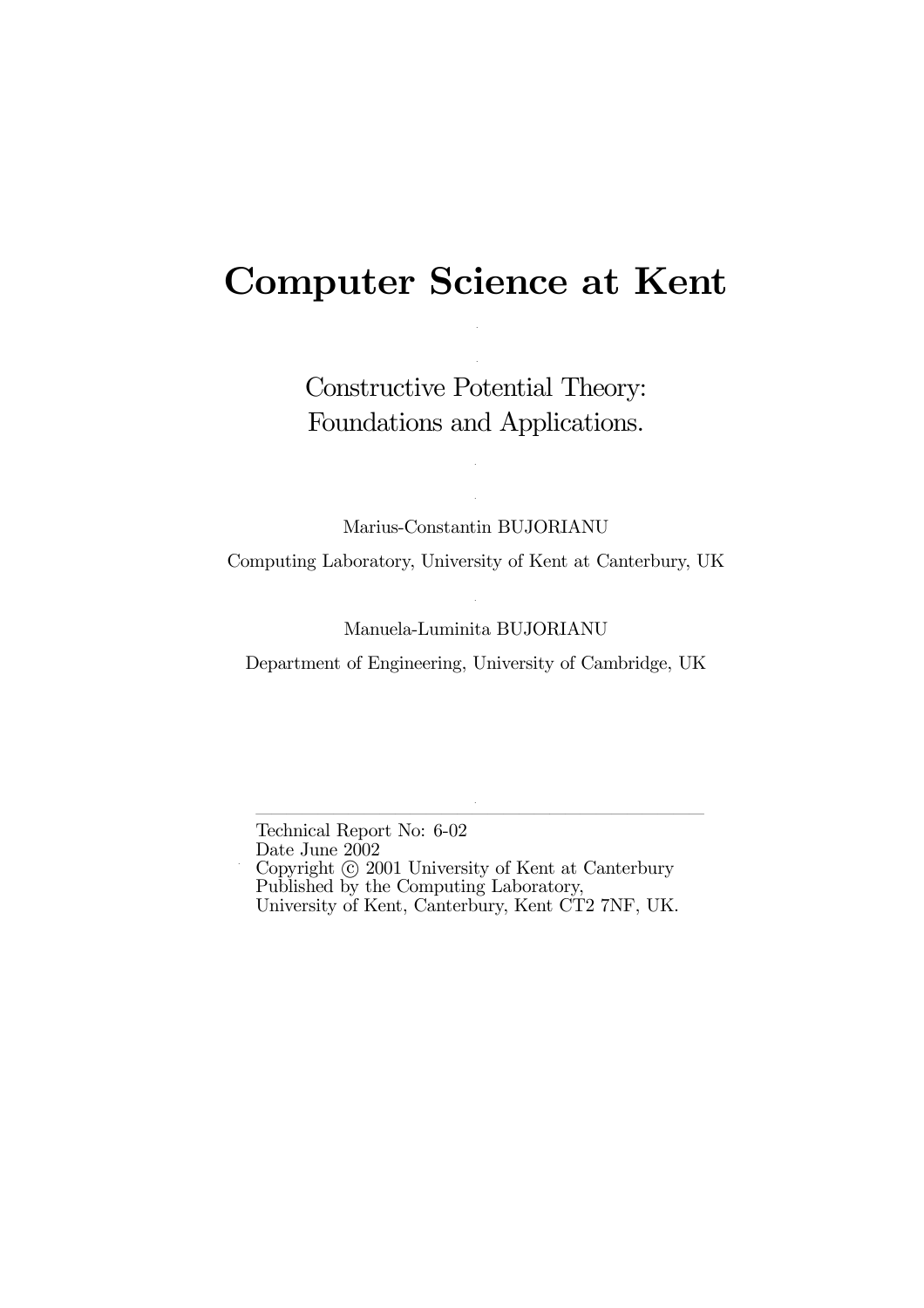# Computer Science at Kent

## Constructive Potential Theory: Foundations and Applications.

Marius-Constantin BUJORIANU

Computing Laboratory, University of Kent at Canterbury, UK

Manuela-Luminita BUJORIANU

Department of Engineering, University of Cambridge, UK

---

Technical Report No: 6-02
Date June 2002
Copyright © 2001 University of Kent at Canterbury
Published by the Computing Laboratory,
University of Kent, Canterbury, Kent CT2 7NF, UK.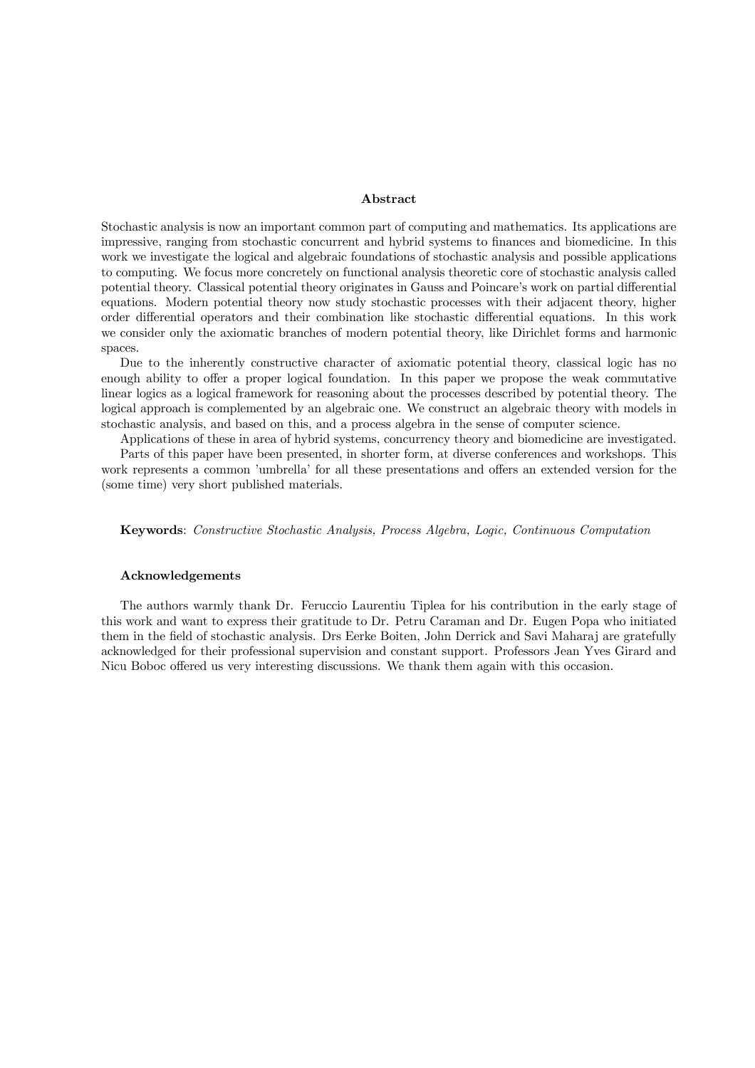**Abstract**

Stochastic analysis is now an important common part of computing and mathematics. Its applications are impressive, ranging from stochastic concurrent and hybrid systems to finances and biomedicine. In this work we investigate the logical and algebraic foundations of stochastic analysis and possible applications to computing. We focus more concretely on functional analysis theoretic core of stochastic analysis called potential theory. Classical potential theory originates in Gauss and Poincare's work on partial differential equations. Modern potential theory now study stochastic processes with their adjacent theory, higher order differential operators and their combination like stochastic differential equations. In this work we consider only the axiomatic branches of modern potential theory, like Dirichlet forms and harmonic spaces.

Due to the inherently constructive character of axiomatic potential theory, classical logic has no enough ability to offer a proper logical foundation. In this paper we propose the weak commutative linear logics as a logical framework for reasoning about the processes described by potential theory. The logical approach is complemented by an algebraic one. We construct an algebraic theory with models in stochastic analysis, and based on this, and a process algebra in the sense of computer science.

Applications of these in area of hybrid systems, concurrency theory and biomedicine are investigated.

Parts of this paper have been presented, in shorter form, at diverse conferences and workshops. This work represents a common 'umbrella' for all these presentations and offers an extended version for the (some time) very short published materials.

**Keywords**: *Constructive Stochastic Analysis, Process Algebra, Logic, Continuous Computation*

**Acknowledgements**

The authors warmly thank Dr. Feruccio Laurentiu Tiplea for his contribution in the early stage of this work and want to express their gratitude to Dr. Petru Caraman and Dr. Eugen Popa who initiated them in the field of stochastic analysis. Drs Eerke Boiten, John Derrick and Savi Maharaj are gratefully acknowledged for their professional supervision and constant support. Professors Jean Yves Girard and Nicu Boboc offered us very interesting discussions. We thank them again with this occasion.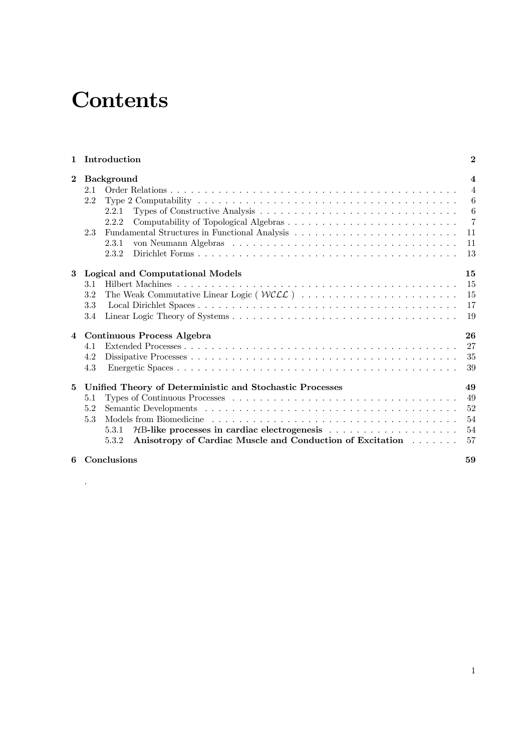# Contents

**1 Introduction** **2**

**2 Background** **4**

- 2.1 Order Relations . . . . . . . . . . 4
- 2.2 Type 2 Computability . . . . . . . . . . 6
  - 2.2.1 Types of Constructive Analysis . . . . . . . . . . 6
  - 2.2.2 Computability of Topological Algebras . . . . . . . . . . 7
- 2.3 Fundamental Structures in Functional Analysis . . . . . . . . . . 11
  - 2.3.1 von Neumann Algebras . . . . . . . . . . 11
  - 2.3.2 Dirichlet Forms . . . . . . . . . . 13

**3 Logical and Computational Models** **15**

- 3.1 Hilbert Machines . . . . . . . . . . 15
- 3.2 The Weak Commutative Linear Logic ( $\mathcal{WCLL}$ ) . . . . . . . . . . 15
- 3.3 Local Dirichlet Spaces . . . . . . . . . . 17
- 3.4 Linear Logic Theory of Systems . . . . . . . . . . 19

**4 Continuous Process Algebra** **26**

- 4.1 Extended Processes . . . . . . . . . . 27
- 4.2 Dissipative Processes . . . . . . . . . . 35
- 4.3 Energetic Spaces . . . . . . . . . . 39

**5 Unified Theory of Deterministic and Stochastic Processes** **49**

- 5.1 Types of Continuous Processes . . . . . . . . . . 49
- 5.2 Semantic Developments . . . . . . . . . . 52
- 5.3 Models from Biomedicine . . . . . . . . . . 54
  - 5.3.1 **$\mathcal{H}$B-like processes in cardiac electrogenesis** . . . . . . . . . . 54
  - 5.3.2 **Anisotropy of Cardiac Muscle and Conduction of Excitation** . . . . . . . . . . 57

**6 Conclusions** **59**

.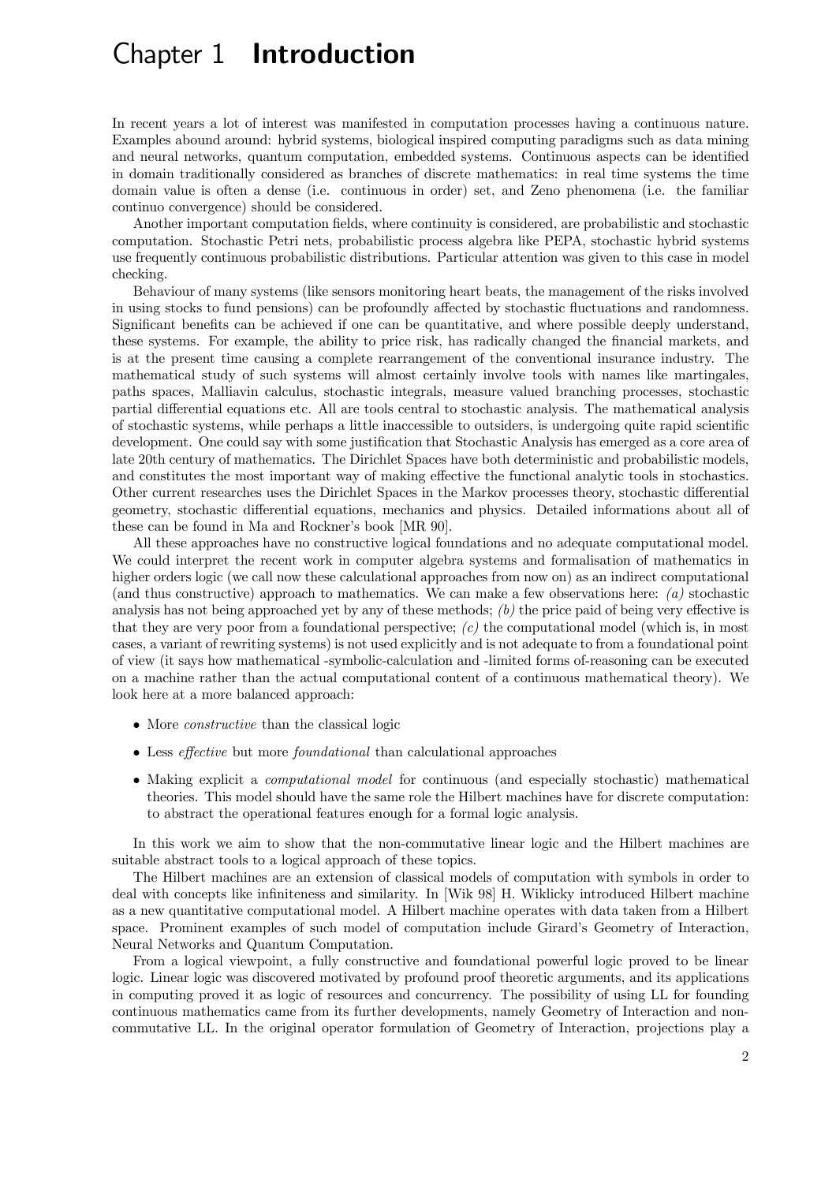# Chapter 1 **Introduction**

In recent years a lot of interest was manifested in computation processes having a continuous nature. Examples abound around: hybrid systems, biological inspired computing paradigms such as data mining and neural networks, quantum computation, embedded systems. Continuous aspects can be identified in domain traditionally considered as branches of discrete mathematics: in real time systems the time domain value is often a dense (i.e. continuous in order) set, and Zeno phenomena (i.e. the familiar continuo convergence) should be considered.

Another important computation fields, where continuity is considered, are probabilistic and stochastic computation. Stochastic Petri nets, probabilistic process algebra like PEPA, stochastic hybrid systems use frequently continuous probabilistic distributions. Particular attention was given to this case in model checking.

Behaviour of many systems (like sensors monitoring heart beats, the management of the risks involved in using stocks to fund pensions) can be profoundly affected by stochastic fluctuations and randomness. Significant benefits can be achieved if one can be quantitative, and where possible deeply understand, these systems. For example, the ability to price risk, has radically changed the financial markets, and is at the present time causing a complete rearrangement of the conventional insurance industry. The mathematical study of such systems will almost certainly involve tools with names like martingales, paths spaces, Malliavin calculus, stochastic integrals, measure valued branching processes, stochastic partial differential equations etc. All are tools central to stochastic analysis. The mathematical analysis of stochastic systems, while perhaps a little inaccessible to outsiders, is undergoing quite rapid scientific development. One could say with some justification that Stochastic Analysis has emerged as a core area of late 20th century of mathematics. The Dirichlet Spaces have both deterministic and probabilistic models, and constitutes the most important way of making effective the functional analytic tools in stochastics. Other current researches uses the Dirichlet Spaces in the Markov processes theory, stochastic differential geometry, stochastic differential equations, mechanics and physics. Detailed informations about all of these can be found in Ma and Rockner's book [MR 90].

All these approaches have no constructive logical foundations and no adequate computational model. We could interpret the recent work in computer algebra systems and formalisation of mathematics in higher orders logic (we call now these calculational approaches from now on) as an indirect computational (and thus constructive) approach to mathematics. We can make a few observations here: *(a)* stochastic analysis has not being approached yet by any of these methods; *(b)* the price paid of being very effective is that they are very poor from a foundational perspective; *(c)* the computational model (which is, in most cases, a variant of rewriting systems) is not used explicitly and is not adequate to from a foundational point of view (it says how mathematical -symbolic-calculation and -limited forms of-reasoning can be executed on a machine rather than the actual computational content of a continuous mathematical theory). We look here at a more balanced approach:

- More *constructive* than the classical logic
- Less *effective* but more *foundational* than calculational approaches
- Making explicit a *computational model* for continuous (and especially stochastic) mathematical theories. This model should have the same role the Hilbert machines have for discrete computation: to abstract the operational features enough for a formal logic analysis.

In this work we aim to show that the non-commutative linear logic and the Hilbert machines are suitable abstract tools to a logical approach of these topics.

The Hilbert machines are an extension of classical models of computation with symbols in order to deal with concepts like infiniteness and similarity. In [Wik 98] H. Wiklicky introduced Hilbert machine as a new quantitative computational model. A Hilbert machine operates with data taken from a Hilbert space. Prominent examples of such model of computation include Girard's Geometry of Interaction, Neural Networks and Quantum Computation.

From a logical viewpoint, a fully constructive and foundational powerful logic proved to be linear logic. Linear logic was discovered motivated by profound proof theoretic arguments, and its applications in computing proved it as logic of resources and concurrency. The possibility of using LL for founding continuous mathematics came from its further developments, namely Geometry of Interaction and non-commutative LL. In the original operator formulation of Geometry of Interaction, projections play a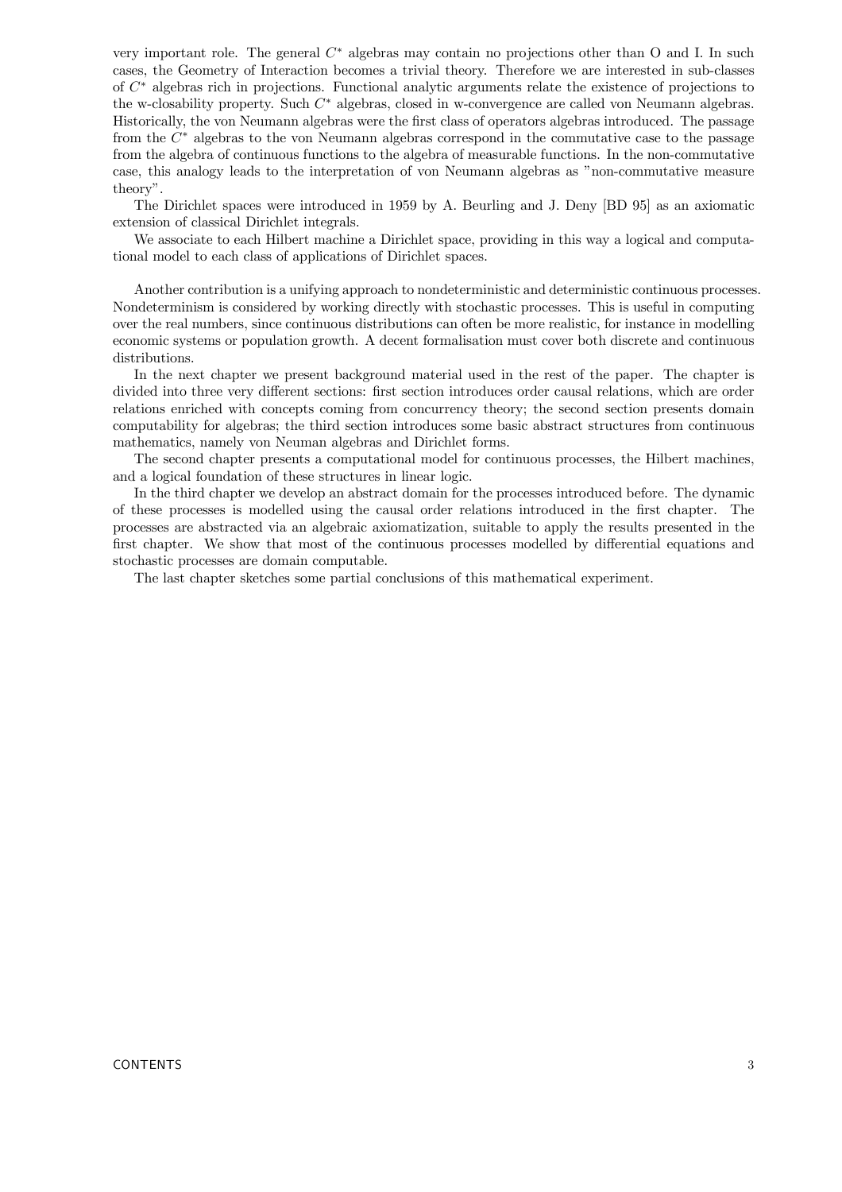very important role. The general $C^*$ algebras may contain no projections other than O and I. In such cases, the Geometry of Interaction becomes a trivial theory. Therefore we are interested in sub-classes of $C^*$ algebras rich in projections. Functional analytic arguments relate the existence of projections to the w-closability property. Such $C^*$ algebras, closed in w-convergence are called von Neumann algebras. Historically, the von Neumann algebras were the first class of operators algebras introduced. The passage from the $C^*$ algebras to the von Neumann algebras correspond in the commutative case to the passage from the algebra of continuous functions to the algebra of measurable functions. In the non-commutative case, this analogy leads to the interpretation of von Neumann algebras as "non-commutative measure theory".

The Dirichlet spaces were introduced in 1959 by A. Beurling and J. Deny [BD 95] as an axiomatic extension of classical Dirichlet integrals.

We associate to each Hilbert machine a Dirichlet space, providing in this way a logical and computational model to each class of applications of Dirichlet spaces.

Another contribution is a unifying approach to nondeterministic and deterministic continuous processes. Nondeterminism is considered by working directly with stochastic processes. This is useful in computing over the real numbers, since continuous distributions can often be more realistic, for instance in modelling economic systems or population growth. A decent formalisation must cover both discrete and continuous distributions.

In the next chapter we present background material used in the rest of the paper. The chapter is divided into three very different sections: first section introduces order causal relations, which are order relations enriched with concepts coming from concurrency theory; the second section presents domain computability for algebras; the third section introduces some basic abstract structures from continuous mathematics, namely von Neuman algebras and Dirichlet forms.

The second chapter presents a computational model for continuous processes, the Hilbert machines, and a logical foundation of these structures in linear logic.

In the third chapter we develop an abstract domain for the processes introduced before. The dynamic of these processes is modelled using the causal order relations introduced in the first chapter. The processes are abstracted via an algebraic axiomatization, suitable to apply the results presented in the first chapter. We show that most of the continuous processes modelled by differential equations and stochastic processes are domain computable.

The last chapter sketches some partial conclusions of this mathematical experiment.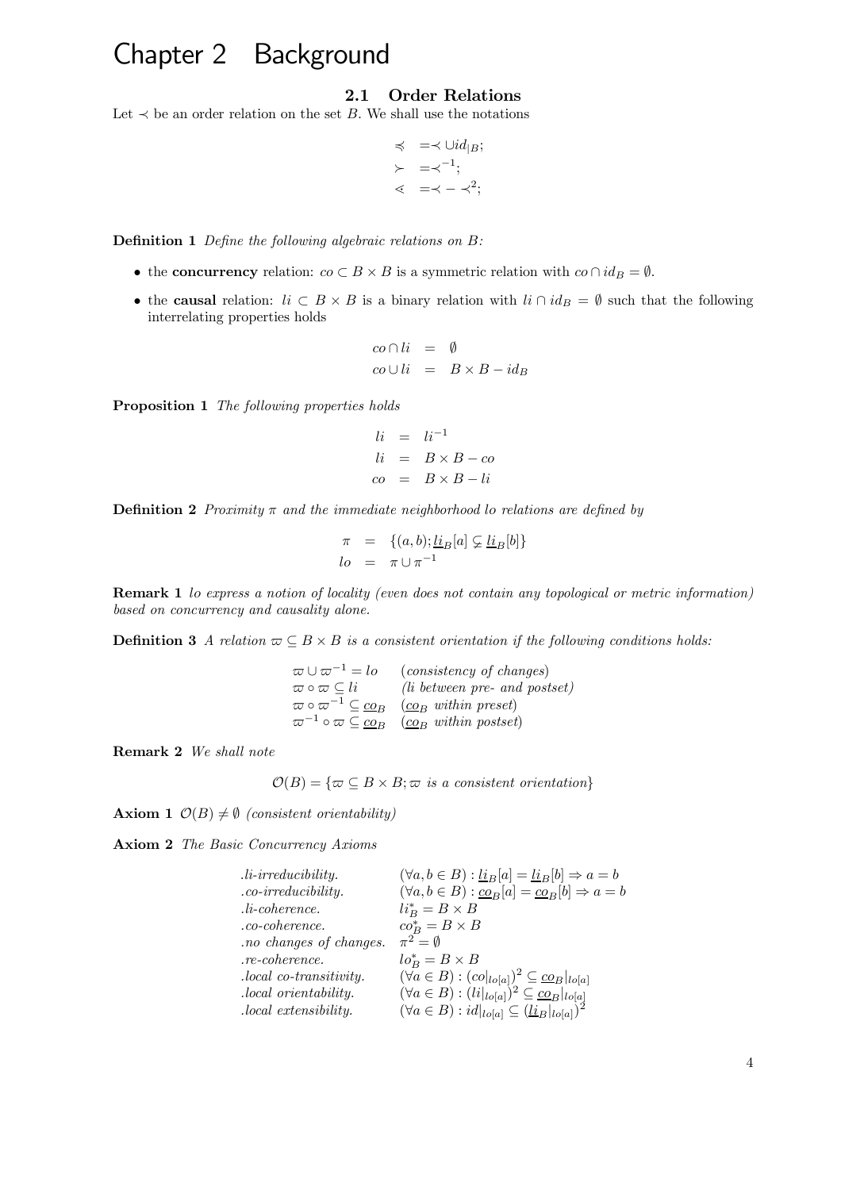# Chapter 2 Background

## 2.1 Order Relations

Let $\prec$ be an order relation on the set $B$. We shall use the notations

$$
\begin{aligned}
\preccurlyeq \; &= \prec \cup id_{|B};\\
\succ \; &= \prec^{-1};\\
\lessdot \; &= \prec - \prec^{2};
\end{aligned}
$$

**Definition 1** *Define the following algebraic relations on $B$:*

- the **concurrency** relation: $co \subset B \times B$ is a symmetric relation with $co \cap id_B = \emptyset$.
- the **causal** relation: $li \subset B \times B$ is a binary relation with $li \cap id_B = \emptyset$ such that the following interrelating properties holds

$$
\begin{aligned}
co \cap li &= \emptyset\\
co \cup li &= B \times B - id_B
\end{aligned}
$$

**Proposition 1** *The following properties holds*

$$
\begin{aligned}
li &= li^{-1}\\
li &= B \times B - co\\
co &= B \times B - li
\end{aligned}
$$

**Definition 2** *Proximity $\pi$ and the immediate neighborhood $lo$ relations are defined by*

$$
\begin{aligned}
\pi &= \{(a,b); \underline{li}_B[a] \subsetneq \underline{li}_B[b]\}\\
lo &= \pi \cup \pi^{-1}
\end{aligned}
$$

**Remark 1** *$lo$ express a notion of locality (even does not contain any topological or metric information) based on concurrency and causality alone.*

**Definition 3** *A relation $\varpi \subseteq B \times B$ is a consistent orientation if the following conditions holds:*

$$
\begin{array}{ll}
\varpi \cup \varpi^{-1} = lo & (\textit{consistency of changes})\\
\varpi \circ \varpi \subseteq li & (\textit{li between pre- and postset})\\
\varpi \circ \varpi^{-1} \subseteq \underline{co}_B & (\underline{co}_B \textit{ within preset})\\
\varpi^{-1} \circ \varpi \subseteq \underline{co}_B & (\underline{co}_B \textit{ within postset})
\end{array}
$$

**Remark 2** *We shall note*

$$
\mathcal{O}(B) = \{\varpi \subseteq B \times B; \varpi \text{ is a consistent orientation}\}
$$

**Axiom 1** *$\mathcal{O}(B) \neq \emptyset$ (consistent orientability)*

**Axiom 2** *The Basic Concurrency Axioms*

$$
\begin{array}{ll}
.\textit{li-irreducibility.} & (\forall a,b \in B) : \underline{li}_B[a] = \underline{li}_B[b] \Rightarrow a = b\\
.\textit{co-irreducibility.} & (\forall a,b \in B) : \underline{co}_B[a] = \underline{co}_B[b] \Rightarrow a = b\\
.\textit{li-coherence.} & li_B^{*} = B \times B\\
.\textit{co-coherence.} & co_B^{*} = B \times B\\
.\textit{no changes of changes.} & \pi^2 = \emptyset\\
.\textit{re-coherence.} & lo_B^{*} = B \times B\\
.\textit{local co-transitivity.} & (\forall a \in B) : (co|_{lo[a]})^2 \subseteq \underline{co}_B|_{lo[a]}\\
.\textit{local orientability.} & (\forall a \in B) : (li|_{lo[a]})^2 \subseteq \underline{co}_B|_{lo[a]}\\
.\textit{local extensibility.} & (\forall a \in B) : id|_{lo[a]} \subseteq (\underline{li}_B|_{lo[a]})^2
\end{array}
$$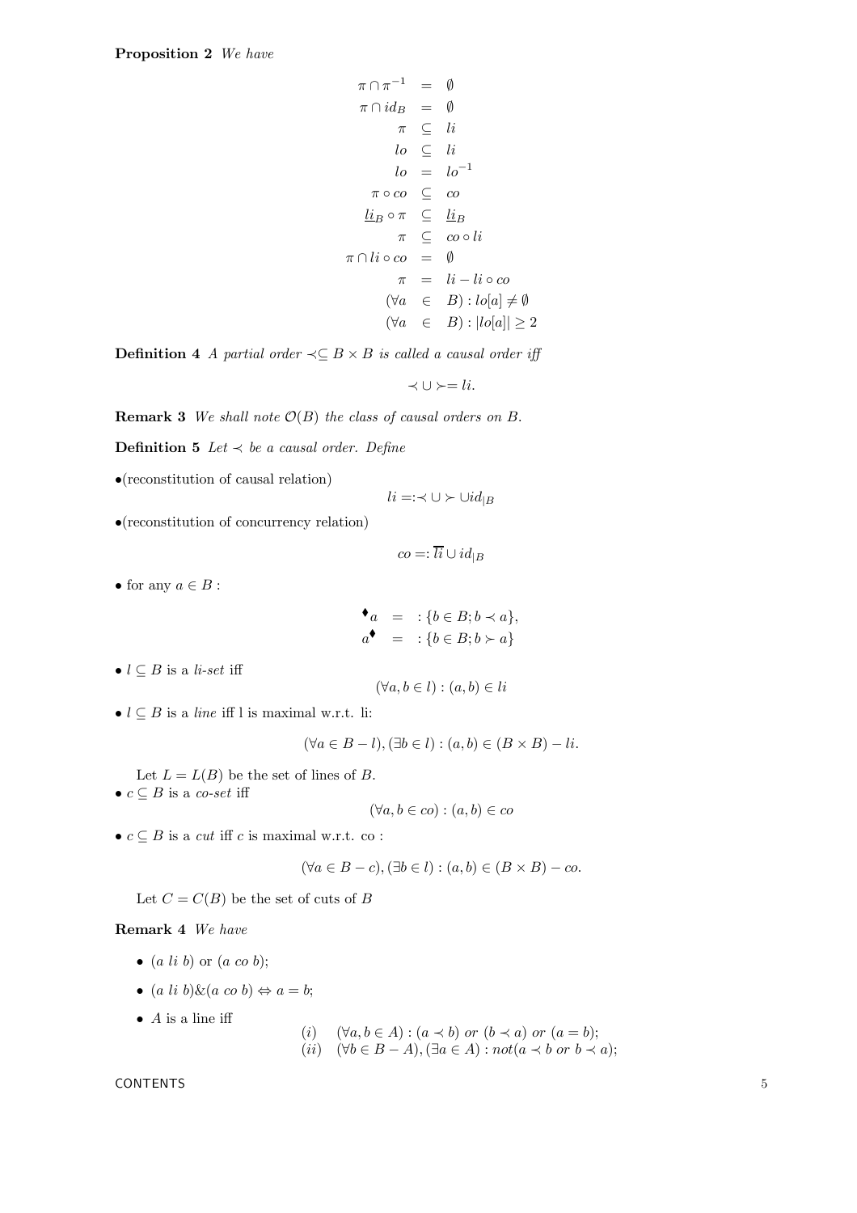**Proposition 2** *We have*

$$
\begin{array}{rcl}
\pi \cap \pi^{-1} & = & \emptyset \\
\pi \cap id_B & = & \emptyset \\
\pi & \subseteq & li \\
lo & \subseteq & li \\
lo & = & lo^{-1} \\
\pi \circ co & \subseteq & co \\
\underline{li}_B \circ \pi & \subseteq & \underline{li}_B \\
\pi & \subseteq & co \circ li \\
\pi \cap li \circ co & = & \emptyset \\
\pi & = & li - li \circ co \\
(\forall a & \in & B) : lo[a] \neq \emptyset \\
(\forall a & \in & B) : |lo[a]| \geq 2
\end{array}
$$

**Definition 4** *A partial order $\prec \subseteq B \times B$ is called a causal order iff*

$$\prec \cup \succ = li.$$

**Remark 3** *We shall note $\mathcal{O}(B)$ the class of causal orders on $B$.*

**Definition 5** *Let $\prec$ be a causal order. Define*

- (reconstitution of causal relation)

$$li =: \prec \cup \succ \cup id_{|B}$$

- (reconstitution of concurrency relation)

$$co =: \overline{li} \cup id_{|B}$$

- for any $a \in B$ :

$$
\begin{array}{rcl}
{}^{\blacklozenge}a & = & : \{b \in B; b \prec a\}, \\
a^{\blacklozenge} & = & : \{b \in B; b \succ a\}
\end{array}
$$

- $l \subseteq B$ is a *li-set* iff

$$(\forall a, b \in l) : (a, b) \in li$$

- $l \subseteq B$ is a *line* iff l is maximal w.r.t. li:

$$(\forall a \in B - l), (\exists b \in l) : (a, b) \in (B \times B) - li.$$

Let $L = L(B)$ be the set of lines of $B$.

- $c \subseteq B$ is a *co-set* iff

$$(\forall a, b \in co) : (a, b) \in co$$

- $c \subseteq B$ is a *cut* iff $c$ is maximal w.r.t. co :

$$(\forall a \in B - c), (\exists b \in l) : (a, b) \in (B \times B) - co.$$

Let $C = C(B)$ be the set of cuts of $B$

**Remark 4** *We have*

- $(a \; li \; b)$ or $(a \; co \; b)$;
- $(a \; li \; b) \& (a \; co \; b) \Leftrightarrow a = b$;
- $A$ is a line iff

$$
\begin{array}{ll}
(i) & (\forall a, b \in A) : (a \prec b) \; or \; (b \prec a) \; or \; (a = b); \\
(ii) & (\forall b \in B - A), (\exists a \in A) : not(a \prec b \; or \; b \prec a);
\end{array}
$$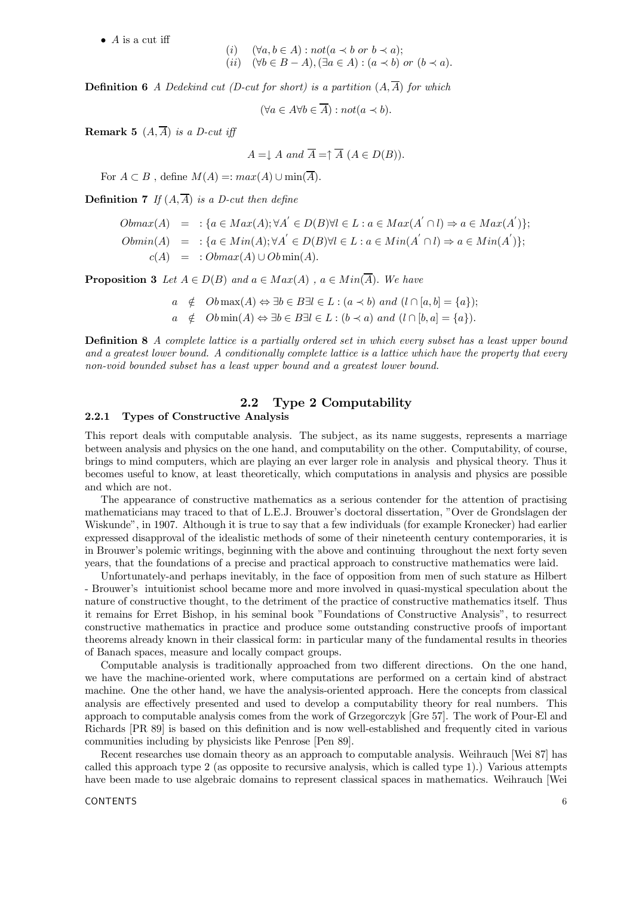- $A$ is a cut iff

$$(i) \quad (\forall a, b \in A) : not(a \prec b \text{ or } b \prec a);$$
$$(ii) \quad (\forall b \in B - A), (\exists a \in A) : (a \prec b) \text{ or } (b \prec a).$$

**Definition 6** *A Dedekind cut (D-cut for short) is a partition* $(A, \overline{A})$ *for which*

$$(\forall a \in A \forall b \in \overline{A}) : not(a \prec b).$$

**Remark 5** $(A, \overline{A})$ *is a D-cut iff*

$$A = \downarrow A \text{ and } \overline{A} = \uparrow \overline{A} \ (A \in D(B)).$$

For $A \subset B$ , define $M(A) =: max(A) \cup \min(\overline{A})$.

**Definition 7** *If* $(A, \overline{A})$ *is a D-cut then define*

$$Obmax(A) \ = \ : \{a \in Max(A); \forall A' \in D(B) \forall l \in L : a \in Max(A' \cap l) \Rightarrow a \in Max(A')\};$$
$$Obmin(A) \ = \ : \{a \in Min(A); \forall A' \in D(B) \forall l \in L : a \in Min(A' \cap l) \Rightarrow a \in Min(A')\};$$
$$c(A) \ = \ : Obmax(A) \cup Ob\min(A).$$

**Proposition 3** *Let* $A \in D(B)$ *and* $a \in Max(A)$ , $a \in Min(\overline{A})$. *We have*

$$a \ \notin \ Ob\max(A) \Leftrightarrow \exists b \in B \exists l \in L : (a \prec b) \text{ and } (l \cap [a, b] = \{a\});$$
$$a \ \notin \ Ob\min(A) \Leftrightarrow \exists b \in B \exists l \in L : (b \prec a) \text{ and } (l \cap [b, a] = \{a\}).$$

**Definition 8** *A complete lattice is a partially ordered set in which every subset has a least upper bound and a greatest lower bound. A conditionally complete lattice is a lattice which have the property that every non-void bounded subset has a least upper bound and a greatest lower bound.*

## 2.2 Type 2 Computability

### 2.2.1 Types of Constructive Analysis

This report deals with computable analysis. The subject, as its name suggests, represents a marriage between analysis and physics on the one hand, and computability on the other. Computability, of course, brings to mind computers, which are playing an ever larger role in analysis and physical theory. Thus it becomes useful to know, at least theoretically, which computations in analysis and physics are possible and which are not.

The appearance of constructive mathematics as a serious contender for the attention of practising mathematicians may traced to that of L.E.J. Brouwer's doctoral dissertation, "Over de Grondslagen der Wiskunde", in 1907. Although it is true to say that a few individuals (for example Kronecker) had earlier expressed disapproval of the idealistic methods of some of their nineteenth century contemporaries, it is in Brouwer's polemic writings, beginning with the above and continuing throughout the next forty seven years, that the foundations of a precise and practical approach to constructive mathematics were laid.

Unfortunately-and perhaps inevitably, in the face of opposition from men of such stature as Hilbert - Brouwer's intuitionist school became more and more involved in quasi-mystical speculation about the nature of constructive thought, to the detriment of the practice of constructive mathematics itself. Thus it remains for Erret Bishop, in his seminal book "Foundations of Constructive Analysis", to resurrect constructive mathematics in practice and produce some outstanding constructive proofs of important theorems already known in their classical form: in particular many of the fundamental results in theories of Banach spaces, measure and locally compact groups.

Computable analysis is traditionally approached from two different directions. On the one hand, we have the machine-oriented work, where computations are performed on a certain kind of abstract machine. One the other hand, we have the analysis-oriented approach. Here the concepts from classical analysis are effectively presented and used to develop a computability theory for real numbers. This approach to computable analysis comes from the work of Grzegorczyk [Gre 57]. The work of Pour-El and Richards [PR 89] is based on this definition and is now well-established and frequently cited in various communities including by physicists like Penrose [Pen 89].

Recent researches use domain theory as an approach to computable analysis. Weihrauch [Wei 87] has called this approach type 2 (as opposite to recursive analysis, which is called type 1).) Various attempts have been made to use algebraic domains to represent classical spaces in mathematics. Weihrauch [Wei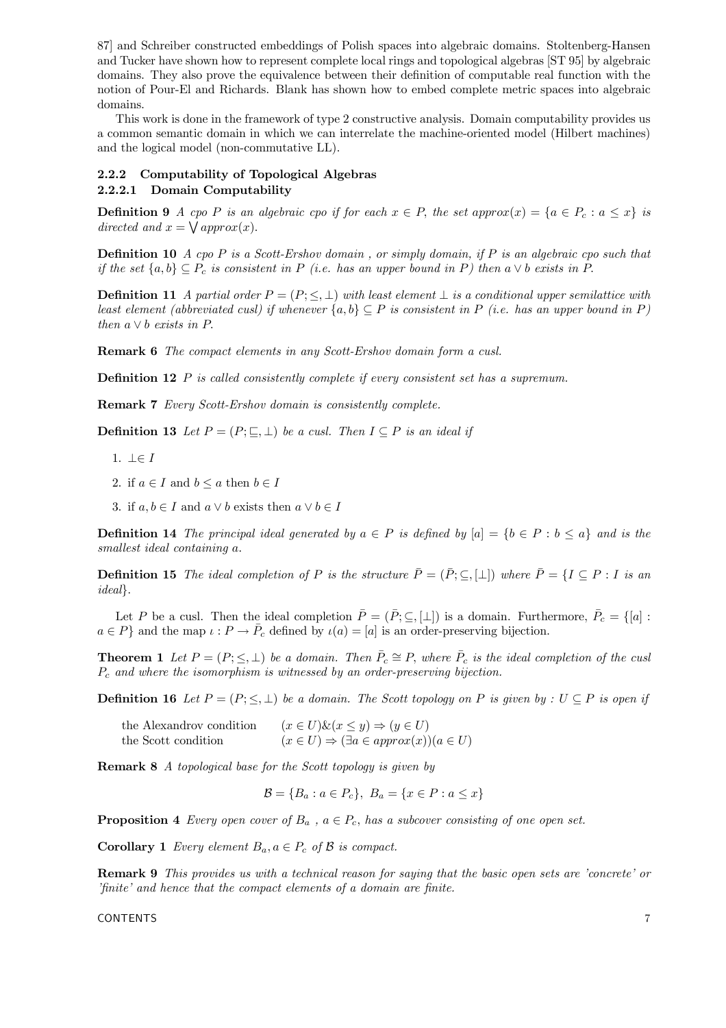87] and Schreiber constructed embeddings of Polish spaces into algebraic domains. Stoltenberg-Hansen and Tucker have shown how to represent complete local rings and topological algebras [ST 95] by algebraic domains. They also prove the equivalence between their definition of computable real function with the notion of Pour-El and Richards. Blank has shown how to embed complete metric spaces into algebraic domains.

This work is done in the framework of type 2 constructive analysis. Domain computability provides us a common semantic domain in which we can interrelate the machine-oriented model (Hilbert machines) and the logical model (non-commutative LL).

### 2.2.2 Computability of Topological Algebras

#### 2.2.2.1 Domain Computability

**Definition 9** *A cpo $P$ is an algebraic cpo if for each $x \in P$, the set $approx(x) = \{a \in P_c : a \leq x\}$ is directed and $x = \bigvee approx(x)$.*

**Definition 10** *A cpo $P$ is a Scott-Ershov domain , or simply domain, if $P$ is an algebraic cpo such that if the set $\{a, b\} \subseteq P_c$ is consistent in $P$ (i.e. has an upper bound in $P$) then $a \vee b$ exists in $P$.*

**Definition 11** *A partial order $P = (P; \leq, \bot)$ with least element $\bot$ is a conditional upper semilattice with least element (abbreviated cusl) if whenever $\{a, b\} \subseteq P$ is consistent in $P$ (i.e. has an upper bound in $P$) then $a \vee b$ exists in $P$.*

**Remark 6** *The compact elements in any Scott-Ershov domain form a cusl.*

**Definition 12** *$P$ is called consistently complete if every consistent set has a supremum.*

**Remark 7** *Every Scott-Ershov domain is consistently complete.*

**Definition 13** *Let $P = (P; \sqsubseteq, \bot)$ be a cusl. Then $I \subseteq P$ is an ideal if*

1. $\bot \in I$
2. if $a \in I$ and $b \leq a$ then $b \in I$
3. if $a, b \in I$ and $a \vee b$ exists then $a \vee b \in I$

**Definition 14** *The principal ideal generated by $a \in P$ is defined by $[a] = \{b \in P : b \leq a\}$ and is the smallest ideal containing $a$.*

**Definition 15** *The ideal completion of $P$ is the structure $\bar{P} = (\bar{P}; \subseteq, [\bot])$ where $\bar{P} = \{I \subseteq P : I$ is an ideal$\}$.*

Let $P$ be a cusl. Then the ideal completion $\bar{P} = (\bar{P}; \subseteq, [\bot])$ is a domain. Furthermore, $\bar{P}_c = \{[a] : a \in P\}$ and the map $\iota : P \to \bar{P}_c$ defined by $\iota(a) = [a]$ is an order-preserving bijection.

**Theorem 1** *Let $P = (P; \leq, \bot)$ be a domain. Then $\bar{P}_c \cong P$, where $\bar{P}_c$ is the ideal completion of the cusl $P_c$ and where the isomorphism is witnessed by an order-preserving bijection.*

**Definition 16** *Let $P = (P; \leq, \bot)$ be a domain. The Scott topology on $P$ is given by : $U \subseteq P$ is open if*

| | |
|---|---|
| the Alexandrov condition | $(x \in U) \& (x \leq y) \Rightarrow (y \in U)$ |
| the Scott condition | $(x \in U) \Rightarrow (\exists a \in approx(x))(a \in U)$ |

**Remark 8** *A topological base for the Scott topology is given by*

$$\mathcal{B} = \{B_a : a \in P_c\}, \; B_a = \{x \in P : a \leq x\}$$

**Proposition 4** *Every open cover of $B_a$ , $a \in P_c$, has a subcover consisting of one open set.*

**Corollary 1** *Every element $B_a, a \in P_c$ of $\mathcal{B}$ is compact.*

**Remark 9** *This provides us with a technical reason for saying that the basic open sets are 'concrete' or 'finite' and hence that the compact elements of a domain are finite.*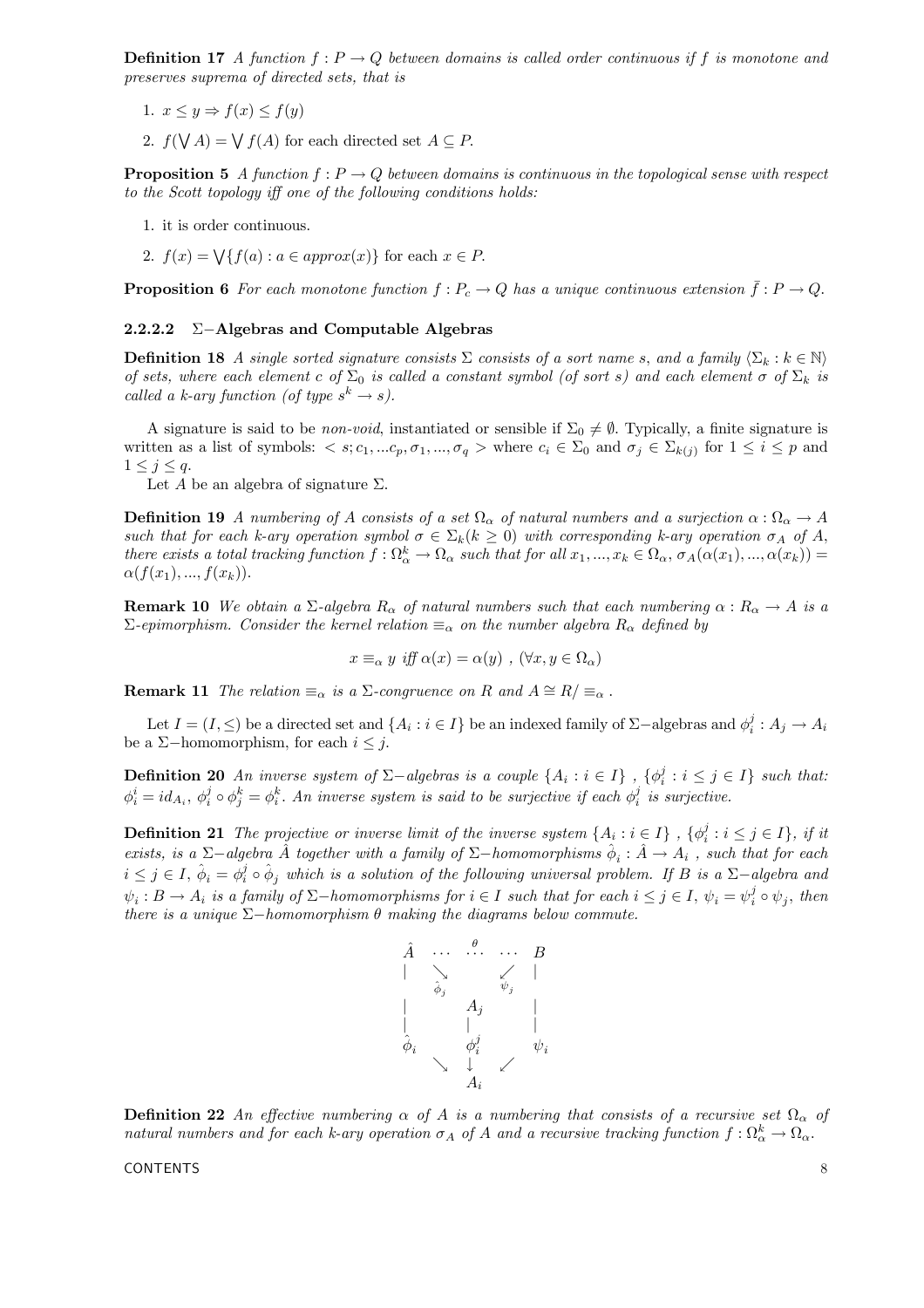**Definition 17** *A function $f : P \to Q$ between domains is called order continuous if $f$ is monotone and preserves suprema of directed sets, that is*

1. $x \leq y \Rightarrow f(x) \leq f(y)$
2. $f(\bigvee A) = \bigvee f(A)$ for each directed set $A \subseteq P$.

**Proposition 5** *A function $f : P \to Q$ between domains is continuous in the topological sense with respect to the Scott topology iff one of the following conditions holds:*

1. it is order continuous.
2. $f(x) = \bigvee\{f(a) : a \in approx(x)\}$ for each $x \in P$.

**Proposition 6** *For each monotone function $f : P_c \to Q$ has a unique continuous extension $\bar{f} : P \to Q$.*

#### 2.2.2.2 $\Sigma-$Algebras and Computable Algebras

**Definition 18** *A single sorted signature consists $\Sigma$ consists of a sort name $s$, and a family $\langle \Sigma_k : k \in \mathbb{N} \rangle$ of sets, where each element $c$ of $\Sigma_0$ is called a constant symbol (of sort $s$) and each element $\sigma$ of $\Sigma_k$ is called a $k$-ary function (of type $s^k \to s$).*

A signature is said to be *non-void*, instantiated or sensible if $\Sigma_0 \neq \emptyset$. Typically, a finite signature is written as a list of symbols: $< s; c_1, ...c_p, \sigma_1, ..., \sigma_q >$ where $c_i \in \Sigma_0$ and $\sigma_j \in \Sigma_{k(j)}$ for $1 \leq i \leq p$ and $1 \leq j \leq q$.

Let $A$ be an algebra of signature $\Sigma$.

**Definition 19** *A numbering of $A$ consists of a set $\Omega_\alpha$ of natural numbers and a surjection $\alpha : \Omega_\alpha \to A$ such that for each $k$-ary operation symbol $\sigma \in \Sigma_k (k \geq 0)$ with corresponding $k$-ary operation $\sigma_A$ of $A$, there exists a total tracking function $f : \Omega_\alpha^k \to \Omega_\alpha$ such that for all $x_1, ..., x_k \in \Omega_\alpha$, $\sigma_A(\alpha(x_1), ..., \alpha(x_k)) = \alpha(f(x_1), ..., f(x_k))$.*

**Remark 10** *We obtain a $\Sigma$-algebra $R_\alpha$ of natural numbers such that each numbering $\alpha : R_\alpha \to A$ is a $\Sigma$-epimorphism. Consider the kernel relation $\equiv_\alpha$ on the number algebra $R_\alpha$ defined by*

$$x \equiv_\alpha y \text{ iff } \alpha(x) = \alpha(y) \ , \ (\forall x, y \in \Omega_\alpha)$$

**Remark 11** *The relation $\equiv_\alpha$ is a $\Sigma$-congruence on $R$ and $A \cong R/\equiv_\alpha$.*

Let $I = (I, \leq)$ be a directed set and $\{A_i : i \in I\}$ be an indexed family of $\Sigma-$algebras and $\phi_i^j : A_j \to A_i$ be a $\Sigma-$homomorphism, for each $i \leq j$.

**Definition 20** *An inverse system of $\Sigma-$algebras is a couple $\{A_i : i \in I\}$ , $\{\phi_i^j : i \leq j \in I\}$ such that: $\phi_i^i = id_{A_i}$, $\phi_i^j \circ \phi_j^k = \phi_i^k$. An inverse system is said to be surjective if each $\phi_i^j$ is surjective.*

**Definition 21** *The projective or inverse limit of the inverse system $\{A_i : i \in I\}$ , $\{\phi_i^j : i \leq j \in I\}$, if it exists, is a $\Sigma-$algebra $\hat{A}$ together with a family of $\Sigma-$homomorphisms $\hat{\phi}_i : \hat{A} \to A_i$ , such that for each $i \leq j \in I$, $\hat{\phi}_i = \phi_i^j \circ \hat{\phi}_j$ which is a solution of the following universal problem. If $B$ is a $\Sigma-$algebra and $\psi_i : B \to A_i$ is a family of $\Sigma-$homomorphisms for $i \in I$ such that for each $i \leq j \in I$, $\psi_i = \psi_i^j \circ \psi_j$, then there is a unique $\Sigma-$homomorphism $\theta$ making the diagrams below commute.*

```
Â   ···   θ···   ···  B
|    ↘           ↙    |
      φ̂_j      ψ_j
|         A_j         |
|          |          |
φ̂_i       φ_i^j       ψ_i
     ↘     ↓     ↙
          A_i
```

**Definition 22** *An effective numbering $\alpha$ of $A$ is a numbering that consists of a recursive set $\Omega_\alpha$ of natural numbers and for each $k$-ary operation $\sigma_A$ of $A$ and a recursive tracking function $f : \Omega_\alpha^k \to \Omega_\alpha$.*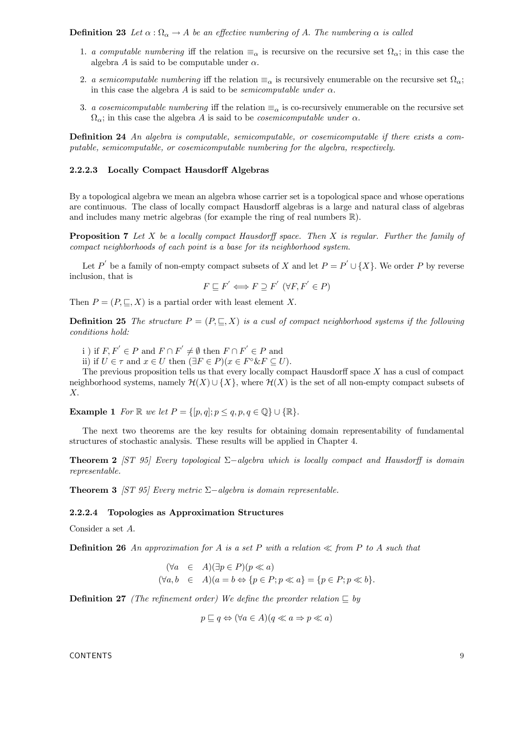**Definition 23** *Let $\alpha : \Omega_\alpha \to A$ be an effective numbering of $A$. The numbering $\alpha$ is called*

1. *a computable numbering* iff the relation $\equiv_\alpha$ is recursive on the recursive set $\Omega_\alpha$; in this case the algebra $A$ is said to be computable under $\alpha$.
2. *a semicomputable numbering* iff the relation $\equiv_\alpha$ is recursively enumerable on the recursive set $\Omega_\alpha$; in this case the algebra $A$ is said to be *semicomputable under $\alpha$*.
3. *a cosemicomputable numbering* iff the relation $\equiv_\alpha$ is co-recursively enumerable on the recursive set $\Omega_\alpha$; in this case the algebra $A$ is said to be *cosemicomputable under $\alpha$*.

**Definition 24** *An algebra is computable, semicomputable, or cosemicomputable if there exists a computable, semicomputable, or cosemicomputable numbering for the algebra, respectively.*

#### 2.2.2.3 Locally Compact Hausdorff Algebras

By a topological algebra we mean an algebra whose carrier set is a topological space and whose operations are continuous. The class of locally compact Hausdorff algebras is a large and natural class of algebras and includes many metric algebras (for example the ring of real numbers $\mathbb{R}$).

**Proposition 7** *Let $X$ be a locally compact Hausdorff space. Then $X$ is regular. Further the family of compact neighborhoods of each point is a base for its neighborhood system.*

Let $P^{'}$ be a family of non-empty compact subsets of $X$ and let $P = P^{'} \cup \{X\}$. We order $P$ by reverse inclusion, that is

$$F \sqsubseteq F^{'} \Longleftrightarrow F \supseteq F^{'} \ (\forall F, F^{'} \in P)$$

Then $P = (P, \sqsubseteq, X)$ is a partial order with least element $X$.

**Definition 25** *The structure $P = (P, \sqsubseteq, X)$ is a cusl of compact neighborhood systems if the following conditions hold:*

i ) if $F, F^{'} \in P$ and $F \cap F^{'} \neq \emptyset$ then $F \cap F^{'} \in P$ and

ii) if $U \in \tau$ and $x \in U$ then $(\exists F \in P)(x \in F^{\circ} \& F \subseteq U)$.

The previous proposition tells us that every locally compact Hausdorff space $X$ has a cusl of compact neighborhood systems, namely $\mathcal{H}(X) \cup \{X\}$, where $\mathcal{H}(X)$ is the set of all non-empty compact subsets of $X$.

**Example 1** *For $\mathbb{R}$ we let $P = \{[p, q]; p \leq q, p, q \in \mathbb{Q}\} \cup \{\mathbb{R}\}$.*

The next two theorems are the key results for obtaining domain representability of fundamental structures of stochastic analysis. These results will be applied in Chapter 4.

**Theorem 2** *[ST 95] Every topological $\Sigma-$algebra which is locally compact and Hausdorff is domain representable.*

**Theorem 3** *[ST 95] Every metric $\Sigma-$algebra is domain representable.*

#### 2.2.2.4 Topologies as Approximation Structures

Consider a set $A$.

**Definition 26** *An approximation for $A$ is a set $P$ with a relation $\ll$ from $P$ to $A$ such that*

$$(\forall a \in A)(\exists p \in P)(p \ll a)$$
$$(\forall a, b \in A)(a = b \Leftrightarrow \{p \in P; p \ll a\} = \{p \in P; p \ll b\}.$$

**Definition 27** *(The refinement order) We define the preorder relation $\sqsubseteq$ by*

$$p \sqsubseteq q \Leftrightarrow (\forall a \in A)(q \ll a \Rightarrow p \ll a)$$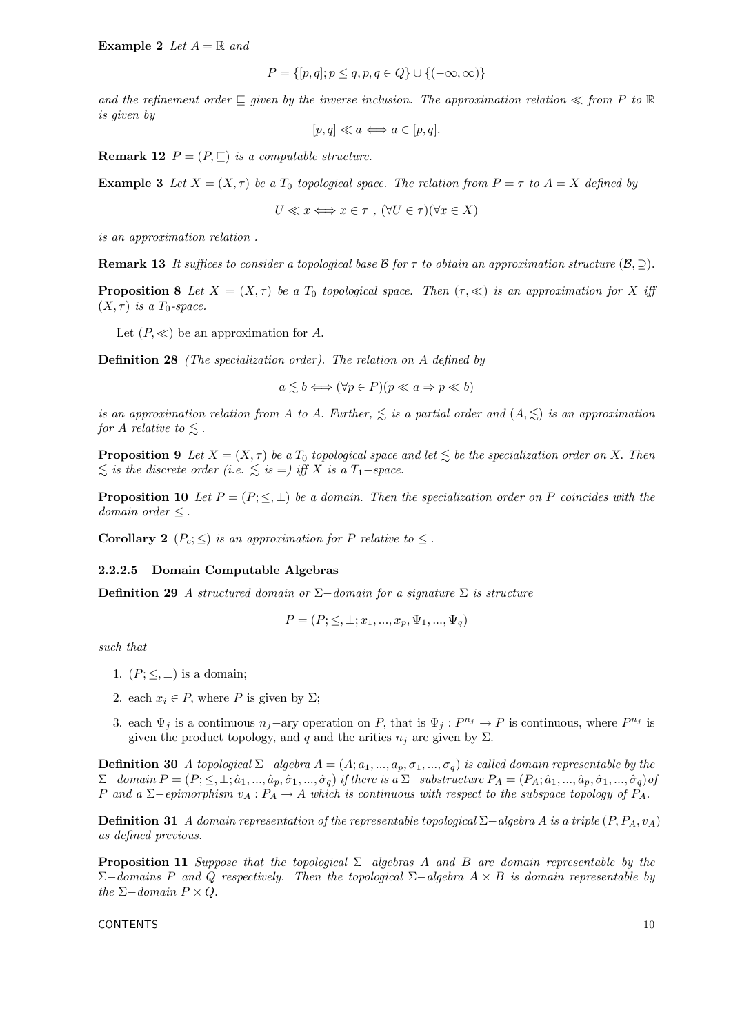**Example 2** *Let $A = \mathbb{R}$ and*

$$P = \{[p, q]; p \leq q, p, q \in Q\} \cup \{(-\infty, \infty)\}$$

*and the refinement order $\sqsubseteq$ given by the inverse inclusion. The approximation relation $\ll$ from $P$ to $\mathbb{R}$ is given by*

$$[p, q] \ll a \Longleftrightarrow a \in [p, q].$$

**Remark 12** *$P = (P, \sqsubseteq)$ is a computable structure.*

**Example 3** *Let $X = (X, \tau)$ be a $T_0$ topological space. The relation from $P = \tau$ to $A = X$ defined by*

$$U \ll x \Longleftrightarrow x \in \tau \ , \ (\forall U \in \tau)(\forall x \in X)$$

*is an approximation relation .*

**Remark 13** *It suffices to consider a topological base $\mathcal{B}$ for $\tau$ to obtain an approximation structure $(\mathcal{B}, \supseteq)$.*

**Proposition 8** *Let $X = (X, \tau)$ be a $T_0$ topological space. Then $(\tau, \ll)$ is an approximation for $X$ iff $(X, \tau)$ is a $T_0$-space.*

Let $(P, \ll)$ be an approximation for $A$.

**Definition 28** *(The specialization order). The relation on $A$ defined by*

$$a \lesssim b \Longleftrightarrow (\forall p \in P)(p \ll a \Rightarrow p \ll b)$$

*is an approximation relation from $A$ to $A$. Further, $\lesssim$ is a partial order and $(A, \lesssim)$ is an approximation for $A$ relative to $\lesssim$ .*

**Proposition 9** *Let $X = (X, \tau)$ be a $T_0$ topological space and let $\lesssim$ be the specialization order on $X$. Then $\lesssim$ is the discrete order (i.e. $\lesssim$ is $=$) iff $X$ is a $T_1-$space.*

**Proposition 10** *Let $P = (P; \leq, \perp)$ be a domain. Then the specialization order on $P$ coincides with the domain order $\leq$ .*

**Corollary 2** *$(P_c; \leq)$ is an approximation for $P$ relative to $\leq$ .*

#### 2.2.2.5 Domain Computable Algebras

**Definition 29** *A structured domain or $\Sigma-$domain for a signature $\Sigma$ is structure*

$$P = (P; \leq, \perp; x_1, ..., x_p, \Psi_1, ..., \Psi_q)$$

*such that*

1. $(P; \leq, \perp)$ is a domain;
2. each $x_i \in P$, where $P$ is given by $\Sigma$;
3. each $\Psi_j$ is a continuous $n_j-$ary operation on $P$, that is $\Psi_j : P^{n_j} \to P$ is continuous, where $P^{n_j}$ is given the product topology, and $q$ and the arities $n_j$ are given by $\Sigma$.

**Definition 30** *A topological $\Sigma-$algebra $A = (A; a_1, ..., a_p, \sigma_1, ..., \sigma_q)$ is called domain representable by the $\Sigma-$domain $P = (P; \leq, \perp; \hat{a}_1, ..., \hat{a}_p, \hat{\sigma}_1, ..., \hat{\sigma}_q)$ if there is a $\Sigma-$substructure $P_A = (P_A; \hat{a}_1, ..., \hat{a}_p, \hat{\sigma}_1, ..., \hat{\sigma}_q)$of $P$ and a $\Sigma-$epimorphism $v_A : P_A \to A$ which is continuous with respect to the subspace topology of $P_A$.*

**Definition 31** *A domain representation of the representable topological $\Sigma-$algebra $A$ is a triple $(P, P_A, v_A)$ as defined previous.*

**Proposition 11** *Suppose that the topological $\Sigma-$algebras $A$ and $B$ are domain representable by the $\Sigma-$domains $P$ and $Q$ respectively. Then the topological $\Sigma-$algebra $A \times B$ is domain representable by the $\Sigma-$domain $P \times Q$.*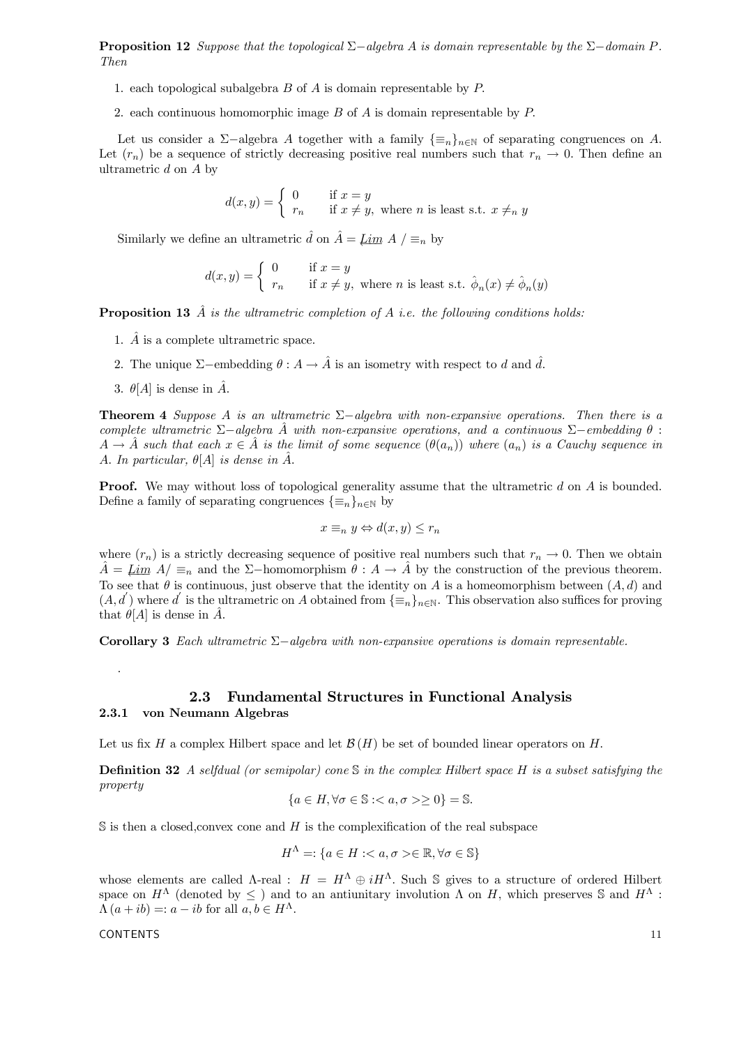**Proposition 12** *Suppose that the topological $\Sigma-$algebra $A$ is domain representable by the $\Sigma-$domain $P$. Then*

1. each topological subalgebra $B$ of $A$ is domain representable by $P$.
2. each continuous homomorphic image $B$ of $A$ is domain representable by $P$.

Let us consider a $\Sigma-$algebra $A$ together with a family $\{\equiv_n\}_{n\in\mathbb{N}}$ of separating congruences on $A$. Let $(r_n)$ be a sequence of strictly decreasing positive real numbers such that $r_n \to 0$. Then define an ultrametric $d$ on $A$ by

$$d(x,y) = \begin{cases} 0 & \text{if } x = y \\ r_n & \text{if } x \neq y, \text{ where } n \text{ is least s.t. } x \not\equiv_n y \end{cases}$$

Similarly we define an ultrametric $\hat{d}$ on $\hat{A} = \underleftarrow{Lim}\ A \ / \equiv_n$ by

$$d(x,y) = \begin{cases} 0 & \text{if } x = y \\ r_n & \text{if } x \neq y, \text{ where } n \text{ is least s.t. } \hat{\phi}_n(x) \neq \hat{\phi}_n(y) \end{cases}$$

**Proposition 13** *$\hat{A}$ is the ultrametric completion of $A$ i.e. the following conditions holds:*

1. $\hat{A}$ is a complete ultrametric space.
2. The unique $\Sigma-$embedding $\theta : A \to \hat{A}$ is an isometry with respect to $d$ and $\hat{d}$.
3. $\theta[A]$ is dense in $\hat{A}$.

**Theorem 4** *Suppose $A$ is an ultrametric $\Sigma-$algebra with non-expansive operations. Then there is a complete ultrametric $\Sigma-$algebra $\hat{A}$ with non-expansive operations, and a continuous $\Sigma-$embedding $\theta : A \to \hat{A}$ such that each $x \in \hat{A}$ is the limit of some sequence $(\theta(a_n))$ where $(a_n)$ is a Cauchy sequence in $A$. In particular, $\theta[A]$ is dense in $\hat{A}$.*

**Proof.** We may without loss of topological generality assume that the ultrametric $d$ on $A$ is bounded. Define a family of separating congruences $\{\equiv_n\}_{n\in\mathbb{N}}$ by

$$x \equiv_n y \Leftrightarrow d(x,y) \leq r_n$$

where $(r_n)$ is a strictly decreasing sequence of positive real numbers such that $r_n \to 0$. Then we obtain $\hat{A} = \underleftarrow{Lim}\ A / \equiv_n$ and the $\Sigma-$homomorphism $\theta : A \to \hat{A}$ by the construction of the previous theorem. To see that $\theta$ is continuous, just observe that the identity on $A$ is a homeomorphism between $(A,d)$ and $(A,d^{'})$ where $d^{'}$ is the ultrametric on $A$ obtained from $\{\equiv_n\}_{n\in\mathbb{N}}$. This observation also suffices for proving that $\theta[A]$ is dense in $\hat{A}$.

**Corollary 3** *Each ultrametric $\Sigma-$algebra with non-expansive operations is domain representable.*

.

## 2.3 Fundamental Structures in Functional Analysis

### 2.3.1 von Neumann Algebras

Let us fix $H$ a complex Hilbert space and let $\mathcal{B}(H)$ be set of bounded linear operators on $H$.

**Definition 32** *A selfdual (or semipolar) cone $\mathbb{S}$ in the complex Hilbert space $H$ is a subset satisfying the property*

$$\{a \in H, \forall \sigma \in \mathbb{S} : < a, \sigma > \geq 0\} = \mathbb{S}.$$

$\mathbb{S}$ is then a closed,convex cone and $H$ is the complexification of the real subspace

$$H^{\Lambda} =: \{a \in H :< a, \sigma > \in \mathbb{R}, \forall \sigma \in \mathbb{S}\}$$

whose elements are called $\Lambda$-real : $H = H^{\Lambda} \oplus iH^{\Lambda}$. Such $\mathbb{S}$ gives to a structure of ordered Hilbert space on $H^{\Lambda}$ (denoted by $\leq$ ) and to an antiunitary involution $\Lambda$ on $H$, which preserves $\mathbb{S}$ and $H^{\Lambda}$ : $\Lambda(a + ib) =: a - ib$ for all $a, b \in H^{\Lambda}$.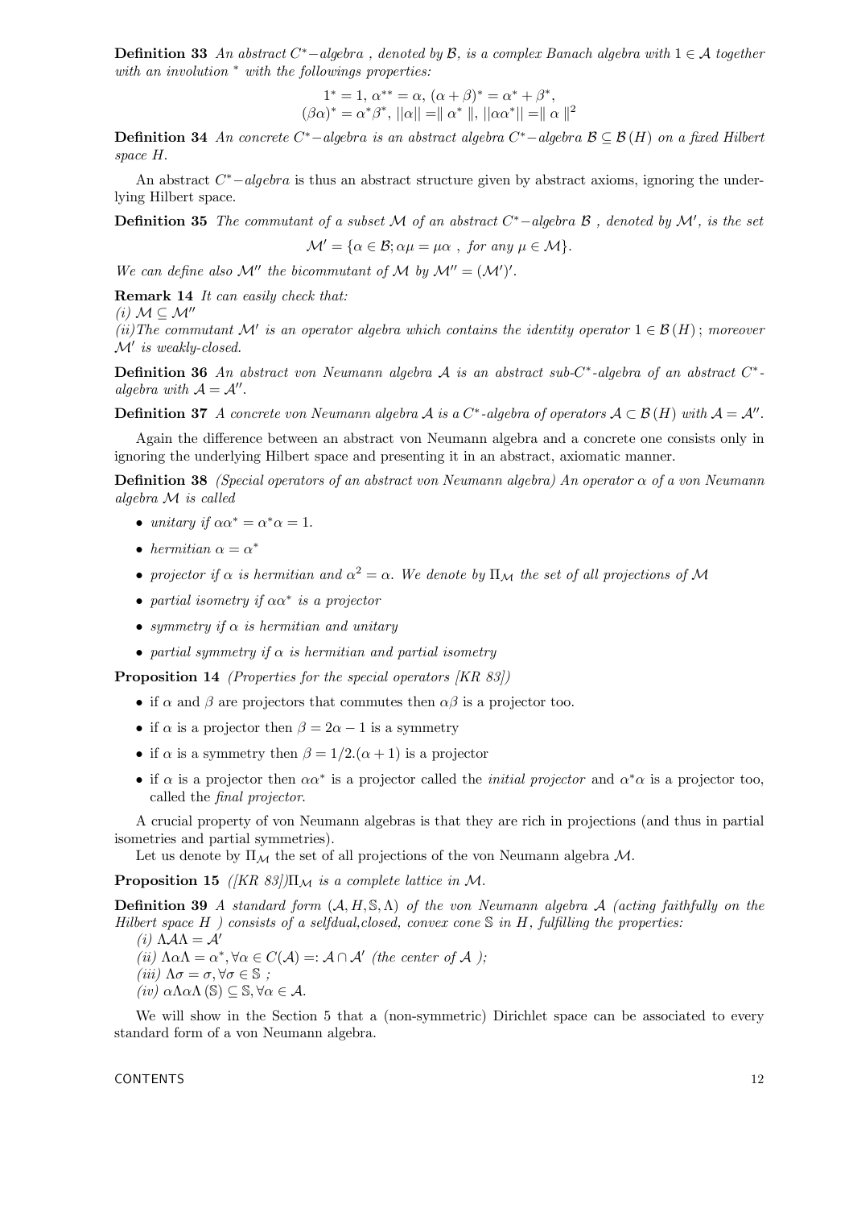**Definition 33** *An abstract $C^*-$algebra , denoted by $\mathcal{B}$, is a complex Banach algebra with $1 \in \mathcal{A}$ together with an involution $^*$ with the followings properties:*

$$1^* = 1,\ \alpha^{**} = \alpha,\ (\alpha + \beta)^* = \alpha^* + \beta^*,$$
$$(\beta\alpha)^* = \alpha^*\beta^*,\ ||\alpha|| = \| \alpha^* \|,\ ||\alpha\alpha^*|| = \| \alpha \|^2$$

**Definition 34** *An concrete $C^*-$algebra is an abstract algebra $C^*-$algebra $\mathcal{B} \subseteq \mathcal{B}(H)$ on a fixed Hilbert space $H$.*

An abstract $C^*-algebra$ is thus an abstract structure given by abstract axioms, ignoring the underlying Hilbert space.

**Definition 35** *The commutant of a subset $\mathcal{M}$ of an abstract $C^*-$algebra $\mathcal{B}$ , denoted by $\mathcal{M}'$, is the set*

$$\mathcal{M}' = \{\alpha \in \mathcal{B}; \alpha\mu = \mu\alpha\ ,\ \text{for any } \mu \in \mathcal{M}\}.$$

*We can define also $\mathcal{M}''$ the bicommutant of $\mathcal{M}$ by $\mathcal{M}'' = (\mathcal{M}')'$.*

**Remark 14** *It can easily check that:*
*(i) $\mathcal{M} \subseteq \mathcal{M}''$*
*(ii)The commutant $\mathcal{M}'$ is an operator algebra which contains the identity operator $1 \in \mathcal{B}(H)$; moreover $\mathcal{M}'$ is weakly-closed.*

**Definition 36** *An abstract von Neumann algebra $\mathcal{A}$ is an abstract sub-$C^*$-algebra of an abstract $C^*$-algebra with $\mathcal{A} = \mathcal{A}''$.*

**Definition 37** *A concrete von Neumann algebra $\mathcal{A}$ is a $C^*$-algebra of operators $\mathcal{A} \subset \mathcal{B}(H)$ with $\mathcal{A} = \mathcal{A}''$.*

Again the difference between an abstract von Neumann algebra and a concrete one consists only in ignoring the underlying Hilbert space and presenting it in an abstract, axiomatic manner.

**Definition 38** *(Special operators of an abstract von Neumann algebra) An operator $\alpha$ of a von Neumann algebra $\mathcal{M}$ is called*

- *unitary if $\alpha\alpha^* = \alpha^*\alpha = 1$.*
- *hermitian $\alpha = \alpha^*$*
- *projector if $\alpha$ is hermitian and $\alpha^2 = \alpha$. We denote by $\Pi_{\mathcal{M}}$ the set of all projections of $\mathcal{M}$*
- *partial isometry if $\alpha\alpha^*$ is a projector*
- *symmetry if $\alpha$ is hermitian and unitary*
- *partial symmetry if $\alpha$ is hermitian and partial isometry*

**Proposition 14** *(Properties for the special operators [KR 83])*

- if $\alpha$ and $\beta$ are projectors that commutes then $\alpha\beta$ is a projector too.
- if $\alpha$ is a projector then $\beta = 2\alpha - 1$ is a symmetry
- if $\alpha$ is a symmetry then $\beta = 1/2.(\alpha + 1)$ is a projector
- if $\alpha$ is a projector then $\alpha\alpha^*$ is a projector called the *initial projector* and $\alpha^*\alpha$ is a projector too, called the *final projector*.

A crucial property of von Neumann algebras is that they are rich in projections (and thus in partial isometries and partial symmetries).

Let us denote by $\Pi_{\mathcal{M}}$ the set of all projections of the von Neumann algebra $\mathcal{M}$.

**Proposition 15** *([KR 83])$\Pi_{\mathcal{M}}$ is a complete lattice in $\mathcal{M}$.*

**Definition 39** *A standard form $(\mathcal{A}, H, \mathbb{S}, \Lambda)$ of the von Neumann algebra $\mathcal{A}$ (acting faithfully on the Hilbert space $H$ ) consists of a selfdual,closed, convex cone $\mathbb{S}$ in $H$, fulfilling the properties:*
*(i) $\Lambda\mathcal{A}\Lambda = \mathcal{A}'$*
*(ii) $\Lambda\alpha\Lambda = \alpha^*, \forall\alpha \in C(\mathcal{A}) =: \mathcal{A} \cap \mathcal{A}'$ (the center of $\mathcal{A}$ );*
*(iii) $\Lambda\sigma = \sigma, \forall\sigma \in \mathbb{S}$ ;*
*(iv) $\alpha\Lambda\alpha\Lambda(\mathbb{S}) \subseteq \mathbb{S}, \forall\alpha \in \mathcal{A}$.*

We will show in the Section 5 that a (non-symmetric) Dirichlet space can be associated to every standard form of a von Neumann algebra.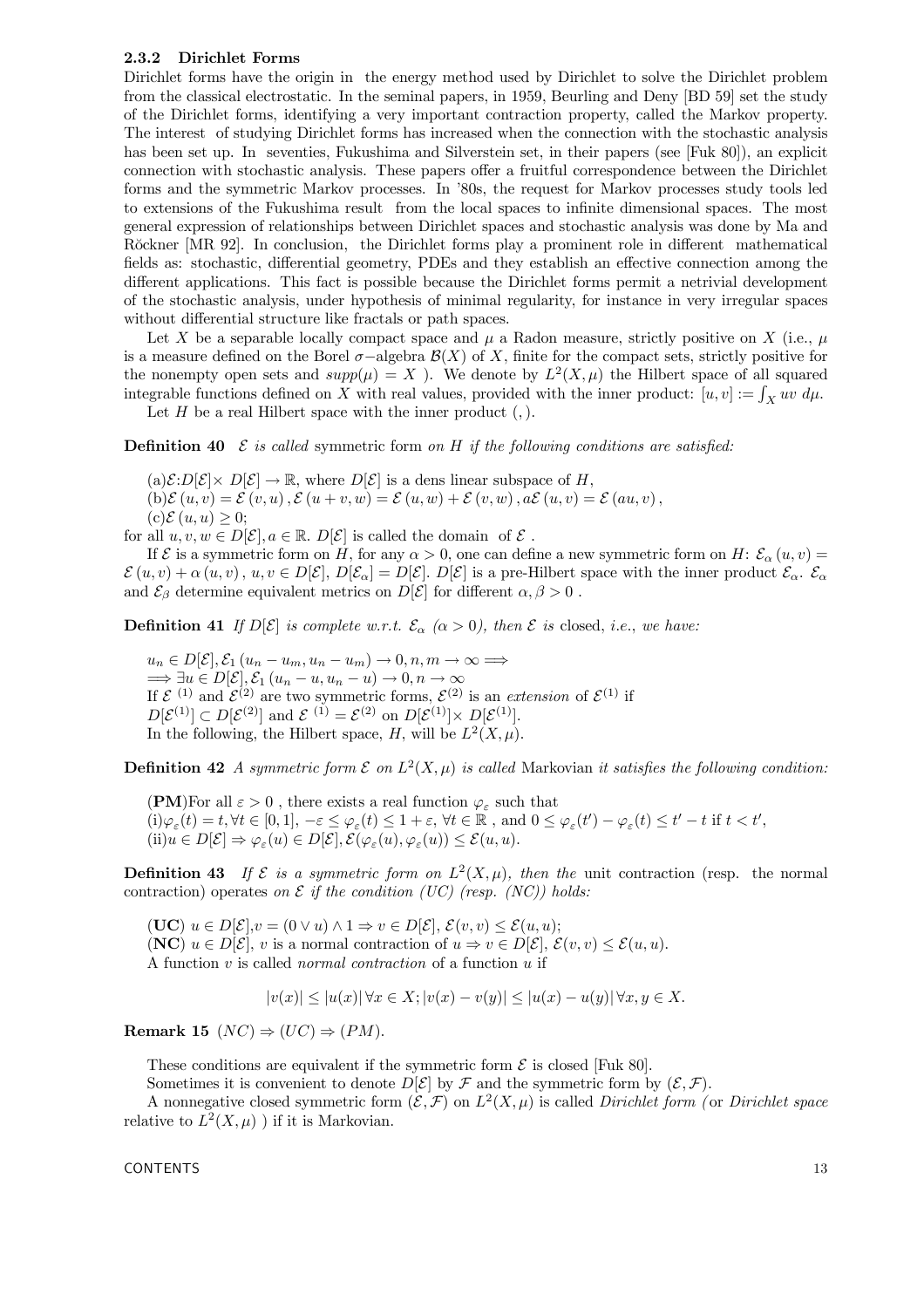### 2.3.2 Dirichlet Forms

Dirichlet forms have the origin in the energy method used by Dirichlet to solve the Dirichlet problem from the classical electrostatic. In the seminal papers, in 1959, Beurling and Deny [BD 59] set the study of the Dirichlet forms, identifying a very important contraction property, called the Markov property. The interest of studying Dirichlet forms has increased when the connection with the stochastic analysis has been set up. In seventies, Fukushima and Silverstein set, in their papers (see [Fuk 80]), an explicit connection with stochastic analysis. These papers offer a fruitful correspondence between the Dirichlet forms and the symmetric Markov processes. In '80s, the request for Markov processes study tools led to extensions of the Fukushima result from the local spaces to infinite dimensional spaces. The most general expression of relationships between Dirichlet spaces and stochastic analysis was done by Ma and Rŏckner [MR 92]. In conclusion, the Dirichlet forms play a prominent role in different mathematical fields as: stochastic, differential geometry, PDEs and they establish an effective connection among the different applications. This fact is possible because the Dirichlet forms permit a netrivial development of the stochastic analysis, under hypothesis of minimal regularity, for instance in very irregular spaces without differential structure like fractals or path spaces.

Let $X$ be a separable locally compact space and $\mu$ a Radon measure, strictly positive on $X$ (i.e., $\mu$ is a measure defined on the Borel $\sigma-$algebra $\mathcal{B}(X)$ of $X$, finite for the compact sets, strictly positive for the nonempty open sets and $supp(\mu) = X$ ). We denote by $L^2(X,\mu)$ the Hilbert space of all squared integrable functions defined on $X$ with real values, provided with the inner product: $[u,v] := \int_X uv\ d\mu$.

Let $H$ be a real Hilbert space with the inner product $(,)$.

**Definition 40** *$\mathcal{E}$ is called* symmetric form *on $H$ if the following conditions are satisfied:*

(a)$\mathcal{E}$:$D[\mathcal{E}]\times D[\mathcal{E}] \to \mathbb{R}$, where $D[\mathcal{E}]$ is a dens linear subspace of $H$,
(b)$\mathcal{E}(u,v) = \mathcal{E}(v,u)\,, \mathcal{E}(u+v,w) = \mathcal{E}(u,w) + \mathcal{E}(v,w)\,, a\mathcal{E}(u,v) = \mathcal{E}(au,v)\,,$
(c)$\mathcal{E}(u,u) \geq 0;$
for all $u,v,w \in D[\mathcal{E}], a \in \mathbb{R}$. $D[\mathcal{E}]$ is called the domain of $\mathcal{E}$ .

If $\mathcal{E}$ is a symmetric form on $H$, for any $\alpha > 0$, one can define a new symmetric form on $H$: $\mathcal{E}_\alpha(u,v) = \mathcal{E}(u,v) + \alpha(u,v)\,,\ u,v \in D[\mathcal{E}]$, $D[\mathcal{E}_\alpha] = D[\mathcal{E}]$. $D[\mathcal{E}]$ is a pre-Hilbert space with the inner product $\mathcal{E}_\alpha$. $\mathcal{E}_\alpha$ and $\mathcal{E}_\beta$ determine equivalent metrics on $D[\mathcal{E}]$ for different $\alpha, \beta > 0$ .

**Definition 41** *If $D[\mathcal{E}]$ is complete w.r.t. $\mathcal{E}_\alpha$ ($\alpha > 0$), then $\mathcal{E}$ is* closed, *i.e., we have:*

$u_n \in D[\mathcal{E}], \mathcal{E}_1(u_n - u_m, u_n - u_m) \to 0, n,m \to \infty \Longrightarrow$
$\Longrightarrow \exists u \in D[\mathcal{E}], \mathcal{E}_1(u_n - u, u_n - u) \to 0, n \to \infty$
If $\mathcal{E}^{(1)}$ and $\mathcal{E}^{(2)}$ are two symmetric forms, $\mathcal{E}^{(2)}$ is an *extension* of $\mathcal{E}^{(1)}$ if $D[\mathcal{E}^{(1)}] \subset D[\mathcal{E}^{(2)}]$ and $\mathcal{E}^{(1)} = \mathcal{E}^{(2)}$ on $D[\mathcal{E}^{(1)}]\times D[\mathcal{E}^{(1)}]$.
In the following, the Hilbert space, $H$, will be $L^2(X,\mu)$.

**Definition 42** *A symmetric form $\mathcal{E}$ on $L^2(X,\mu)$ is called* Markovian *it satisfies the following condition:*

(**PM**)For all $\varepsilon > 0$ , there exists a real function $\varphi_\varepsilon$ such that
(i)$\varphi_\varepsilon(t) = t, \forall t \in [0,1]$, $-\varepsilon \leq \varphi_\varepsilon(t) \leq 1+\varepsilon$, $\forall t \in \mathbb{R}$ , and $0 \leq \varphi_\varepsilon(t') - \varphi_\varepsilon(t) \leq t' - t$ if $t < t'$,
(ii)$u \in D[\mathcal{E}] \Rightarrow \varphi_\varepsilon(u) \in D[\mathcal{E}], \mathcal{E}(\varphi_\varepsilon(u), \varphi_\varepsilon(u)) \leq \mathcal{E}(u,u)$.

**Definition 43** *If $\mathcal{E}$ is a symmetric form on $L^2(X,\mu)$, then the* unit contraction *(resp.* the normal contraction*) operates on $\mathcal{E}$ if the condition (UC) (resp. (NC)) holds:*

(**UC**) $u \in D[\mathcal{E}]$,$v = (0 \vee u) \wedge 1 \Rightarrow v \in D[\mathcal{E}]$, $\mathcal{E}(v,v) \leq \mathcal{E}(u,u)$;
(**NC**) $u \in D[\mathcal{E}]$, $v$ is a normal contraction of $u \Rightarrow v \in D[\mathcal{E}]$, $\mathcal{E}(v,v) \leq \mathcal{E}(u,u)$.
A function $v$ is called *normal contraction* of a function $u$ if

$$|v(x)| \leq |u(x)|\,\forall x \in X; |v(x) - v(y)| \leq |u(x) - u(y)|\,\forall x,y \in X.$$

**Remark 15** $(NC) \Rightarrow (UC) \Rightarrow (PM)$.

These conditions are equivalent if the symmetric form $\mathcal{E}$ is closed [Fuk 80].

Sometimes it is convenient to denote $D[\mathcal{E}]$ by $\mathcal{F}$ and the symmetric form by $(\mathcal{E},\mathcal{F})$.

A nonnegative closed symmetric form $(\mathcal{E},\mathcal{F})$ on $L^2(X,\mu)$ is called *Dirichlet form (* or *Dirichlet space* relative to $L^2(X,\mu)$ ) if it is Markovian.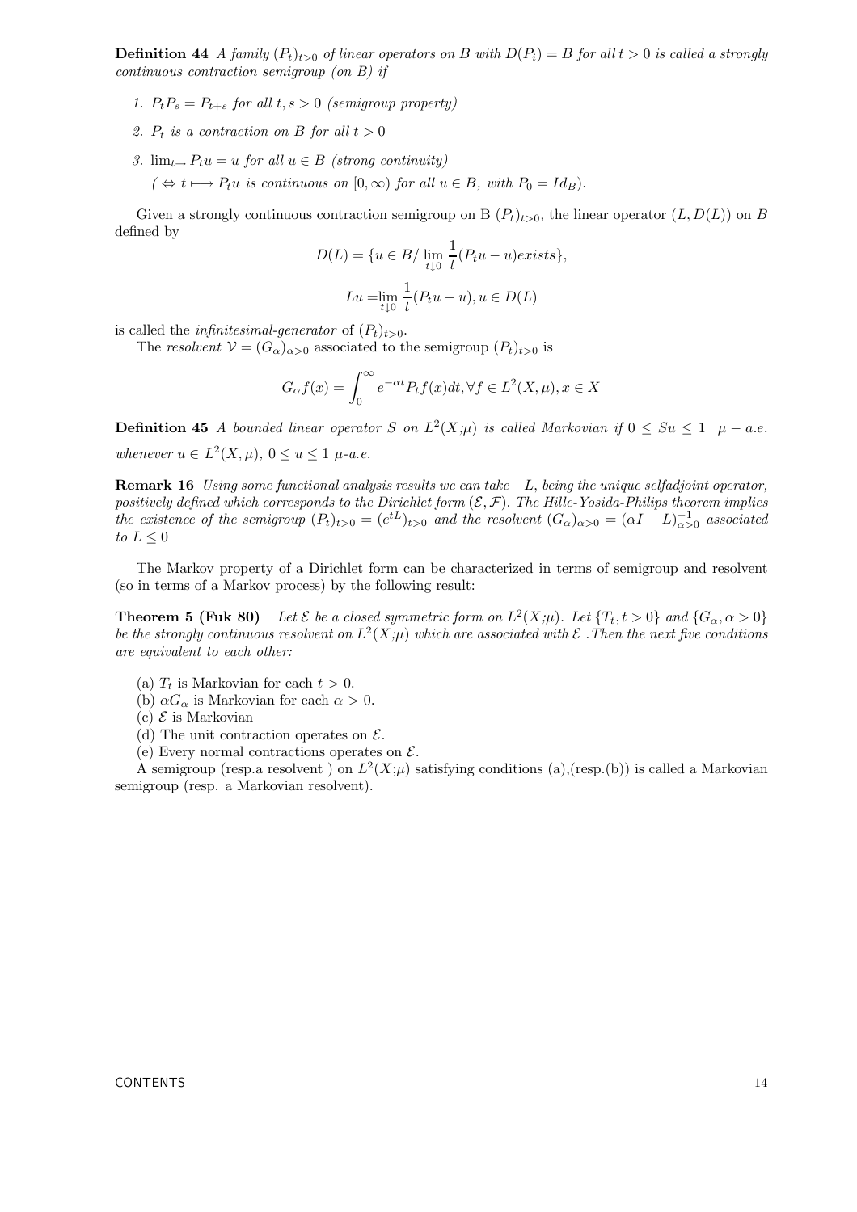**Definition 44** *A family $(P_t)_{t>0}$ of linear operators on $B$ with $D(P_t) = B$ for all $t > 0$ is called a strongly continuous contraction semigroup (on $B$) if*

1. *$P_t P_s = P_{t+s}$ for all $t, s > 0$ (semigroup property)*
2. *$P_t$ is a contraction on $B$ for all $t > 0$*
3. *$\lim_{t\to} P_t u = u$ for all $u \in B$ (strong continuity)*

   *$(\Leftrightarrow t \longmapsto P_t u$ is continuous on $[0,\infty)$ for all $u \in B$, with $P_0 = Id_B)$.*

Given a strongly continuous contraction semigroup on B $(P_t)_{t>0}$, the linear operator $(L, D(L))$ on $B$ defined by

$$D(L) = \{u \in B / \lim_{t\downarrow 0} \frac{1}{t}(P_t u - u) exists\},$$

$$Lu = \lim_{t\downarrow 0} \frac{1}{t}(P_t u - u), u \in D(L)$$

is called the *infinitesimal-generator* of $(P_t)_{t>0}$.

The *resolvent* $\mathcal{V} = (G_\alpha)_{\alpha>0}$ associated to the semigroup $(P_t)_{t>0}$ is

$$G_\alpha f(x) = \int_0^\infty e^{-\alpha t} P_t f(x) dt, \forall f \in L^2(X, \mu), x \in X$$

**Definition 45** *A bounded linear operator $S$ on $L^2(X;\mu)$ is called Markovian if $0 \leq Su \leq 1 \quad \mu - a.e.$ whenever $u \in L^2(X, \mu)$, $0 \leq u \leq 1$ $\mu$-a.e.*

**Remark 16** *Using some functional analysis results we can take $-L$, being the unique selfadjoint operator, positively defined which corresponds to the Dirichlet form $(\mathcal{E}, \mathcal{F})$. The Hille-Yosida-Philips theorem implies the existence of the semigroup $(P_t)_{t>0} = (e^{tL})_{t>0}$ and the resolvent $(G_\alpha)_{\alpha>0} = (\alpha I - L)^{-1}_{\alpha>0}$ associated to $L \leq 0$*

The Markov property of a Dirichlet form can be characterized in terms of semigroup and resolvent (so in terms of a Markov process) by the following result:

**Theorem 5 (Fuk 80)** *Let $\mathcal{E}$ be a closed symmetric form on $L^2(X;\mu)$. Let $\{T_t, t > 0\}$ and $\{G_\alpha, \alpha > 0\}$ be the strongly continuous resolvent on $L^2(X;\mu)$ which are associated with $\mathcal{E}$ .Then the next five conditions are equivalent to each other:*

(a) $T_t$ is Markovian for each $t > 0$.
(b) $\alpha G_\alpha$ is Markovian for each $\alpha > 0$.
(c) $\mathcal{E}$ is Markovian
(d) The unit contraction operates on $\mathcal{E}$.
(e) Every normal contractions operates on $\mathcal{E}$.

A semigroup (resp.a resolvent ) on $L^2(X;\mu)$ satisfying conditions (a),(resp.(b)) is called a Markovian semigroup (resp. a Markovian resolvent).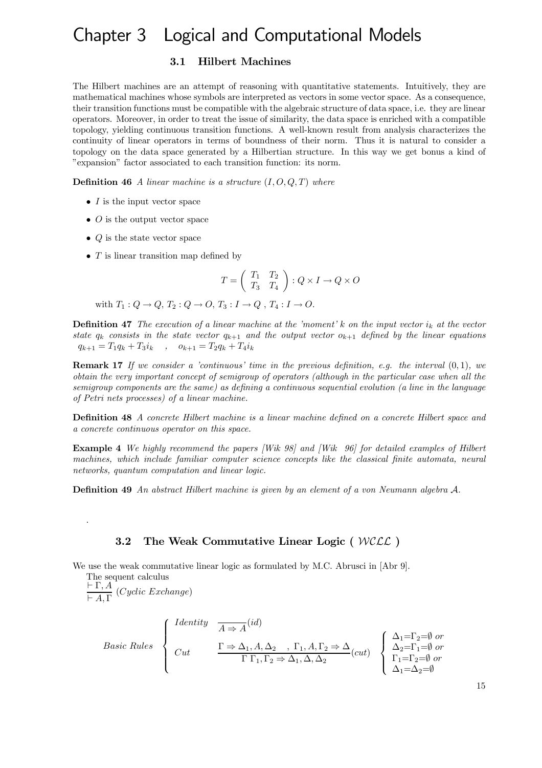# Chapter 3 Logical and Computational Models

## 3.1 Hilbert Machines

The Hilbert machines are an attempt of reasoning with quantitative statements. Intuitively, they are mathematical machines whose symbols are interpreted as vectors in some vector space. As a consequence, their transition functions must be compatible with the algebraic structure of data space, i.e. they are linear operators. Moreover, in order to treat the issue of similarity, the data space is enriched with a compatible topology, yielding continuous transition functions. A well-known result from analysis characterizes the continuity of linear operators in terms of boundness of their norm. Thus it is natural to consider a topology on the data space generated by a Hilbertian structure. In this way we get bonus a kind of "expansion" factor associated to each transition function: its norm.

**Definition 46** *A linear machine is a structure $(I, O, Q, T)$ where*

- $I$ is the input vector space
- $O$ is the output vector space
- $Q$ is the state vector space
- $T$ is linear transition map defined by

$$T = \begin{pmatrix} T_1 & T_2 \\ T_3 & T_4 \end{pmatrix} : Q \times I \to Q \times O$$

with $T_1 : Q \to Q$, $T_2 : Q \to O$, $T_3 : I \to Q$ , $T_4 : I \to O$.

**Definition 47** *The execution of a linear machine at the 'moment' $k$ on the input vector $i_k$ at the vector state $q_k$ consists in the state vector $q_{k+1}$ and the output vector $o_{k+1}$ defined by the linear equations* $q_{k+1} = T_1 q_k + T_3 i_k \quad , \quad o_{k+1} = T_2 q_k + T_4 i_k$

**Remark 17** *If we consider a 'continuous' time in the previous definition, e.g. the interval $(0, 1)$, we obtain the very important concept of semigroup of operators (although in the particular case when all the semigroup components are the same) as defining a continuous sequential evolution (a line in the language of Petri nets processes) of a linear machine.*

**Definition 48** *A concrete Hilbert machine is a linear machine defined on a concrete Hilbert space and a concrete continuous operator on this space.*

**Example 4** *We highly recommend the papers [Wik 98] and [Wik 96] for detailed examples of Hilbert machines, which include familiar computer science concepts like the classical finite automata, neural networks, quantum computation and linear logic.*

**Definition 49** *An abstract Hilbert machine is given by an element of a von Neumann algebra $\mathcal{A}$.*

.

## 3.2 The Weak Commutative Linear Logic ( $\mathcal{WCLL}$ )

We use the weak commutative linear logic as formulated by M.C. Abrusci in [Abr 9].

The sequent calculus

$$\frac{\vdash \Gamma, A}{\vdash A, \Gamma} \ (Cyclic\ Exchange)$$

$$Basic\ Rules \begin{cases} Identity & \dfrac{}{A \Rightarrow A}(id) \\ Cut & \dfrac{\Gamma \Rightarrow \Delta_1, A, \Delta_2 \quad , \ \Gamma_1, A, \Gamma_2 \Rightarrow \Delta}{\Gamma\ \Gamma_1, \Gamma_2 \Rightarrow \Delta_1, \Delta, \Delta_2}(cut) \end{cases} \begin{cases} \Delta_1 = \Gamma_2 = \emptyset \ or \\ \Delta_2 = \Gamma_1 = \emptyset \ or \\ \Gamma_1 = \Gamma_2 = \emptyset \ or \\ \Delta_1 = \Delta_2 = \emptyset \end{cases}$$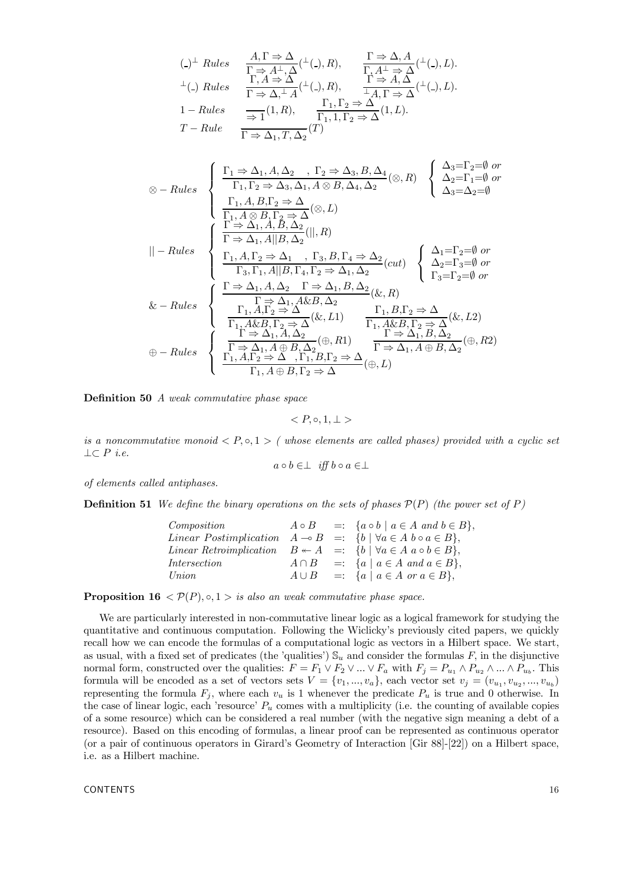$$
\begin{array}{lll}
(\_)^{\perp} \ Rules & \dfrac{A,\Gamma \Rightarrow \Delta}{\Gamma \Rightarrow A^{\perp},\Delta}(^{\perp}(\_),R), & \dfrac{\Gamma \Rightarrow \Delta, A}{\Gamma, A^{\perp} \Rightarrow \Delta}(^{\perp}(\_),L). \\
^{\perp}(\_) \ Rules & \dfrac{\Gamma, A \Rightarrow \Delta}{\Gamma \Rightarrow \Delta, ^{\perp}A}(^{\perp}(\_),R), & \dfrac{\Gamma \Rightarrow A, \Delta}{^{\perp}A, \Gamma \Rightarrow \Delta}(^{\perp}(\_),L). \\
1-Rules & \dfrac{}{\Rightarrow 1}(1,R), & \dfrac{\Gamma_1, \Gamma_2 \Rightarrow \Delta}{\Gamma_1, 1, \Gamma_2 \Rightarrow \Delta}(1,L). \\
T-Rule & \dfrac{}{\Gamma \Rightarrow \Delta_1, T, \Delta_2}(T) &
\end{array}
$$

$$
\otimes - Rules \quad \begin{cases} \dfrac{\Gamma_1 \Rightarrow \Delta_1, A, \Delta_2 \quad , \ \Gamma_2 \Rightarrow \Delta_3, B, \Delta_4}{\Gamma_1, \Gamma_2 \Rightarrow \Delta_3, \Delta_1, A \otimes B, \Delta_4, \Delta_2}(\otimes, R) & \begin{cases} \Delta_3 = \Gamma_2 = \emptyset \ or \\ \Delta_2 = \Gamma_1 = \emptyset \ or \\ \Delta_3 = \Delta_2 = \emptyset \end{cases} \\ \dfrac{\Gamma_1, A, B, \Gamma_2 \Rightarrow \Delta}{\Gamma_1, A \otimes B, \Gamma_2 \Rightarrow \Delta}(\otimes, L) & \end{cases}
$$

$$
|| - Rules \quad \begin{cases} \dfrac{\Gamma \Rightarrow \Delta_1, A, B, \Delta_2}{\Gamma \Rightarrow \Delta_1, A||B, \Delta_2}(||, R) & \\ \dfrac{\Gamma_1, A, \Gamma_2 \Rightarrow \Delta_1 \quad , \ \Gamma_3, B, \Gamma_4 \Rightarrow \Delta_2}{\Gamma_3, \Gamma_1, A||B, \Gamma_4, \Gamma_2 \Rightarrow \Delta_1, \Delta_2}(cut) & \begin{cases} \Delta_1 = \Gamma_2 = \emptyset \ or \\ \Delta_2 = \Gamma_3 = \emptyset \ or \\ \Gamma_3 = \Gamma_2 = \emptyset \ or \end{cases} \end{cases}
$$

$$
\& - Rules \quad \begin{cases} \dfrac{\Gamma \Rightarrow \Delta_1, A, \Delta_2 \quad \Gamma \Rightarrow \Delta_1, B, \Delta_2}{\Gamma \Rightarrow \Delta_1, A \& B, \Delta_2}(\&, R) & \\ \dfrac{\Gamma_1, A, \Gamma_2 \Rightarrow \Delta}{\Gamma_1, A \& B, \Gamma_2 \Rightarrow \Delta}(\&, L1) & \dfrac{\Gamma_1, B, \Gamma_2 \Rightarrow \Delta}{\Gamma_1, A \& B, \Gamma_2 \Rightarrow \Delta}(\&, L2) \end{cases}
$$

$$
\oplus - Rules \quad \begin{cases} \dfrac{\Gamma \Rightarrow \Delta_1, A, \Delta_2}{\Gamma \Rightarrow \Delta_1, A \oplus B, \Delta_2}(\oplus, R1) & \dfrac{\Gamma \Rightarrow \Delta_1, B, \Delta_2}{\Gamma \Rightarrow \Delta_1, A \oplus B, \Delta_2}(\oplus, R2) \\ \dfrac{\Gamma_1, A, \Gamma_2 \Rightarrow \Delta \quad , \Gamma_1, B, \Gamma_2 \Rightarrow \Delta}{\Gamma_1, A \oplus B, \Gamma_2 \Rightarrow \Delta}(\oplus, L) & \end{cases}
$$

**Definition 50** *A weak commutative phase space*

$$< P, \circ, 1, \perp >$$

*is a noncommutative monoid* $< P, \circ, 1 >$ *( whose elements are called phases) provided with a cyclic set* $\perp \subset P$ *i.e.*

$$a \circ b \in \perp \ \ iff \ b \circ a \in \perp$$

*of elements called antiphases.*

**Definition 51** *We define the binary operations on the sets of phases* $\mathcal{P}(P)$ *(the power set of* $P$*)*

$$
\begin{array}{llll}
Composition & A \circ B & =: & \{a \circ b \mid a \in A \ and \ b \in B\}, \\
Linear\ Postimplication & A \multimap B & =: & \{b \mid \forall a \in A \ b \circ a \in B\}, \\
Linear\ Retroimplication & B \twoheadleftarrow A & =: & \{b \mid \forall a \in A \ a \circ b \in B\}, \\
Intersection & A \cap B & =: & \{a \mid a \in A \ and \ a \in B\}, \\
Union & A \cup B & =: & \{a \mid a \in A \ or \ a \in B\},
\end{array}
$$

**Proposition 16** $< \mathcal{P}(P), \circ, 1 >$ *is also an weak commutative phase space.*

We are particularly interested in non-commutative linear logic as a logical framework for studying the quantitative and continuous computation. Following the Wiclicky's previously cited papers, we quickly recall how we can encode the formulas of a computational logic as vectors in a Hilbert space. We start, as usual, with a fixed set of predicates (the 'qualities') $\mathbb{S}_u$ and consider the formulas $F$, in the disjunctive normal form, constructed over the qualities: $F = F_1 \vee F_2 \vee ... \vee F_a$ with $F_j = P_{u_1} \wedge P_{u_2} \wedge ... \wedge P_{u_b}$. This formula will be encoded as a set of vectors sets $V = \{v_1, ..., v_a\}$, each vector set $v_j = (v_{u_1}, v_{u_2}, ..., v_{u_b})$ representing the formula $F_j$, where each $v_u$ is 1 whenever the predicate $P_u$ is true and 0 otherwise. In the case of linear logic, each 'resource' $P_u$ comes with a multiplicity (i.e. the counting of available copies of a some resource) which can be considered a real number (with the negative sign meaning a debt of a resource). Based on this encoding of formulas, a linear proof can be represented as continuous operator (or a pair of continuous operators in Girard's Geometry of Interaction [Gir 88]-[22]) on a Hilbert space, i.e. as a Hilbert machine.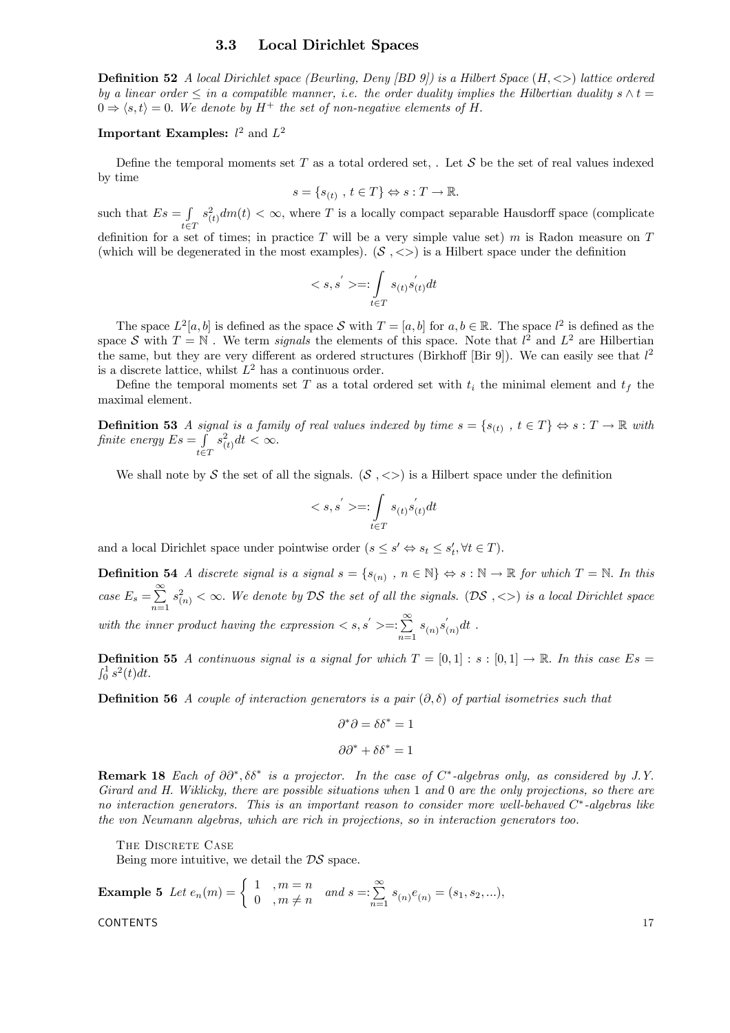### 3.3 Local Dirichlet Spaces

**Definition 52** *A local Dirichlet space (Beurling, Deny [BD 9]) is a Hilbert Space $(H, <>)$ lattice ordered by a linear order $\leq$ in a compatible manner, i.e. the order duality implies the Hilbertian duality $s \wedge t = 0 \Rightarrow \langle s, t \rangle = 0$. We denote by $H^+$ the set of non-negative elements of $H$.*

**Important Examples:** $l^2$ and $L^2$

Define the temporal moments set $T$ as a total ordered set, . Let $\mathcal{S}$ be the set of real values indexed by time

$$s = \{s_{(t)} \ , t \in T\} \Leftrightarrow s : T \to \mathbb{R}.$$

such that $Es = \int\limits_{t \in T} s_{(t)}^2 dm(t) < \infty$, where $T$ is a locally compact separable Hausdorff space (complicate definition for a set of times; in practice $T$ will be a very simple value set) $m$ is Radon measure on $T$ (which will be degenerated in the most examples). $(\mathcal{S} \ , <>)$ is a Hilbert space under the definition

$$< s, s^{'} >=: \int\limits_{t \in T} s_{(t)} s_{(t)}^{'} dt$$

The space $L^2[a, b]$ is defined as the space $\mathcal{S}$ with $T = [a, b]$ for $a, b \in \mathbb{R}$. The space $l^2$ is defined as the space $\mathcal{S}$ with $T = \mathbb{N}$ . We term *signals* the elements of this space. Note that $l^2$ and $L^2$ are Hilbertian the same, but they are very different as ordered structures (Birkhoff [Bir 9]). We can easily see that $l^2$ is a discrete lattice, whilst $L^2$ has a continuous order.

Define the temporal moments set $T$ as a total ordered set with $t_i$ the minimal element and $t_f$ the maximal element.

**Definition 53** *A signal is a family of real values indexed by time $s = \{s_{(t)} \ , t \in T\} \Leftrightarrow s : T \to \mathbb{R}$ with finite energy $Es = \int\limits_{t \in T} s_{(t)}^2 dt < \infty$.*

We shall note by $\mathcal{S}$ the set of all the signals. $(\mathcal{S} \ , <>)$ is a Hilbert space under the definition

$$< s, s^{'} >=: \int\limits_{t \in T} s_{(t)} s_{(t)}^{'} dt$$

and a local Dirichlet space under pointwise order ($s \leq s' \Leftrightarrow s_t \leq s'_t, \forall t \in T$).

**Definition 54** *A discrete signal is a signal $s = \{s_{(n)} \ , n \in \mathbb{N}\} \Leftrightarrow s : \mathbb{N} \to \mathbb{R}$ for which $T = \mathbb{N}$. In this case $E_s = \sum\limits_{n=1}^{\infty} s_{(n)}^2 < \infty$. We denote by $\mathcal{DS}$ the set of all the signals. $(\mathcal{DS} \ , <>)$ is a local Dirichlet space with the inner product having the expression $< s, s^{'} >=: \sum\limits_{n=1}^{\infty} s_{(n)} s_{(n)}^{'} dt$ .*

**Definition 55** *A continuous signal is a signal for which $T = [0, 1] : s : [0, 1] \to \mathbb{R}$. In this case $Es = \int_0^1 s^2(t) dt$.*

**Definition 56** *A couple of interaction generators is a pair $(\partial, \delta)$ of partial isometries such that*

$$\partial^* \partial = \delta \delta^* = 1$$

$$\partial \partial^* + \delta \delta^* = 1$$

**Remark 18** *Each of $\partial \partial^*, \delta \delta^*$ is a projector. In the case of $C^*$-algebras only, as considered by J.Y. Girard and H. Wiklicky, there are possible situations when 1 and 0 are the only projections, so there are no interaction generators. This is an important reason to consider more well-behaved $C^*$-algebras like the von Neumann algebras, which are rich in projections, so in interaction generators too.*

The Discrete Case

Being more intuitive, we detail the $\mathcal{DS}$ space.

**Example 5** *Let $e_n(m) = \begin{cases} 1 & , m = n \\ 0 & , m \neq n \end{cases}$ and $s =: \sum\limits_{n=1}^{\infty} s_{(n)} e_{(n)} = (s_1, s_2, ...)$,*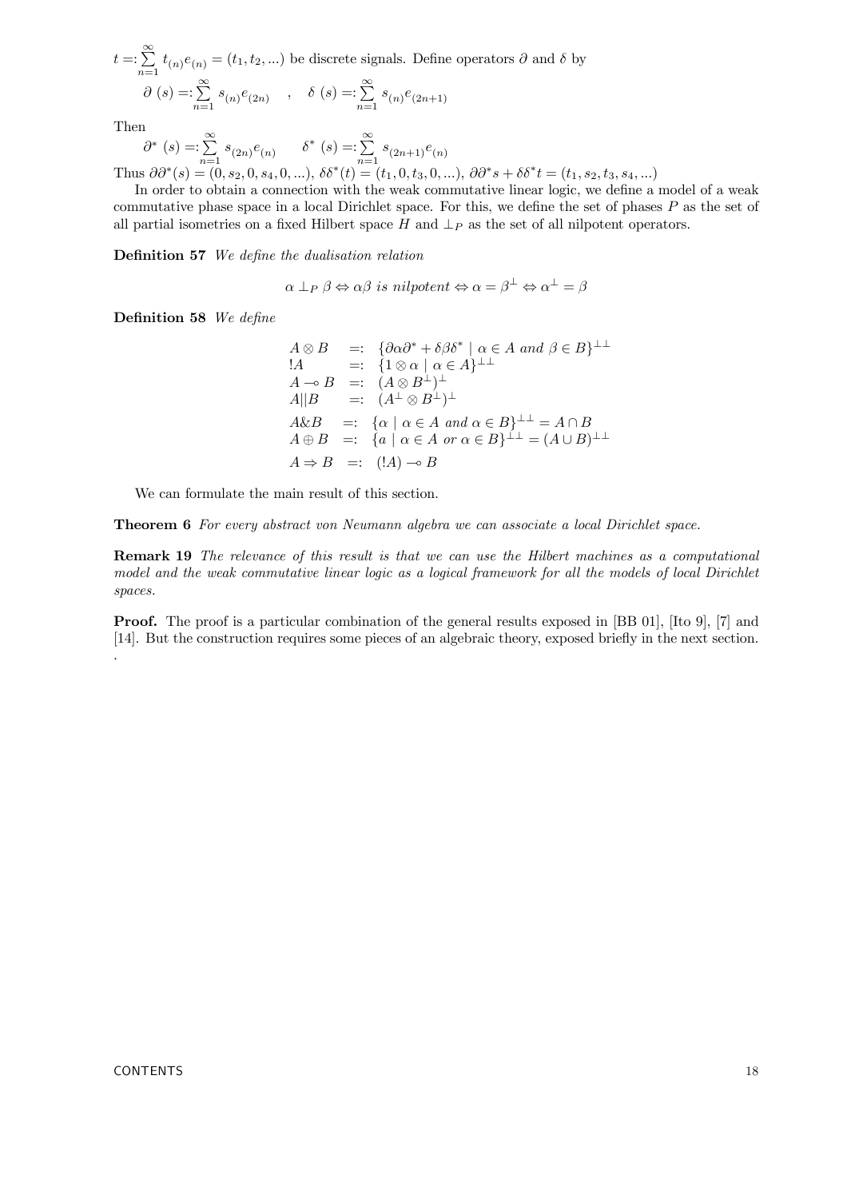$t =: \sum_{n=1}^{\infty} t_{(n)} e_{(n)} = (t_1, t_2, ...)$ be discrete signals. Define operators $\partial$ and $\delta$ by

$$\partial\ (s) =: \sum_{n=1}^{\infty} s_{(n)} e_{(2n)} \quad , \quad \delta\ (s) =: \sum_{n=1}^{\infty} s_{(n)} e_{(2n+1)}$$

Then

$$\partial^*\ (s) =: \sum_{n=1}^{\infty} s_{(2n)} e_{(n)} \qquad \delta^*\ (s) =: \sum_{n=1}^{\infty} s_{(2n+1)} e_{(n)}$$

Thus $\partial\partial^*(s) = (0, s_2, 0, s_4, 0, ...)$, $\delta\delta^*(t) = (t_1, 0, t_3, 0, ...)$, $\partial\partial^* s + \delta\delta^* t = (t_1, s_2, t_3, s_4, ...)$

In order to obtain a connection with the weak commutative linear logic, we define a model of a weak commutative phase space in a local Dirichlet space. For this, we define the set of phases $P$ as the set of all partial isometries on a fixed Hilbert space $H$ and $\perp_P$ as the set of all nilpotent operators.

**Definition 57** *We define the dualisation relation*

$$\alpha \perp_P \beta \Leftrightarrow \alpha\beta \text{ is nilpotent} \Leftrightarrow \alpha = \beta^\perp \Leftrightarrow \alpha^\perp = \beta$$

**Definition 58** *We define*

$$\begin{array}{lcl}
A \otimes B & =: & \{\partial\alpha\partial^* + \delta\beta\delta^* \mid \alpha \in A \text{ and } \beta \in B\}^{\perp\perp} \\
!A & =: & \{1 \otimes \alpha \mid \alpha \in A\}^{\perp\perp} \\
A \multimap B & =: & (A \otimes B^\perp)^\perp \\
A || B & =: & (A^\perp \otimes B^\perp)^\perp \\
A \& B & =: & \{\alpha \mid \alpha \in A \text{ and } \alpha \in B\}^{\perp\perp} = A \cap B \\
A \oplus B & =: & \{a \mid \alpha \in A \text{ or } \alpha \in B\}^{\perp\perp} = (A \cup B)^{\perp\perp} \\
A \Rightarrow B & =: & (!A) \multimap B
\end{array}$$

We can formulate the main result of this section.

**Theorem 6** *For every abstract von Neumann algebra we can associate a local Dirichlet space.*

**Remark 19** *The relevance of this result is that we can use the Hilbert machines as a computational model and the weak commutative linear logic as a logical framework for all the models of local Dirichlet spaces.*

**Proof.** The proof is a particular combination of the general results exposed in [BB 01], [Ito 9], [7] and [14]. But the construction requires some pieces of an algebraic theory, exposed briefly in the next section.

.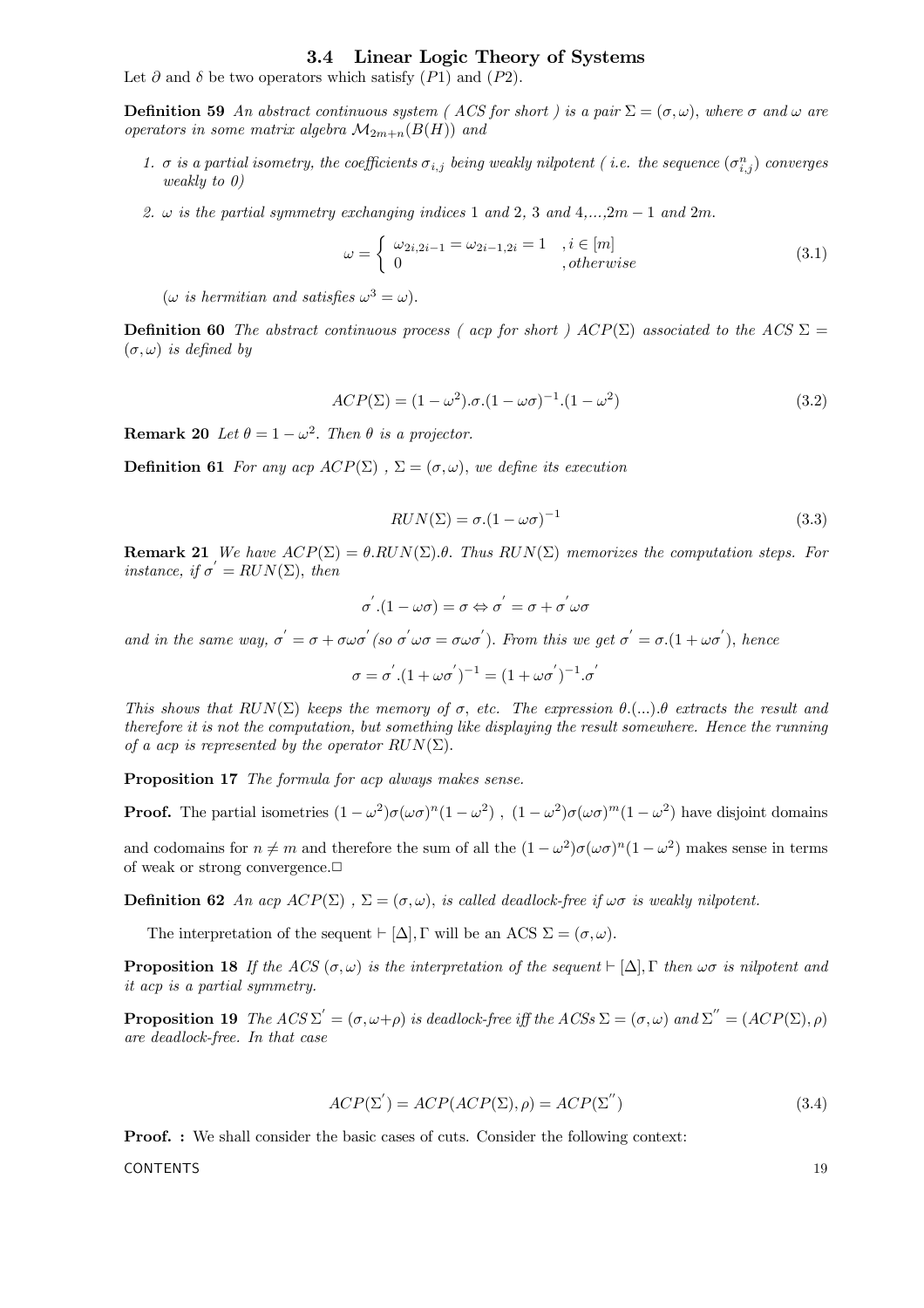### 3.4 Linear Logic Theory of Systems

Let $\partial$ and $\delta$ be two operators which satisfy $(P1)$ and $(P2)$.

**Definition 59** *An abstract continuous system ( ACS for short ) is a pair $\Sigma = (\sigma, \omega)$, where $\sigma$ and $\omega$ are operators in some matrix algebra $\mathcal{M}_{2m+n}(B(H))$ and*

1. *$\sigma$ is a partial isometry, the coefficients $\sigma_{i,j}$ being weakly nilpotent ( i.e. the sequence $(\sigma_{i,j}^n)$ converges weakly to 0)*
2. *$\omega$ is the partial symmetry exchanging indices 1 and 2, 3 and 4,...,$2m-1$ and $2m$.*

$$\omega = \begin{cases} \omega_{2i,2i-1} = \omega_{2i-1,2i} = 1 & , i \in [m] \\ 0 & , otherwise \end{cases} \tag{3.1}$$

*($\omega$ is hermitian and satisfies $\omega^3 = \omega$).*

**Definition 60** *The abstract continuous process ( acp for short ) $ACP(\Sigma)$ associated to the ACS $\Sigma = (\sigma, \omega)$ is defined by*

$$ACP(\Sigma) = (1-\omega^2).\sigma.(1-\omega\sigma)^{-1}.(1-\omega^2) \tag{3.2}$$

**Remark 20** *Let $\theta = 1 - \omega^2$. Then $\theta$ is a projector.*

**Definition 61** *For any acp $ACP(\Sigma)$ , $\Sigma = (\sigma, \omega)$, we define its execution*

$$RUN(\Sigma) = \sigma.(1-\omega\sigma)^{-1} \tag{3.3}$$

**Remark 21** *We have $ACP(\Sigma) = \theta.RUN(\Sigma).\theta$. Thus $RUN(\Sigma)$ memorizes the computation steps. For instance, if $\sigma' = RUN(\Sigma)$, then*

$$\sigma'.(1-\omega\sigma) = \sigma \Leftrightarrow \sigma' = \sigma + \sigma'\omega\sigma$$

*and in the same way, $\sigma' = \sigma + \sigma\omega\sigma'$ (so $\sigma'\omega\sigma = \sigma\omega\sigma'$). From this we get $\sigma' = \sigma.(1+\omega\sigma')$, hence*

$$\sigma = \sigma'.(1+\omega\sigma')^{-1} = (1+\omega\sigma')^{-1}.\sigma'$$

*This shows that $RUN(\Sigma)$ keeps the memory of $\sigma$, etc. The expression $\theta.(...).\theta$ extracts the result and therefore it is not the computation, but something like displaying the result somewhere. Hence the running of a acp is represented by the operator $RUN(\Sigma)$.*

**Proposition 17** *The formula for acp always makes sense.*

**Proof.** The partial isometries $(1-\omega^2)\sigma(\omega\sigma)^n(1-\omega^2)$ , $(1-\omega^2)\sigma(\omega\sigma)^m(1-\omega^2)$ have disjoint domains and codomains for $n \neq m$ and therefore the sum of all the $(1-\omega^2)\sigma(\omega\sigma)^n(1-\omega^2)$ makes sense in terms of weak or strong convergence.□

**Definition 62** *An acp $ACP(\Sigma)$ , $\Sigma = (\sigma, \omega)$, is called deadlock-free if $\omega\sigma$ is weakly nilpotent.*

The interpretation of the sequent $\vdash [\Delta], \Gamma$ will be an ACS $\Sigma = (\sigma, \omega)$.

**Proposition 18** *If the ACS $(\sigma, \omega)$ is the interpretation of the sequent $\vdash [\Delta], \Gamma$ then $\omega\sigma$ is nilpotent and it acp is a partial symmetry.*

**Proposition 19** *The ACS $\Sigma' = (\sigma, \omega+\rho)$ is deadlock-free iff the ACSs $\Sigma = (\sigma, \omega)$ and $\Sigma'' = (ACP(\Sigma), \rho)$ are deadlock-free. In that case*

$$ACP(\Sigma') = ACP(ACP(\Sigma), \rho) = ACP(\Sigma'') \tag{3.4}$$

**Proof. :** We shall consider the basic cases of cuts. Consider the following context: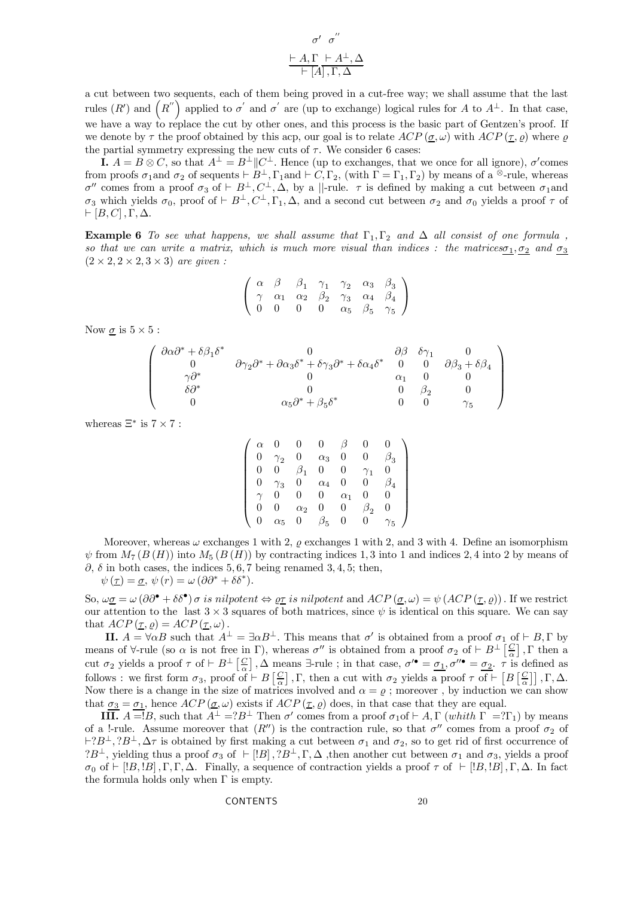$$\frac{\begin{matrix}\sigma' & \sigma''\\ \vdash A,\Gamma & \vdash A^{\perp},\Delta\end{matrix}}{\vdash [A],\Gamma,\Delta}$$

a cut between two sequents, each of them being proved in a cut-free way; we shall assume that the last rules $(R')$ and $\left(R''\right)$ applied to $\sigma'$ and $\sigma'$ are (up to exchange) logical rules for $A$ to $A^{\perp}$. In that case, we have a way to replace the cut by other ones, and this process is the basic part of Gentzen's proof. If we denote by $\tau$ the proof obtained by this acp, our goal is to relate $ACP(\underline{\sigma},\omega)$ with $ACP(\underline{\tau},\varrho)$ where $\varrho$ the partial symmetry expressing the new cuts of $\tau$. We consider 6 cases:

**I.** $A = B\otimes C$, so that $A^{\perp} = B^{\perp}\| C^{\perp}$. Hence (up to exchanges, that we once for all ignore), $\sigma'$comes from proofs $\sigma_1$and $\sigma_2$ of sequents $\vdash B^{\perp},\Gamma_1$and $\vdash C,\Gamma_2$, (with $\Gamma = \Gamma_1,\Gamma_2$) by means of a $^{\otimes}$-rule, whereas $\sigma''$ comes from a proof $\sigma_3$ of $\vdash B^{\perp},C^{\perp},\Delta$, by a $||$-rule. $\tau$ is defined by making a cut between $\sigma_1$and $\sigma_3$ which yields $\sigma_0$, proof of $\vdash B^{\perp},C^{\perp},\Gamma_1,\Delta$, and a second cut between $\sigma_2$ and $\sigma_0$ yields a proof $\tau$ of $\vdash [B,C],\Gamma,\Delta$.

**Example 6** *To see what happens, we shall assume that $\Gamma_1,\Gamma_2$ and $\Delta$ all consist of one formula , so that we can write a matrix, which is much more visual than indices : the matrices$\underline{\sigma_1}$, $\underline{\sigma_2}$ and $\underline{\sigma_3}$ $(2\times 2, 2\times 2, 3\times 3)$ are given :*

$$\begin{pmatrix} \alpha & \beta & \beta_1 & \gamma_1 & \gamma_2 & \alpha_3 & \beta_3\\ \gamma & \alpha_1 & \alpha_2 & \beta_2 & \gamma_3 & \alpha_4 & \beta_4\\ 0 & 0 & 0 & 0 & \alpha_5 & \beta_5 & \gamma_5 \end{pmatrix}$$

Now $\underline{\sigma}$ is $5\times 5$ :

$$\begin{pmatrix} \partial\alpha\partial^{*}+\delta\beta_1\delta^{*} & 0 & \partial\beta & \delta\gamma_1 & 0\\ 0 & \partial\gamma_2\partial^{*}+\partial\alpha_3\delta^{*}+\delta\gamma_3\partial^{*}+\delta\alpha_4\delta^{*} & 0 & 0 & \partial\beta_3+\delta\beta_4\\ \gamma\partial^{*} & 0 & \alpha_1 & 0 & 0\\ \delta\partial^{*} & 0 & 0 & \beta_2 & 0\\ 0 & \alpha_5\partial^{*}+\beta_5\delta^{*} & 0 & 0 & \gamma_5 \end{pmatrix}$$

whereas $\Xi^{*}$ is $7\times 7$ :

$$\begin{pmatrix} \alpha & 0 & 0 & 0 & \beta & 0 & 0\\ 0 & \gamma_2 & 0 & \alpha_3 & 0 & 0 & \beta_3\\ 0 & 0 & \beta_1 & 0 & 0 & \gamma_1 & 0\\ 0 & \gamma_3 & 0 & \alpha_4 & 0 & 0 & \beta_4\\ \gamma & 0 & 0 & 0 & \alpha_1 & 0 & 0\\ 0 & 0 & \alpha_2 & 0 & 0 & \beta_2 & 0\\ 0 & \alpha_5 & 0 & \beta_5 & 0 & 0 & \gamma_5 \end{pmatrix}$$

Moreover, whereas $\omega$ exchanges 1 with 2, $\varrho$ exchanges 1 with 2, and 3 with 4. Define an isomorphism $\psi$ from $M_7(B(H))$ into $M_5(B(H))$ by contracting indices 1, 3 into 1 and indices 2, 4 into 2 by means of $\partial$, $\delta$ in both cases, the indices 5, 6, 7 being renamed 3, 4, 5; then,

$\psi(\underline{\tau}) = \underline{\sigma}$, $\psi(r) = \omega(\partial\partial^{*}+\delta\delta^{*})$.

So, $\omega\underline{\sigma} = \omega(\partial\partial^{\bullet}+\delta\delta^{\bullet})\sigma$ *is nilpotent* $\Leftrightarrow$ $\varrho\underline{\tau}$ *is nilpotent* and $ACP(\underline{\sigma},\omega) = \psi(ACP(\underline{\tau},\varrho))$. If we restrict our attention to the last $3\times 3$ squares of both matrices, since $\psi$ is identical on this square. We can say that $ACP(\underline{\tau},\varrho) = ACP(\underline{\tau},\omega)$.

**II.** $A = \forall\alpha B$ such that $A^{\perp} = \exists\alpha B^{\perp}$. This means that $\sigma'$ is obtained from a proof $\sigma_1$ of $\vdash B,\Gamma$ by means of $\forall$-rule (so $\alpha$ is not free in $\Gamma$), whereas $\sigma''$ is obtained from a proof $\sigma_2$ of $\vdash B^{\perp}\left[\frac{C}{\alpha}\right],\Gamma$ then a cut $\sigma_2$ yields a proof $\tau$ of $\vdash B^{\perp}\left[\frac{C}{\alpha}\right],\Delta$ means $\exists$-rule ; in that case, $\sigma'^{\bullet} = \underline{\sigma_1}, \sigma''^{\bullet} = \underline{\sigma_2}$. $\tau$ is defined as follows : we first form $\sigma_3$, proof of $\vdash B\left[\frac{C}{\alpha}\right],\Gamma$, then a cut with $\sigma_2$ yields a proof $\tau$ of $\vdash \left[B\left[\frac{C}{\alpha}\right]\right],\Gamma,\Delta$. Now there is a change in the size of matrices involved and $\alpha = \varrho$ ; moreover , by induction we can show that $\underline{\sigma_3} = \underline{\sigma_1}$, hence $ACP(\underline{\sigma},\omega)$ exists if $ACP(\underline{\tau},\varrho)$ does, in that case that they are equal.

**III.** $A = !B$, such that $A^{\perp} = ?B^{\perp}$ Then $\sigma'$ comes from a proof $\sigma_1$of $\vdash A,\Gamma$ (*whith* $\Gamma = ?\Gamma_1$) by means of a !-rule. Assume moreover that $(R'')$ is the contraction rule, so that $\sigma''$ comes from a proof $\sigma_2$ of $\vdash ?B^{\perp}, ?B^{\perp},\Delta\tau$ is obtained by first making a cut between $\sigma_1$ and $\sigma_2$, so to get rid of first occurrence of $?B^{\perp}$, yielding thus a proof $\sigma_3$ of $\vdash [!B], ?B^{\perp},\Gamma,\Delta$ ,then another cut between $\sigma_1$ and $\sigma_3$, yields a proof $\sigma_0$ of $\vdash [!B,!B],\Gamma,\Gamma,\Delta$. Finally, a sequence of contraction yields a proof $\tau$ of $\vdash [!B,!B],\Gamma,\Delta$. In fact the formula holds only when $\Gamma$ is empty.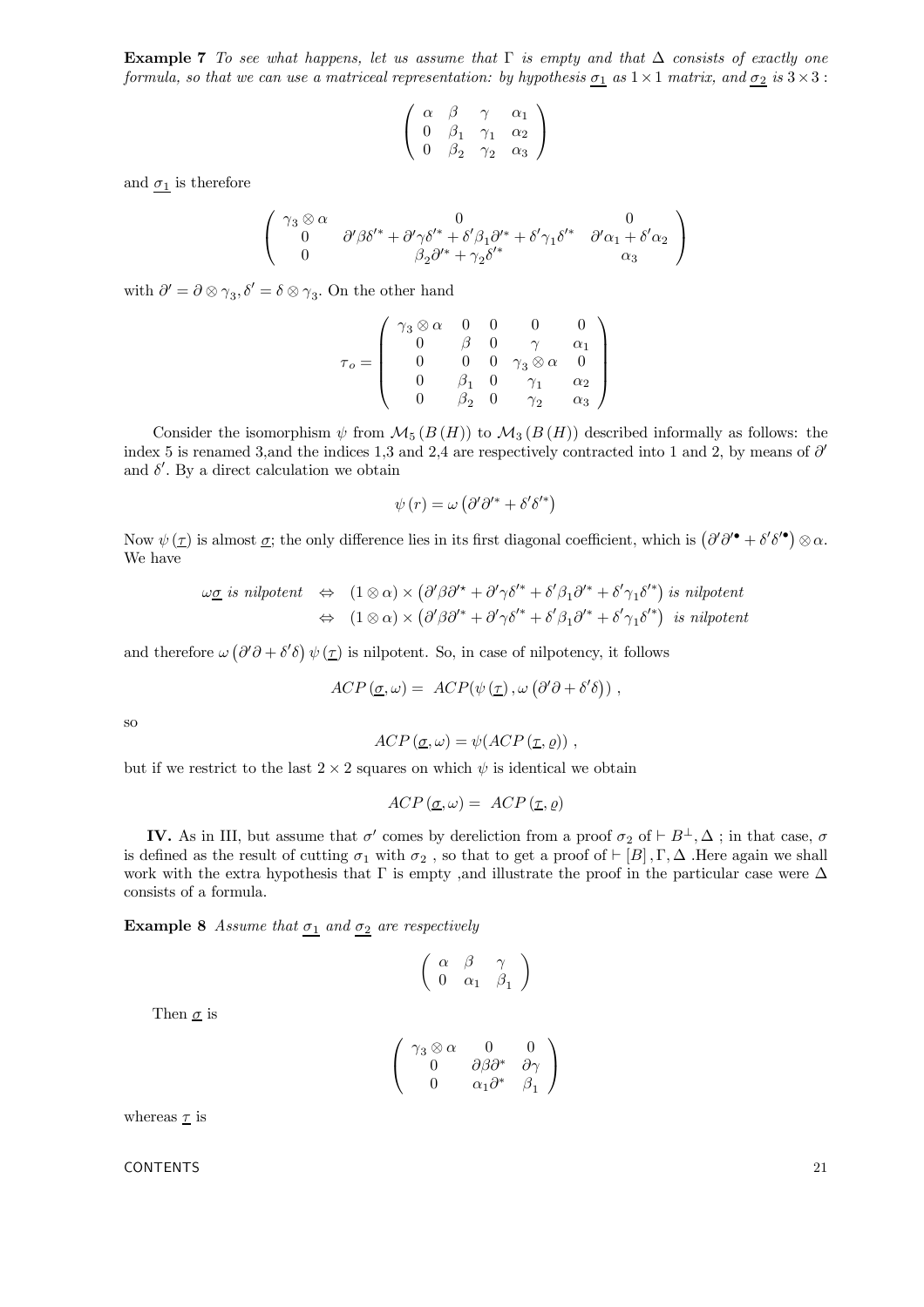**Example 7** *To see what happens, let us assume that $\Gamma$ is empty and that $\Delta$ consists of exactly one formula, so that we can use a matriceal representation: by hypothesis $\underline{\sigma_1}$ as $1\times 1$ matrix, and $\underline{\sigma_2}$ is $3\times 3$ :*

$$\begin{pmatrix} \alpha & \beta & \gamma & \alpha_1 \\ 0 & \beta_1 & \gamma_1 & \alpha_2 \\ 0 & \beta_2 & \gamma_2 & \alpha_3 \end{pmatrix}$$

and $\underline{\sigma_1}$ is therefore

$$\begin{pmatrix} \gamma_3 \otimes \alpha & 0 & 0 \\ 0 & \partial'\beta\delta'^{*} + \partial'\gamma\delta'^{*} + \delta'\beta_1\partial'^{*} + \delta'\gamma_1\delta'^{*} & \partial'\alpha_1 + \delta'\alpha_2 \\ 0 & \beta_2\partial'^{*} + \gamma_2\delta'^{*} & \alpha_3 \end{pmatrix}$$

with $\partial' = \partial \otimes \gamma_3, \delta' = \delta \otimes \gamma_3$. On the other hand

$$\tau_o = \begin{pmatrix} \gamma_3 \otimes \alpha & 0 & 0 & 0 & 0 \\ 0 & \beta & 0 & \gamma & \alpha_1 \\ 0 & 0 & 0 & \gamma_3 \otimes \alpha & 0 \\ 0 & \beta_1 & 0 & \gamma_1 & \alpha_2 \\ 0 & \beta_2 & 0 & \gamma_2 & \alpha_3 \end{pmatrix}$$

Consider the isomorphism $\psi$ from $\mathcal{M}_5(B(H))$ to $\mathcal{M}_3(B(H))$ described informally as follows: the index 5 is renamed 3,and the indices 1,3 and 2,4 are respectively contracted into 1 and 2, by means of $\partial'$ and $\delta'$. By a direct calculation we obtain

$$\psi(r) = \omega\left(\partial'\partial'^{*} + \delta'\delta'^{*}\right)$$

Now $\psi(\underline{\tau})$ is almost $\underline{\sigma}$; the only difference lies in its first diagonal coefficient, which is $\left(\partial'\partial'^{\bullet} + \delta'\delta'^{\bullet}\right) \otimes \alpha$. We have

$$\begin{aligned} \omega\underline{\sigma} \textit{ is nilpotent } &\Leftrightarrow \ (1\otimes\alpha) \times \left(\partial'\beta\partial'^{\star} + \partial'\gamma\delta'^{*} + \delta'\beta_1\partial'^{*} + \delta'\gamma_1\delta'^{*}\right) \textit{ is nilpotent} \\ &\Leftrightarrow \ (1\otimes\alpha) \times \left(\partial'\beta\partial'^{*} + \partial'\gamma\delta'^{*} + \delta'\beta_1\partial'^{*} + \delta'\gamma_1\delta'^{*}\right) \textit{ is nilpotent} \end{aligned}$$

and therefore $\omega\left(\partial'\partial + \delta'\delta\right)\psi(\underline{\tau})$ is nilpotent. So, in case of nilpotency, it follows

$$ACP(\underline{\sigma}, \omega) = \ ACP(\psi(\underline{\tau}), \omega\left(\partial'\partial + \delta'\delta\right)),$$

so

$$ACP(\underline{\sigma}, \omega) = \psi(ACP(\underline{\tau}, \varrho)),$$

but if we restrict to the last $2\times 2$ squares on which $\psi$ is identical we obtain

$$ACP(\underline{\sigma}, \omega) = \ ACP(\underline{\tau}, \varrho)$$

**IV.** As in III, but assume that $\sigma'$ comes by dereliction from a proof $\sigma_2$ of $\vdash B^{\perp}, \Delta$ ; in that case, $\sigma$ is defined as the result of cutting $\sigma_1$ with $\sigma_2$ , so that to get a proof of $\vdash [B], \Gamma, \Delta$ .Here again we shall work with the extra hypothesis that $\Gamma$ is empty ,and illustrate the proof in the particular case were $\Delta$ consists of a formula.

**Example 8** *Assume that $\underline{\sigma_1}$ and $\underline{\sigma_2}$ are respectively*

$$\begin{pmatrix} \alpha & \beta & \gamma \\ 0 & \alpha_1 & \beta_1 \end{pmatrix}$$

Then $\underline{\sigma}$ is

$$\begin{pmatrix} \gamma_3 \otimes \alpha & 0 & 0 \\ 0 & \partial\beta\partial^{*} & \partial\gamma \\ 0 & \alpha_1\partial^{*} & \beta_1 \end{pmatrix}$$

whereas $\underline{\tau}$ is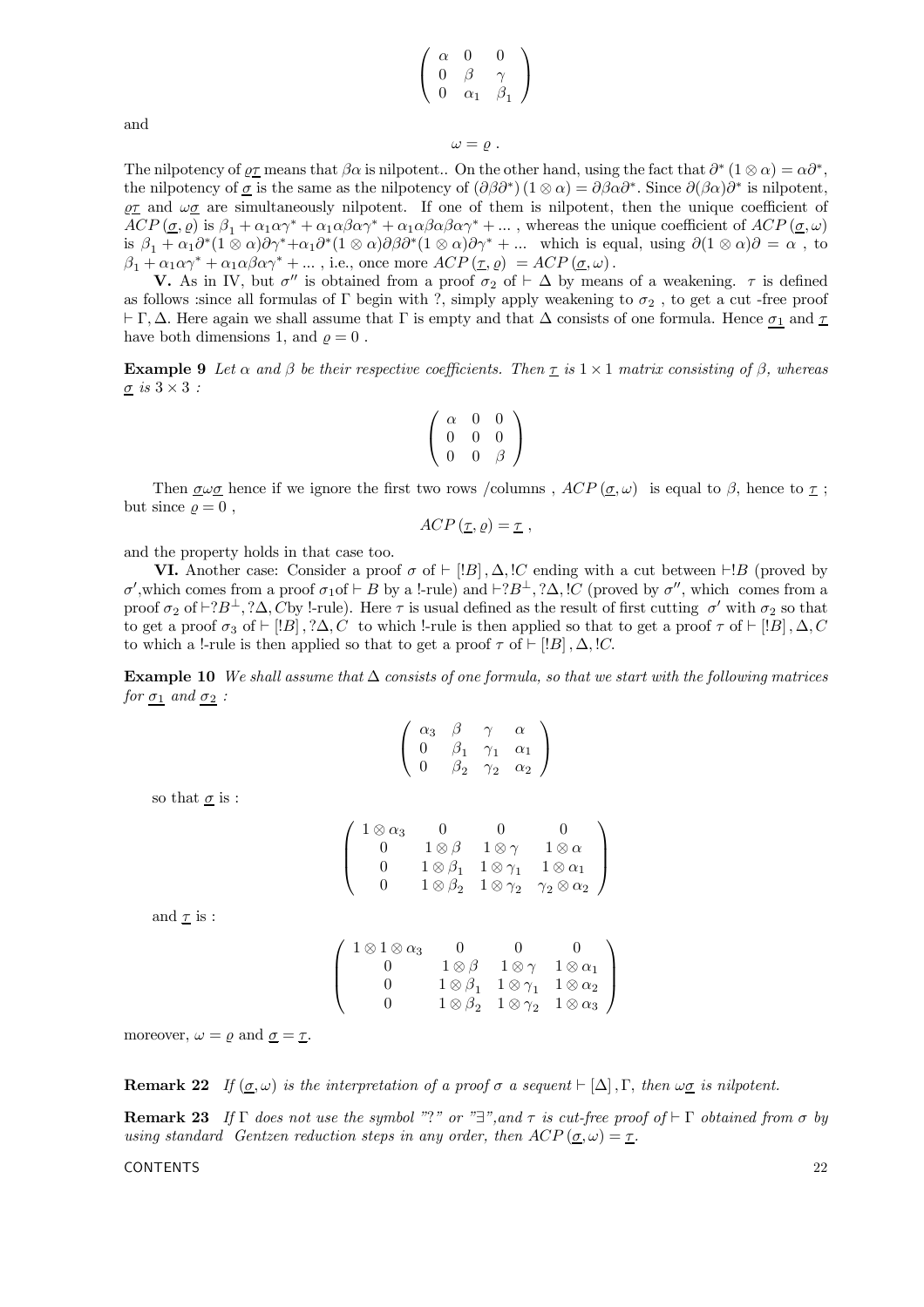$$\begin{pmatrix} \alpha & 0 & 0 \\ 0 & \beta & \gamma \\ 0 & \alpha_1 & \beta_1 \end{pmatrix}$$

and

$$\omega = \varrho \ .$$

The nilpotency of $\varrho\underline{\tau}$ means that $\beta\alpha$ is nilpotent.. On the other hand, using the fact that $\partial^*(1 \otimes \alpha) = \alpha\partial^*$, the nilpotency of $\underline{\sigma}$ is the same as the nilpotency of $(\partial\beta\partial^*)(1 \otimes \alpha) = \partial\beta\alpha\partial^*$. Since $\partial(\beta\alpha)\partial^*$ is nilpotent, $\varrho\underline{\tau}$ and $\omega\underline{\sigma}$ are simultaneously nilpotent. If one of them is nilpotent, then the unique coefficient of $ACP(\underline{\sigma}, \varrho)$ is $\beta_1 + \alpha_1\alpha\gamma^* + \alpha_1\alpha\beta\alpha\gamma^* + \alpha_1\alpha\beta\alpha\beta\alpha\gamma^* + \ldots$ , whereas the unique coefficient of $ACP(\underline{\sigma}, \omega)$ is $\beta_1 + \alpha_1\partial^*(1 \otimes \alpha)\partial\gamma^* + \alpha_1\partial^*(1 \otimes \alpha)\partial\beta\partial^*(1 \otimes \alpha)\partial\gamma^* + \ldots$ which is equal, using $\partial(1 \otimes \alpha)\partial = \alpha$ , to $\beta_1 + \alpha_1\alpha\gamma^* + \alpha_1\alpha\beta\alpha\gamma^* + \ldots$ , i.e., once more $ACP(\underline{\tau}, \varrho) = ACP(\underline{\sigma}, \omega)$.

**V.** As in IV, but $\sigma''$ is obtained from a proof $\sigma_2$ of $\vdash \Delta$ by means of a weakening. $\tau$ is defined as follows :since all formulas of $\Gamma$ begin with ?, simply apply weakening to $\sigma_2$ , to get a cut -free proof $\vdash \Gamma, \Delta$. Here again we shall assume that $\Gamma$ is empty and that $\Delta$ consists of one formula. Hence $\underline{\sigma_1}$ and $\underline{\tau}$ have both dimensions 1, and $\varrho = 0$ .

**Example 9** *Let $\alpha$ and $\beta$ be their respective coefficients. Then $\underline{\tau}$ is $1 \times 1$ matrix consisting of $\beta$, whereas $\underline{\sigma}$ is $3 \times 3$ :*

$$\begin{pmatrix} \alpha & 0 & 0 \\ 0 & 0 & 0 \\ 0 & 0 & \beta \end{pmatrix}$$

Then $\underline{\sigma}\omega\underline{\sigma}$ hence if we ignore the first two rows /columns , $ACP(\underline{\sigma}, \omega)$ is equal to $\beta$, hence to $\underline{\tau}$ ; but since $\varrho = 0$ ,

$$ACP(\underline{\tau}, \varrho) = \underline{\tau} \ ,$$

and the property holds in that case too.

**VI.** Another case: Consider a proof $\sigma$ of $\vdash [!B], \Delta, !C$ ending with a cut between $\vdash !B$ (proved by $\sigma'$,which comes from a proof $\sigma_1$of $\vdash B$ by a !-rule) and $\vdash ?B^\perp, ?\Delta, !C$ (proved by $\sigma''$, which comes from a proof $\sigma_2$ of $\vdash ?B^\perp, ?\Delta, C$by !-rule). Here $\tau$ is usual defined as the result of first cutting $\sigma'$ with $\sigma_2$ so that to get a proof $\sigma_3$ of $\vdash [!B], ?\Delta, C$ to which !-rule is then applied so that to get a proof $\tau$ of $\vdash [!B], \Delta, C$ to which a !-rule is then applied so that to get a proof $\tau$ of $\vdash [!B], \Delta, !C$.

**Example 10** *We shall assume that $\Delta$ consists of one formula, so that we start with the following matrices for $\underline{\sigma_1}$ and $\underline{\sigma_2}$ :*

$$\begin{pmatrix} \alpha_3 & \beta & \gamma & \alpha \\ 0 & \beta_1 & \gamma_1 & \alpha_1 \\ 0 & \beta_2 & \gamma_2 & \alpha_2 \end{pmatrix}$$

so that $\underline{\sigma}$ is :

$$\begin{pmatrix} 1 \otimes \alpha_3 & 0 & 0 & 0 \\ 0 & 1 \otimes \beta & 1 \otimes \gamma & 1 \otimes \alpha \\ 0 & 1 \otimes \beta_1 & 1 \otimes \gamma_1 & 1 \otimes \alpha_1 \\ 0 & 1 \otimes \beta_2 & 1 \otimes \gamma_2 & \gamma_2 \otimes \alpha_2 \end{pmatrix}$$

and $\underline{\tau}$ is :

$$\begin{pmatrix} 1 \otimes 1 \otimes \alpha_3 & 0 & 0 & 0 \\ 0 & 1 \otimes \beta & 1 \otimes \gamma & 1 \otimes \alpha_1 \\ 0 & 1 \otimes \beta_1 & 1 \otimes \gamma_1 & 1 \otimes \alpha_2 \\ 0 & 1 \otimes \beta_2 & 1 \otimes \gamma_2 & 1 \otimes \alpha_3 \end{pmatrix}$$

moreover, $\omega = \varrho$ and $\underline{\sigma} = \underline{\tau}$.

**Remark 22** *If $(\underline{\sigma}, \omega)$ is the interpretation of a proof $\sigma$ a sequent $\vdash [\Delta], \Gamma$, then $\omega\underline{\sigma}$ is nilpotent.*

**Remark 23** *If $\Gamma$ does not use the symbol "?" or "$\exists$",and $\tau$ is cut-free proof of $\vdash \Gamma$ obtained from $\sigma$ by using standard Gentzen reduction steps in any order, then $ACP(\underline{\sigma}, \omega) = \underline{\tau}$.*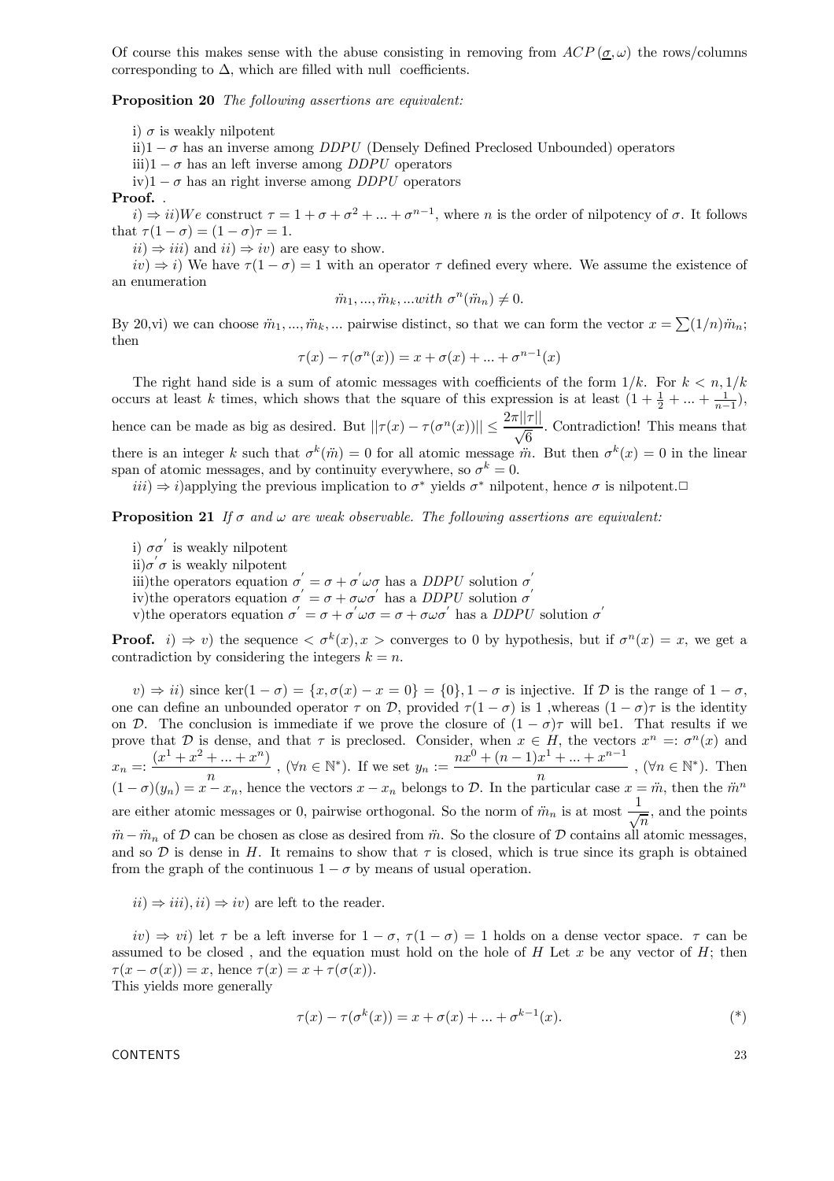Of course this makes sense with the abuse consisting in removing from $ACP(\underline{\sigma}, \omega)$ the rows/columns corresponding to $\Delta$, which are filled with null coefficients.

**Proposition 20** *The following assertions are equivalent:*

i) $\sigma$ is weakly nilpotent

ii)$1-\sigma$ has an inverse among *DDPU* (Densely Defined Preclosed Unbounded) operators

iii)$1-\sigma$ has an left inverse among *DDPU* operators

iv)$1-\sigma$ has an right inverse among *DDPU* operators

**Proof.** .

*i)* $\Rightarrow$ *ii)We* construct $\tau = 1 + \sigma + \sigma^2 + ... + \sigma^{n-1}$, where $n$ is the order of nilpotency of $\sigma$. It follows that $\tau(1-\sigma) = (1-\sigma)\tau = 1$.

*ii)* $\Rightarrow$ *iii)* and *ii)* $\Rightarrow$ *iv)* are easy to show.

*iv)* $\Rightarrow$ *i)* We have $\tau(1-\sigma) = 1$ with an operator $\tau$ defined every where. We assume the existence of an enumeration

$$\ddot{m}_1, ..., \ddot{m}_k, ... with\ \sigma^n(\ddot{m}_n) \neq 0.$$

By 20,vi) we can choose $\ddot{m}_1, ..., \ddot{m}_k, ...$ pairwise distinct, so that we can form the vector $x = \sum (1/n)\ddot{m}_n$; then

$$\tau(x) - \tau(\sigma^n(x)) = x + \sigma(x) + ... + \sigma^{n-1}(x)$$

The right hand side is a sum of atomic messages with coefficients of the form $1/k$. For $k < n, 1/k$ occurs at least $k$ times, which shows that the square of this expression is at least $(1 + \frac{1}{2} + ... + \frac{1}{n-1})$, hence can be made as big as desired. But $||\tau(x) - \tau(\sigma^n(x))|| \leq \dfrac{2\pi||\tau||}{\sqrt{6}}$. Contradiction! This means that there is an integer $k$ such that $\sigma^k(\ddot{m}) = 0$ for all atomic message $\ddot{m}$. But then $\sigma^k(x) = 0$ in the linear span of atomic messages, and by continuity everywhere, so $\sigma^k = 0$.

*iii)* $\Rightarrow$ *i)*applying the previous implication to $\sigma^*$ yields $\sigma^*$ nilpotent, hence $\sigma$ is nilpotent.$\square$

**Proposition 21** *If $\sigma$ and $\omega$ are weak observable. The following assertions are equivalent:*

i) $\sigma\sigma'$ is weakly nilpotent

ii)$\sigma'\sigma$ is weakly nilpotent

iii)the operators equation $\sigma' = \sigma + \sigma'\omega\sigma$ has a *DDPU* solution $\sigma'$

iv)the operators equation $\sigma' = \sigma + \sigma\omega\sigma'$ has a *DDPU* solution $\sigma'$

v)the operators equation $\sigma' = \sigma + \sigma'\omega\sigma = \sigma + \sigma\omega\sigma'$ has a *DDPU* solution $\sigma'$

**Proof.** *i)* $\Rightarrow$ *v)* the sequence $< \sigma^k(x), x >$ converges to 0 by hypothesis, but if $\sigma^n(x) = x$, we get a contradiction by considering the integers $k = n$.

*v)* $\Rightarrow$ *ii)* since $\ker(1-\sigma) = \{x, \sigma(x) - x = 0\} = \{0\}, 1-\sigma$ is injective. If $\mathcal{D}$ is the range of $1-\sigma$, one can define an unbounded operator $\tau$ on $\mathcal{D}$, provided $\tau(1-\sigma)$ is 1 ,whereas $(1-\sigma)\tau$ is the identity on $\mathcal{D}$. The conclusion is immediate if we prove the closure of $(1-\sigma)\tau$ will be1. That results if we prove that $\mathcal{D}$ is dense, and that $\tau$ is preclosed. Consider, when $x \in H$, the vectors $x^n =: \sigma^n(x)$ and $x_n =: \dfrac{(x^1 + x^2 + ... + x^n)}{n}$ , $(\forall n \in \mathbb{N}^*)$. If we set $y_n := \dfrac{nx^0 + (n-1)x^1 + ... + x^{n-1}}{n}$ , $(\forall n \in \mathbb{N}^*)$. Then $(1-\sigma)(y_n) = x - x_n$, hence the vectors $x - x_n$ belongs to $\mathcal{D}$. In the particular case $x = \ddot{m}$, then the $\ddot{m}^n$ are either atomic messages or 0, pairwise orthogonal. So the norm of $\ddot{m}_n$ is at most $\dfrac{1}{\sqrt{n}}$, and the points $\ddot{m} - \ddot{m}_n$ of $\mathcal{D}$ can be chosen as close as desired from $\ddot{m}$. So the closure of $\mathcal{D}$ contains all atomic messages, and so $\mathcal{D}$ is dense in $H$. It remains to show that $\tau$ is closed, which is true since its graph is obtained from the graph of the continuous $1-\sigma$ by means of usual operation.

*ii)* $\Rightarrow$ *iii), ii)* $\Rightarrow$ *iv)* are left to the reader.

*iv)* $\Rightarrow$ *vi)* let $\tau$ be a left inverse for $1-\sigma$, $\tau(1-\sigma) = 1$ holds on a dense vector space. $\tau$ can be assumed to be closed , and the equation must hold on the hole of $H$ Let $x$ be any vector of $H$; then $\tau(x - \sigma(x)) = x$, hence $\tau(x) = x + \tau(\sigma(x))$.
This yields more generally

$$\tau(x) - \tau(\sigma^k(x)) = x + \sigma(x) + ... + \sigma^{k-1}(x). \quad (*)$$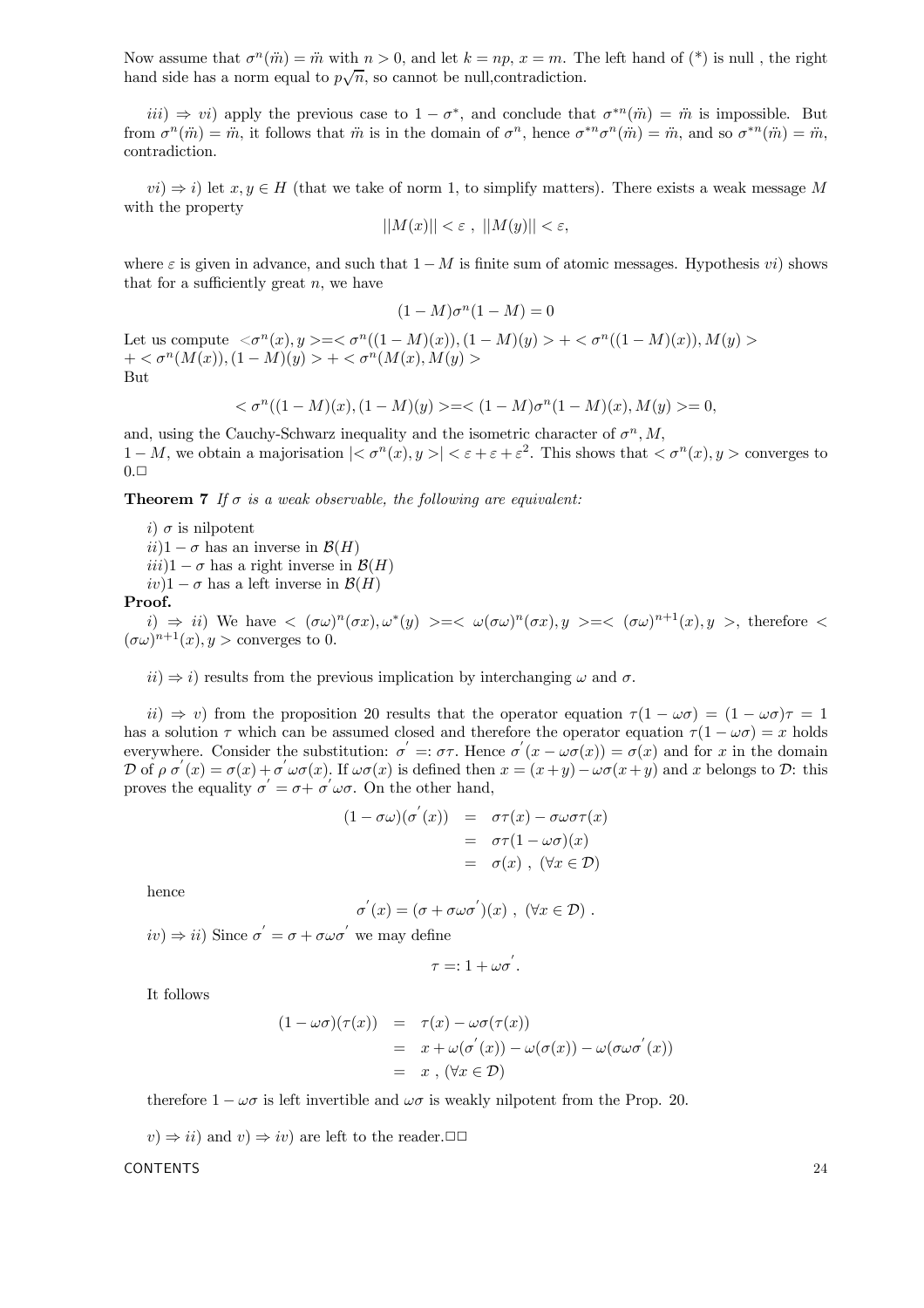Now assume that $\sigma^n(\ddot{m}) = \ddot{m}$ with $n > 0$, and let $k = np$, $x = m$. The left hand of (*) is null , the right hand side has a norm equal to $p\sqrt{n}$, so cannot be null,contradiction.

*iii*) $\Rightarrow$ *vi*) apply the previous case to $1 - \sigma^*$, and conclude that $\sigma^{*n}(\ddot{m}) = \ddot{m}$ is impossible. But from $\sigma^n(\ddot{m}) = \ddot{m}$, it follows that $\ddot{m}$ is in the domain of $\sigma^n$, hence $\sigma^{*n}\sigma^n(\ddot{m}) = \ddot{m}$, and so $\sigma^{*n}(\ddot{m}) = \ddot{m}$, contradiction.

*vi*) $\Rightarrow$ *i*) let $x, y \in H$ (that we take of norm 1, to simplify matters). There exists a weak message $M$ with the property

$$||M(x)|| < \varepsilon \ , \ ||M(y)|| < \varepsilon,$$

where $\varepsilon$ is given in advance, and such that $1 - M$ is finite sum of atomic messages. Hypothesis *vi*) shows that for a sufficiently great $n$, we have

$$(1 - M)\sigma^n(1 - M) = 0$$

Let us compute $<\sigma^n(x), y> = <\sigma^n((1-M)(x)), (1-M)(y)> + <\sigma^n((1-M)(x)), M(y)>$ $+ <\sigma^n(M(x)), (1-M)(y)> + <\sigma^n(M(x), M(y)>$
But

$$<\sigma^n((1-M)(x), (1-M)(y)> = <(1-M)\sigma^n(1-M)(x), M(y)> = 0,$$

and, using the Cauchy-Schwarz inequality and the isometric character of $\sigma^n, M$, $1 - M$, we obtain a majorisation $|<\sigma^n(x), y>| < \varepsilon + \varepsilon + \varepsilon^2$. This shows that $<\sigma^n(x), y>$ converges to 0.□

**Theorem 7** *If $\sigma$ is a weak observable, the following are equivalent:*

*i*) $\sigma$ is nilpotent
*ii*) $1 - \sigma$ has an inverse in $\mathcal{B}(H)$
*iii*) $1 - \sigma$ has a right inverse in $\mathcal{B}(H)$
*iv*) $1 - \sigma$ has a left inverse in $\mathcal{B}(H)$

**Proof.**

*i*) $\Rightarrow$ *ii*) We have $<(\sigma\omega)^n(\sigma x), \omega^*(y)> = <\omega(\sigma\omega)^n(\sigma x), y> = <(\sigma\omega)^{n+1}(x), y>$, therefore $<(\sigma\omega)^{n+1}(x), y>$ converges to 0.

*ii*) $\Rightarrow$ *i*) results from the previous implication by interchanging $\omega$ and $\sigma$.

*ii*) $\Rightarrow$ *v*) from the proposition 20 results that the operator equation $\tau(1 - \omega\sigma) = (1 - \omega\sigma)\tau = 1$ has a solution $\tau$ which can be assumed closed and therefore the operator equation $\tau(1 - \omega\sigma) = x$ holds everywhere. Consider the substitution: $\sigma' =: \sigma\tau$. Hence $\sigma'(x - \omega\sigma(x)) = \sigma(x)$ and for $x$ in the domain $\mathcal{D}$ of $\rho$ $\sigma'(x) = \sigma(x) + \sigma'\omega\sigma(x)$. If $\omega\sigma(x)$ is defined then $x = (x + y) - \omega\sigma(x + y)$ and $x$ belongs to $\mathcal{D}$: this proves the equality $\sigma' = \sigma + \sigma'\omega\sigma$. On the other hand,

$$\begin{aligned}
(1 - \sigma\omega)(\sigma'(x)) &= \sigma\tau(x) - \sigma\omega\sigma\tau(x) \\
&= \sigma\tau(1 - \omega\sigma)(x) \\
&= \sigma(x) \ , \ (\forall x \in \mathcal{D})
\end{aligned}$$

hence

$$\sigma'(x) = (\sigma + \sigma\omega\sigma')(x) \ , \ (\forall x \in \mathcal{D}) \ .$$

*iv*) $\Rightarrow$ *ii*) Since $\sigma' = \sigma + \sigma\omega\sigma'$ we may define

$$\tau =: 1 + \omega\sigma'.$$

It follows

$$\begin{aligned}
(1 - \omega\sigma)(\tau(x)) &= \tau(x) - \omega\sigma(\tau(x)) \\
&= x + \omega(\sigma'(x)) - \omega(\sigma(x)) - \omega(\sigma\omega\sigma'(x)) \\
&= x \ , (\forall x \in \mathcal{D})
\end{aligned}$$

therefore $1 - \omega\sigma$ is left invertible and $\omega\sigma$ is weakly nilpotent from the Prop. 20.

*v*) $\Rightarrow$ *ii*) and *v*) $\Rightarrow$ *iv*) are left to the reader.□□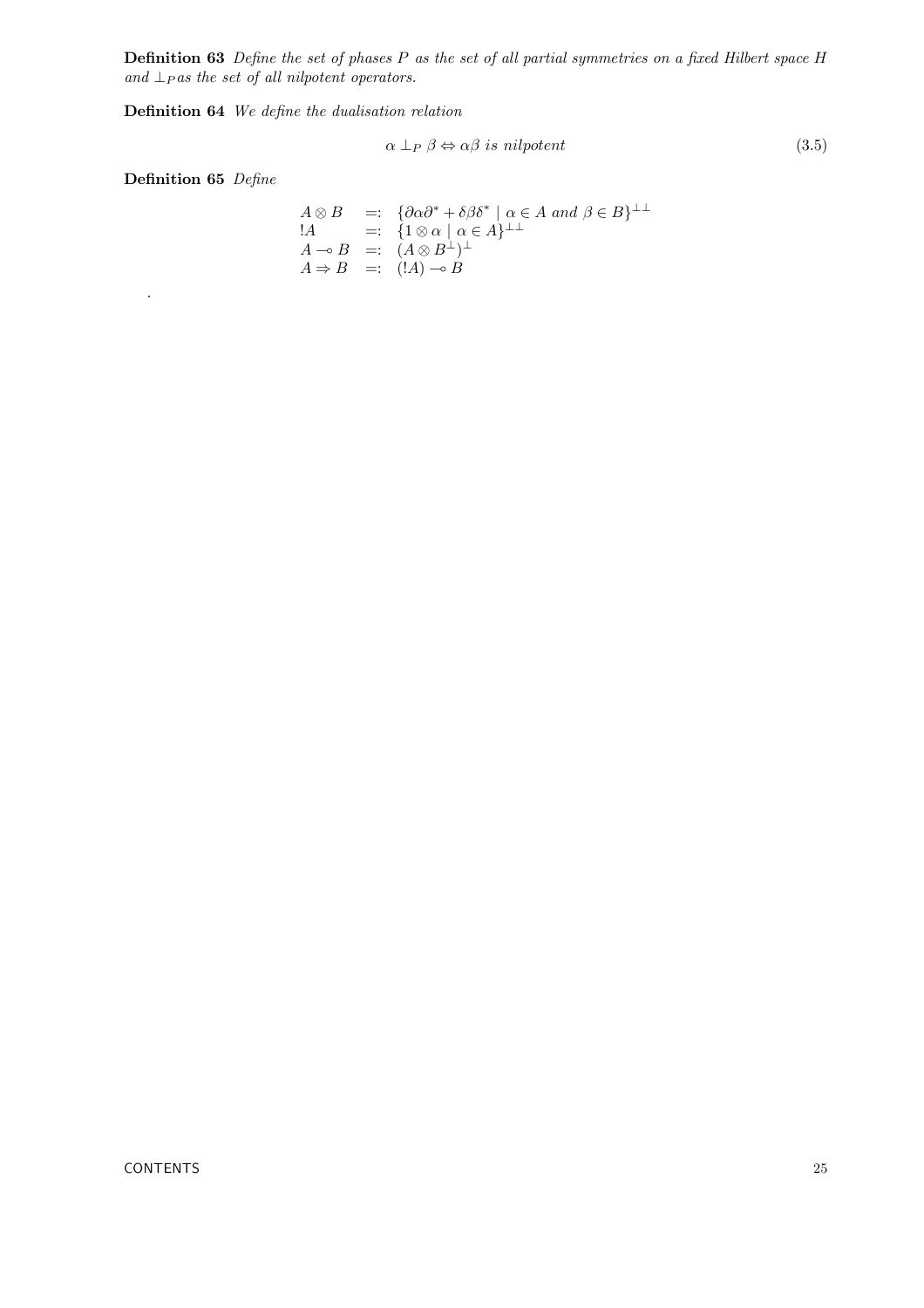**Definition 63** *Define the set of phases $P$ as the set of all partial symmetries on a fixed Hilbert space $H$ and $\perp_P$ as the set of all nilpotent operators.*

**Definition 64** *We define the dualisation relation*

$$\alpha \perp_P \beta \Leftrightarrow \alpha\beta \text{ is nilpotent} \tag{3.5}$$

**Definition 65** *Define*

$$\begin{array}{lcl}
A \otimes B & =: & \{\partial\alpha\partial^* + \delta\beta\delta^* \mid \alpha \in A \text{ and } \beta \in B\}^{\perp\perp} \\
!A & =: & \{1 \otimes \alpha \mid \alpha \in A\}^{\perp\perp} \\
A \multimap B & =: & (A \otimes B^{\perp})^{\perp} \\
A \Rightarrow B & =: & (!A) \multimap B
\end{array}$$

.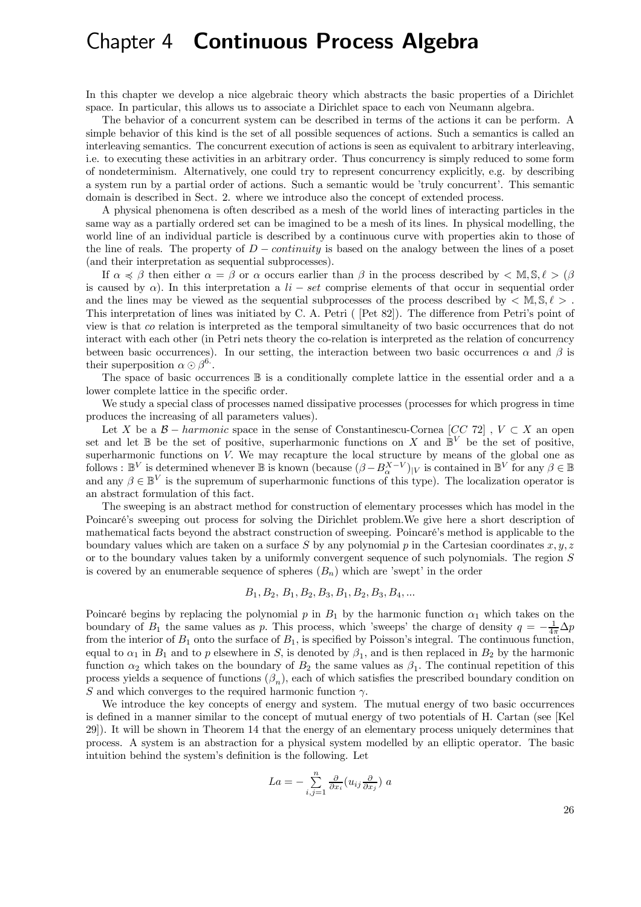# Chapter 4 **Continuous Process Algebra**

In this chapter we develop a nice algebraic theory which abstracts the basic properties of a Dirichlet space. In particular, this allows us to associate a Dirichlet space to each von Neumann algebra.

The behavior of a concurrent system can be described in terms of the actions it can be perform. A simple behavior of this kind is the set of all possible sequences of actions. Such a semantics is called an interleaving semantics. The concurrent execution of actions is seen as equivalent to arbitrary interleaving, i.e. to executing these activities in an arbitrary order. Thus concurrency is simply reduced to some form of nondeterminism. Alternatively, one could try to represent concurrency explicitly, e.g. by describing a system run by a partial order of actions. Such a semantic would be 'truly concurrent'. This semantic domain is described in Sect. 2. where we introduce also the concept of extended process.

A physical phenomena is often described as a mesh of the world lines of interacting particles in the same way as a partially ordered set can be imagined to be a mesh of its lines. In physical modelling, the world line of an individual particle is described by a continuous curve with properties akin to those of the line of reals. The property of $D-continuity$ is based on the analogy between the lines of a poset (and their interpretation as sequential subprocesses).

If $\alpha \preccurlyeq \beta$ then either $\alpha = \beta$ or $\alpha$ occurs earlier than $\beta$ in the process described by $< \mathbb{M}, \mathbb{S}, \ell >$ ($\beta$ is caused by $\alpha$). In this interpretation a $li-set$ comprise elements of that occur in sequential order and the lines may be viewed as the sequential subprocesses of the process described by $< \mathbb{M}, \mathbb{S}, \ell >$. This interpretation of lines was initiated by C. A. Petri ( [Pet 82]). The difference from Petri's point of view is that *co* relation is interpreted as the temporal simultaneity of two basic occurrences that do not interact with each other (in Petri nets theory the co-relation is interpreted as the relation of concurrency between basic occurrences). In our setting, the interaction between two basic occurrences $\alpha$ and $\beta$ is their superposition $\alpha \odot \beta$[6].

The space of basic occurrences $\mathbb{B}$ is a conditionally complete lattice in the essential order and a a lower complete lattice in the specific order.

We study a special class of processes named dissipative processes (processes for which progress in time produces the increasing of all parameters values).

Let $X$ be a $\mathcal{B}-harmonic$ space in the sense of Constantinescu-Cornea [$CC$ 72] , $V \subset X$ an open set and let $\mathbb{B}$ be the set of positive, superharmonic functions on $X$ and $\mathbb{B}^V$ be the set of positive, superharmonic functions on $V$. We may recapture the local structure by means of the global one as follows : $\mathbb{B}^V$ is determined whenever $\mathbb{B}$ is known (because $(\beta - B_{\alpha}^{X-V})_{|V}$ is contained in $\mathbb{B}^V$ for any $\beta \in \mathbb{B}$ and any $\beta \in \mathbb{B}^V$ is the supremum of superharmonic functions of this type). The localization operator is an abstract formulation of this fact.

The sweeping is an abstract method for construction of elementary processes which has model in the Poincaré's sweeping out process for solving the Dirichlet problem.We give here a short description of mathematical facts beyond the abstract construction of sweeping. Poincaré's method is applicable to the boundary values which are taken on a surface $S$ by any polynomial $p$ in the Cartesian coordinates $x, y, z$ or to the boundary values taken by a uniformly convergent sequence of such polynomials. The region $S$ is covered by an enumerable sequence of spheres $(B_n)$ which are 'swept' in the order

$$B_1, B_2, B_1, B_2, B_3, B_1, B_2, B_3, B_4, ...$$

Poincaré begins by replacing the polynomial $p$ in $B_1$ by the harmonic function $\alpha_1$ which takes on the boundary of $B_1$ the same values as $p$. This process, which 'sweeps' the charge of density $q = -\frac{1}{4\pi}\Delta p$ from the interior of $B_1$ onto the surface of $B_1$, is specified by Poisson's integral. The continuous function, equal to $\alpha_1$ in $B_1$ and to $p$ elsewhere in $S$, is denoted by $\beta_1$, and is then replaced in $B_2$ by the harmonic function $\alpha_2$ which takes on the boundary of $B_2$ the same values as $\beta_1$. The continual repetition of this process yields a sequence of functions $(\beta_n)$, each of which satisfies the prescribed boundary condition on $S$ and which converges to the required harmonic function $\gamma$.

We introduce the key concepts of energy and system. The mutual energy of two basic occurrences is defined in a manner similar to the concept of mutual energy of two potentials of H. Cartan (see [Kel 29]). It will be shown in Theorem 14 that the energy of an elementary process uniquely determines that process. A system is an abstraction for a physical system modelled by an elliptic operator. The basic intuition behind the system's definition is the following. Let

$$La = -\sum_{i,j=1}^{n} \frac{\partial}{\partial x_i}(u_{ij}\frac{\partial}{\partial x_j})\ a$$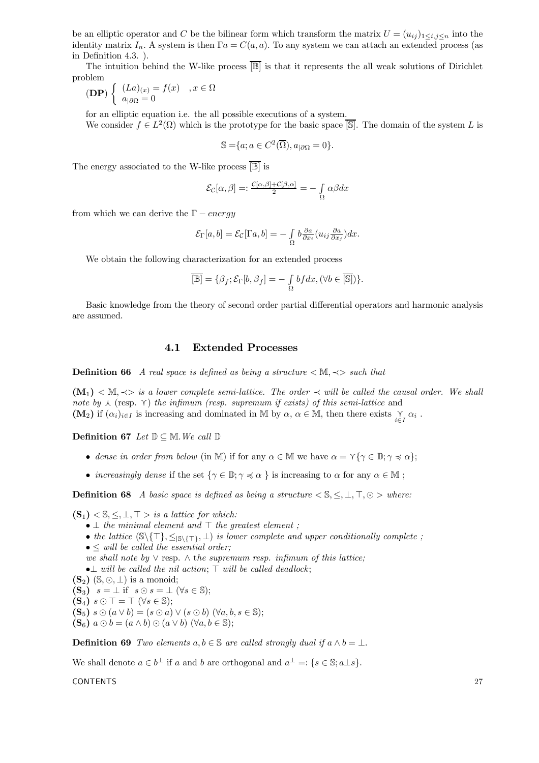be an elliptic operator and $C$ be the bilinear form which transform the matrix $U = (u_{ij})_{1\leq i,j\leq n}$ into the identity matrix $I_n$. A system is then $\Gamma a = C(a,a)$. To any system we can attach an extended process (as in Definition 4.3. ).

The intuition behind the W-like process $\overline{[\mathbb{B}]}$ is that it represents the all weak solutions of Dirichlet problem

$$(\mathbf{DP}) \begin{cases} (La)_{(x)} = f(x) & , x \in \Omega \\ a_{|\partial\Omega} = 0 \end{cases}$$

for an elliptic equation i.e. the all possible executions of a system.

We consider $f \in L^2(\Omega)$ which is the prototype for the basic space $\overline{[\mathbb{S}]}$. The domain of the system $L$ is

$$\mathbb{S} =\{a; a \in C^2(\overline{\Omega}), a_{|\partial\Omega} = 0\}.$$

The energy associated to the W-like process $\overline{[\mathbb{B}]}$ is

$$\mathcal{E}_{\mathcal{C}}[\alpha,\beta] =: \frac{\mathcal{C}[\alpha,\beta]+\mathcal{C}[\beta,\alpha]}{2} = -\int_{\Omega} \alpha\beta dx$$

from which we can derive the $\Gamma - energy$

$$\mathcal{E}_{\Gamma}[a,b] = \mathcal{E}_{\mathcal{C}}[\Gamma a, b] = -\int_{\Omega} b\frac{\partial a}{\partial x_i}(u_{ij}\frac{\partial a}{\partial x_j})dx.$$

We obtain the following characterization for an extended process

$$\overline{[\mathbb{B}]} = \{\beta_f; \mathcal{E}_{\Gamma}[b,\beta_f] = -\int_{\Omega} bf dx, (\forall b \in \overline{[\mathbb{S}]})\}.$$

Basic knowledge from the theory of second order partial differential operators and harmonic analysis are assumed.

## 4.1 Extended Processes

**Definition 66** *A real space is defined as being a structure* $<\mathbb{M}, \prec>$ *such that*

$(\mathbf{M}_1)$ $<\mathbb{M}, \prec>$ *is a lower complete semi-lattice. The order* $\prec$ *will be called the causal order. We shall note by* $\curlywedge$ (resp. $\curlyvee$) *the infimum (resp. supremum if exists) of this semi-lattice* and

$(\mathbf{M}_2)$ if $(\alpha_i)_{i\in I}$ is increasing and dominated in $\mathbb{M}$ by $\alpha$, $\alpha \in \mathbb{M}$, then exists $\underset{i\in I}{\curlyvee} \alpha_i$ .

**Definition 67** *Let* $\mathbb{D} \subseteq \mathbb{M}$. *We call* $\mathbb{D}$

- *dense in order from below* (in $\mathbb{M}$) if for any $\alpha \in \mathbb{M}$ we have $\alpha = \curlyvee\{\gamma \in \mathbb{D}; \gamma \preccurlyeq \alpha\}$;
- *increasingly dense* if the set $\{\gamma \in \mathbb{D}; \gamma \preccurlyeq \alpha \}$ is increasing to $\alpha$ for any $\alpha \in \mathbb{M}$ ;

**Definition 68** *A basic space is defined as being a structure* $<\mathbb{S}, \leq, \perp, \top, \odot>$ *where:*

$(\mathbf{S}_1)$ $<\mathbb{S}, \leq, \perp, \top>$ *is a lattice for which:*
- $\perp$ *the minimal element and* $\top$ *the greatest element ;*
- *the lattice* $(\mathbb{S}\backslash\{\top\}, \leq_{|\mathbb{S}\backslash\{\top\}}, \perp)$ *is lower complete and upper conditionally complete ;*
- $\leq$ *will be called the essential order;*

*we shall note by* $\vee$ *resp.* $\wedge$ *the supremum resp. infimum of this lattice;*
- $\perp$ *will be called the nil action*; $\top$ *will be called deadlock*;

$(\mathbf{S}_2)$ $(\mathbb{S}, \odot, \perp)$ is a monoid;
$(\mathbf{S}_3)$ $s = \perp$ if $s \odot s = \perp$ $(\forall s \in \mathbb{S})$;
$(\mathbf{S}_4)$ $s \odot \top = \top$ $(\forall s \in \mathbb{S})$;
$(\mathbf{S}_5)$ $s \odot (a \vee b) = (s \odot a) \vee (s \odot b)$ $(\forall a, b, s \in \mathbb{S})$;
$(\mathbf{S}_6)$ $a \odot b = (a \wedge b) \odot (a \vee b)$ $(\forall a, b \in \mathbb{S})$;

**Definition 69** *Two elements* $a, b \in \mathbb{S}$ *are called strongly dual if* $a \wedge b = \perp$.

We shall denote $a \in b^{\perp}$ if $a$ and $b$ are orthogonal and $a^{\perp} =: \{s \in \mathbb{S}; a\perp s\}$.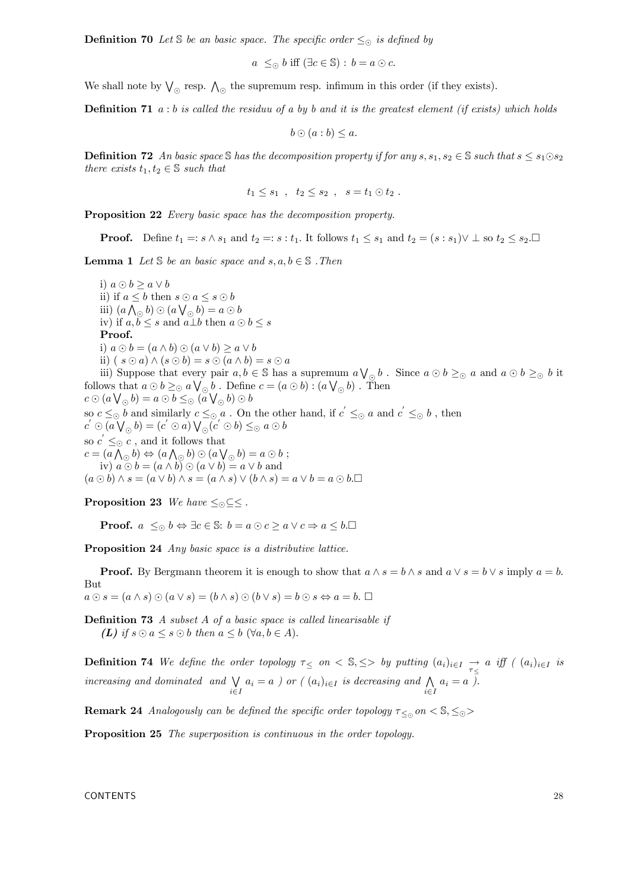**Definition 70** *Let $\mathbb{S}$ be an basic space. The specific order $\leq_{\odot}$ is defined by*

$$a \ \leq_{\odot} b \text{ iff } (\exists c \in \mathbb{S}) : \ b = a \odot c.$$

We shall note by $\bigvee_{\odot}$ resp. $\bigwedge_{\odot}$ the supremum resp. infimum in this order (if they exists).

**Definition 71** *$a : b$ is called the residuu of a by b and it is the greatest element (if exists) which holds*

$$b \odot (a : b) \leq a.$$

**Definition 72** *An basic space $\mathbb{S}$ has the decomposition property if for any $s, s_1, s_2 \in \mathbb{S}$ such that $s \leq s_1 \odot s_2$ there exists $t_1, t_2 \in \mathbb{S}$ such that*

$$t_1 \leq s_1 \ \ , \ \ t_2 \leq s_2 \ \ , \ \ s = t_1 \odot t_2 \ .$$

**Proposition 22** *Every basic space has the decomposition property.*

**Proof.** Define $t_1 =: s \wedge s_1$ and $t_2 =: s : t_1$. It follows $t_1 \leq s_1$ and $t_2 = (s : s_1) \vee \perp$ so $t_2 \leq s_2$.□

**Lemma 1** *Let $\mathbb{S}$ be an basic space and $s, a, b \in \mathbb{S}$ .Then*

i) $a \odot b \geq a \vee b$
ii) if $a \leq b$ then $s \odot a \leq s \odot b$
iii) $(a \bigwedge_{\odot} b) \odot (a \bigvee_{\odot} b) = a \odot b$
iv) if $a, b \leq s$ and $a \perp b$ then $a \odot b \leq s$

**Proof.**

i) $a \odot b = (a \wedge b) \odot (a \vee b) \geq a \vee b$
ii) $(\ s \odot a) \wedge (s \odot b) = s \odot (a \wedge b) = s \odot a$
iii) Suppose that every pair $a, b \in \mathbb{S}$ has a supremum $a \bigvee_{\odot} b$ . Since $a \odot b \geq_{\odot} a$ and $a \odot b \geq_{\odot} b$ it follows that $a \odot b \geq_{\odot} a \bigvee_{\odot} b$ . Define $c = (a \odot b) : (a \bigvee_{\odot} b)$ . Then
$c \odot (a \bigvee_{\odot} b) = a \odot b \leq_{\odot} (a \bigvee_{\odot} b) \odot b$
so $c \leq_{\odot} b$ and similarly $c \leq_{\odot} a$ . On the other hand, if $c^{'} \leq_{\odot} a$ and $c^{'} \leq_{\odot} b$ , then
$c^{'} \odot (a \bigvee_{\odot} b) = (c^{'} \odot a) \bigvee_{\odot} (c^{'} \odot b) \leq_{\odot} a \odot b$
so $c^{'} \leq_{\odot} c$ , and it follows that
$c = (a \bigwedge_{\odot} b) \Leftrightarrow (a \bigwedge_{\odot} b) \odot (a \bigvee_{\odot} b) = a \odot b$ ;
iv) $a \odot b = (a \wedge b) \odot (a \vee b) = a \vee b$ and
$(a \odot b) \wedge s = (a \vee b) \wedge s = (a \wedge s) \vee (b \wedge s) = a \vee b = a \odot b$.□

**Proposition 23** *We have $\leq_{\odot} \subseteq \leq$ .*

**Proof.** $a \ \leq_{\odot} b \Leftrightarrow \exists c \in \mathbb{S}$: $b = a \odot c \geq a \vee c \Rightarrow a \leq b$.□

**Proposition 24** *Any basic space is a distributive lattice.*

**Proof.** By Bergmann theorem it is enough to show that $a \wedge s = b \wedge s$ and $a \vee s = b \vee s$ imply $a = b$. But
$a \odot s = (a \wedge s) \odot (a \vee s) = (b \wedge s) \odot (b \vee s) = b \odot s \Leftrightarrow a = b$. □

**Definition 73** *A subset $A$ of a basic space is called linearisable if*
***(L)*** *if $s \odot a \leq s \odot b$ then $a \leq b$ $(\forall a, b \in A)$.*

**Definition 74** *We define the order topology $\tau_{\leq}$ on $< \mathbb{S}, \leq >$ by putting $(a_i)_{i \in I} \underset{\tau_{\leq}}{\rightarrow} a$ iff ( $(a_i)_{i \in I}$ is increasing and dominated and $\bigvee\limits_{i \in I} a_i = a$ ) or ( $(a_i)_{i \in I}$ is decreasing and $\bigwedge\limits_{i \in I} a_i = a$ ).*

**Remark 24** *Analogously can be defined the specific order topology $\tau_{\leq_{\odot}}$ on $< \mathbb{S}, \leq_{\odot} >$*

**Proposition 25** *The superposition is continuous in the order topology.*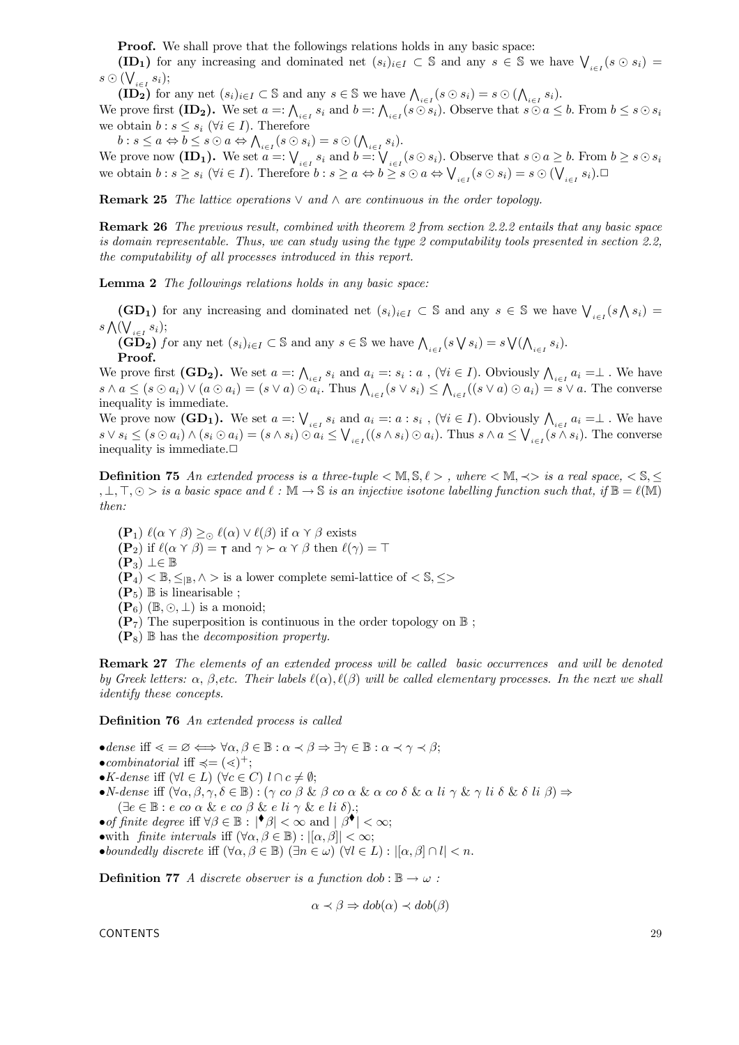**Proof.** We shall prove that the followings relations holds in any basic space:

**(ID$_1$)** for any increasing and dominated net $(s_i)_{i\in I} \subset \mathbb{S}$ and any $s \in \mathbb{S}$ we have $\bigvee_{i\in I}(s \odot s_i) = s \odot (\bigvee_{i\in I} s_i)$;

**(ID$_2$)** for any net $(s_i)_{i\in I} \subset \mathbb{S}$ and any $s \in \mathbb{S}$ we have $\bigwedge_{i\in I}(s \odot s_i) = s \odot (\bigwedge_{i\in I} s_i)$.

We prove first **(ID$_2$).** We set $a =: \bigwedge_{i\in I} s_i$ and $b =: \bigwedge_{i\in I}(s \odot s_i)$. Observe that $s \odot a \leq b$. From $b \leq s \odot s_i$ we obtain $b : s \leq s_i$ $(\forall i \in I)$. Therefore

$b : s \leq a \Leftrightarrow b \leq s \odot a \Leftrightarrow \bigwedge_{i\in I}(s \odot s_i) = s \odot (\bigwedge_{i\in I} s_i)$.

We prove now **(ID$_1$).** We set $a =: \bigvee_{i\in I} s_i$ and $b =: \bigvee_{i\in I}(s \odot s_i)$. Observe that $s \odot a \geq b$. From $b \geq s \odot s_i$ we obtain $b : s \geq s_i$ $(\forall i \in I)$. Therefore $b : s \geq a \Leftrightarrow b \geq s \odot a \Leftrightarrow \bigvee_{i\in I}(s \odot s_i) = s \odot (\bigvee_{i\in I} s_i)$.□

**Remark 25** *The lattice operations $\vee$ and $\wedge$ are continuous in the order topology.*

**Remark 26** *The previous result, combined with theorem 2 from section 2.2.2 entails that any basic space is domain representable. Thus, we can study using the type 2 computability tools presented in section 2.2, the computability of all processes introduced in this report.*

**Lemma 2** *The followings relations holds in any basic space:*

**(GD$_1$)** for any increasing and dominated net $(s_i)_{i\in I} \subset \mathbb{S}$ and any $s \in \mathbb{S}$ we have $\bigvee_{i\in I}(s \bigwedge s_i) = s \bigwedge(\bigvee_{i\in I} s_i)$;

**(GD$_2$)** *f*or any net $(s_i)_{i\in I} \subset \mathbb{S}$ and any $s \in \mathbb{S}$ we have $\bigwedge_{i\in I}(s \bigvee s_i) = s \bigvee(\bigwedge_{i\in I} s_i)$.

**Proof.**

We prove first **(GD$_2$).** We set $a =: \bigwedge_{i\in I} s_i$ and $a_i =: s_i : a$ , $(\forall i \in I)$. Obviously $\bigwedge_{i\in I} a_i = \perp$ . We have $s \wedge a \leq (s \odot a_i) \vee (a \odot a_i) = (s \vee a) \odot a_i$. Thus $\bigwedge_{i\in I}(s \vee s_i) \leq \bigwedge_{i\in I}((s \vee a) \odot a_i) = s \vee a$. The converse inequality is immediate.

We prove now **(GD$_1$).** We set $a =: \bigvee_{i\in I} s_i$ and $a_i =: a : s_i$ , $(\forall i \in I)$. Obviously $\bigwedge_{i\in I} a_i = \perp$ . We have $s \vee s_i \leq (s \odot a_i) \wedge (s_i \odot a_i) = (s \wedge s_i) \odot a_i \leq \bigvee_{i\in I}((s \wedge s_i) \odot a_i)$. Thus $s \wedge a \leq \bigvee_{i\in I}(s \wedge s_i)$. The converse inequality is immediate.□

**Definition 75** *An extended process is a three-tuple $< \mathbb{M}, \mathbb{S}, \ell >$ , where $< \mathbb{M}, \prec >$ is a real space, $< \mathbb{S}, \leq, \perp, \top, \odot >$ is a basic space and $\ell : \mathbb{M} \to \mathbb{S}$ is an injective isotone labelling function such that, if $\mathbb{B} = \ell(\mathbb{M})$ then:*

- $(\mathbf{P}_1)$ $\ell(\alpha \curlyvee \beta) \geq_{\odot} \ell(\alpha) \vee \ell(\beta)$ if $\alpha \curlyvee \beta$ exists
- $(\mathbf{P}_2)$ if $\ell(\alpha \curlyvee \beta) = \top$ and $\gamma \succ \alpha \curlyvee \beta$ then $\ell(\gamma) = \top$
- $(\mathbf{P}_3)$ $\perp \in \mathbb{B}$
- $(\mathbf{P}_4)$ $< \mathbb{B}, \leq_{|\mathbb{B}}, \wedge >$ is a lower complete semi-lattice of $< \mathbb{S}, \leq >$
- $(\mathbf{P}_5)$ $\mathbb{B}$ is linearisable ;
- $(\mathbf{P}_6)$ $(\mathbb{B}, \odot, \perp)$ is a monoid;
- $(\mathbf{P}_7)$ The superposition is continuous in the order topology on $\mathbb{B}$ ;
- $(\mathbf{P}_8)$ $\mathbb{B}$ has the *decomposition property.*

**Remark 27** *The elements of an extended process will be called basic occurrences and will be denoted by Greek letters: $\alpha$, $\beta$,etc. Their labels $\ell(\alpha), \ell(\beta)$ will be called elementary processes. In the next we shall identify these concepts.*

**Definition 76** *An extended process is called*

- *dense* iff $\lessdot = \varnothing \Longleftrightarrow \forall \alpha, \beta \in \mathbb{B} : \alpha \prec \beta \Rightarrow \exists \gamma \in \mathbb{B} : \alpha \prec \gamma \prec \beta$;
- *combinatorial* iff $\preccurlyeq = (\lessdot)^+$;
- *K-dense* iff $(\forall l \in L)$ $(\forall c \in C)$ $l \cap c \neq \emptyset$;
- *N-dense* iff $(\forall \alpha, \beta, \gamma, \delta \in \mathbb{B}) : (\gamma \ co\ \beta\ \&\ \beta\ co\ \alpha\ \&\ \alpha\ co\ \delta\ \&\ \alpha\ li\ \gamma\ \&\ \gamma\ li\ \delta\ \&\ \delta\ li\ \beta) \Rightarrow$ $(\exists e \in \mathbb{B} : e\ co\ \alpha\ \&\ e\ co\ \beta\ \&\ e\ li\ \gamma\ \&\ e\ li\ \delta)$.;
- *of finite degree* iff $\forall \beta \in \mathbb{B} : |^{\blacklozenge}\beta| < \infty$ and $|\ \beta^{\blacklozenge}| < \infty$;
- with *finite intervals* iff $(\forall \alpha, \beta \in \mathbb{B}) : |[\alpha, \beta]| < \infty$;
- *boundedly discrete* iff $(\forall \alpha, \beta \in \mathbb{B})$ $(\exists n \in \omega)$ $(\forall l \in L) : |[\alpha, \beta] \cap l| < n$.

**Definition 77** *A discrete observer is a function $dob : \mathbb{B} \to \omega$ :*

$$\alpha \prec \beta \Rightarrow dob(\alpha) \prec dob(\beta)$$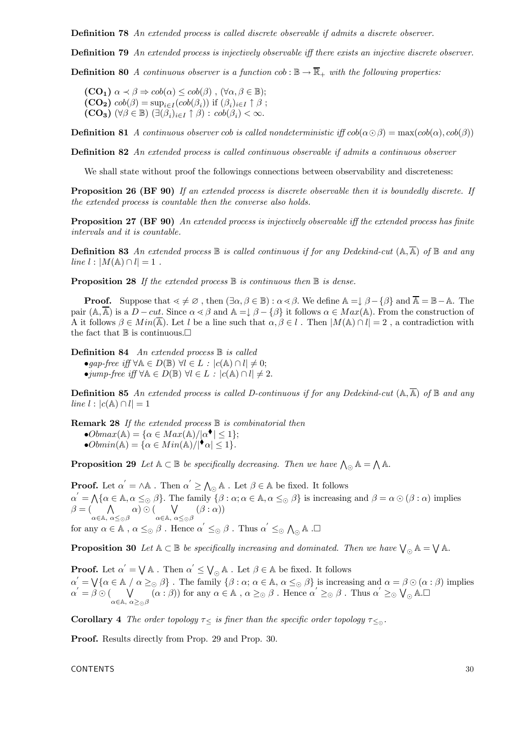**Definition 78** *An extended process is called discrete observable if admits a discrete observer.*

**Definition 79** *An extended process is injectively observable iff there exists an injective discrete observer.*

**Definition 80** *A continuous observer is a function $cob : \mathbb{B} \to \overline{\mathbb{R}}_+$ with the following properties:*

**(CO$_1$)** $\alpha \prec \beta \Rightarrow cob(\alpha) \leq cob(\beta)$ , $(\forall \alpha, \beta \in \mathbb{B})$;
**(CO$_2$)** $cob(\beta) = \sup_{i \in I}(cob(\beta_i))$ if $(\beta_i)_{i \in I} \uparrow \beta$ ;
**(CO$_3$)** $(\forall \beta \in \mathbb{B})$ $(\exists (\beta_i)_{i \in I} \uparrow \beta)$ : $cob(\beta_i) < \infty$.

**Definition 81** *A continuous observer cob is called nondeterministic iff $cob(\alpha \odot \beta) = \max(cob(\alpha), cob(\beta))$*

**Definition 82** *An extended process is called continuous observable if admits a continuous observer*

We shall state without proof the followings connections between observability and discreteness:

**Proposition 26 (BF 90)** *If an extended process is discrete observable then it is boundedly discrete. If the extended process is countable then the converse also holds.*

**Proposition 27 (BF 90)** *An extended process is injectively observable iff the extended process has finite intervals and it is countable.*

**Definition 83** *An extended process $\mathbb{B}$ is called continuous if for any Dedekind-cut $(\mathbb{A}, \overline{\mathbb{A}})$ of $\mathbb{B}$ and any line $l : |M(\mathbb{A}) \cap l| = 1$ .*

**Proposition 28** *If the extended process $\mathbb{B}$ is continuous then $\mathbb{B}$ is dense.*

**Proof.** Suppose that $\lessdot \neq \varnothing$ , then $(\exists \alpha, \beta \in \mathbb{B}) : \alpha \lessdot \beta$. We define $\mathbb{A} = \downarrow \beta - \{\beta\}$ and $\overline{\mathbb{A}} = \mathbb{B} - \mathbb{A}$. The pair $(\mathbb{A}, \overline{\mathbb{A}})$ is a $D-cut$. Since $\alpha \lessdot \beta$ and $\mathbb{A} = \downarrow \beta - \{\beta\}$ it follows $\alpha \in Max(\mathbb{A})$. From the construction of A it follows $\beta \in Min(\overline{\mathbb{A}})$. Let $l$ be a line such that $\alpha, \beta \in l$ . Then $|M(\mathbb{A}) \cap l| = 2$ , a contradiction with the fact that $\mathbb{B}$ is continuous.□

**Definition 84** *An extended process $\mathbb{B}$ is called*
•*gap-free iff $\forall \mathbb{A} \in D(\mathbb{B})$ $\forall l \in L$ : $|c(\mathbb{A}) \cap l| \neq 0$;*
•*jump-free iff $\forall \mathbb{A} \in D(\mathbb{B})$ $\forall l \in L$ : $|c(\mathbb{A}) \cap l| \neq 2$.*

**Definition 85** *An extended process is called D-continuous if for any Dedekind-cut $(\mathbb{A}, \overline{\mathbb{A}})$ of $\mathbb{B}$ and any line $l : |c(\mathbb{A}) \cap l| = 1$*

**Remark 28** *If the extended process $\mathbb{B}$ is combinatorial then*
•$Obmax(\mathbb{A}) = \{\alpha \in Max(\mathbb{A}) / |\alpha^{\blacklozenge}| \leq 1\}$;
•$Obmin(\mathbb{A}) = \{\alpha \in Min(\mathbb{A}) / |{}^{\blacklozenge}\alpha| \leq 1\}$.

**Proposition 29** *Let $\mathbb{A} \subset \mathbb{B}$ be specifically decreasing. Then we have $\bigwedge_{\odot} \mathbb{A} = \bigwedge \mathbb{A}$.*

**Proof.** Let $\alpha' = \wedge \mathbb{A}$ . Then $\alpha' \geq \bigwedge_{\odot} \mathbb{A}$ . Let $\beta \in \mathbb{A}$ be fixed. It follows
$\alpha' = \bigwedge\{\alpha \in \mathbb{A}, \alpha \leq_{\odot} \beta\}$. The family $\{\beta : \alpha; \alpha \in \mathbb{A}, \alpha \leq_{\odot} \beta\}$ is increasing and $\beta = \alpha \odot (\beta : \alpha)$ implies
$\beta = (\bigwedge_{\alpha \in \mathbb{A},\ \alpha \leq_{\odot} \beta} \alpha) \odot (\bigvee_{\alpha \in \mathbb{A},\ \alpha \leq_{\odot} \beta} (\beta : \alpha))$
for any $\alpha \in \mathbb{A}$ , $\alpha \leq_{\odot} \beta$ . Hence $\alpha' \leq_{\odot} \beta$ . Thus $\alpha' \leq_{\odot} \bigwedge_{\odot} \mathbb{A}$ .□

**Proposition 30** *Let $\mathbb{A} \subset \mathbb{B}$ be specifically increasing and dominated. Then we have $\bigvee_{\odot} \mathbb{A} = \bigvee \mathbb{A}$.*

**Proof.** Let $\alpha' = \bigvee \mathbb{A}$ . Then $\alpha' \leq \bigvee_{\odot} \mathbb{A}$ . Let $\beta \in \mathbb{A}$ be fixed. It follows
$\alpha' = \bigvee\{\alpha \in \mathbb{A} \ / \ \alpha \geq_{\odot} \beta\}$ . The family $\{\beta : \alpha; \alpha \in \mathbb{A}, \alpha \leq_{\odot} \beta\}$ is increasing and $\alpha = \beta \odot (\alpha : \beta)$ implies
$\alpha' = \beta \odot (\bigvee_{\alpha \in \mathbb{A},\ \alpha \geq_{\odot} \beta} (\alpha : \beta))$ for any $\alpha \in \mathbb{A}$ , $\alpha \geq_{\odot} \beta$ . Hence $\alpha' \geq_{\odot} \beta$ . Thus $\alpha' \geq_{\odot} \bigvee_{\odot} \mathbb{A}$.□

**Corollary 4** *The order topology $\tau_{\leq}$ is finer than the specific order topology $\tau_{\leq_{\odot}}$.*

**Proof.** Results directly from Prop. 29 and Prop. 30.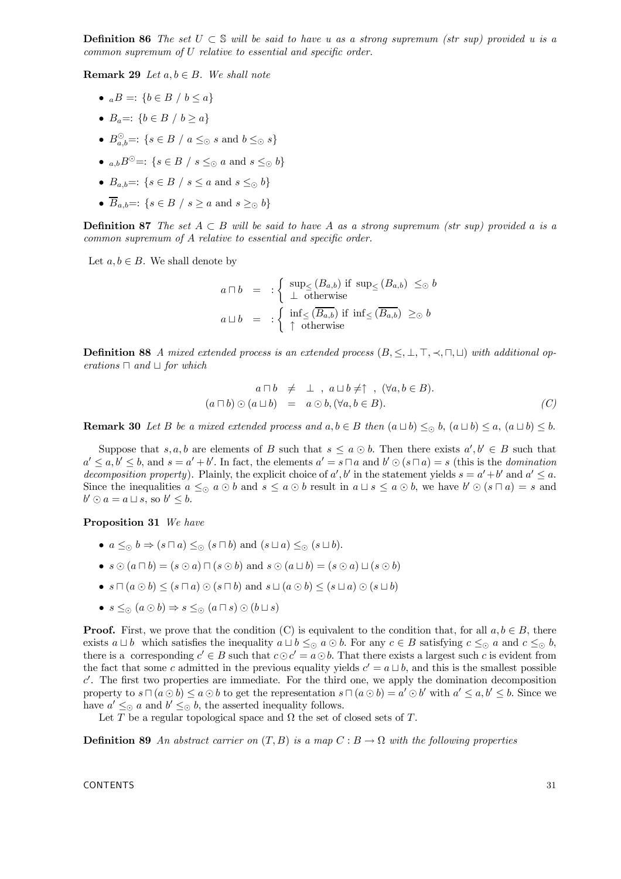**Definition 86** *The set $U \subset \mathbb{S}$ will be said to have $u$ as a strong supremum (str sup) provided $u$ is a common supremum of $U$ relative to essential and specific order.*

**Remark 29** *Let $a, b \in B$. We shall note*

- ${}_aB =: \{b \in B \ / \ b \leq a\}$
- $B_a =: \{b \in B \ / \ b \geq a\}$
- $B^{\odot}_{a,b} =: \{s \in B \ / \ a \leq_{\odot} s \text{ and } b \leq_{\odot} s\}$
- ${}_{a,b}B^{\odot} =: \{s \in B \ / \ s \leq_{\odot} a \text{ and } s \leq_{\odot} b\}$
- $B_{a,b} =: \{s \in B \ / \ s \leq a \text{ and } s \leq_{\odot} b\}$
- $\overline{B}_{a,b} =: \{s \in B \ / \ s \geq a \text{ and } s \geq_{\odot} b\}$

**Definition 87** *The set $A \subset B$ will be said to have $A$ as a strong supremum (str sup) provided $a$ is a common supremum of $A$ relative to essential and specific order.*

Let $a, b \in B$. We shall denote by

$$
\begin{aligned}
a \sqcap b \ &= \ : \begin{cases} \sup_{\leq}(B_{a,b}) \text{ if } \sup_{\leq}(B_{a,b}) \ \leq_{\odot} b \\ \perp \ \text{otherwise} \end{cases} \\
a \sqcup b \ &= \ : \begin{cases} \inf_{\leq}(\overline{B_{a,b}}) \text{ if } \inf_{\leq}(\overline{B_{a,b}}) \ \geq_{\odot} b \\ \uparrow \ \text{otherwise} \end{cases}
\end{aligned}
$$

**Definition 88** *A mixed extended process is an extended process $(B, \leq, \perp, \top, \prec, \sqcap, \sqcup)$ with additional operations $\sqcap$ and $\sqcup$ for which*

$$
\begin{aligned}
a \sqcap b \ &\neq \ \perp \ , \ a \sqcup b \neq \uparrow \ , \ (\forall a, b \in B). \\
(a \sqcap b) \odot (a \sqcup b) \ &= \ a \odot b, (\forall a, b \in B). \qquad (C)
\end{aligned}
$$

**Remark 30** *Let $B$ be a mixed extended process and $a, b \in B$ then $(a \sqcup b) \leq_{\odot} b$, $(a \sqcup b) \leq a$, $(a \sqcup b) \leq b$.*

Suppose that $s, a, b$ are elements of $B$ such that $s \leq a \odot b$. Then there exists $a', b' \in B$ such that $a' \leq a, b' \leq b$, and $s = a' + b'$. In fact, the elements $a' = s \sqcap a$ and $b' \odot (s \sqcap a) = s$ (this is the *domination decomposition property*). Plainly, the explicit choice of $a', b'$ in the statement yields $s = a' + b'$ and $a' \leq a$. Since the inequalities $a \leq_{\odot} a \odot b$ and $s \leq a \odot b$ result in $a \sqcup s \leq a \odot b$, we have $b' \odot (s \sqcap a) = s$ and $b' \odot a = a \sqcup s$, so $b' \leq b$.

**Proposition 31** *We have*

- $a \leq_{\odot} b \Rightarrow (s \sqcap a) \leq_{\odot} (s \sqcap b)$ and $(s \sqcup a) \leq_{\odot} (s \sqcup b)$.
- $s \odot (a \sqcap b) = (s \odot a) \sqcap (s \odot b)$ and $s \odot (a \sqcup b) = (s \odot a) \sqcup (s \odot b)$
- $s \sqcap (a \odot b) \leq (s \sqcap a) \odot (s \sqcap b)$ and $s \sqcup (a \odot b) \leq (s \sqcup a) \odot (s \sqcup b)$
- $s \leq_{\odot} (a \odot b) \Rightarrow s \leq_{\odot} (a \sqcap s) \odot (b \sqcup s)$

**Proof.** First, we prove that the condition (C) is equivalent to the condition that, for all $a, b \in B$, there exists $a \sqcup b$ which satisfies the inequality $a \sqcup b \leq_{\odot} a \odot b$. For any $c \in B$ satisfying $c \leq_{\odot} a$ and $c \leq_{\odot} b$, there is a corresponding $c' \in B$ such that $c \odot c' = a \odot b$. That there exists a largest such $c$ is evident from the fact that some $c$ admitted in the previous equality yields $c' = a \sqcup b$, and this is the smallest possible $c'$. The first two properties are immediate. For the third one, we apply the domination decomposition property to $s \sqcap (a \odot b) \leq a \odot b$ to get the representation $s \sqcap (a \odot b) = a' \odot b'$ with $a' \leq a, b' \leq b$. Since we have $a' \leq_{\odot} a$ and $b' \leq_{\odot} b$, the asserted inequality follows.

Let $T$ be a regular topological space and $\Omega$ the set of closed sets of $T$.

**Definition 89** *An abstract carrier on $(T, B)$ is a map $C : B \to \Omega$ with the following properties*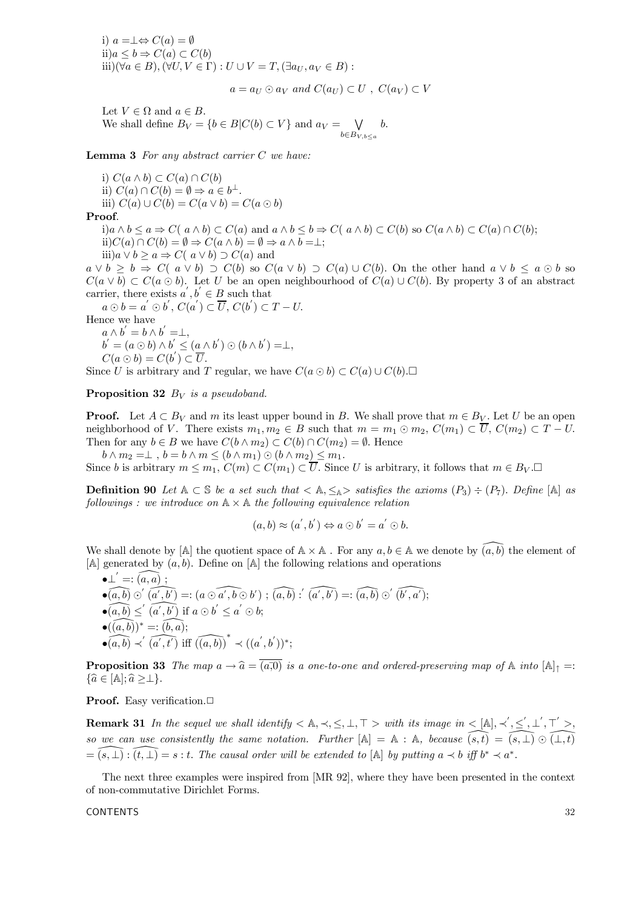i) $a=\perp \Leftrightarrow C(a)=\emptyset$

ii) $a\leq b \Rightarrow C(a)\subset C(b)$

iii) $(\forall a\in B),(\forall U,V\in\Gamma): U\cup V=T, (\exists a_U,a_V\in B):$

$$a=a_U\odot a_V \text{ and } C(a_U)\subset U\ ,\ C(a_V)\subset V$$

Let $V\in\Omega$ and $a\in B$.
We shall define $B_V=\{b\in B|C(b)\subset V\}$ and $a_V=\bigvee_{b\in B_{V,b\leq a}} b$.

**Lemma 3** *For any abstract carrier $C$ we have:*

i) $C(a\wedge b)\subset C(a)\cap C(b)$

ii) $C(a)\cap C(b)=\emptyset \Rightarrow a\in b^{\perp}$.

iii) $C(a)\cup C(b)=C(a\vee b)=C(a\odot b)$

**Proof**.

i) $a\wedge b\leq a\Rightarrow C(\ a\wedge b)\subset C(a)$ and $a\wedge b\leq b\Rightarrow C(\ a\wedge b)\subset C(b)$ so $C(a\wedge b)\subset C(a)\cap C(b)$;

ii) $C(a)\cap C(b)=\emptyset\Rightarrow C(a\wedge b)=\emptyset\Rightarrow a\wedge b=\perp$;

iii) $a\vee b\geq a\Rightarrow C(\ a\vee b)\supset C(a)$ and $a\vee b\geq b\Rightarrow C(\ a\vee b)\supset C(b)$ so $C(a\vee b)\supset C(a)\cup C(b)$. On the other hand $a\vee b\leq a\odot b$ so $C(a\vee b)\subset C(a\odot b)$. Let $U$ be an open neighbourhood of $C(a)\cup C(b)$. By property 3 of an abstract carrier, there exists $a',b'\in B$ such that

$a\odot b=a'\odot b'$, $C(a')\subset\overline{U}$, $C(b')\subset T-U$.

Hence we have

$a\wedge b'=b\wedge b'=\perp$,

$b'=(a\odot b)\wedge b'\leq(a\wedge b')\odot(b\wedge b')=\perp$,

$C(a\odot b)=C(b')\subset\overline{U}$.

Since $U$ is arbitrary and $T$ regular, we have $C(a\odot b)\subset C(a)\cup C(b)$.□

**Proposition 32** *$B_V$ is a pseudoband.*

**Proof.** Let $A\subset B_V$ and $m$ its least upper bound in $B$. We shall prove that $m\in B_V$. Let $U$ be an open neighborhood of $V$. There exists $m_1,m_2\in B$ such that $m=m_1\odot m_2$, $C(m_1)\subset\overline{U}$, $C(m_2)\subset T-U$. Then for any $b\in B$ we have $C(b\wedge m_2)\subset C(b)\cap C(m_2)=\emptyset$. Hence

$b\wedge m_2=\perp$ , $b=b\wedge m\leq(b\wedge m_1)\odot(b\wedge m_2)\leq m_1$.

Since $b$ is arbitrary $m\leq m_1$, $C(m)\subset C(m_1)\subset\overline{U}$. Since $U$ is arbitrary, it follows that $m\in B_V$.□

**Definition 90** *Let $\mathbb{A}\subset\mathbb{S}$ be a set such that $<\mathbb{A},\leq_{\mathbb{A}}>$ satisfies the axioms $(P_3)\div(P_7)$. Define $[\mathbb{A}]$ as followings : we introduce on $\mathbb{A}\times\mathbb{A}$ the following equivalence relation*

$$(a,b)\approx(a',b')\Leftrightarrow a\odot b'=a'\odot b.$$

We shall denote by $[\mathbb{A}]$ the quotient space of $\mathbb{A}\times\mathbb{A}$ . For any $a,b\in\mathbb{A}$ we denote by $\widehat{(a,b)}$ the element of $[\mathbb{A}]$ generated by $(a,b)$. Define on $[\mathbb{A}]$ the following relations and operations

- $\perp' =:\widehat{(a,a)}$ ;
- $\widehat{(a,b)}\odot'\widehat{(a',b')}=:\widehat{(a\odot a',b\odot b')}$ ; $\widehat{(a,b)}:'\widehat{(a',b')}=:\widehat{(a,b)}\odot'\widehat{(b',a')}$;
- $\widehat{(a,b)}\leq'\widehat{(a',b')}$ if $a\odot b'\leq a'\odot b$;
- $(\widehat{(a,b)})^*=:\widehat{(b,a)}$;
- $\widehat{(a,b)}\prec'\widehat{(a',t')}$ iff $\widehat{((a,b))}^*\prec((a',b'))^*$;

**Proposition 33** *The map $a\to\widehat{a}=\overline{(a,0)}$ is a one-to-one and ordered-preserving map of $\mathbb{A}$ into $[\mathbb{A}]_{\uparrow}=:\{\widehat{a}\in[\mathbb{A}];\widehat{a}\geq\perp\}$.*

**Proof.** Easy verification.□

**Remark 31** *In the sequel we shall identify $<\mathbb{A},\prec,\leq,\perp,\top>$ with its image in $<[\mathbb{A}],\prec',\leq',\perp',\top'>$, so we can use consistently the same notation. Further $[\mathbb{A}]=\mathbb{A}:\mathbb{A}$, because $\widehat{(s,t)}=\widehat{(s,\perp)}\odot\widehat{(\perp,t)}$ $=\widehat{(s,\perp)}:\widehat{(t,\perp)}=s:t$. The causal order will be extended to $[\mathbb{A}]$ by putting $a\prec b$ iff $b^*\prec a^*$.*

The next three examples were inspired from [MR 92], where they have been presented in the context of non-commutative Dirichlet Forms.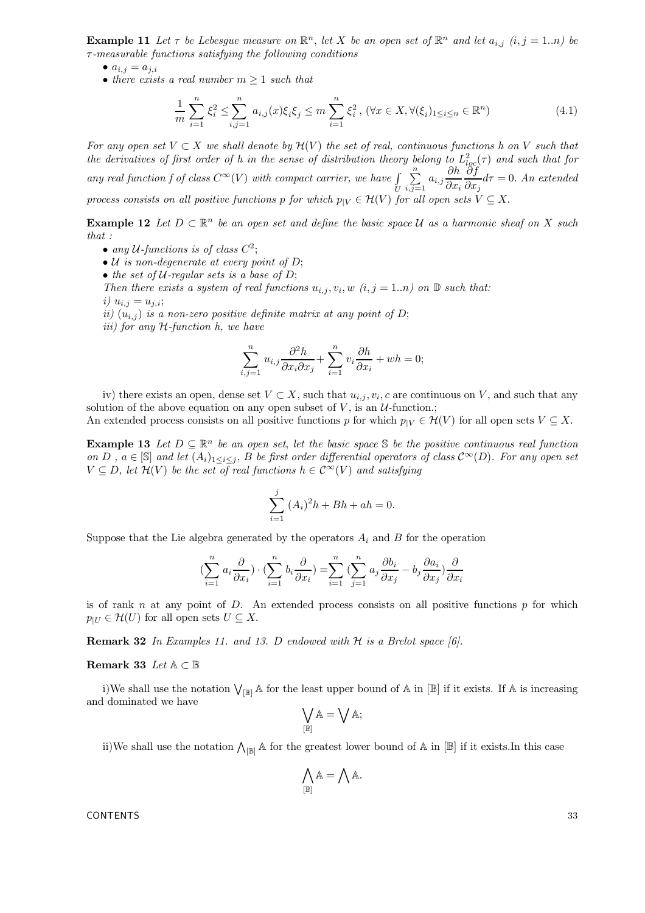**Example 11** *Let $\tau$ be Lebesgue measure on $\mathbb{R}^n$, let $X$ be an open set of $\mathbb{R}^n$ and let $a_{i,j}$ $(i,j = 1..n)$ be $\tau$-measurable functions satisfying the following conditions*

- $a_{i,j} = a_{j,i}$
- *there exists a real number $m \geq 1$ such that*

$$\frac{1}{m}\sum_{i=1}^{n}\xi_i^2 \leq \sum_{i,j=1}^{n} a_{i,j}(x)\xi_i\xi_j \leq m\sum_{i=1}^{n}\xi_i^2\,,\ (\forall x \in X, \forall(\xi_i)_{1\leq i\leq n} \in \mathbb{R}^n) \tag{4.1}$$

*For any open set $V \subset X$ we shall denote by $\mathcal{H}(V)$ the set of real, continuous functions $h$ on $V$ such that the derivatives of first order of $h$ in the sense of distribution theory belong to $L^2_{loc}(\tau)$ and such that for any real function $f$ of class $C^\infty(V)$ with compact carrier, we have $\int\limits_U \sum\limits_{i,j=1}^{n} a_{i,j}\frac{\partial h}{\partial x_i}\frac{\partial f}{\partial x_j}d\tau = 0$. An extended process consists on all positive functions $p$ for which $p_{|V} \in \mathcal{H}(V)$ for all open sets $V \subseteq X$.*

**Example 12** *Let $D \subset \mathbb{R}^n$ be an open set and define the basic space $\mathcal{U}$ as a harmonic sheaf on $X$ such that :*

- *any $\mathcal{U}$-functions is of class $C^2$;*
- *$\mathcal{U}$ is non-degenerate at every point of $D$;*
- *the set of $\mathcal{U}$-regular sets is a base of $D$;*

*Then there exists a system of real functions $u_{i,j}, v_i, w$ $(i,j = 1..n)$ on $\mathbb{D}$ such that:*

*i) $u_{i,j} = u_{j,i}$;*

*ii) $(u_{i,j})$ is a non-zero positive definite matrix at any point of $D$;*

*iii) for any $\mathcal{H}$-function $h$, we have*

$$\sum_{i,j=1}^{n} u_{i,j}\frac{\partial^2 h}{\partial x_i \partial x_j} + \sum_{i=1}^{n} v_i\frac{\partial h}{\partial x_i} + wh = 0;$$

iv) there exists an open, dense set $V \subset X$, such that $u_{i,j}, v_i, c$ are continuous on $V$, and such that any solution of the above equation on any open subset of $V$, is an $\mathcal{U}$-function.;

An extended process consists on all positive functions $p$ for which $p_{|V} \in \mathcal{H}(V)$ for all open sets $V \subseteq X$.

**Example 13** *Let $D \subseteq \mathbb{R}^n$ be an open set, let the basic space $\mathbb{S}$ be the positive continuous real function on $D$ , $a \in [\mathbb{S}]$ and let $(A_i)_{1\leq i\leq j}$, $B$ be first order differential operators of class $\mathcal{C}^\infty(D)$. For any open set $V \subseteq D$, let $\mathcal{H}(V)$ be the set of real functions $h \in \mathcal{C}^\infty(V)$ and satisfying*

$$\sum_{i=1}^{j}(A_i)^2 h + Bh + ah = 0.$$

Suppose that the Lie algebra generated by the operators $A_i$ and $B$ for the operation

$$\left(\sum_{i=1}^{n} a_i\frac{\partial}{\partial x_i}\right)\cdot\left(\sum_{i=1}^{n} b_i\frac{\partial}{\partial x_i}\right) = \sum_{i=1}^{n}\left(\sum_{j=1}^{n} a_j\frac{\partial b_i}{\partial x_j} - b_j\frac{\partial a_i}{\partial x_j}\right)\frac{\partial}{\partial x_i}$$

is of rank $n$ at any point of $D$. An extended process consists on all positive functions $p$ for which $p_{|U} \in \mathcal{H}(U)$ for all open sets $U \subseteq X$.

**Remark 32** *In Examples 11. and 13. $D$ endowed with $\mathcal{H}$ is a Brelot space [6].*

**Remark 33** *Let $\mathbb{A} \subset \mathbb{B}$*

i)We shall use the notation $\bigvee_{[\mathbb{B}]}\mathbb{A}$ for the least upper bound of $\mathbb{A}$ in $[\mathbb{B}]$ if it exists. If $\mathbb{A}$ is increasing and dominated we have

$$\bigvee_{[\mathbb{B}]}\mathbb{A} = \bigvee\mathbb{A};$$

ii)We shall use the notation $\bigwedge_{[\mathbb{B}]}\mathbb{A}$ for the greatest lower bound of $\mathbb{A}$ in $[\mathbb{B}]$ if it exists.In this case

$$\bigwedge_{[\mathbb{B}]}\mathbb{A} = \bigwedge\mathbb{A}.$$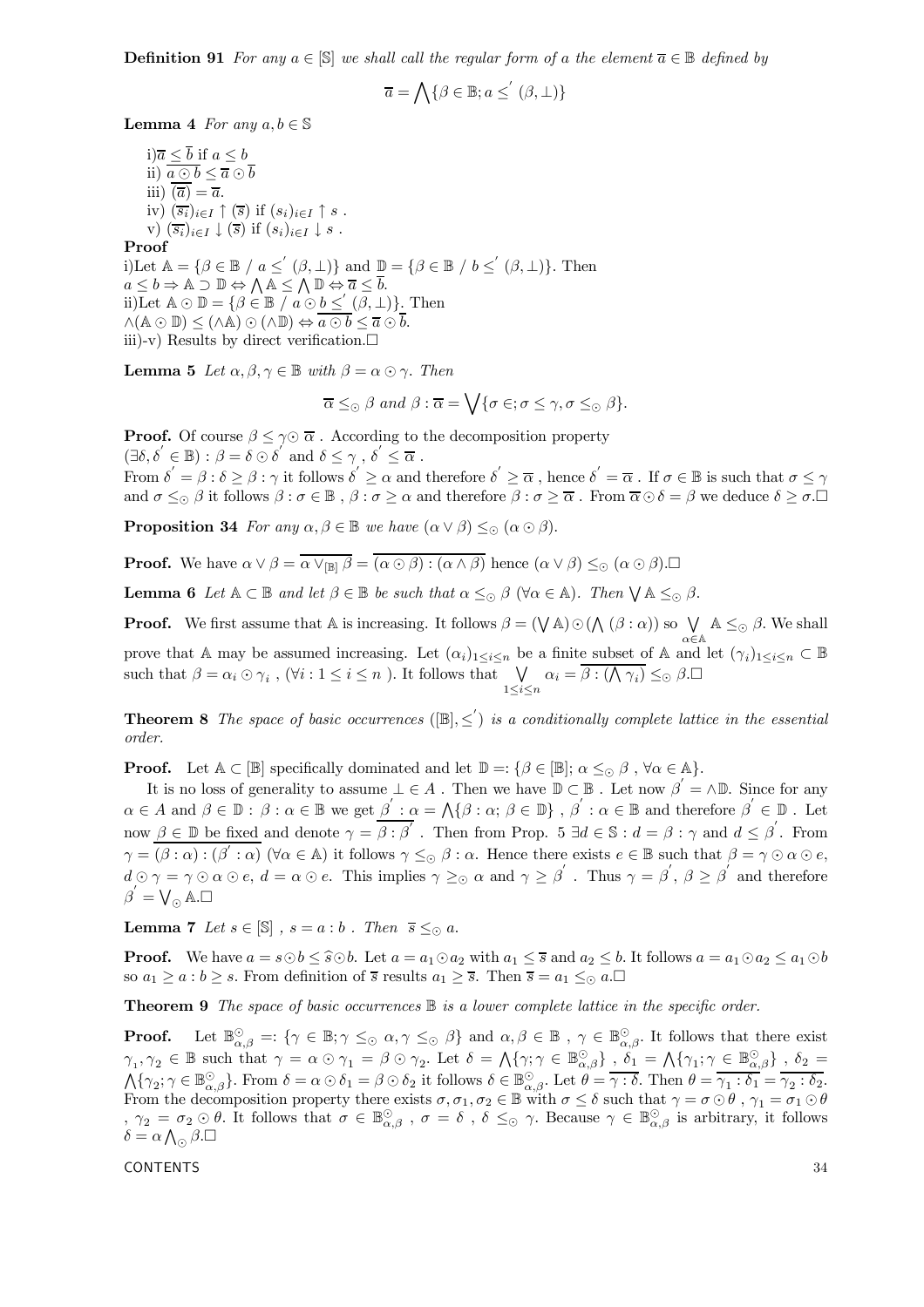**Definition 91** *For any $a \in [\mathbb{S}]$ we shall call the regular form of $a$ the element $\overline{a} \in \mathbb{B}$ defined by*

$$\overline{a} = \bigwedge\{\beta \in \mathbb{B}; a \leq^{'} (\beta, \bot)\}$$

**Lemma 4** *For any $a, b \in \mathbb{S}$*

i) $\overline{a} \leq \overline{b}$ if $a \leq b$
ii) $\overline{a \odot b} \leq \overline{a} \odot \overline{b}$
iii) $\overline{(\overline{a})} = \overline{a}$.
iv) $(\overline{s_i})_{i \in I} \uparrow (\overline{s})$ if $(s_i)_{i \in I} \uparrow s$ .
v) $(\overline{s_i})_{i \in I} \downarrow (\overline{s})$ if $(s_i)_{i \in I} \downarrow s$ .

**Proof**
i)Let $\mathbb{A} = \{\beta \in \mathbb{B} \ / \ a \leq^{'} (\beta, \bot)\}$ and $\mathbb{D} = \{\beta \in \mathbb{B} \ / \ b \leq^{'} (\beta, \bot)\}$. Then $a \leq b \Rightarrow \mathbb{A} \supset \mathbb{D} \Leftrightarrow \bigwedge \mathbb{A} \leq \bigwedge \mathbb{D} \Leftrightarrow \overline{a} \leq \overline{b}$.
ii)Let $\mathbb{A} \odot \mathbb{D} = \{\beta \in \mathbb{B} \ / \ a \odot b \leq^{'} (\beta, \bot)\}$. Then $\wedge(\mathbb{A} \odot \mathbb{D}) \leq (\wedge\mathbb{A}) \odot (\wedge\mathbb{D}) \Leftrightarrow \overline{a \odot b} \leq \overline{a} \odot \overline{b}$.
iii)-v) Results by direct verification.□

**Lemma 5** *Let $\alpha, \beta, \gamma \in \mathbb{B}$ with $\beta = \alpha \odot \gamma$. Then*

$$\overline{\alpha} \leq_{\odot} \beta \text{ and } \beta : \overline{\alpha} = \bigvee\{\sigma \in; \sigma \leq \gamma, \sigma \leq_{\odot} \beta\}.$$

**Proof.** Of course $\beta \leq \gamma \odot \overline{\alpha}$ . According to the decomposition property $(\exists \delta, \delta^{'} \in \mathbb{B}) : \beta = \delta \odot \delta^{'}$ and $\delta \leq \gamma$ , $\delta^{'} \leq \overline{\alpha}$ .
From $\delta^{'} = \beta : \delta \geq \beta : \gamma$ it follows $\delta^{'} \geq \alpha$ and therefore $\delta^{'} \geq \overline{\alpha}$ , hence $\delta^{'} = \overline{\alpha}$ . If $\sigma \in \mathbb{B}$ is such that $\sigma \leq \gamma$ and $\sigma \leq_{\odot} \beta$ it follows $\beta : \sigma \in \mathbb{B}$ , $\beta : \sigma \geq \alpha$ and therefore $\beta : \sigma \geq \overline{\alpha}$ . From $\overline{\alpha} \odot \delta = \beta$ we deduce $\delta \geq \sigma$.□

**Proposition 34** *For any $\alpha, \beta \in \mathbb{B}$ we have $(\alpha \vee \beta) \leq_{\odot} (\alpha \odot \beta)$.*

**Proof.** We have $\alpha \vee \beta = \overline{\alpha \vee_{[\mathbb{B}]} \beta} = \overline{(\alpha \odot \beta) : (\alpha \wedge \beta)}$ hence $(\alpha \vee \beta) \leq_{\odot} (\alpha \odot \beta)$.□

**Lemma 6** *Let $\mathbb{A} \subset \mathbb{B}$ and let $\beta \in \mathbb{B}$ be such that $\alpha \leq_{\odot} \beta$ $(\forall \alpha \in \mathbb{A})$. Then $\bigvee \mathbb{A} \leq_{\odot} \beta$.*

**Proof.** We first assume that $\mathbb{A}$ is increasing. It follows $\beta = (\bigvee \mathbb{A}) \odot (\bigwedge (\beta : \alpha))$ so $\bigvee_{\alpha \in \mathbb{A}} \mathbb{A} \leq_{\odot} \beta$. We shall prove that $\mathbb{A}$ may be assumed increasing. Let $(\alpha_i)_{1 \leq i \leq n}$ be a finite subset of $\mathbb{A}$ and let $(\gamma_i)_{1 \leq i \leq n} \subset \mathbb{B}$ such that $\beta = \alpha_i \odot \gamma_i$ , $(\forall i : 1 \leq i \leq n$ ). It follows that $\bigvee_{1 \leq i \leq n} \alpha_i = \overline{\beta : (\bigwedge \gamma_i)} \leq_{\odot} \beta$.□

**Theorem 8** *The space of basic occurrences $([\mathbb{B}], \leq^{'})$ is a conditionally complete lattice in the essential order.*

**Proof.** Let $\mathbb{A} \subset [\mathbb{B}]$ specifically dominated and let $\mathbb{D} =: \{\beta \in [\mathbb{B}]; \alpha \leq_{\odot} \beta \ , \forall \alpha \in \mathbb{A}\}$.

It is no loss of generality to assume $\bot \in A$ . Then we have $\mathbb{D} \subset \mathbb{B}$ . Let now $\beta^{'} = \wedge \mathbb{D}$. Since for any $\alpha \in A$ and $\beta \in \mathbb{D}$ : $\beta : \alpha \in \mathbb{B}$ we get $\beta^{'} : \alpha = \bigwedge\{\beta : \alpha; \beta \in \mathbb{D}\}$ , $\beta^{'} : \alpha \in \mathbb{B}$ and therefore $\beta^{'} \in \mathbb{D}$ . Let now $\beta \in \mathbb{D}$ be fixed and denote $\gamma = \overline{\beta : \beta^{'}}$ . Then from Prop. 5 $\exists d \in \mathbb{S} : d = \beta : \gamma$ and $d \leq \beta^{'}$. From $\gamma = \overline{(\beta : \alpha) : (\beta^{'} : \alpha)}$ $(\forall \alpha \in \mathbb{A})$ it follows $\gamma \leq_{\odot} \beta : \alpha$. Hence there exists $e \in \mathbb{B}$ such that $\beta = \gamma \odot \alpha \odot e$, $d \odot \gamma = \gamma \odot \alpha \odot e$, $d = \alpha \odot e$. This implies $\gamma \geq_{\odot} \alpha$ and $\gamma \geq \beta^{'}$ . Thus $\gamma = \beta^{'}$, $\beta \geq \beta^{'}$ and therefore $\beta^{'} = \bigvee_{\odot} \mathbb{A}$.□

**Lemma 7** *Let $s \in [\mathbb{S}]$ , $s = a : b$ . Then $\overline{s} \leq_{\odot} a$.*

**Proof.** We have $a = s \odot b \leq \widehat{s} \odot b$. Let $a = a_1 \odot a_2$ with $a_1 \leq \overline{s}$ and $a_2 \leq b$. It follows $a = a_1 \odot a_2 \leq a_1 \odot b$ so $a_1 \geq a : b \geq s$. From definition of $\overline{s}$ results $a_1 \geq \overline{s}$. Then $\overline{s} = a_1 \leq_{\odot} a$.□

**Theorem 9** *The space of basic occurrences $\mathbb{B}$ is a lower complete lattice in the specific order.*

**Proof.** Let $\mathbb{B}^{\odot}_{\alpha,\beta} =: \{\gamma \in \mathbb{B}; \gamma \leq_{\odot} \alpha, \gamma \leq_{\odot} \beta\}$ and $\alpha, \beta \in \mathbb{B}$ , $\gamma \in \mathbb{B}^{\odot}_{\alpha,\beta}$. It follows that there exist $\gamma_1, \gamma_2 \in \mathbb{B}$ such that $\gamma = \alpha \odot \gamma_1 = \beta \odot \gamma_2$. Let $\delta = \bigwedge\{\gamma; \gamma \in \mathbb{B}^{\odot}_{\alpha,\beta}\}$ , $\delta_1 = \bigwedge\{\gamma_1; \gamma \in \mathbb{B}^{\odot}_{\alpha,\beta}\}$ , $\delta_2 = \bigwedge\{\gamma_2; \gamma \in \mathbb{B}^{\odot}_{\alpha,\beta}\}$. From $\delta = \alpha \odot \delta_1 = \beta \odot \delta_2$ it follows $\delta \in \mathbb{B}^{\odot}_{\alpha,\beta}$. Let $\theta = \overline{\gamma : \delta}$. Then $\theta = \overline{\gamma_1 : \delta_1} = \overline{\gamma_2 : \delta_2}$. From the decomposition property there exists $\sigma, \sigma_1, \sigma_2 \in \mathbb{B}$ with $\sigma \leq \delta$ such that $\gamma = \sigma \odot \theta$ , $\gamma_1 = \sigma_1 \odot \theta$ , $\gamma_2 = \sigma_2 \odot \theta$. It follows that $\sigma \in \mathbb{B}^{\odot}_{\alpha,\beta}$ , $\sigma = \delta$ , $\delta \leq_{\odot} \gamma$. Because $\gamma \in \mathbb{B}^{\odot}_{\alpha,\beta}$ is arbitrary, it follows $\delta = \alpha \bigwedge_{\odot} \beta$.□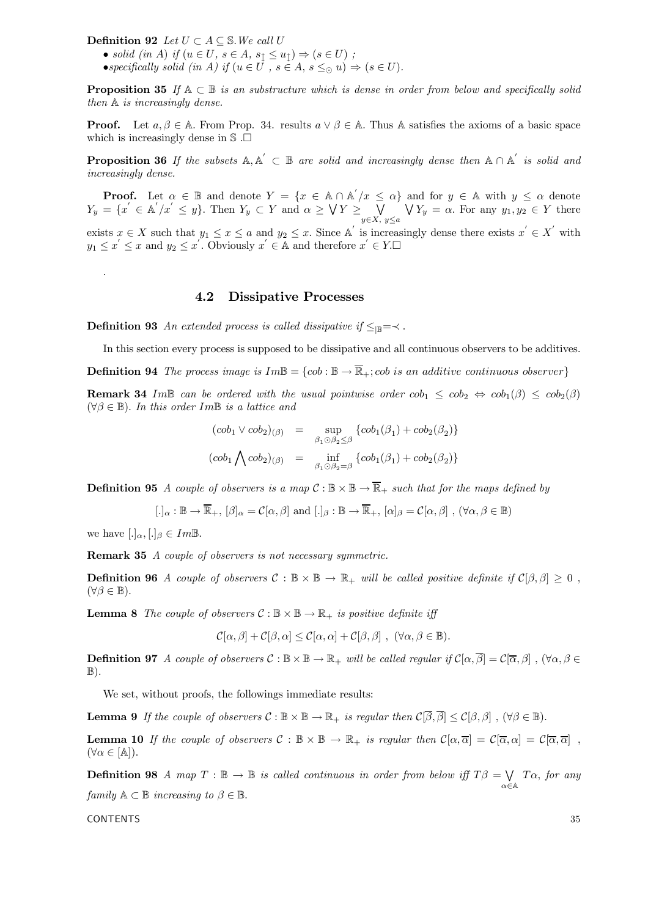**Definition 92** *Let $U \subset A \subseteq \mathbb{S}$. We call $U$*

- *solid (in A) if $(u \in U,\ s \in A,\ s_{\updownarrow} \leq u_{\updownarrow}) \Rightarrow (s \in U)$ ;*
- *specifically solid (in A) if $(u \in U\ ,\ s \in A,\ s \leq_{\odot} u) \Rightarrow (s \in U)$.*

**Proposition 35** *If $\mathbb{A} \subset \mathbb{B}$ is an substructure which is dense in order from below and specifically solid then $\mathbb{A}$ is increasingly dense.*

**Proof.** Let $a, \beta \in \mathbb{A}$. From Prop. 34. results $a \vee \beta \in \mathbb{A}$. Thus $\mathbb{A}$ satisfies the axioms of a basic space which is increasingly dense in $\mathbb{S}$ .□

**Proposition 36** *If the subsets $\mathbb{A}, \mathbb{A}' \subset \mathbb{B}$ are solid and increasingly dense then $\mathbb{A} \cap \mathbb{A}'$ is solid and increasingly dense.*

**Proof.** Let $\alpha \in \mathbb{B}$ and denote $Y = \{x \in \mathbb{A} \cap \mathbb{A}'/x \leq \alpha\}$ and for $y \in \mathbb{A}$ with $y \leq \alpha$ denote $Y_y = \{x' \in \mathbb{A}'/x' \leq y\}$. Then $Y_y \subset Y$ and $\alpha \geq \bigvee Y \geq \bigvee_{y \in X,\ y \leq a} \bigvee Y_y = \alpha$. For any $y_1, y_2 \in Y$ there exists $x \in X$ such that $y_1 \leq x \leq a$ and $y_2 \leq x$. Since $\mathbb{A}'$ is increasingly dense there exists $x' \in X'$ with $y_1 \leq x' \leq x$ and $y_2 \leq x'$. Obviously $x' \in \mathbb{A}$ and therefore $x' \in Y$.□

.

### 4.2 Dissipative Processes

**Definition 93** *An extended process is called dissipative if $\leq_{|\mathbb{B}} = \prec$ .*

In this section every process is supposed to be dissipative and all continuous observers to be additives.

**Definition 94** *The process image is $Im\mathbb{B} = \{cob : \mathbb{B} \to \overline{\mathbb{R}}_{+}; cob$ is an additive continuous observer$\}$*

**Remark 34** *$Im\mathbb{B}$ can be ordered with the usual pointwise order $cob_1 \leq cob_2 \Leftrightarrow cob_1(\beta) \leq cob_2(\beta)$ $(\forall \beta \in \mathbb{B})$. In this order $Im\mathbb{B}$ is a lattice and*

$$
\begin{aligned}
(cob_1 \vee cob_2)_{(\beta)} &= \sup_{\beta_1 \odot \beta_2 \leq \beta} \{cob_1(\beta_1) + cob_2(\beta_2)\} \\
(cob_1 \bigwedge cob_2)_{(\beta)} &= \inf_{\beta_1 \odot \beta_2 = \beta} \{cob_1(\beta_1) + cob_2(\beta_2)\}
\end{aligned}
$$

**Definition 95** *A couple of observers is a map $\mathcal{C} : \mathbb{B} \times \mathbb{B} \to \overline{\mathbb{R}}_{+}$ such that for the maps defined by*

$$[.]_{\alpha} : \mathbb{B} \to \overline{\mathbb{R}}_{+},\ [\beta]_{\alpha} = \mathcal{C}[\alpha, \beta] \text{ and } [.]_{\beta} : \mathbb{B} \to \overline{\mathbb{R}}_{+},\ [\alpha]_{\beta} = \mathcal{C}[\alpha, \beta]\ ,\ (\forall \alpha, \beta \in \mathbb{B})$$

we have $[.]_{\alpha}, [.]_{\beta} \in Im\mathbb{B}$.

**Remark 35** *A couple of observers is not necessary symmetric.*

**Definition 96** *A couple of observers $\mathcal{C} : \mathbb{B} \times \mathbb{B} \to \mathbb{R}_{+}$ will be called positive definite if $\mathcal{C}[\beta, \beta] \geq 0$ , $(\forall \beta \in \mathbb{B})$.*

**Lemma 8** *The couple of observers $\mathcal{C} : \mathbb{B} \times \mathbb{B} \to \mathbb{R}_{+}$ is positive definite iff*

$$\mathcal{C}[\alpha, \beta] + \mathcal{C}[\beta, \alpha] \leq \mathcal{C}[\alpha, \alpha] + \mathcal{C}[\beta, \beta]\ ,\ (\forall \alpha, \beta \in \mathbb{B}).$$

**Definition 97** *A couple of observers $\mathcal{C} : \mathbb{B} \times \mathbb{B} \to \mathbb{R}_{+}$ will be called regular if $\mathcal{C}[\alpha, \overline{\beta}] = \mathcal{C}[\overline{\alpha}, \beta]$ , $(\forall \alpha, \beta \in \mathbb{B})$.*

We set, without proofs, the followings immediate results:

**Lemma 9** *If the couple of observers $\mathcal{C} : \mathbb{B} \times \mathbb{B} \to \mathbb{R}_{+}$ is regular then $\mathcal{C}[\overline{\beta}, \overline{\beta}] \leq \mathcal{C}[\beta, \beta]$ , $(\forall \beta \in \mathbb{B})$.*

**Lemma 10** *If the couple of observers $\mathcal{C} : \mathbb{B} \times \mathbb{B} \to \mathbb{R}_{+}$ is regular then $\mathcal{C}[\alpha, \overline{\alpha}] = \mathcal{C}[\overline{\alpha}, \alpha] = \mathcal{C}[\overline{\alpha}, \overline{\alpha}]$ , $(\forall \alpha \in [\mathbb{A}])$.*

**Definition 98** *A map $T : \mathbb{B} \to \mathbb{B}$ is called continuous in order from below iff $T\beta = \bigvee_{\alpha \in \mathbb{A}} T\alpha$, for any family $\mathbb{A} \subset \mathbb{B}$ increasing to $\beta \in \mathbb{B}$.*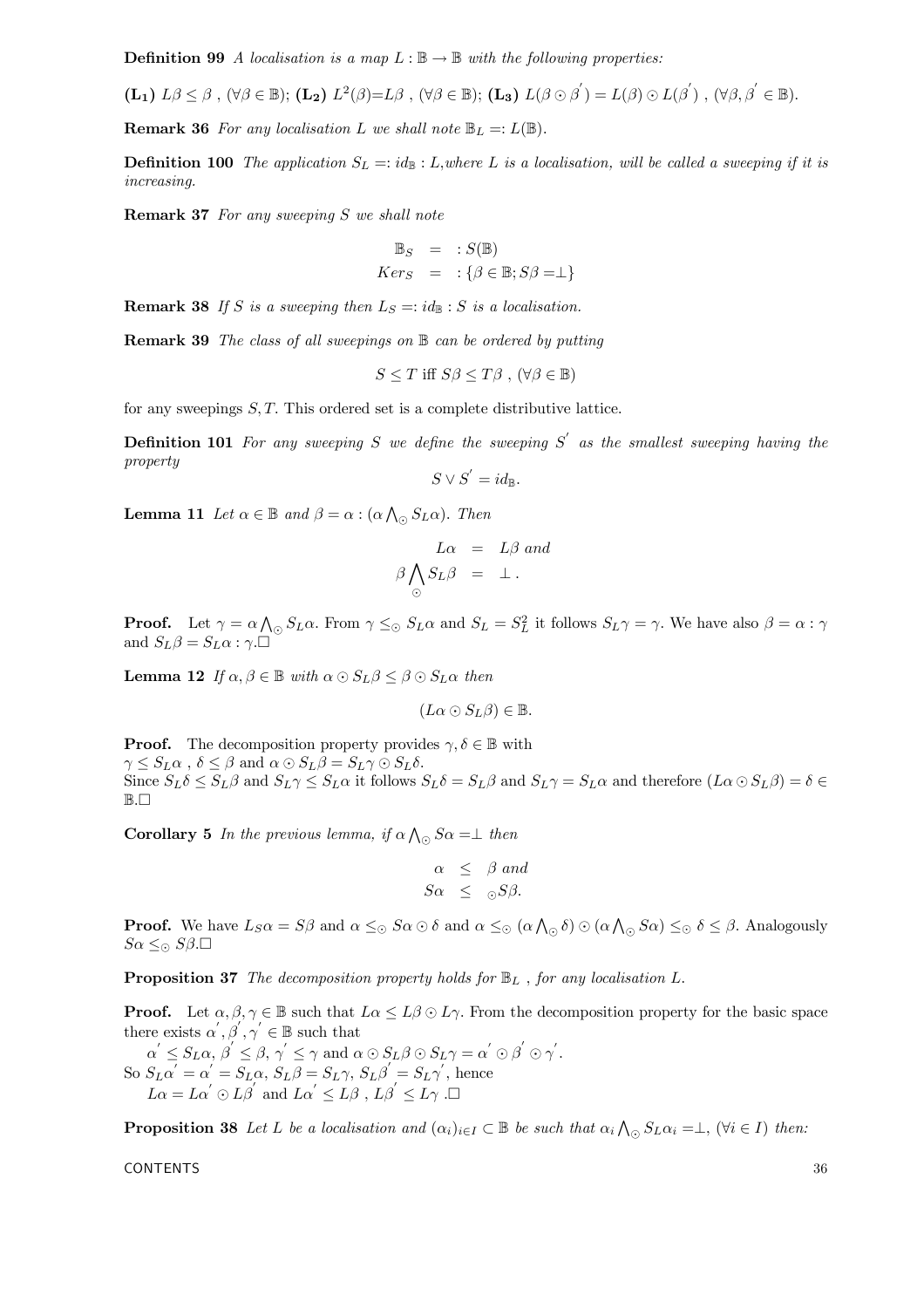**Definition 99** *A localisation is a map $L : \mathbb{B} \to \mathbb{B}$ with the following properties:*

**(L₁)** $L\beta \leq \beta$ , $(\forall\beta \in \mathbb{B})$; **(L₂)** $L^2(\beta){=}L\beta$ , $(\forall\beta \in \mathbb{B})$; **(L₃)** $L(\beta \odot \beta^{'}) = L(\beta) \odot L(\beta^{'})$ , $(\forall\beta, \beta^{'} \in \mathbb{B})$.

**Remark 36** *For any localisation $L$ we shall note $\mathbb{B}_L =: L(\mathbb{B})$.*

**Definition 100** *The application $S_L =: id_{\mathbb{B}} : L$,where $L$ is a localisation, will be called a sweeping if it is increasing.*

**Remark 37** *For any sweeping $S$ we shall note*

$$
\begin{aligned}
\mathbb{B}_S &= : S(\mathbb{B}) \\
Ker_S &= : \{\beta \in \mathbb{B}; S\beta = \perp\}
\end{aligned}
$$

**Remark 38** *If $S$ is a sweeping then $L_S =: id_{\mathbb{B}} : S$ is a localisation.*

**Remark 39** *The class of all sweepings on $\mathbb{B}$ can be ordered by putting*

$$S \leq T \text{ iff } S\beta \leq T\beta \ , \ (\forall\beta \in \mathbb{B})$$

*for any sweepings $S, T$. This ordered set is a complete distributive lattice.*

**Definition 101** *For any sweeping $S$ we define the sweeping $S^{'}$ as the smallest sweeping having the property*

$$S \vee S^{'} = id_{\mathbb{B}}.$$

**Lemma 11** *Let $\alpha \in \mathbb{B}$ and $\beta = \alpha : (\alpha \bigwedge_{\odot} S_L\alpha)$. Then*

$$
\begin{aligned}
L\alpha &= L\beta \text{ and} \\
\beta \bigwedge_{\odot} S_L\beta &= \perp .
\end{aligned}
$$

**Proof.** Let $\gamma = \alpha \bigwedge_{\odot} S_L\alpha$. From $\gamma \leq_{\odot} S_L\alpha$ and $S_L = S_L^2$ it follows $S_L\gamma = \gamma$. We have also $\beta = \alpha : \gamma$ and $S_L\beta = S_L\alpha : \gamma$.□

**Lemma 12** *If $\alpha, \beta \in \mathbb{B}$ with $\alpha \odot S_L\beta \leq \beta \odot S_L\alpha$ then*

$$(L\alpha \odot S_L\beta) \in \mathbb{B}.$$

**Proof.** The decomposition property provides $\gamma, \delta \in \mathbb{B}$ with
$\gamma \leq S_L\alpha$ , $\delta \leq \beta$ and $\alpha \odot S_L\beta = S_L\gamma \odot S_L\delta$.
Since $S_L\delta \leq S_L\beta$ and $S_L\gamma \leq S_L\alpha$ it follows $S_L\delta = S_L\beta$ and $S_L\gamma = S_L\alpha$ and therefore $(L\alpha \odot S_L\beta) = \delta \in \mathbb{B}$.□

**Corollary 5** *In the previous lemma, if $\alpha \bigwedge_{\odot} S\alpha = \perp$ then*

$$
\begin{aligned}
\alpha &\leq \beta \text{ and} \\
S\alpha &\leq {}_{\odot}S\beta.
\end{aligned}
$$

**Proof.** We have $L_S\alpha = S\beta$ and $\alpha \leq_{\odot} S\alpha \odot \delta$ and $\alpha \leq_{\odot} (\alpha \bigwedge_{\odot} \delta) \odot (\alpha \bigwedge_{\odot} S\alpha) \leq_{\odot} \delta \leq \beta$. Analogously $S\alpha \leq_{\odot} S\beta$.□

**Proposition 37** *The decomposition property holds for $\mathbb{B}_L$ , for any localisation $L$.*

**Proof.** Let $\alpha, \beta, \gamma \in \mathbb{B}$ such that $L\alpha \leq L\beta \odot L\gamma$. From the decomposition property for the basic space there exists $\alpha^{'}, \beta^{'}, \gamma^{'} \in \mathbb{B}$ such that
$\alpha^{'} \leq S_L\alpha$, $\beta^{'} \leq \beta$, $\gamma^{'} \leq \gamma$ and $\alpha \odot S_L\beta \odot S_L\gamma = \alpha^{'} \odot \beta^{'} \odot \gamma^{'}$.
So $S_L\alpha^{'} = \alpha^{'} = S_L\alpha$, $S_L\beta = S_L\gamma$, $S_L\beta^{'} = S_L\gamma^{'}$, hence
$L\alpha = L\alpha^{'} \odot L\beta^{'}$ and $L\alpha^{'} \leq L\beta$ , $L\beta^{'} \leq L\gamma$ .□

**Proposition 38** *Let $L$ be a localisation and $(\alpha_i)_{i \in I} \subset \mathbb{B}$ be such that $\alpha_i \bigwedge_{\odot} S_L\alpha_i = \perp$, $(\forall i \in I)$ then:*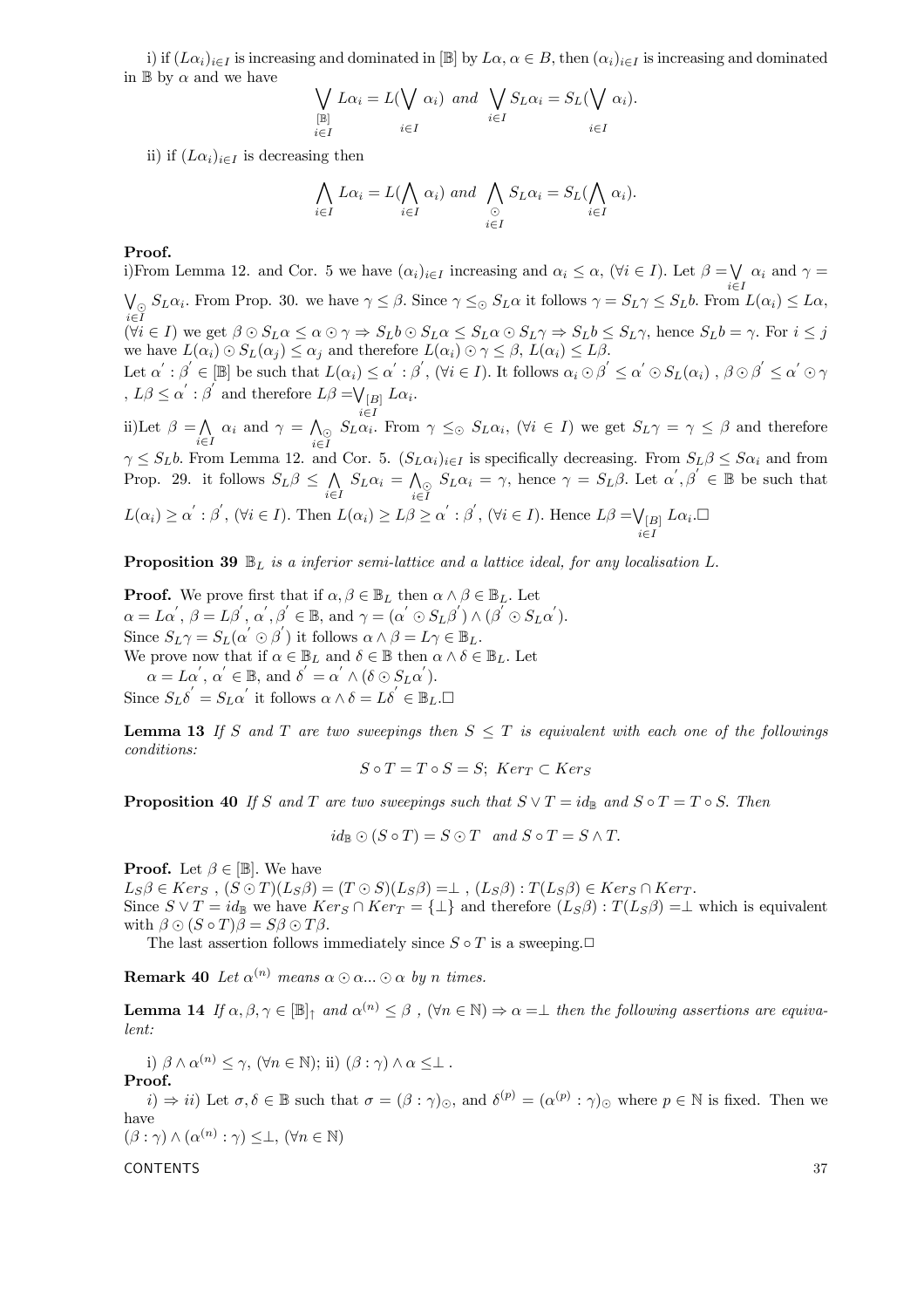i) if $(L\alpha_i)_{i\in I}$ is increasing and dominated in $[\mathbb{B}]$ by $L\alpha$, $\alpha \in B$, then $(\alpha_i)_{i\in I}$ is increasing and dominated in $\mathbb{B}$ by $\alpha$ and we have

$$\bigvee_{\substack{[\mathbb{B}]\\ i\in I}} L\alpha_i = L(\bigvee_{i\in I} \alpha_i) \ \textit{and} \ \bigvee_{i\in I} S_L\alpha_i = S_L(\bigvee_{i\in I} \alpha_i).$$

ii) if $(L\alpha_i)_{i\in I}$ is decreasing then

$$\bigwedge_{i\in I} L\alpha_i = L(\bigwedge_{i\in I} \alpha_i) \ \textit{and} \ \bigwedge_{\substack{\odot\\ i\in I}} S_L\alpha_i = S_L(\bigwedge_{i\in I} \alpha_i).$$

**Proof.**
i)From Lemma 12. and Cor. 5 we have $(\alpha_i)_{i\in I}$ increasing and $\alpha_i \le \alpha$, $(\forall i \in I)$. Let $\beta = \bigvee_{i\in I} \alpha_i$ and $\gamma = \bigvee_{\substack{\odot\\ i\in I}} S_L\alpha_i$. From Prop. 30. we have $\gamma \le \beta$. Since $\gamma \le_\odot S_L\alpha$ it follows $\gamma = S_L\gamma \le S_L b$. From $L(\alpha_i) \le L\alpha$, $(\forall i \in I)$ we get $\beta \odot S_L\alpha \le \alpha \odot \gamma \Rightarrow S_L b \odot S_L\alpha \le S_L\alpha \odot S_L\gamma \Rightarrow S_L b \le S_L\gamma$, hence $S_L b = \gamma$. For $i \le j$ we have $L(\alpha_i) \odot S_L(\alpha_j) \le \alpha_j$ and therefore $L(\alpha_i) \odot \gamma \le \beta$, $L(\alpha_i) \le L\beta$.
Let $\alpha' : \beta' \in [\mathbb{B}]$ be such that $L(\alpha_i) \le \alpha' : \beta'$, $(\forall i \in I)$. It follows $\alpha_i \odot \beta' \le \alpha' \odot S_L(\alpha_i)$ , $\beta \odot \beta' \le \alpha' \odot \gamma$ , $L\beta \le \alpha' : \beta'$ and therefore $L\beta = \bigvee_{\substack{[B]\\ i\in I}} L\alpha_i$.
ii)Let $\beta = \bigwedge_{i\in I} \alpha_i$ and $\gamma = \bigwedge_{\substack{\odot\\ i\in I}} S_L\alpha_i$. From $\gamma \le_\odot S_L\alpha_i$, $(\forall i \in I)$ we get $S_L\gamma = \gamma \le \beta$ and therefore $\gamma \le S_L b$. From Lemma 12. and Cor. 5. $(S_L\alpha_i)_{i\in I}$ is specifically decreasing. From $S_L\beta \le S\alpha_i$ and from Prop. 29. it follows $S_L\beta \le \bigwedge_{i\in I} S_L\alpha_i = \bigwedge_{\substack{\odot\\ i\in I}} S_L\alpha_i = \gamma$, hence $\gamma = S_L\beta$. Let $\alpha', \beta' \in \mathbb{B}$ be such that $L(\alpha_i) \ge \alpha' : \beta'$, $(\forall i \in I)$. Then $L(\alpha_i) \ge L\beta \ge \alpha' : \beta'$, $(\forall i \in I)$. Hence $L\beta = \bigvee_{\substack{[B]\\ i\in I}} L\alpha_i$.□

**Proposition 39** *$\mathbb{B}_L$ is a inferior semi-lattice and a lattice ideal, for any localisation $L$.*

**Proof.** We prove first that if $\alpha, \beta \in \mathbb{B}_L$ then $\alpha \wedge \beta \in \mathbb{B}_L$. Let
$\alpha = L\alpha'$, $\beta = L\beta'$, $\alpha', \beta' \in \mathbb{B}$, and $\gamma = (\alpha' \odot S_L\beta') \wedge (\beta' \odot S_L\alpha')$.
Since $S_L\gamma = S_L(\alpha' \odot \beta')$ it follows $\alpha \wedge \beta = L\gamma \in \mathbb{B}_L$.
We prove now that if $\alpha \in \mathbb{B}_L$ and $\delta \in \mathbb{B}$ then $\alpha \wedge \delta \in \mathbb{B}_L$. Let
$\alpha = L\alpha'$, $\alpha' \in \mathbb{B}$, and $\delta' = \alpha' \wedge (\delta \odot S_L\alpha')$.
Since $S_L\delta' = S_L\alpha'$ it follows $\alpha \wedge \delta = L\delta' \in \mathbb{B}_L$.□

**Lemma 13** *If $S$ and $T$ are two sweepings then $S \le T$ is equivalent with each one of the followings conditions:*

$$S \circ T = T \circ S = S;\ Ker_T \subset Ker_S$$

**Proposition 40** *If $S$ and $T$ are two sweepings such that $S \vee T = id_{\mathbb{B}}$ and $S \circ T = T \circ S$. Then*

$$id_{\mathbb{B}} \odot (S \circ T) = S \odot T \quad \textit{and}\ S \circ T = S \wedge T.$$

**Proof.** Let $\beta \in [\mathbb{B}]$. We have
$L_S\beta \in Ker_S$ , $(S \odot T)(L_S\beta) = (T \odot S)(L_S\beta) = \perp$ , $(L_S\beta) : T(L_S\beta) \in Ker_S \cap Ker_T$.
Since $S \vee T = id_{\mathbb{B}}$ we have $Ker_S \cap Ker_T = \{\perp\}$ and therefore $(L_S\beta) : T(L_S\beta) = \perp$ which is equivalent with $\beta \odot (S \circ T)\beta = S\beta \odot T\beta$.
The last assertion follows immediately since $S \circ T$ is a sweeping.□

**Remark 40** *Let $\alpha^{(n)}$ means $\alpha \odot \alpha ... \odot \alpha$ by $n$ times.*

**Lemma 14** *If $\alpha, \beta, \gamma \in [\mathbb{B}]_\uparrow$ and $\alpha^{(n)} \le \beta$ , $(\forall n \in \mathbb{N}) \Rightarrow \alpha = \perp$ then the following assertions are equivalent:*

i) $\beta \wedge \alpha^{(n)} \le \gamma$, $(\forall n \in \mathbb{N})$; ii) $(\beta : \gamma) \wedge \alpha \le \perp$ .

**Proof.**
$i) \Rightarrow ii)$ Let $\sigma, \delta \in \mathbb{B}$ such that $\sigma = (\beta : \gamma)_\odot$, and $\delta^{(p)} = (\alpha^{(p)} : \gamma)_\odot$ where $p \in \mathbb{N}$ is fixed. Then we have
$(\beta : \gamma) \wedge (\alpha^{(n)} : \gamma) \le \perp$, $(\forall n \in \mathbb{N})$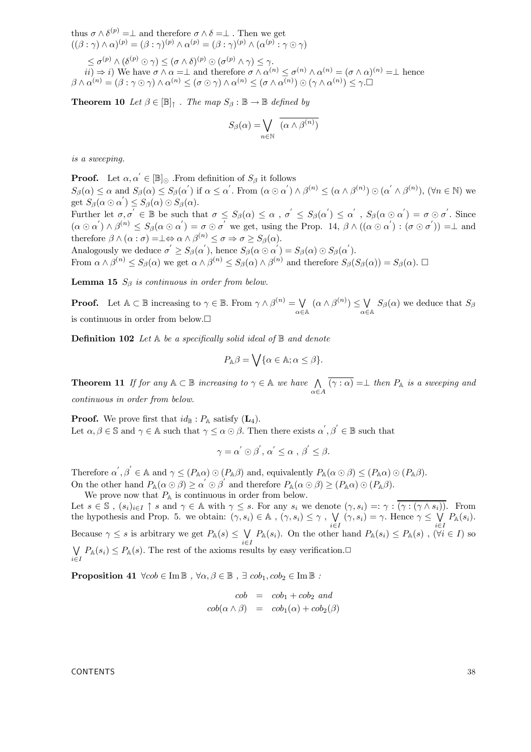thus $\sigma \wedge \delta^{(p)} = \perp$ and therefore $\sigma \wedge \delta = \perp$ . Then we get
$((\beta : \gamma) \wedge \alpha)^{(p)} = (\beta : \gamma)^{(p)} \wedge \alpha^{(p)} = (\beta : \gamma)^{(p)} \wedge (\alpha^{(p)} : \gamma \odot \gamma)$

$\leq \sigma^{(p)} \wedge (\delta^{(p)} \odot \gamma) \leq (\sigma \wedge \delta)^{(p)} \odot (\sigma^{(p)} \wedge \gamma) \leq \gamma.$

$ii) \Rightarrow i)$ We have $\sigma \wedge \alpha = \perp$ and therefore $\sigma \wedge \alpha^{(n)} \leq \sigma^{(n)} \wedge \alpha^{(n)} = (\sigma \wedge \alpha)^{(n)} = \perp$ hence $\beta \wedge \alpha^{(n)} = (\beta : \gamma \odot \gamma) \wedge \alpha^{(n)} \leq (\sigma \odot \gamma) \wedge \alpha^{(n)} \leq (\sigma \wedge \alpha^{(n)}) \odot (\gamma \wedge \alpha^{(n)}) \leq \gamma.\Box$

**Theorem 10** *Let $\beta \in [\mathbb{B}]_{\uparrow}$ . The map $S_\beta : \mathbb{B} \to \mathbb{B}$ defined by*

$$S_\beta(\alpha) = \bigvee_{n \in \mathbb{N}} \overline{(\alpha \wedge \beta^{(n)})}$$

*is a sweeping.*

**Proof.** Let $\alpha, \alpha^{'} \in [\mathbb{B}]_{\odot}$ .From definition of $S_\beta$ it follows
$S_\beta(\alpha) \leq \alpha$ and $S_\beta(\alpha) \leq S_\beta(\alpha^{'})$ if $\alpha \leq \alpha^{'}$. From $(\alpha \odot \alpha^{'}) \wedge \beta^{(n)} \leq (\alpha \wedge \beta^{(n)}) \odot (\alpha^{'} \wedge \beta^{(n)})$, $(\forall n \in \mathbb{N})$ we get $S_\beta(\alpha \odot \alpha^{'}) \leq S_\beta(\alpha) \odot S_\beta(\alpha)$.
Further let $\sigma, \sigma^{'} \in \mathbb{B}$ be such that $\sigma \leq S_\beta(\alpha) \leq \alpha$ , $\sigma^{'} \leq S_\beta(\alpha^{'}) \leq \alpha^{'}$ , $S_\beta(\alpha \odot \alpha^{'}) = \sigma \odot \sigma^{'}$. Since $(\alpha \odot \alpha^{'}) \wedge \beta^{(n)} \leq S_\beta(\alpha \odot \alpha^{'}) = \sigma \odot \sigma^{'}$ we get, using the Prop. 14, $\beta \wedge ((\alpha \odot \alpha^{'}) : (\sigma \odot \sigma^{'})) = \perp$ and therefore $\beta \wedge (\alpha : \sigma) = \perp \Leftrightarrow \alpha \wedge \beta^{(n)} \leq \sigma \Rightarrow \sigma \geq S_\beta(\alpha)$.
Analogously we deduce $\sigma^{'} \geq S_\beta(\alpha^{'})$, hence $S_\beta(\alpha \odot \alpha^{'}) = S_\beta(\alpha) \odot S_\beta(\alpha^{'})$.
From $\alpha \wedge \beta^{(n)} \leq S_\beta(\alpha)$ we get $\alpha \wedge \beta^{(n)} \leq S_\beta(\alpha) \wedge \beta^{(n)}$ and therefore $S_\beta(S_\beta(\alpha)) = S_\beta(\alpha)$. $\Box$

**Lemma 15** *$S_\beta$ is continuous in order from below.*

**Proof.** Let $\mathbb{A} \subset \mathbb{B}$ increasing to $\gamma \in \mathbb{B}$. From $\gamma \wedge \beta^{(n)} = \bigvee_{\alpha \in \mathbb{A}} (\alpha \wedge \beta^{(n)}) \leq \bigvee_{\alpha \in \mathbb{A}} S_\beta(\alpha)$ we deduce that $S_\beta$ is continuous in order from below.$\Box$

**Definition 102** *Let $\mathbb{A}$ be a specifically solid ideal of $\mathbb{B}$ and denote*

$$P_{\mathbb{A}}\beta = \bigvee\{\alpha \in \mathbb{A}; \alpha \leq \beta\}.$$

**Theorem 11** *If for any $\mathbb{A} \subset \mathbb{B}$ increasing to $\gamma \in \mathbb{A}$ we have $\bigwedge_{\alpha \in A} \overline{(\gamma : \alpha)} = \perp$ then $P_{\mathbb{A}}$ is a sweeping and continuous in order from below.*

**Proof.** We prove first that $id_{\mathbb{B}} : P_{\mathbb{A}}$ satisfy $(\mathbf{L}_4)$.
Let $\alpha, \beta \in \mathbb{S}$ and $\gamma \in \mathbb{A}$ such that $\gamma \leq \alpha \odot \beta$. Then there exists $\alpha^{'}, \beta^{'} \in \mathbb{B}$ such that

$$\gamma = \alpha^{'} \odot \beta^{'}, \, \alpha^{'} \leq \alpha \ , \ \beta^{'} \leq \beta.$$

Therefore $\alpha^{'}, \beta^{'} \in \mathbb{A}$ and $\gamma \leq (P_{\mathbb{A}}\alpha) \odot (P_{\mathbb{A}}\beta)$ and, equivalently $P_{\mathbb{A}}(\alpha \odot \beta) \leq (P_{\mathbb{A}}\alpha) \odot (P_{\mathbb{A}}\beta)$.
On the other hand $P_{\mathbb{A}}(\alpha \odot \beta) \geq \alpha^{'} \odot \beta^{'}$ and therefore $P_{\mathbb{A}}(\alpha \odot \beta) \geq (P_{\mathbb{A}}\alpha) \odot (P_{\mathbb{A}}\beta)$.

We prove now that $P_{\mathbb{A}}$ is continuous in order from below.
Let $s \in \mathbb{S}$ , $(s_i)_{i \in I} \uparrow s$ and $\gamma \in \mathbb{A}$ with $\gamma \leq s$. For any $s_i$ we denote $(\gamma, s_i) =: \gamma : \overline{(\gamma : (\gamma \wedge s_i))}$. From the hypothesis and Prop. 5. we obtain: $(\gamma, s_i) \in \mathbb{A}$ , $(\gamma, s_i) \leq \gamma$ , $\bigvee_{i \in I} (\gamma, s_i) = \gamma$. Hence $\gamma \leq \bigvee_{i \in I} P_{\mathbb{A}}(s_i)$. Because $\gamma \leq s$ is arbitrary we get $P_{\mathbb{A}}(s) \leq \bigvee_{i \in I} P_{\mathbb{A}}(s_i)$. On the other hand $P_{\mathbb{A}}(s_i) \leq P_{\mathbb{A}}(s)$ , $(\forall i \in I)$ so $\bigvee_{i \in I} P_{\mathbb{A}}(s_i) \leq P_{\mathbb{A}}(s)$. The rest of the axioms results by easy verification.$\Box$

**Proposition 41** *$\forall cob \in \operatorname{Im} \mathbb{B}$ , $\forall \alpha, \beta \in \mathbb{B}$ , $\exists$ $cob_1, cob_2 \in \operatorname{Im} \mathbb{B}$ :*

$$\begin{aligned} cob &= cob_1 + cob_2 \text{ and} \\ cob(\alpha \wedge \beta) &= cob_1(\alpha) + cob_2(\beta) \end{aligned}$$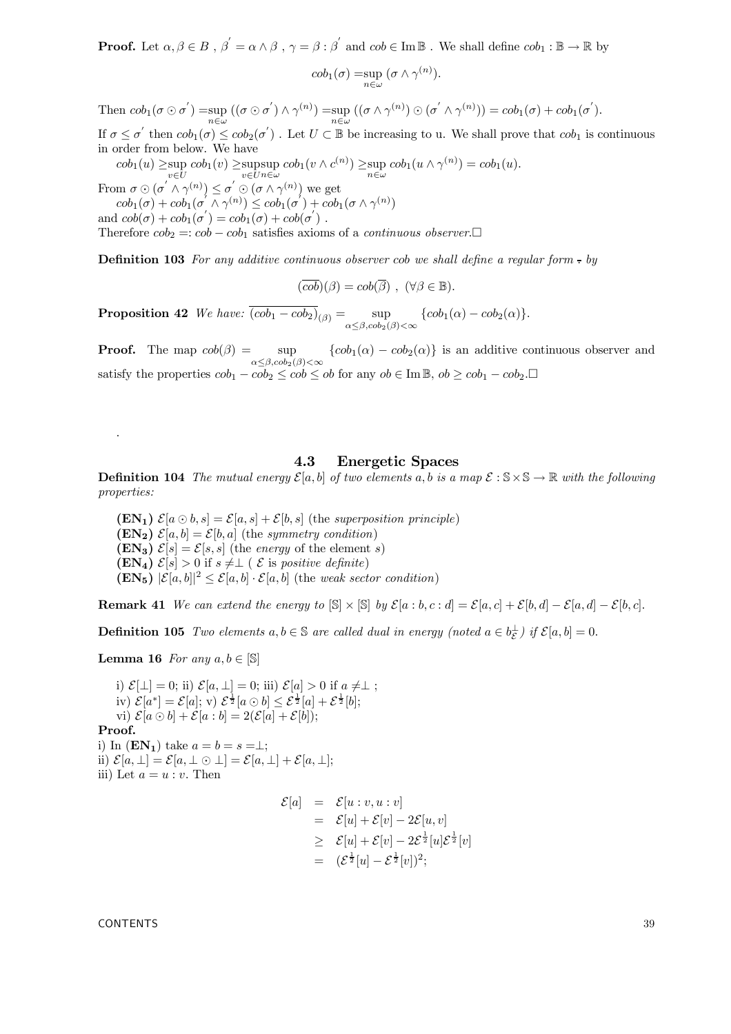**Proof.** Let $\alpha, \beta \in B$ , $\beta^{'} = \alpha \wedge \beta$ , $\gamma = \beta : \beta^{'}$ and $cob \in \operatorname{Im} \mathbb{B}$ . We shall define $cob_1 : \mathbb{B} \to \mathbb{R}$ by

$$cob_1(\sigma) = \sup_{n \in \omega} (\sigma \wedge \gamma^{(n)}).$$

Then $cob_1(\sigma \odot \sigma^{'}) = \sup_{n \in \omega} ((\sigma \odot \sigma^{'}) \wedge \gamma^{(n)}) = \sup_{n \in \omega} ((\sigma \wedge \gamma^{(n)}) \odot (\sigma^{'} \wedge \gamma^{(n)})) = cob_1(\sigma) + cob_1(\sigma^{'})$.

If $\sigma \leq \sigma^{'}$ then $cob_1(\sigma) \leq cob_2(\sigma^{'})$ . Let $U \subset \mathbb{B}$ be increasing to u. We shall prove that $cob_1$ is continuous in order from below. We have

$cob_1(u) \geq \sup_{v \in U} cob_1(v) \geq \sup_{v \in U} \sup_{n \in \omega} cob_1(v \wedge c^{(n)}) \geq \sup_{n \in \omega} cob_1(u \wedge \gamma^{(n)}) = cob_1(u)$.

From $\sigma \odot (\sigma^{'} \wedge \gamma^{(n)}) \leq \sigma^{'} \odot (\sigma \wedge \gamma^{(n)})$ we get

$cob_1(\sigma) + cob_1(\sigma^{'} \wedge \gamma^{(n)}) \leq cob_1(\sigma^{'}) + cob_1(\sigma \wedge \gamma^{(n)})$

and $cob(\sigma) + cob_1(\sigma^{'}) = cob_1(\sigma) + cob(\sigma^{'})$ .

Therefore $cob_2 =: cob - cob_1$ satisfies axioms of a *continuous observer*.□

**Definition 103** *For any additive continuous observer cob we shall define a regular form $\bar{\cdot}$ by*

$$(\overline{cob})(\beta) = cob(\overline{\beta}) \ , \ (\forall \beta \in \mathbb{B}).$$

**Proposition 42** *We have:* $\overline{(cob_1 - cob_2)}_{(\beta)} = \sup_{\alpha \leq \beta, cob_2(\beta) < \infty} \{cob_1(\alpha) - cob_2(\alpha)\}$.

**Proof.** The map $cob(\beta) = \sup_{\alpha \leq \beta, cob_2(\beta) < \infty} \{cob_1(\alpha) - cob_2(\alpha)\}$ is an additive continuous observer and satisfy the properties $cob_1 - cob_2 \leq cob \leq ob$ for any $ob \in \operatorname{Im} \mathbb{B}$, $ob \geq cob_1 - cob_2$.□

## 4.3 Energetic Spaces

**Definition 104** *The mutual energy $\mathcal{E}[a, b]$ of two elements $a, b$ is a map $\mathcal{E} : \mathbb{S} \times \mathbb{S} \to \mathbb{R}$ with the following properties:*

**($\mathbf{EN_1}$)** $\mathcal{E}[a \odot b, s] = \mathcal{E}[a, s] + \mathcal{E}[b, s]$ (the *superposition principle*)
**($\mathbf{EN_2}$)** $\mathcal{E}[a, b] = \mathcal{E}[b, a]$ (the *symmetry condition*)
**($\mathbf{EN_3}$)** $\mathcal{E}[s] = \mathcal{E}[s, s]$ (the *energy* of the element $s$)
**($\mathbf{EN_4}$)** $\mathcal{E}[s] > 0$ if $s \neq \perp$ ( $\mathcal{E}$ is *positive definite*)
**($\mathbf{EN_5}$)** $|\mathcal{E}[a, b]|^2 \leq \mathcal{E}[a, b] \cdot \mathcal{E}[a, b]$ (the *weak sector condition*)

**Remark 41** *We can extend the energy to $[\mathbb{S}] \times [\mathbb{S}]$ by $\mathcal{E}[a : b, c : d] = \mathcal{E}[a, c] + \mathcal{E}[b, d] - \mathcal{E}[a, d] - \mathcal{E}[b, c]$.*

**Definition 105** *Two elements $a, b \in \mathbb{S}$ are called dual in energy (noted $a \in b^{\perp}_{\mathcal{E}}$ ) if $\mathcal{E}[a, b] = 0$.*

**Lemma 16** *For any $a, b \in [\mathbb{S}]$*

i) $\mathcal{E}[\perp] = 0$; ii) $\mathcal{E}[a, \perp] = 0$; iii) $\mathcal{E}[a] > 0$ if $a \neq \perp$ ;
iv) $\mathcal{E}[a^*] = \mathcal{E}[a]$; v) $\mathcal{E}^{\frac{1}{2}}[a \odot b] \leq \mathcal{E}^{\frac{1}{2}}[a] + \mathcal{E}^{\frac{1}{2}}[b]$;
vi) $\mathcal{E}[a \odot b] + \mathcal{E}[a : b] = 2(\mathcal{E}[a] + \mathcal{E}[b])$;

**Proof.**
i) In ($\mathbf{EN_1}$) take $a = b = s = \perp$;
ii) $\mathcal{E}[a, \perp] = \mathcal{E}[a, \perp \odot \perp] = \mathcal{E}[a, \perp] + \mathcal{E}[a, \perp]$;
iii) Let $a = u : v$. Then

$$\begin{aligned}
\mathcal{E}[a] &= \mathcal{E}[u : v, u : v] \\
&= \mathcal{E}[u] + \mathcal{E}[v] - 2\mathcal{E}[u, v] \\
&\geq \mathcal{E}[u] + \mathcal{E}[v] - 2\mathcal{E}^{\frac{1}{2}}[u]\mathcal{E}^{\frac{1}{2}}[v] \\
&= (\mathcal{E}^{\frac{1}{2}}[u] - \mathcal{E}^{\frac{1}{2}}[v])^2;
\end{aligned}$$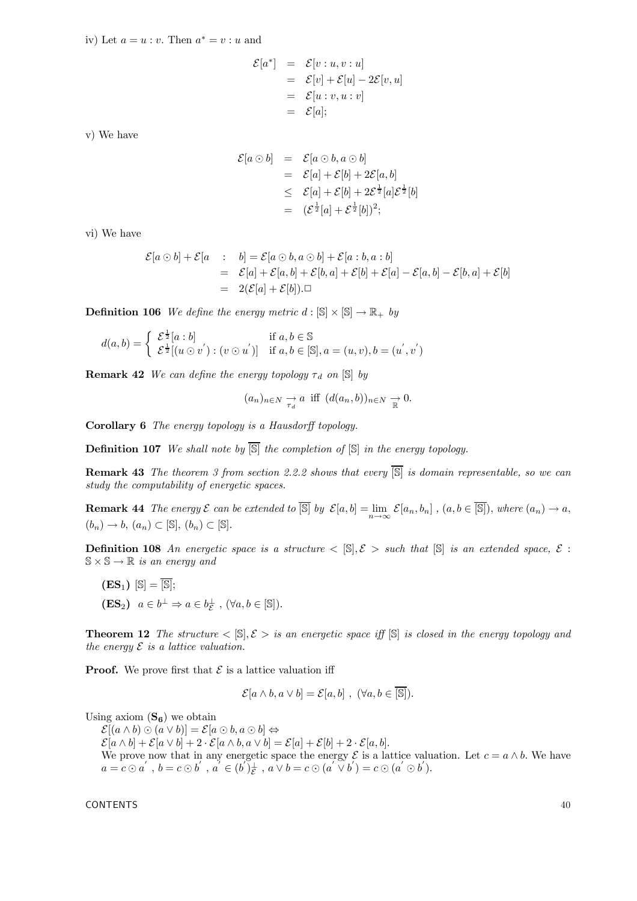iv) Let $a = u : v$. Then $a^* = v : u$ and

$$\begin{aligned}
\mathcal{E}[a^*] &= \mathcal{E}[v : u, v : u] \\
&= \mathcal{E}[v] + \mathcal{E}[u] - 2\mathcal{E}[v, u] \\
&= \mathcal{E}[u : v, u : v] \\
&= \mathcal{E}[a];
\end{aligned}$$

v) We have

$$\begin{aligned}
\mathcal{E}[a \odot b] &= \mathcal{E}[a \odot b, a \odot b] \\
&= \mathcal{E}[a] + \mathcal{E}[b] + 2\mathcal{E}[a, b] \\
&\leq \mathcal{E}[a] + \mathcal{E}[b] + 2\mathcal{E}^{\frac{1}{2}}[a]\mathcal{E}^{\frac{1}{2}}[b] \\
&= (\mathcal{E}^{\frac{1}{2}}[a] + \mathcal{E}^{\frac{1}{2}}[b])^2;
\end{aligned}$$

vi) We have

$$\begin{aligned}
\mathcal{E}[a \odot b] + \mathcal{E}[a \quad : \quad b] &= \mathcal{E}[a \odot b, a \odot b] + \mathcal{E}[a : b, a : b] \\
&= \mathcal{E}[a] + \mathcal{E}[a, b] + \mathcal{E}[b, a] + \mathcal{E}[b] + \mathcal{E}[a] - \mathcal{E}[a, b] - \mathcal{E}[b, a] + \mathcal{E}[b] \\
&= 2(\mathcal{E}[a] + \mathcal{E}[b]).\square
\end{aligned}$$

**Definition 106** *We define the energy metric $d : [\mathbb{S}] \times [\mathbb{S}] \to \mathbb{R}_+$ by*

$$d(a, b) = \begin{cases} \mathcal{E}^{\frac{1}{2}}[a : b] & \text{if } a, b \in \mathbb{S} \\ \mathcal{E}^{\frac{1}{2}}[(u \odot v') : (v \odot u')] & \text{if } a, b \in [\mathbb{S}], a = (u, v), b = (u', v') \end{cases}$$

**Remark 42** *We can define the energy topology $\tau_d$ on $[\mathbb{S}]$ by*

$$(a_n)_{n \in N} \underset{\tau_d}{\to} a \text{ iff } (d(a_n, b))_{n \in N} \underset{\mathbb{R}}{\to} 0.$$

**Corollary 6** *The energy topology is a Hausdorff topology.*

**Definition 107** *We shall note by $\overline{[\mathbb{S}]}$ the completion of $[\mathbb{S}]$ in the energy topology.*

**Remark 43** *The theorem 3 from section 2.2.2 shows that every $\overline{[\mathbb{S}]}$ is domain representable, so we can study the computability of energetic spaces.*

**Remark 44** *The energy $\mathcal{E}$ can be extended to $\overline{[\mathbb{S}]}$ by $\mathcal{E}[a, b] = \lim_{n \to \infty} \mathcal{E}[a_n, b_n]$ , $(a, b \in \overline{[\mathbb{S}]})$, where $(a_n) \to a$, $(b_n) \to b$, $(a_n) \subset [\mathbb{S}]$, $(b_n) \subset [\mathbb{S}]$.*

**Definition 108** *An energetic space is a structure $< [\mathbb{S}], \mathcal{E} >$ such that $[\mathbb{S}]$ is an extended space, $\mathcal{E} : \mathbb{S} \times \mathbb{S} \to \mathbb{R}$ is an energy and*

**$(\mathbf{ES}_1)$** $[\mathbb{S}] = \overline{[\mathbb{S}]}$;

**$(\mathbf{ES}_2)$** $a \in b^{\perp} \Rightarrow a \in b^{\perp}_{\mathcal{E}}$ , $(\forall a, b \in [\mathbb{S}])$.

**Theorem 12** *The structure $< [\mathbb{S}], \mathcal{E} >$ is an energetic space iff $[\mathbb{S}]$ is closed in the energy topology and the energy $\mathcal{E}$ is a lattice valuation.*

**Proof.** We prove first that $\mathcal{E}$ is a lattice valuation iff

$$\mathcal{E}[a \wedge b, a \vee b] = \mathcal{E}[a, b] \ , \ (\forall a, b \in \overline{[\mathbb{S}]}).$$

Using axiom $(\mathbf{S_6})$ we obtain

$\mathcal{E}[(a \wedge b) \odot (a \vee b)] = \mathcal{E}[a \odot b, a \odot b] \Leftrightarrow$

$\mathcal{E}[a \wedge b] + \mathcal{E}[a \vee b] + 2 \cdot \mathcal{E}[a \wedge b, a \vee b] = \mathcal{E}[a] + \mathcal{E}[b] + 2 \cdot \mathcal{E}[a, b]$.

We prove now that in any energetic space the energy $\mathcal{E}$ is a lattice valuation. Let $c = a \wedge b$. We have $a = c \odot a'$ , $b = c \odot b'$ , $a' \in (b')^{\perp}_{\mathcal{E}}$ , $a \vee b = c \odot (a' \vee b') = c \odot (a' \odot b')$.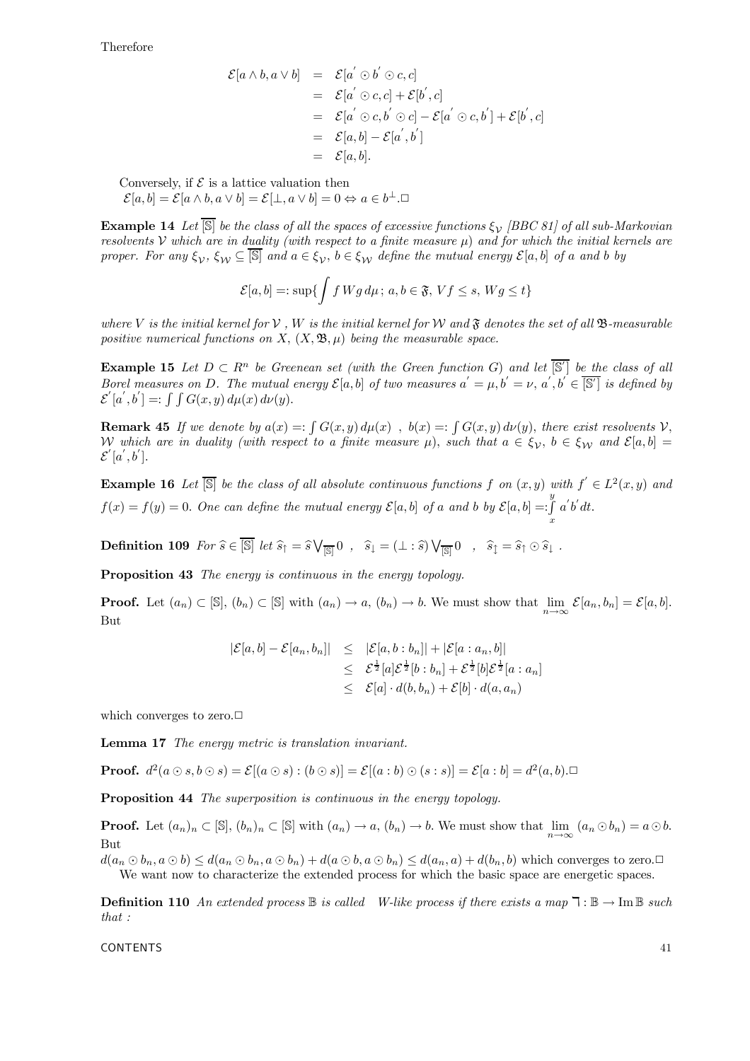Therefore

$$\begin{aligned}
\mathcal{E}[a \wedge b, a \vee b] &= \mathcal{E}[a' \odot b' \odot c, c] \\
&= \mathcal{E}[a' \odot c, c] + \mathcal{E}[b', c] \\
&= \mathcal{E}[a' \odot c, b' \odot c] - \mathcal{E}[a' \odot c, b'] + \mathcal{E}[b', c] \\
&= \mathcal{E}[a, b] - \mathcal{E}[a', b'] \\
&= \mathcal{E}[a, b].
\end{aligned}$$

Conversely, if $\mathcal{E}$ is a lattice valuation then
$\mathcal{E}[a, b] = \mathcal{E}[a \wedge b, a \vee b] = \mathcal{E}[\perp, a \vee b] = 0 \Leftrightarrow a \in b^{\perp}$.□

**Example 14** *Let $\overline{[\mathbb{S}]}$ be the class of all the spaces of excessive functions $\xi_{\mathcal{V}}$ [BBC 81] of all sub-Markovian resolvents $\mathcal{V}$ which are in duality (with respect to a finite measure $\mu$) and for which the initial kernels are proper. For any $\xi_{\mathcal{V}},\ \xi_{\mathcal{W}} \subseteq \overline{[\mathbb{S}]}$ and $a \in \xi_{\mathcal{V}},\ b \in \xi_{\mathcal{W}}$ define the mutual energy $\mathcal{E}[a, b]$ of $a$ and $b$ by*

$$\mathcal{E}[a, b] =: \sup\{\int f\, W g\, d\mu\,;\, a, b \in \mathfrak{F},\ V f \leq s,\ W g \leq t\}$$

*where $V$ is the initial kernel for $\mathcal{V}$ , $W$ is the initial kernel for $\mathcal{W}$ and $\mathfrak{F}$ denotes the set of all $\mathfrak{B}$-measurable positive numerical functions on $X$, $(X, \mathfrak{B}, \mu)$ being the measurable space.*

**Example 15** *Let $D \subset R^n$ be Greenean set (with the Green function $G$) and let $\overline{[\mathbb{S}']}$ be the class of all Borel measures on $D$. The mutual energy $\mathcal{E}[a, b]$ of two measures $a' = \mu, b' = \nu,\ a', b' \in \overline{[\mathbb{S}']}$ is defined by $\mathcal{E}'[a', b'] =: \int\int G(x, y)\, d\mu(x)\, d\nu(y)$.*

**Remark 45** *If we denote by $a(x) =: \int G(x, y)\, d\mu(x)$ , $b(x) =: \int G(x, y)\, d\nu(y)$, there exist resolvents $\mathcal{V}$, $\mathcal{W}$ which are in duality (with respect to a finite measure $\mu$), such that $a \in \xi_{\mathcal{V}},\ b \in \xi_{\mathcal{W}}$ and $\mathcal{E}[a, b] = \mathcal{E}'[a', b']$.*

**Example 16** *Let $\overline{[\mathbb{S}]}$ be the class of all absolute continuous functions $f$ on $(x, y)$ with $f' \in L^2(x, y)$ and $f(x) = f(y) = 0$. One can define the mutual energy $\mathcal{E}[a, b]$ of $a$ and $b$ by $\mathcal{E}[a, b] =: \int_x^y a' b' dt$.*

**Definition 109** *For $\widehat{s} \in \overline{[\mathbb{S}]}$ let $\widehat{s}_{\uparrow} = \widehat{s} \bigvee_{\overline{[\mathbb{S}]}} 0$ , $\widehat{s}_{\downarrow} = (\perp : \widehat{s}) \bigvee_{\overline{[\mathbb{S}]}} 0$ , $\widehat{s}_{\updownarrow} = \widehat{s}_{\uparrow} \odot \widehat{s}_{\downarrow}$ .*

**Proposition 43** *The energy is continuous in the energy topology.*

**Proof.** Let $(a_n) \subset [\mathbb{S}]$, $(b_n) \subset [\mathbb{S}]$ with $(a_n) \to a$, $(b_n) \to b$. We must show that $\lim\limits_{n \to \infty} \mathcal{E}[a_n, b_n] = \mathcal{E}[a, b]$. But

$$\begin{aligned}
|\mathcal{E}[a, b] - \mathcal{E}[a_n, b_n]| &\leq |\mathcal{E}[a, b : b_n]| + |\mathcal{E}[a : a_n, b]| \\
&\leq \mathcal{E}^{\frac{1}{2}}[a]\mathcal{E}^{\frac{1}{2}}[b : b_n] + \mathcal{E}^{\frac{1}{2}}[b]\mathcal{E}^{\frac{1}{2}}[a : a_n] \\
&\leq \mathcal{E}[a] \cdot d(b, b_n) + \mathcal{E}[b] \cdot d(a, a_n)
\end{aligned}$$

which converges to zero.□

**Lemma 17** *The energy metric is translation invariant.*

**Proof.** $d^2(a \odot s, b \odot s) = \mathcal{E}[(a \odot s) : (b \odot s)] = \mathcal{E}[(a : b) \odot (s : s)] = \mathcal{E}[a : b] = d^2(a, b)$.□

**Proposition 44** *The superposition is continuous in the energy topology.*

**Proof.** Let $(a_n)_n \subset [\mathbb{S}]$, $(b_n)_n \subset [\mathbb{S}]$ with $(a_n) \to a$, $(b_n) \to b$. We must show that $\lim\limits_{n \to \infty} (a_n \odot b_n) = a \odot b$. But
$d(a_n \odot b_n, a \odot b) \leq d(a_n \odot b_n, a \odot b_n) + d(a \odot b, a \odot b_n) \leq d(a_n, a) + d(b_n, b)$ which converges to zero.□

We want now to characterize the extended process for which the basic space are energetic spaces.

**Definition 110** *An extended process $\mathbb{B}$ is called W-like process if there exists a map $\urcorner : \mathbb{B} \to \operatorname{Im}\mathbb{B}$ such that :*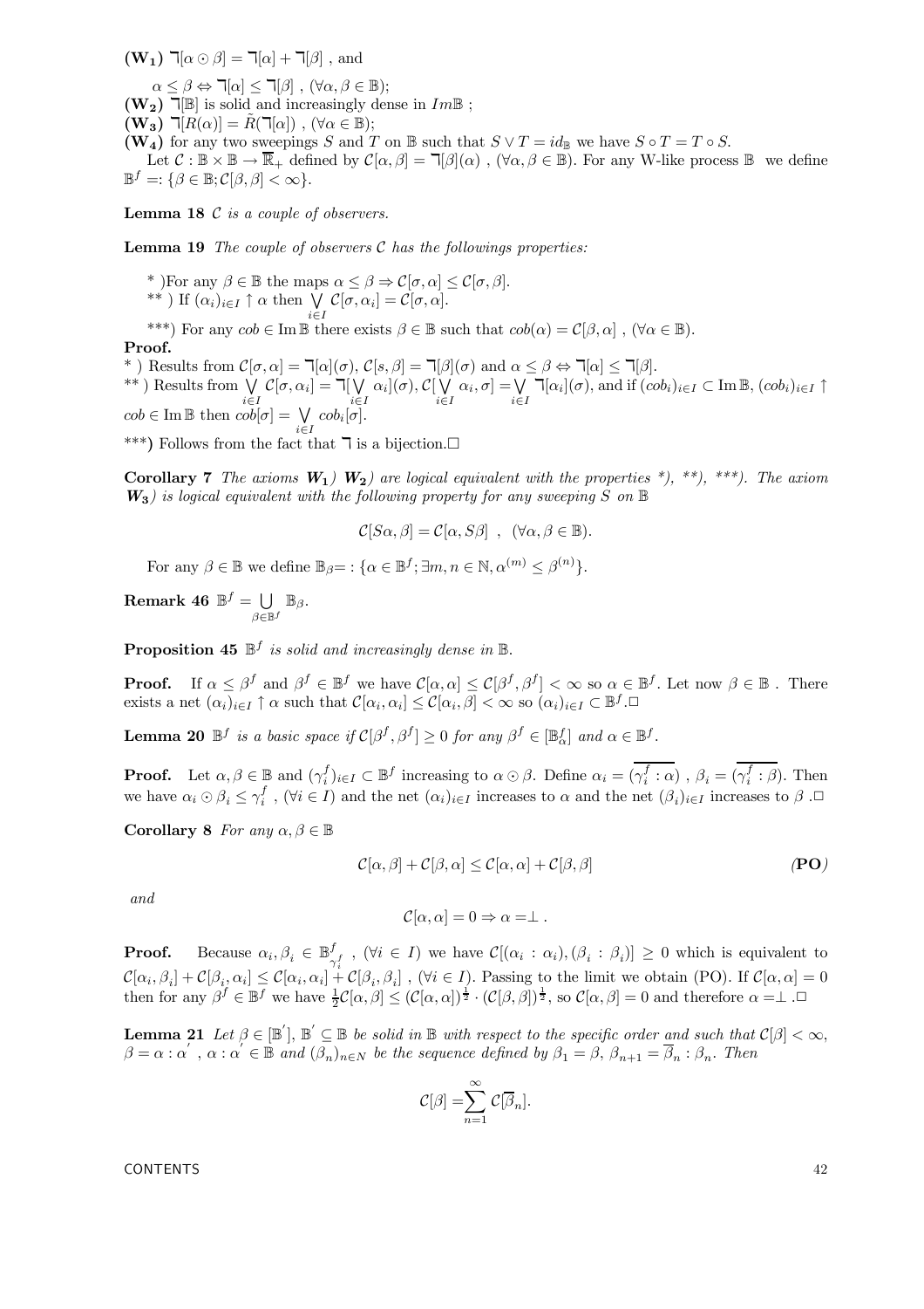**($\mathbf{W_1}$)** $\daleth[\alpha \odot \beta] = \daleth[\alpha] + \daleth[\beta]$ , and

$\alpha \leq \beta \Leftrightarrow \daleth[\alpha] \leq \daleth[\beta]$ , $(\forall \alpha, \beta \in \mathbb{B})$;

**($\mathbf{W_2}$)** $\daleth[\mathbb{B}]$ is solid and increasingly dense in $Im\mathbb{B}$ ;

**($\mathbf{W_3}$)** $\daleth[R(\alpha)] = \tilde{R}(\daleth[\alpha])$ , $(\forall \alpha \in \mathbb{B})$;

**($\mathbf{W_4}$)** for any two sweepings $S$ and $T$ on $\mathbb{B}$ such that $S \vee T = id_{\mathbb{B}}$ we have $S \circ T = T \circ S$.

Let $\mathcal{C} : \mathbb{B} \times \mathbb{B} \to \overline{\mathbb{R}}_+$ defined by $\mathcal{C}[\alpha, \beta] = \daleth[\beta](\alpha)$ , $(\forall \alpha, \beta \in \mathbb{B})$. For any W-like process $\mathbb{B}$ we define $\mathbb{B}^f =: \{\beta \in \mathbb{B}; \mathcal{C}[\beta, \beta] < \infty\}$.

**Lemma 18** *$\mathcal{C}$ is a couple of observers.*

**Lemma 19** *The couple of observers $\mathcal{C}$ has the followings properties:*

\* )For any $\beta \in \mathbb{B}$ the maps $\alpha \leq \beta \Rightarrow \mathcal{C}[\sigma, \alpha] \leq \mathcal{C}[\sigma, \beta]$.

\*\* ) If $(\alpha_i)_{i\in I} \uparrow \alpha$ then $\bigvee\limits_{i\in I} \mathcal{C}[\sigma, \alpha_i] = \mathcal{C}[\sigma, \alpha]$.

\*\*\*) For any $cob \in \operatorname{Im} \mathbb{B}$ there exists $\beta \in \mathbb{B}$ such that $cob(\alpha) = \mathcal{C}[\beta, \alpha]$ , $(\forall \alpha \in \mathbb{B})$.

**Proof.**

\* ) Results from $\mathcal{C}[\sigma, \alpha] = \daleth[\alpha](\sigma)$, $\mathcal{C}[s, \beta] = \daleth[\beta](\sigma)$ and $\alpha \leq \beta \Leftrightarrow \daleth[\alpha] \leq \daleth[\beta]$.

\*\* ) Results from $\bigvee\limits_{i\in I} \mathcal{C}[\sigma, \alpha_i] = \daleth[\bigvee\limits_{i\in I} \alpha_i](\sigma)$, $\mathcal{C}[\bigvee\limits_{i\in I} \alpha_i, \sigma] = \bigvee\limits_{i\in I} \daleth[\alpha_i](\sigma)$, and if $(cob_i)_{i\in I} \subset \operatorname{Im} \mathbb{B}$, $(cob_i)_{i\in I} \uparrow cob \in \operatorname{Im} \mathbb{B}$ then $cob[\sigma] = \bigvee\limits_{i\in I} cob_i[\sigma]$.

\*\*\*) Follows from the fact that $\daleth$ is a bijection.□

**Corollary 7** *The axioms $\mathbf{W_1}$) $\mathbf{W_2}$) are logical equivalent with the properties \*), \*\*), \*\*\*). The axiom $\mathbf{W_3}$) is logical equivalent with the following property for any sweeping $S$ on $\mathbb{B}$*

$$\mathcal{C}[S\alpha, \beta] = \mathcal{C}[\alpha, S\beta] \ \ , \ \ (\forall \alpha, \beta \in \mathbb{B}).$$

For any $\beta \in \mathbb{B}$ we define $\mathbb{B}_\beta =: \{\alpha \in \mathbb{B}^f; \exists m, n \in \mathbb{N}, \alpha^{(m)} \leq \beta^{(n)}\}$.

**Remark 46** $\mathbb{B}^f = \bigcup\limits_{\beta\in\mathbb{B}^f} \mathbb{B}_\beta$.

**Proposition 45** *$\mathbb{B}^f$ is solid and increasingly dense in $\mathbb{B}$.*

**Proof.** If $\alpha \leq \beta^f$ and $\beta^f \in \mathbb{B}^f$ we have $\mathcal{C}[\alpha, \alpha] \leq \mathcal{C}[\beta^f, \beta^f] < \infty$ so $\alpha \in \mathbb{B}^f$. Let now $\beta \in \mathbb{B}$ . There exists a net $(\alpha_i)_{i\in I} \uparrow \alpha$ such that $\mathcal{C}[\alpha_i, \alpha_i] \leq \mathcal{C}[\alpha_i, \beta] < \infty$ so $(\alpha_i)_{i\in I} \subset \mathbb{B}^f$.□

**Lemma 20** *$\mathbb{B}^f$ is a basic space if $\mathcal{C}[\beta^f, \beta^f] \geq 0$ for any $\beta^f \in [\mathbb{B}^f_\alpha]$ and $\alpha \in \mathbb{B}^f$.*

**Proof.** Let $\alpha, \beta \in \mathbb{B}$ and $(\gamma_i^f)_{i\in I} \subset \mathbb{B}^f$ increasing to $\alpha \odot \beta$. Define $\alpha_i = \overline{(\gamma_i^f : \alpha)}$ , $\beta_i = \overline{(\gamma_i^f : \beta)}$. Then we have $\alpha_i \odot \beta_i \leq \gamma_i^f$ , $(\forall i \in I)$ and the net $(\alpha_i)_{i\in I}$ increases to $\alpha$ and the net $(\beta_i)_{i\in I}$ increases to $\beta$ .□

**Corollary 8** *For any $\alpha, \beta \in \mathbb{B}$*

$$\mathcal{C}[\alpha, \beta] + \mathcal{C}[\beta, \alpha] \leq \mathcal{C}[\alpha, \alpha] + \mathcal{C}[\beta, \beta] \qquad \textbf{(PO)}$$

*and*

$$\mathcal{C}[\alpha, \alpha] = 0 \Rightarrow \alpha = \perp .$$

**Proof.** Because $\alpha_i, \beta_i \in \mathbb{B}^f_{\gamma_i^f}$ , $(\forall i \in I)$ we have $\mathcal{C}[(\alpha_i : \alpha_i), (\beta_i : \beta_i)] \geq 0$ which is equivalent to $\mathcal{C}[\alpha_i, \beta_i] + \mathcal{C}[\beta_i, \alpha_i] \leq \mathcal{C}[\alpha_i, \alpha_i] + \mathcal{C}[\beta_i, \beta_i]$ , $(\forall i \in I)$. Passing to the limit we obtain (PO). If $\mathcal{C}[\alpha, \alpha] = 0$ then for any $\beta^f \in \mathbb{B}^f$ we have $\frac{1}{2}\mathcal{C}[\alpha, \beta] \leq (\mathcal{C}[\alpha, \alpha])^{\frac{1}{2}} \cdot (\mathcal{C}[\beta, \beta])^{\frac{1}{2}}$, so $\mathcal{C}[\alpha, \beta] = 0$ and therefore $\alpha = \perp$ .□

**Lemma 21** *Let $\beta \in [\mathbb{B}']$, $\mathbb{B}' \subseteq \mathbb{B}$ be solid in $\mathbb{B}$ with respect to the specific order and such that $\mathcal{C}[\beta] < \infty$, $\beta = \alpha : \alpha'$ , $\alpha : \alpha' \in \mathbb{B}$ and $(\beta_n)_{n\in N}$ be the sequence defined by $\beta_1 = \beta$, $\beta_{n+1} = \overline{\beta}_n : \beta_n$. Then*

$$\mathcal{C}[\beta] = \sum_{n=1}^{\infty} \mathcal{C}[\overline{\beta}_n].$$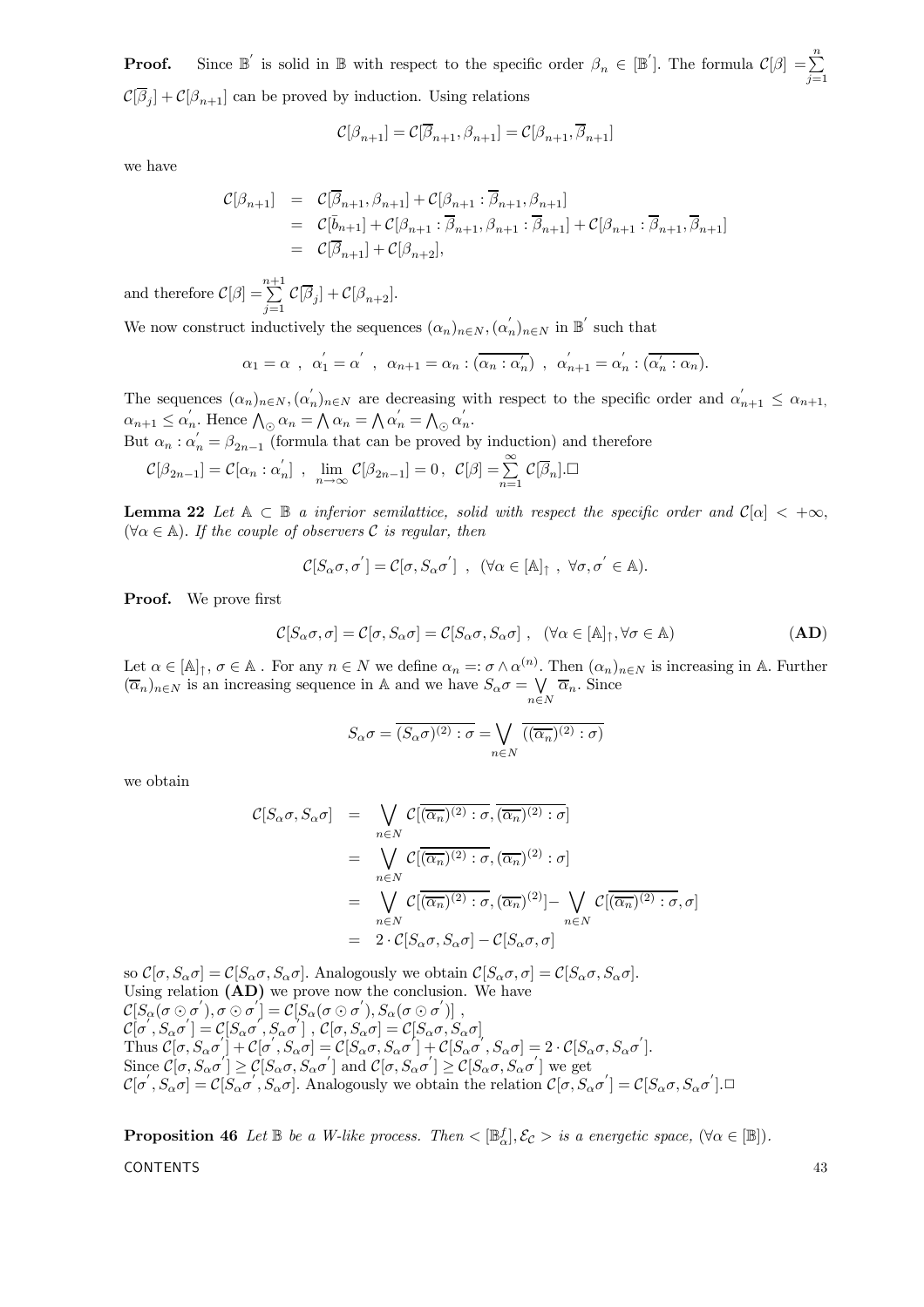**Proof.** Since $\mathbb{B}^{'}$ is solid in $\mathbb{B}$ with respect to the specific order $\beta_n \in [\mathbb{B}^{'}]$. The formula $\mathcal{C}[\beta] = \sum_{j=1}^{n} \mathcal{C}[\overline{\beta}_j] + \mathcal{C}[\beta_{n+1}]$ can be proved by induction. Using relations

$$\mathcal{C}[\beta_{n+1}] = \mathcal{C}[\overline{\beta}_{n+1}, \beta_{n+1}] = \mathcal{C}[\beta_{n+1}, \overline{\beta}_{n+1}]$$

we have

$$\begin{aligned}
\mathcal{C}[\beta_{n+1}] &= \mathcal{C}[\overline{\beta}_{n+1}, \beta_{n+1}] + \mathcal{C}[\beta_{n+1} : \overline{\beta}_{n+1}, \beta_{n+1}] \\
&= \mathcal{C}[\bar{b}_{n+1}] + \mathcal{C}[\beta_{n+1} : \overline{\beta}_{n+1}, \beta_{n+1} : \overline{\beta}_{n+1}] + \mathcal{C}[\beta_{n+1} : \overline{\beta}_{n+1}, \overline{\beta}_{n+1}] \\
&= \mathcal{C}[\overline{\beta}_{n+1}] + \mathcal{C}[\beta_{n+2}],
\end{aligned}$$

and therefore $\mathcal{C}[\beta] = \sum_{j=1}^{n+1} \mathcal{C}[\overline{\beta}_j] + \mathcal{C}[\beta_{n+2}]$.

We now construct inductively the sequences $(\alpha_n)_{n\in N}, (\alpha_n^{'})_{n\in N}$ in $\mathbb{B}^{'}$ such that

$$\alpha_1 = \alpha \ , \ \alpha_1^{'} = \alpha^{'} \ , \ \alpha_{n+1} = \alpha_n : (\overline{\alpha_n : \alpha_n^{'}}) \ , \ \alpha_{n+1}^{'} = \alpha_n^{'} : (\overline{\alpha_n^{'} : \alpha_n}).$$

The sequences $(\alpha_n)_{n\in N}, (\alpha_n^{'})_{n\in N}$ are decreasing with respect to the specific order and $\alpha_{n+1}^{'} \leq \alpha_{n+1}$, $\alpha_{n+1} \leq \alpha_n^{'}$. Hence $\bigwedge_{\odot} \alpha_n = \bigwedge \alpha_n = \bigwedge \alpha_n^{'} = \bigwedge_{\odot} \alpha_n^{'}$.

But $\alpha_n : \alpha_n^{'} = \beta_{2n-1}$ (formula that can be proved by induction) and therefore

$\mathcal{C}[\beta_{2n-1}] = \mathcal{C}[\alpha_n : \alpha_n^{'}]$ , $\lim_{n\to\infty} \mathcal{C}[\beta_{2n-1}] = 0$ , $\mathcal{C}[\beta] = \sum_{n=1}^{\infty} \mathcal{C}[\overline{\beta}_n]$.□

**Lemma 22** *Let $\mathbb{A} \subset \mathbb{B}$ a inferior semilattice, solid with respect the specific order and $\mathcal{C}[\alpha] < +\infty$, $(\forall \alpha \in \mathbb{A})$. If the couple of observers $\mathcal{C}$ is regular, then*

$$\mathcal{C}[S_\alpha \sigma, \sigma^{'}] = \mathcal{C}[\sigma, S_\alpha \sigma^{'}] \ , \ \ (\forall \alpha \in [\mathbb{A}]_\uparrow \ , \ \forall \sigma, \sigma^{'} \in \mathbb{A}).$$

**Proof.** We prove first

$$\mathcal{C}[S_\alpha \sigma, \sigma] = \mathcal{C}[\sigma, S_\alpha \sigma] = \mathcal{C}[S_\alpha \sigma, S_\alpha \sigma] \ , \ \ (\forall \alpha \in [\mathbb{A}]_\uparrow, \forall \sigma \in \mathbb{A}) \qquad \textbf{(AD)}$$

Let $\alpha \in [\mathbb{A}]_\uparrow$, $\sigma \in \mathbb{A}$ . For any $n \in N$ we define $\alpha_n =: \sigma \wedge \alpha^{(n)}$. Then $(\alpha_n)_{n\in N}$ is increasing in $\mathbb{A}$. Further $(\overline{\alpha}_n)_{n\in N}$ is an increasing sequence in $\mathbb{A}$ and we have $S_\alpha \sigma = \bigvee_{n\in N} \overline{\alpha}_n$. Since

$$S_\alpha \sigma = \overline{(S_\alpha \sigma)^{(2)} : \sigma} = \bigvee_{n\in N} \overline{((\overline{\alpha}_n)^{(2)} : \sigma)}$$

we obtain

$$\begin{aligned}
\mathcal{C}[S_\alpha \sigma, S_\alpha \sigma] &= \bigvee_{n\in N} \mathcal{C}[\overline{(\overline{\alpha_n})^{(2)} : \sigma}, \overline{(\overline{\alpha_n})^{(2)} : \sigma}] \\
&= \bigvee_{n\in N} \mathcal{C}[\overline{(\overline{\alpha_n})^{(2)} : \sigma}, (\overline{\alpha_n})^{(2)} : \sigma] \\
&= \bigvee_{n\in N} \mathcal{C}[\overline{(\overline{\alpha_n})^{(2)} : \sigma}, (\overline{\alpha_n})^{(2)}] - \bigvee_{n\in N} \mathcal{C}[\overline{(\overline{\alpha_n})^{(2)} : \sigma}, \sigma] \\
&= 2 \cdot \mathcal{C}[S_\alpha \sigma, S_\alpha \sigma] - \mathcal{C}[S_\alpha \sigma, \sigma]
\end{aligned}$$

so $\mathcal{C}[\sigma, S_\alpha \sigma] = \mathcal{C}[S_\alpha \sigma, S_\alpha \sigma]$. Analogously we obtain $\mathcal{C}[S_\alpha \sigma, \sigma] = \mathcal{C}[S_\alpha \sigma, S_\alpha \sigma]$.
Using relation **(AD)** we prove now the conclusion. We have
$\mathcal{C}[S_\alpha(\sigma \odot \sigma^{'}), \sigma \odot \sigma^{'}] = \mathcal{C}[S_\alpha(\sigma \odot \sigma^{'}), S_\alpha(\sigma \odot \sigma^{'})]$ ,
$\mathcal{C}[\sigma^{'}, S_\alpha \sigma^{'}] = \mathcal{C}[S_\alpha \sigma^{'}, S_\alpha \sigma^{'}]$ , $\mathcal{C}[\sigma, S_\alpha \sigma] = \mathcal{C}[S_\alpha \sigma, S_\alpha \sigma]$
Thus $\mathcal{C}[\sigma, S_\alpha \sigma^{'}] + \mathcal{C}[\sigma^{'}, S_\alpha \sigma] = \mathcal{C}[S_\alpha \sigma, S_\alpha \sigma^{'}] + \mathcal{C}[S_\alpha \sigma^{'}, S_\alpha \sigma] = 2 \cdot \mathcal{C}[S_\alpha \sigma, S_\alpha \sigma^{'}]$.
Since $\mathcal{C}[\sigma, S_\alpha \sigma^{'}] \geq \mathcal{C}[S_\alpha \sigma, S_\alpha \sigma^{'}]$ and $\mathcal{C}[\sigma, S_\alpha \sigma^{'}] \geq \mathcal{C}[S_\alpha \sigma, S_\alpha \sigma^{'}]$ we get
$\mathcal{C}[\sigma^{'}, S_\alpha \sigma] = \mathcal{C}[S_\alpha \sigma^{'}, S_\alpha \sigma]$. Analogously we obtain the relation $\mathcal{C}[\sigma, S_\alpha \sigma^{'}] = \mathcal{C}[S_\alpha \sigma, S_\alpha \sigma^{'}]$.□

**Proposition 46** *Let $\mathbb{B}$ be a W-like process. Then $< [\mathbb{B}_\alpha^f], \mathcal{E}_\mathcal{C} >$ is a energetic space, $(\forall \alpha \in [\mathbb{B}])$.*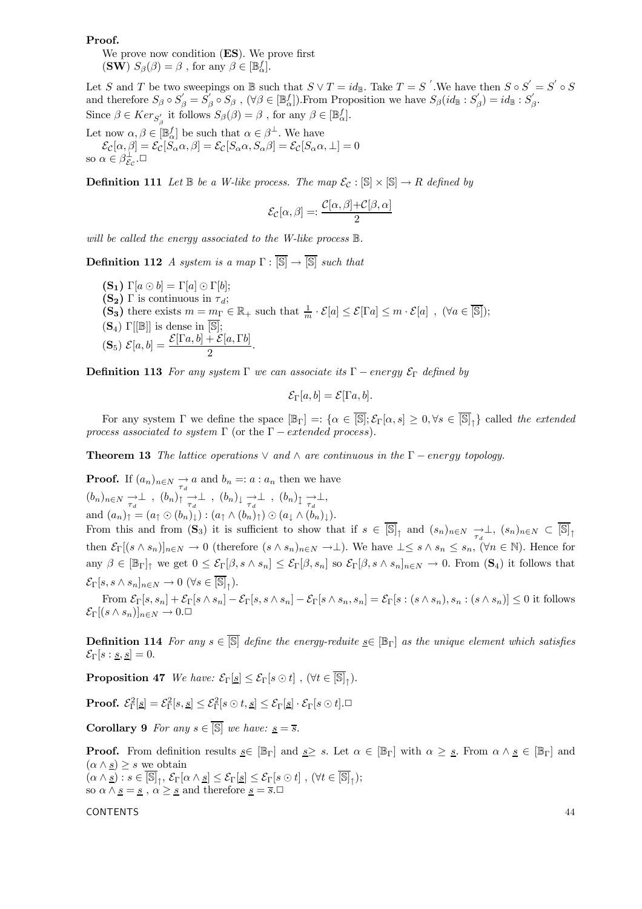**Proof.**

We prove now condition (**ES**). We prove first

(**SW**) $S_\beta(\beta) = \beta$ , for any $\beta \in [\mathbb{B}^f_\alpha]$.

Let $S$ and $T$ be two sweepings on $\mathbb{B}$ such that $S \vee T = id_{\mathbb{B}}$. Take $T = S^{'}$ .We have then $S \circ S^{'} = S^{'} \circ S$ and therefore $S_\beta \circ S^{'}_\beta = S^{'}_\beta \circ S_\beta$ , $(\forall \beta \in [\mathbb{B}^f_\alpha])$.From Proposition we have $S_\beta(id_{\mathbb{B}} : S^{'}_\beta) = id_{\mathbb{B}} : S^{'}_\beta$. Since $\beta \in Ker_{S^{'}_\beta}$ it follows $S_\beta(\beta) = \beta$ , for any $\beta \in [\mathbb{B}^f_\alpha]$.

Let now $\alpha, \beta \in [\mathbb{B}^f_\alpha]$ be such that $\alpha \in \beta^\perp$. We have

$\mathcal{E}_\mathcal{C}[\alpha, \beta] = \mathcal{E}_\mathcal{C}[S_\alpha \alpha, \beta] = \mathcal{E}_\mathcal{C}[S_\alpha \alpha, S_\alpha \beta] = \mathcal{E}_\mathcal{C}[S_\alpha \alpha, \perp] = 0$

so $\alpha \in \beta^\perp_{\mathcal{E}_\mathcal{C}}$.$\square$

**Definition 111** *Let $\mathbb{B}$ be a W-like process. The map $\mathcal{E}_\mathcal{C} : [\mathbb{S}] \times [\mathbb{S}] \to R$ defined by*

$$\mathcal{E}_\mathcal{C}[\alpha, \beta] =: \frac{\mathcal{C}[\alpha, \beta] + \mathcal{C}[\beta, \alpha]}{2}$$

*will be called the energy associated to the W-like process $\mathbb{B}$.*

**Definition 112** *A system is a map $\Gamma : \overline{[\mathbb{S}]} \to \overline{[\mathbb{S}]}$ such that*

($\mathbf{S_1}$) $\Gamma[a \odot b] = \Gamma[a] \odot \Gamma[b]$;

($\mathbf{S_2}$) $\Gamma$ is continuous in $\tau_d$;

($\mathbf{S_3}$) there exists $m = m_\Gamma \in \mathbb{R}_+$ such that $\frac{1}{m} \cdot \mathcal{E}[a] \le \mathcal{E}[\Gamma a] \le m \cdot \mathcal{E}[a]$ , $(\forall a \in \overline{[\mathbb{S}]})$;

($\mathbf{S}_4$) $\Gamma[[\mathbb{B}]]$ is dense in $\overline{[\mathbb{S}]}$;

($\mathbf{S}_5$) $\mathcal{E}[a, b] = \dfrac{\mathcal{E}[\Gamma a, b] + \mathcal{E}[a, \Gamma b]}{2}$.

**Definition 113** *For any system $\Gamma$ we can associate its $\Gamma - energy$ $\mathcal{E}_\Gamma$ defined by*

$$\mathcal{E}_\Gamma[a, b] = \mathcal{E}[\Gamma a, b].$$

For any system $\Gamma$ we define the space $[\mathbb{B}_\Gamma] =: \{\alpha \in \overline{[\mathbb{S}]}; \mathcal{E}_\Gamma[\alpha, s] \ge 0, \forall s \in \overline{[\mathbb{S}]}_\uparrow\}$ called *the extended process associated to system* $\Gamma$ (or the $\Gamma - extended\ process$).

**Theorem 13** *The lattice operations $\vee$ and $\wedge$ are continuous in the $\Gamma - energy$ topology.*

**Proof.** If $(a_n)_{n \in N} \underset{\tau_d}{\to} a$ and $b_n =: a : a_n$ then we have

$(b_n)_{n \in N} \underset{\tau_d}{\to} \perp$ , $(b_n)_\uparrow \underset{\tau_d}{\to} \perp$ , $(b_n)_\downarrow \underset{\tau_d}{\to} \perp$ , $(b_n)_\updownarrow \underset{\tau_d}{\to} \perp$,

and $(a_n)_\uparrow = (a_\uparrow \odot (b_n)_\downarrow) : (a_\uparrow \wedge (b_n)_\uparrow) \odot (a_\downarrow \wedge (b_n)_\downarrow)$.

From this and from ($\mathbf{S}_3$) it is sufficient to show that if $s \in \overline{[\mathbb{S}]}_\uparrow$ and $(s_n)_{n \in N} \underset{\tau_d}{\to} \perp$, $(s_n)_{n \in N} \subset \overline{[\mathbb{S}]}_\uparrow$ then $\mathcal{E}_\Gamma[(s \wedge s_n)]_{n \in N} \to 0$ (therefore $(s \wedge s_n)_{n \in N} \to \perp$). We have $\perp \le s \wedge s_n \le s_n$, $(\forall n \in \mathbb{N})$. Hence for any $\beta \in [\mathbb{B}_\Gamma]_\uparrow$ we get $0 \le \mathcal{E}_\Gamma[\beta, s \wedge s_n] \le \mathcal{E}_\Gamma[\beta, s_n]$ so $\mathcal{E}_\Gamma[\beta, s \wedge s_n]_{n \in N} \to 0$. From ($\mathbf{S}_4$) it follows that $\mathcal{E}_\Gamma[s, s \wedge s_n]_{n \in N} \to 0$ $(\forall s \in \overline{[\mathbb{S}]}_\uparrow)$.

From $\mathcal{E}_\Gamma[s, s_n] + \mathcal{E}_\Gamma[s \wedge s_n] - \mathcal{E}_\Gamma[s, s \wedge s_n] - \mathcal{E}_\Gamma[s \wedge s_n, s_n] = \mathcal{E}_\Gamma[s : (s \wedge s_n), s_n : (s \wedge s_n)] \le 0$ it follows $\mathcal{E}_\Gamma[(s \wedge s_n)]_{n \in N} \to 0$.$\square$

**Definition 114** *For any $s \in \overline{[\mathbb{S}]}$ define the energy-reduite $\underline{s} \in [\mathbb{B}_\Gamma]$ as the unique element which satisfies $\mathcal{E}_\Gamma[s : \underline{s}, \underline{s}] = 0$.*

**Proposition 47** *We have: $\mathcal{E}_\Gamma[\underline{s}] \le \mathcal{E}_\Gamma[s \odot t]$ , $(\forall t \in \overline{[\mathbb{S}]}_\uparrow)$.*

**Proof.** $\mathcal{E}^2_\Gamma[\underline{s}] = \mathcal{E}^2_\Gamma[s, \underline{s}] \le \mathcal{E}^2_\Gamma[s \odot t, \underline{s}] \le \mathcal{E}_\Gamma[\underline{s}] \cdot \mathcal{E}_\Gamma[s \odot t]$.$\square$

**Corollary 9** *For any $s \in \overline{[\mathbb{S}]}$ we have: $\underline{s} = \overline{s}$.*

**Proof.** From definition results $\underline{s} \in [\mathbb{B}_\Gamma]$ and $\underline{s} \ge s$. Let $\alpha \in [\mathbb{B}_\Gamma]$ with $\alpha \ge \underline{s}$. From $\alpha \wedge \underline{s} \in [\mathbb{B}_\Gamma]$ and $(\alpha \wedge \underline{s}) \ge s$ we obtain

$(\alpha \wedge \underline{s}) : s \in \overline{[\mathbb{S}]}_\uparrow$, $\mathcal{E}_\Gamma[\alpha \wedge \underline{s}] \le \mathcal{E}_\Gamma[\underline{s}] \le \mathcal{E}_\Gamma[s \odot t]$ , $(\forall t \in \overline{[\mathbb{S}]}_\uparrow)$;

so $\alpha \wedge \underline{s} = \underline{s}$ , $\alpha \ge \underline{s}$ and therefore $\underline{s} = \overline{s}$.$\square$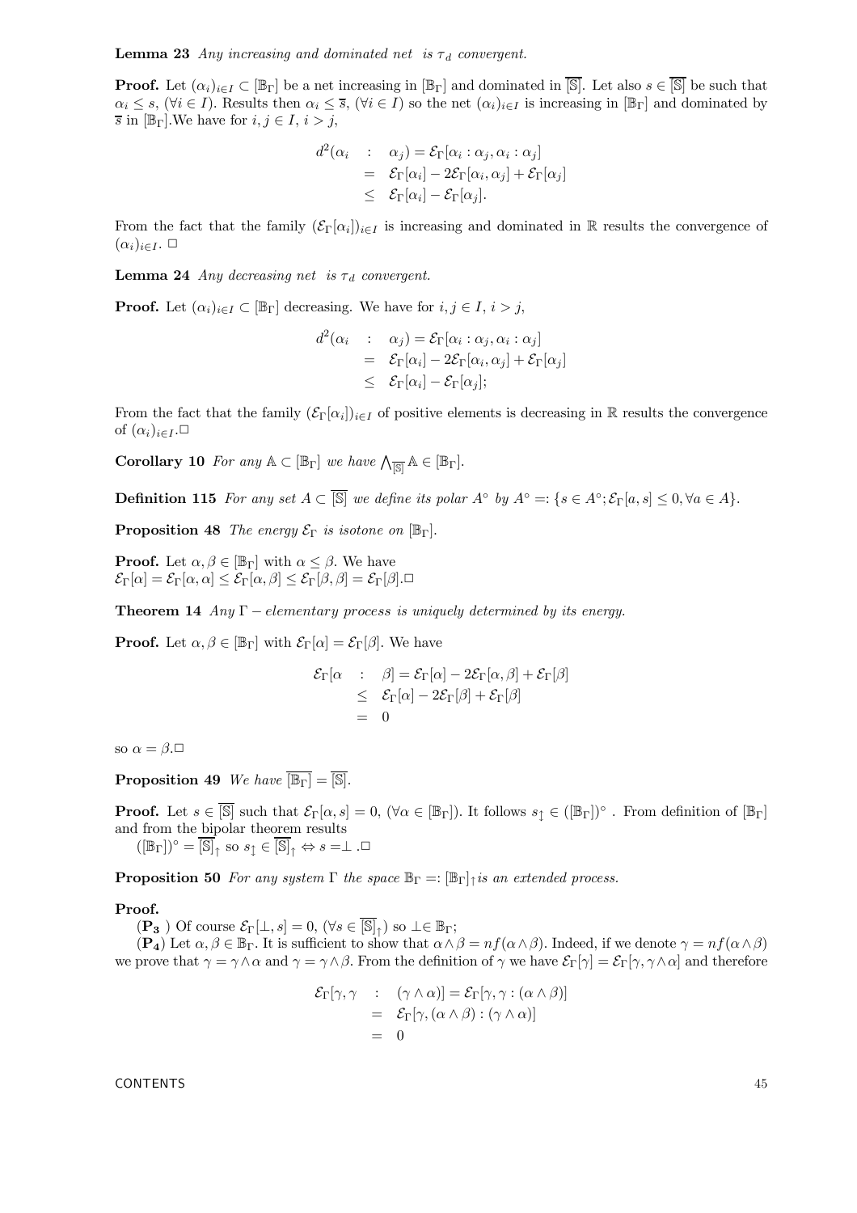**Lemma 23** *Any increasing and dominated net is $\tau_d$ convergent.*

**Proof.** Let $(\alpha_i)_{i\in I} \subset [\mathbb{B}_\Gamma]$ be a net increasing in $[\mathbb{B}_\Gamma]$ and dominated in $\overline{[\mathbb{S}]}$. Let also $s \in \overline{[\mathbb{S}]}$ be such that $\alpha_i \leq s$, $(\forall i \in I)$. Results then $\alpha_i \leq \overline{s}$, $(\forall i \in I)$ so the net $(\alpha_i)_{i\in I}$ is increasing in $[\mathbb{B}_\Gamma]$ and dominated by $\overline{s}$ in $[\mathbb{B}_\Gamma]$.We have for $i, j \in I$, $i > j$,

$$
\begin{aligned}
d^2(\alpha_i \ &: \ \alpha_j) = \mathcal{E}_\Gamma[\alpha_i : \alpha_j, \alpha_i : \alpha_j] \\
&= \mathcal{E}_\Gamma[\alpha_i] - 2\mathcal{E}_\Gamma[\alpha_i, \alpha_j] + \mathcal{E}_\Gamma[\alpha_j] \\
&\leq \mathcal{E}_\Gamma[\alpha_i] - \mathcal{E}_\Gamma[\alpha_j].
\end{aligned}
$$

From the fact that the family $(\mathcal{E}_\Gamma[\alpha_i])_{i\in I}$ is increasing and dominated in $\mathbb{R}$ results the convergence of $(\alpha_i)_{i\in I}$. $\Box$

**Lemma 24** *Any decreasing net is $\tau_d$ convergent.*

**Proof.** Let $(\alpha_i)_{i\in I} \subset [\mathbb{B}_\Gamma]$ decreasing. We have for $i, j \in I$, $i > j$,

$$
\begin{aligned}
d^2(\alpha_i \ &: \ \alpha_j) = \mathcal{E}_\Gamma[\alpha_i : \alpha_j, \alpha_i : \alpha_j] \\
&= \mathcal{E}_\Gamma[\alpha_i] - 2\mathcal{E}_\Gamma[\alpha_i, \alpha_j] + \mathcal{E}_\Gamma[\alpha_j] \\
&\leq \mathcal{E}_\Gamma[\alpha_i] - \mathcal{E}_\Gamma[\alpha_j];
\end{aligned}
$$

From the fact that the family $(\mathcal{E}_\Gamma[\alpha_i])_{i\in I}$ of positive elements is decreasing in $\mathbb{R}$ results the convergence of $(\alpha_i)_{i\in I}$.$\Box$

**Corollary 10** *For any $\mathbb{A} \subset [\mathbb{B}_\Gamma]$ we have $\bigwedge_{\overline{[\mathbb{S}]}} \mathbb{A} \in [\mathbb{B}_\Gamma]$.*

**Definition 115** *For any set $A \subset \overline{[\mathbb{S}]}$ we define its polar $A^\circ$ by $A^\circ =: \{s \in A^\circ; \mathcal{E}_\Gamma[a, s] \leq 0, \forall a \in A\}$.*

**Proposition 48** *The energy $\mathcal{E}_\Gamma$ is isotone on $[\mathbb{B}_\Gamma]$.*

**Proof.** Let $\alpha, \beta \in [\mathbb{B}_\Gamma]$ with $\alpha \leq \beta$. We have
$\mathcal{E}_\Gamma[\alpha] = \mathcal{E}_\Gamma[\alpha, \alpha] \leq \mathcal{E}_\Gamma[\alpha, \beta] \leq \mathcal{E}_\Gamma[\beta, \beta] = \mathcal{E}_\Gamma[\beta]$.$\Box$

**Theorem 14** *Any $\Gamma -$ elementary process is uniquely determined by its energy.*

**Proof.** Let $\alpha, \beta \in [\mathbb{B}_\Gamma]$ with $\mathcal{E}_\Gamma[\alpha] = \mathcal{E}_\Gamma[\beta]$. We have

$$
\begin{aligned}
\mathcal{E}_\Gamma[\alpha \ &: \ \beta] = \mathcal{E}_\Gamma[\alpha] - 2\mathcal{E}_\Gamma[\alpha, \beta] + \mathcal{E}_\Gamma[\beta] \\
&\leq \mathcal{E}_\Gamma[\alpha] - 2\mathcal{E}_\Gamma[\beta] + \mathcal{E}_\Gamma[\beta] \\
&= 0
\end{aligned}
$$

so $\alpha = \beta$.$\Box$

**Proposition 49** *We have $\overline{[\mathbb{B}_\Gamma]} = \overline{[\mathbb{S}]}$.*

**Proof.** Let $s \in \overline{[\mathbb{S}]}$ such that $\mathcal{E}_\Gamma[\alpha, s] = 0$, $(\forall \alpha \in [\mathbb{B}_\Gamma])$. It follows $s_\updownarrow \in ([\mathbb{B}_\Gamma])^\circ$ . From definition of $[\mathbb{B}_\Gamma]$ and from the bipolar theorem results
$([\mathbb{B}_\Gamma])^\circ = \overline{[\mathbb{S}]}_\uparrow$ so $s_\updownarrow \in \overline{[\mathbb{S}]}_\uparrow \Leftrightarrow s = \perp$ .$\Box$

**Proposition 50** *For any system $\Gamma$ the space $\mathbb{B}_\Gamma =: [\mathbb{B}_\Gamma]_\uparrow$is an extended process.*

**Proof.**

($\mathbf{P_3}$ ) Of course $\mathcal{E}_\Gamma[\perp, s] = 0$, $(\forall s \in \overline{[\mathbb{S}]}_\uparrow)$ so $\perp \in \mathbb{B}_\Gamma$;

($\mathbf{P_4}$) Let $\alpha, \beta \in \mathbb{B}_\Gamma$. It is sufficient to show that $\alpha \wedge \beta = nf(\alpha \wedge \beta)$. Indeed, if we denote $\gamma = nf(\alpha \wedge \beta)$ we prove that $\gamma = \gamma \wedge \alpha$ and $\gamma = \gamma \wedge \beta$. From the definition of $\gamma$ we have $\mathcal{E}_\Gamma[\gamma] = \mathcal{E}_\Gamma[\gamma, \gamma \wedge \alpha]$ and therefore

$$
\begin{aligned}
\mathcal{E}_\Gamma[\gamma, \gamma \ &: \ (\gamma \wedge \alpha)] = \mathcal{E}_\Gamma[\gamma, \gamma : (\alpha \wedge \beta)] \\
&= \mathcal{E}_\Gamma[\gamma, (\alpha \wedge \beta) : (\gamma \wedge \alpha)] \\
&= 0
\end{aligned}
$$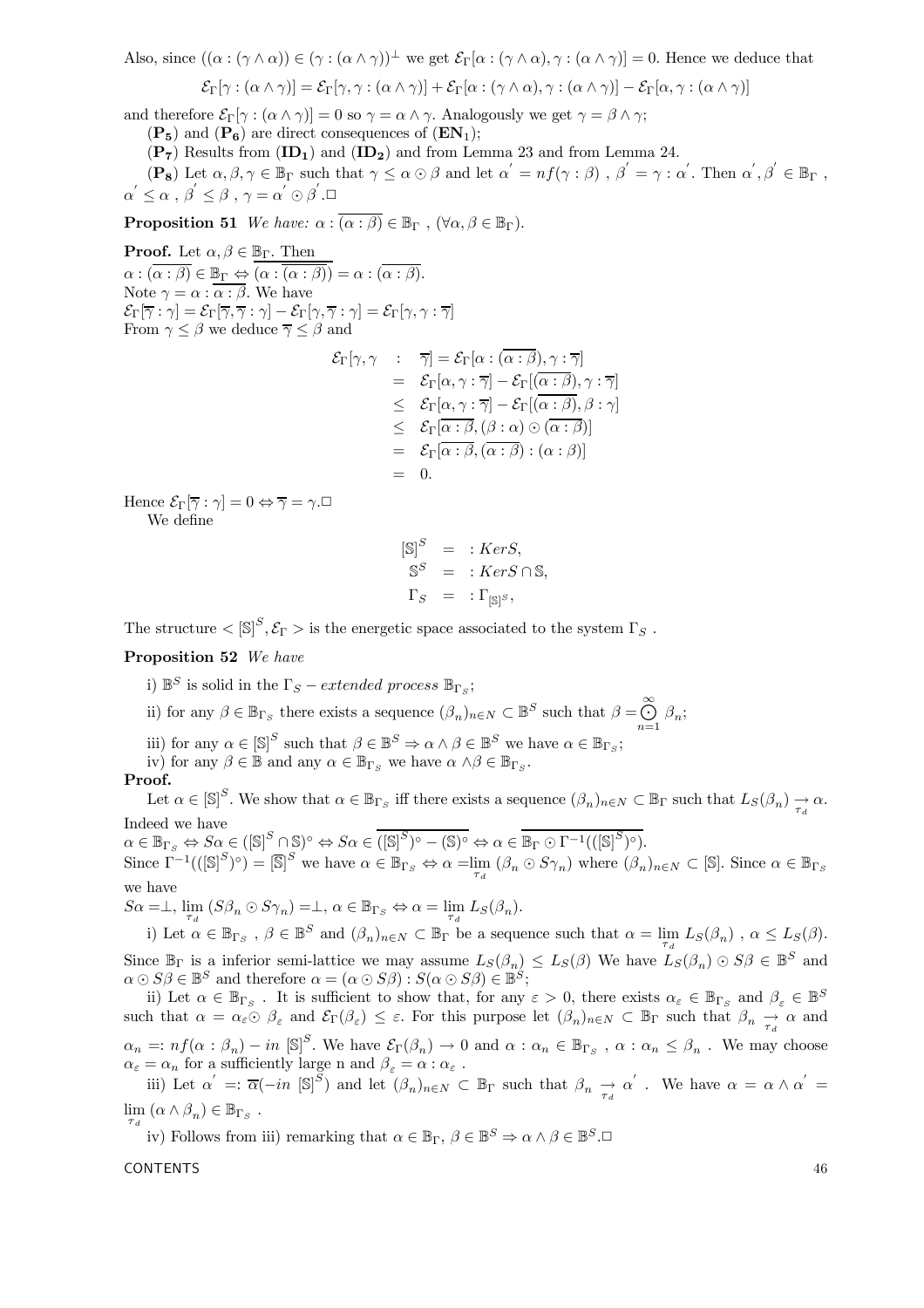Also, since $((\alpha : (\gamma \wedge \alpha)) \in (\gamma : (\alpha \wedge \gamma))^{\perp}$ we get $\mathcal{E}_{\Gamma}[\alpha : (\gamma \wedge \alpha), \gamma : (\alpha \wedge \gamma)] = 0$. Hence we deduce that

$$\mathcal{E}_{\Gamma}[\gamma : (\alpha \wedge \gamma)] = \mathcal{E}_{\Gamma}[\gamma, \gamma : (\alpha \wedge \gamma)] + \mathcal{E}_{\Gamma}[\alpha : (\gamma \wedge \alpha), \gamma : (\alpha \wedge \gamma)] - \mathcal{E}_{\Gamma}[\alpha, \gamma : (\alpha \wedge \gamma)]$$

and therefore $\mathcal{E}_{\Gamma}[\gamma : (\alpha \wedge \gamma)] = 0$ so $\gamma = \alpha \wedge \gamma$. Analogously we get $\gamma = \beta \wedge \gamma$;

($\mathbf{P_5}$) and ($\mathbf{P_6}$) are direct consequences of ($\mathbf{EN_1}$);

($\mathbf{P_7}$) Results from ($\mathbf{ID_1}$) and ($\mathbf{ID_2}$) and from Lemma 23 and from Lemma 24.

($\mathbf{P_8}$) Let $\alpha, \beta, \gamma \in \mathbb{B}_{\Gamma}$ such that $\gamma \leq \alpha \odot \beta$ and let $\alpha^{'} = nf(\gamma : \beta)$ , $\beta^{'} = \gamma : \alpha^{'}$. Then $\alpha^{'}, \beta^{'} \in \mathbb{B}_{\Gamma}$ , $\alpha^{'} \leq \alpha$ , $\beta^{'} \leq \beta$ , $\gamma = \alpha^{'} \odot \beta^{'}$.□

**Proposition 51** *We have:* $\alpha : \overline{(\alpha : \beta)} \in \mathbb{B}_{\Gamma}$ , $(\forall \alpha, \beta \in \mathbb{B}_{\Gamma})$.

**Proof.** Let $\alpha, \beta \in \mathbb{B}_{\Gamma}$. Then
$\alpha : \overline{(\alpha : \beta)} \in \mathbb{B}_{\Gamma} \Leftrightarrow \overline{(\alpha : \overline{(\alpha : \beta)})} = \alpha : \overline{(\alpha : \beta)}$.
Note $\gamma = \alpha : \overline{\alpha : \beta}$. We have
$\mathcal{E}_{\Gamma}[\overline{\gamma} : \gamma] = \mathcal{E}_{\Gamma}[\overline{\gamma}, \overline{\gamma} : \gamma] - \mathcal{E}_{\Gamma}[\gamma, \overline{\gamma} : \gamma] = \mathcal{E}_{\Gamma}[\gamma, \gamma : \overline{\gamma}]$
From $\gamma \leq \beta$ we deduce $\overline{\gamma} \leq \beta$ and

$$\begin{aligned}
\mathcal{E}_{\Gamma}[\gamma, \gamma : \overline{\gamma}] &= \mathcal{E}_{\Gamma}[\alpha : (\overline{\alpha : \beta}), \gamma : \overline{\gamma}] \\
&= \mathcal{E}_{\Gamma}[\alpha, \gamma : \overline{\gamma}] - \mathcal{E}_{\Gamma}[(\overline{\alpha : \beta}), \gamma : \overline{\gamma}] \\
&\leq \mathcal{E}_{\Gamma}[\alpha, \gamma : \overline{\gamma}] - \mathcal{E}_{\Gamma}[(\overline{\alpha : \beta}), \beta : \gamma] \\
&\leq \mathcal{E}_{\Gamma}[\overline{\alpha : \beta}, (\beta : \alpha) \odot (\overline{\alpha : \beta})] \\
&= \mathcal{E}_{\Gamma}[\overline{\alpha : \beta}, (\overline{\alpha : \beta}) : (\alpha : \beta)] \\
&= 0.
\end{aligned}$$

Hence $\mathcal{E}_{\Gamma}[\overline{\gamma} : \gamma] = 0 \Leftrightarrow \overline{\gamma} = \gamma$.□

We define

$$\begin{aligned}
[\mathbb{S}]^{S} &= : KerS, \\
\mathbb{S}^{S} &= : KerS \cap \mathbb{S}, \\
\Gamma_{S} &= : \Gamma_{[\mathbb{S}]^{S}},
\end{aligned}$$

The structure $< [\mathbb{S}]^{S}, \mathcal{E}_{\Gamma} >$ is the energetic space associated to the system $\Gamma_{S}$ .

**Proposition 52** *We have*

i) $\mathbb{B}^{S}$ is solid in the $\Gamma_{S} - extended\ process$ $\mathbb{B}_{\Gamma_{S}}$;

ii) for any $\beta \in \mathbb{B}_{\Gamma_{S}}$ there exists a sequence $(\beta_{n})_{n \in N} \subset \mathbb{B}^{S}$ such that $\beta = \bigodot_{n=1}^{\infty} \beta_{n}$;

iii) for any $\alpha \in [\mathbb{S}]^{S}$ such that $\beta \in \mathbb{B}^{S} \Rightarrow \alpha \wedge \beta \in \mathbb{B}^{S}$ we have $\alpha \in \mathbb{B}_{\Gamma_{S}}$;

iv) for any $\beta \in \mathbb{B}$ and any $\alpha \in \mathbb{B}_{\Gamma_{S}}$ we have $\alpha \wedge \beta \in \mathbb{B}_{\Gamma_{S}}$.

**Proof.**

Let $\alpha \in [\mathbb{S}]^{S}$. We show that $\alpha \in \mathbb{B}_{\Gamma_{S}}$ iff there exists a sequence $(\beta_{n})_{n \in N} \subset \mathbb{B}_{\Gamma}$ such that $L_{S}(\beta_{n}) \underset{\tau_{d}}{\rightarrow} \alpha$. Indeed we have
$\alpha \in \mathbb{B}_{\Gamma_{S}} \Leftrightarrow S\alpha \in ([\mathbb{S}]^{S} \cap \mathbb{S})^{\circ} \Leftrightarrow S\alpha \in \overline{([\mathbb{S}]^{S})^{\circ} - (\mathbb{S})^{\circ}} \Leftrightarrow \alpha \in \overline{\mathbb{B}_{\Gamma} \odot \Gamma^{-1}(([\mathbb{S}]^{S})^{\circ})}$.
Since $\Gamma^{-1}(([\mathbb{S}]^{S})^{\circ}) = [\mathbb{S}]^{S}$ we have $\alpha \in \mathbb{B}_{\Gamma_{S}} \Leftrightarrow \alpha = \lim_{\tau_{d}} (\beta_{n} \odot S\gamma_{n})$ where $(\beta_{n})_{n \in N} \subset [\mathbb{S}]$. Since $\alpha \in \mathbb{B}_{\Gamma_{S}}$ we have
$S\alpha = \perp$, $\lim_{\tau_{d}} (S\beta_{n} \odot S\gamma_{n}) = \perp$, $\alpha \in \mathbb{B}_{\Gamma_{S}} \Leftrightarrow \alpha = \lim_{\tau_{d}} L_{S}(\beta_{n})$.

i) Let $\alpha \in \mathbb{B}_{\Gamma_{S}}$ , $\beta \in \mathbb{B}^{S}$ and $(\beta_{n})_{n \in N} \subset \mathbb{B}_{\Gamma}$ be a sequence such that $\alpha = \lim_{\tau_{d}} L_{S}(\beta_{n})$ , $\alpha \leq L_{S}(\beta)$. Since $\mathbb{B}_{\Gamma}$ is a inferior semi-lattice we may assume $L_{S}(\beta_{n}) \leq L_{S}(\beta)$ We have $L_{S}(\beta_{n}) \odot S\beta \in \mathbb{B}^{S}$ and $\alpha \odot S\beta \in \mathbb{B}^{S}$ and therefore $\alpha = (\alpha \odot S\beta) : S(\alpha \odot S\beta) \in \mathbb{B}^{S}$;

ii) Let $\alpha \in \mathbb{B}_{\Gamma_{S}}$ . It is sufficient to show that, for any $\varepsilon > 0$, there exists $\alpha_{\varepsilon} \in \mathbb{B}_{\Gamma_{S}}$ and $\beta_{\varepsilon} \in \mathbb{B}^{S}$ such that $\alpha = \alpha_{\varepsilon} \odot \beta_{\varepsilon}$ and $\mathcal{E}_{\Gamma}(\beta_{\varepsilon}) \leq \varepsilon$. For this purpose let $(\beta_{n})_{n \in N} \subset \mathbb{B}_{\Gamma}$ such that $\beta_{n} \underset{\tau_{d}}{\rightarrow} \alpha$ and $\alpha_{n} =: nf(\alpha : \beta_{n}) - in\ [\mathbb{S}]^{S}$. We have $\mathcal{E}_{\Gamma}(\beta_{n}) \rightarrow 0$ and $\alpha : \alpha_{n} \in \mathbb{B}_{\Gamma_{S}}$ , $\alpha : \alpha_{n} \leq \beta_{n}$ . We may choose $\alpha_{\varepsilon} = \alpha_{n}$ for a sufficiently large n and $\beta_{\varepsilon} = \alpha : \alpha_{\varepsilon}$ .

iii) Let $\alpha^{'} =: \overline{\alpha}(-in\ [\mathbb{S}]^{S})$ and let $(\beta_{n})_{n \in N} \subset \mathbb{B}_{\Gamma}$ such that $\beta_{n} \underset{\tau_{d}}{\rightarrow} \alpha^{'}$ . We have $\alpha = \alpha \wedge \alpha^{'} = \lim_{\tau_{d}} (\alpha \wedge \beta_{n}) \in \mathbb{B}_{\Gamma_{S}}$ .

iv) Follows from iii) remarking that $\alpha \in \mathbb{B}_{\Gamma}$, $\beta \in \mathbb{B}^{S} \Rightarrow \alpha \wedge \beta \in \mathbb{B}^{S}$.□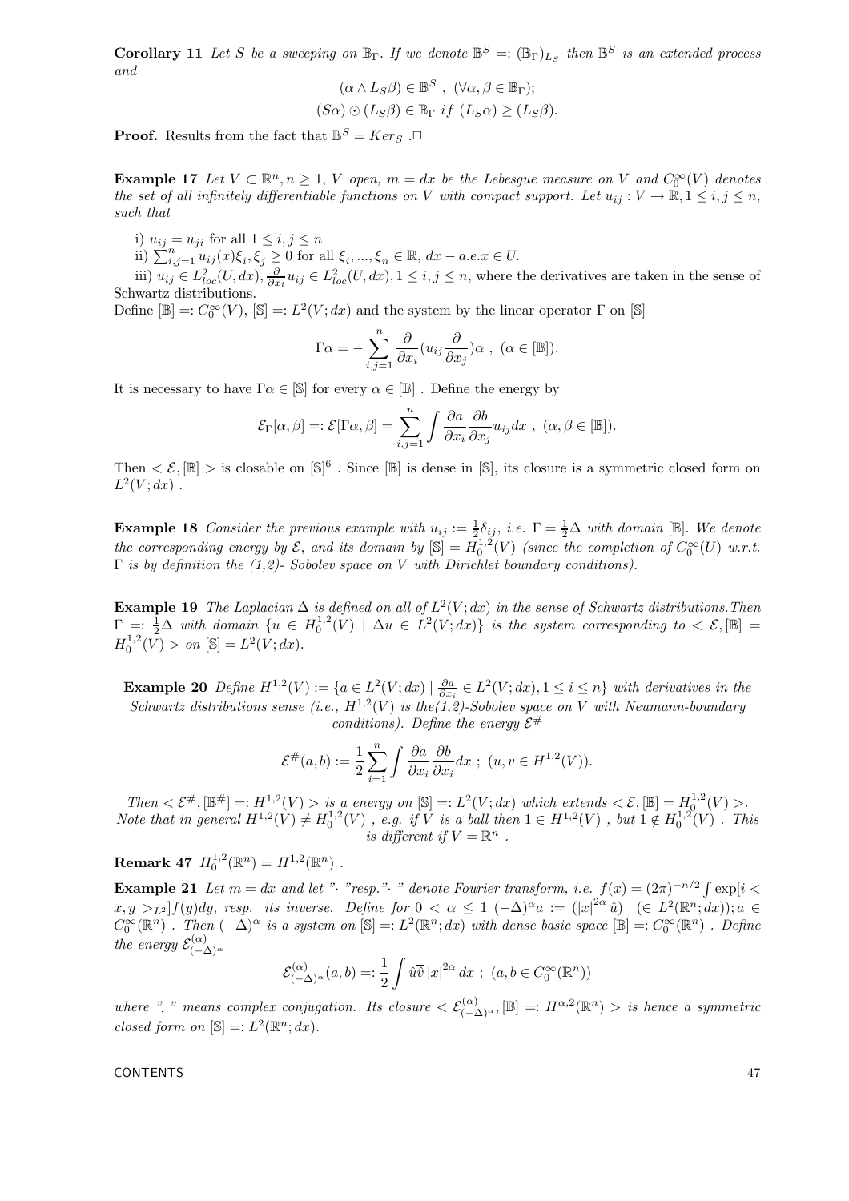**Corollary 11** *Let $S$ be a sweeping on $\mathbb{B}_\Gamma$. If we denote $\mathbb{B}^S =: (\mathbb{B}_\Gamma)_{L_S}$ then $\mathbb{B}^S$ is an extended process and*

$$(\alpha \wedge L_S\beta) \in \mathbb{B}^S \ , \ (\forall \alpha, \beta \in \mathbb{B}_\Gamma);$$

$$(S\alpha) \odot (L_S\beta) \in \mathbb{B}_\Gamma \ if \ (L_S\alpha) \geq (L_S\beta).$$

**Proof.** Results from the fact that $\mathbb{B}^S = Ker_S$ .□

**Example 17** *Let $V \subset \mathbb{R}^n, n \geq 1$, $V$ open, $m = dx$ be the Lebesgue measure on $V$ and $C_0^\infty(V)$ denotes the set of all infinitely differentiable functions on $V$ with compact support. Let $u_{ij} : V \to \mathbb{R}, 1 \leq i, j \leq n$, such that*

i) $u_{ij} = u_{ji}$ for all $1 \leq i, j \leq n$

ii) $\sum_{i,j=1}^n u_{ij}(x)\xi_i, \xi_j \geq 0$ for all $\xi_i, ..., \xi_n \in \mathbb{R}$, $dx - a.e.x \in U$.

iii) $u_{ij} \in L^2_{loc}(U, dx), \frac{\partial}{\partial x_i} u_{ij} \in L^2_{loc}(U, dx), 1 \leq i, j \leq n$, where the derivatives are taken in the sense of Schwartz distributions.

Define $[\mathbb{B}] =: C_0^\infty(V)$, $[\mathbb{S}] =: L^2(V; dx)$ and the system by the linear operator $\Gamma$ on $[\mathbb{S}]$

$$\Gamma\alpha = -\sum_{i,j=1}^n \frac{\partial}{\partial x_i}(u_{ij}\frac{\partial}{\partial x_j})\alpha \ , \ (\alpha \in [\mathbb{B}]).$$

It is necessary to have $\Gamma\alpha \in [\mathbb{S}]$ for every $\alpha \in [\mathbb{B}]$ . Define the energy by

$$\mathcal{E}_\Gamma[\alpha, \beta] =: \mathcal{E}[\Gamma\alpha, \beta] = \sum_{i,j=1}^n \int \frac{\partial a}{\partial x_i}\frac{\partial b}{\partial x_j} u_{ij} dx \ , \ (\alpha, \beta \in [\mathbb{B}]).$$

Then $< \mathcal{E}, [\mathbb{B}] >$ is closable on $[\mathbb{S}]$[6] . Since $[\mathbb{B}]$ is dense in $[\mathbb{S}]$, its closure is a symmetric closed form on $L^2(V; dx)$ .

**Example 18** *Consider the previous example with $u_{ij} := \frac{1}{2}\delta_{ij}$, i.e. $\Gamma = \frac{1}{2}\Delta$ with domain $[\mathbb{B}]$. We denote the corresponding energy by $\mathcal{E}$, and its domain by $[\mathbb{S}] = H_0^{1,2}(V)$ (since the completion of $C_0^\infty(U)$ w.r.t. $\Gamma$ is by definition the (1,2)- Sobolev space on $V$ with Dirichlet boundary conditions).*

**Example 19** *The Laplacian $\Delta$ is defined on all of $L^2(V; dx)$ in the sense of Schwartz distributions.Then $\Gamma =: \frac{1}{2}\Delta$ with domain $\{u \in H_0^{1,2}(V) \mid \Delta u \in L^2(V; dx)\}$ is the system corresponding to $< \mathcal{E}, [\mathbb{B}] = H_0^{1,2}(V) >$ on $[\mathbb{S}] = L^2(V; dx)$.*

**Example 20** *Define $H^{1,2}(V) := \{a \in L^2(V; dx) \mid \frac{\partial a}{\partial x_i} \in L^2(V; dx), 1 \leq i \leq n\}$ with derivatives in the Schwartz distributions sense (i.e., $H^{1,2}(V)$ is the(1,2)-Sobolev space on $V$ with Neumann-boundary conditions). Define the energy $\mathcal{E}^\#$*

$$\mathcal{E}^\#(a, b) := \frac{1}{2}\sum_{i=1}^n \int \frac{\partial a}{\partial x_i}\frac{\partial b}{\partial x_i} dx \ ; \ (u, v \in H^{1,2}(V)).$$

*Then $< \mathcal{E}^\#, [\mathbb{B}^\#] =: H^{1,2}(V) >$ is an energy on $[\mathbb{S}] =: L^2(V; dx)$ which extends $< \mathcal{E}, [\mathbb{B}] = H_0^{1,2}(V) >$. Note that in general $H^{1,2}(V) \neq H_0^{1,2}(V)$ , e.g. if $V$ is a ball then $1 \in H^{1,2}(V)$ , but $1 \notin H_0^{1,2}(V)$ . This is different if $V = \mathbb{R}^n$ .*

**Remark 47** $H_0^{1,2}(\mathbb{R}^n) = H^{1,2}(\mathbb{R}^n)$ .

**Example 21** *Let $m = dx$ and let "$\hat{\cdot}$ "resp."$\check{\cdot}$ " denote Fourier transform, i.e. $f(x) = (2\pi)^{-n/2} \int \exp[i < x, y >_{L^2}]f(y)dy$, resp. its inverse. Define for $0 < \alpha \leq 1$ $(-\Delta)^\alpha a := (|x|^{2\alpha} \hat{u})$ $(\in L^2(\mathbb{R}^n; dx)); a \in C_0^\infty(\mathbb{R}^n)$ . Then $(-\Delta)^\alpha$ is a system on $[\mathbb{S}] =: L^2(\mathbb{R}^n; dx)$ with dense basic space $[\mathbb{B}] =: C_0^\infty(\mathbb{R}^n)$ . Define the energy $\mathcal{E}^{(\alpha)}_{(-\Delta)^\alpha}$*

$$\mathcal{E}^{(\alpha)}_{(-\Delta)^\alpha}(a, b) =: \frac{1}{2}\int \hat{u}\overline{\hat{v}} \, |x|^{2\alpha} \, dx \ ; \ (a, b \in C_0^\infty(\mathbb{R}^n))$$

*where "$\bar{\cdot}$ " means complex conjugation. Its closure $< \mathcal{E}^{(\alpha)}_{(-\Delta)^\alpha}, [\mathbb{B}] =: H^{\alpha,2}(\mathbb{R}^n) >$ is hence a symmetric closed form on $[\mathbb{S}] =: L^2(\mathbb{R}^n; dx)$.*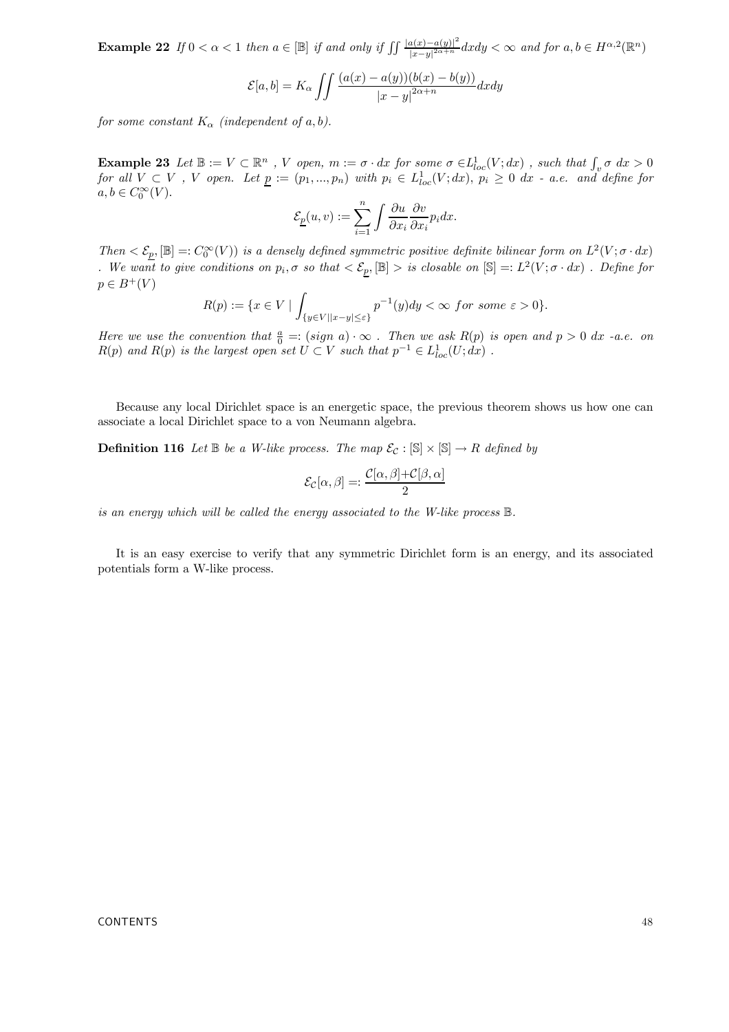**Example 22** *If $0 < \alpha < 1$ then $a \in [\mathbb{B}]$ if and only if $\iint \frac{|a(x)-a(y)|^2}{|x-y|^{2\alpha+n}} dxdy < \infty$ and for $a, b \in H^{\alpha,2}(\mathbb{R}^n)$*

$$\mathcal{E}[a,b] = K_\alpha \iint \frac{(a(x)-a(y))(b(x)-b(y))}{|x-y|^{2\alpha+n}} dxdy$$

*for some constant $K_\alpha$ (independent of $a, b$).*

**Example 23** *Let $\mathbb{B} := V \subset \mathbb{R}^n$ , $V$ open, $m := \sigma \cdot dx$ for some $\sigma \in L^1_{loc}(V; dx)$ , such that $\int_v \sigma \; dx > 0$ for all $V \subset V$ , $V$ open. Let $\underline{p} := (p_1, ..., p_n)$ with $p_i \in L^1_{loc}(V; dx)$, $p_i \geq 0$ $dx$ - a.e. and define for $a, b \in C_0^\infty(V)$.*

$$\mathcal{E}_{\underline{p}}(u,v) := \sum_{i=1}^n \int \frac{\partial u}{\partial x_i} \frac{\partial v}{\partial x_i} p_i dx.$$

*Then $< \mathcal{E}_{\underline{p}}, [\mathbb{B}] =: C_0^\infty(V))$ is a densely defined symmetric positive definite bilinear form on $L^2(V; \sigma \cdot dx)$ . We want to give conditions on $p_i, \sigma$ so that $< \mathcal{E}_{\underline{p}}, [\mathbb{B}] >$ is closable on $[\mathbb{S}] =: L^2(V; \sigma \cdot dx)$ . Define for $p \in B^+(V)$*

$$R(p) := \{x \in V \mid \int_{\{y \in V | |x-y| \leq \varepsilon\}} p^{-1}(y) dy < \infty \text{ for some } \varepsilon > 0\}.$$

*Here we use the convention that $\frac{a}{0} =: (sign \; a) \cdot \infty$ . Then we ask $R(p)$ is open and $p > 0$ $dx$ -a.e. on $R(p)$ and $R(p)$ is the largest open set $U \subset V$ such that $p^{-1} \in L^1_{loc}(U; dx)$ .*

Because any local Dirichlet space is an energetic space, the previous theorem shows us how one can associate a local Dirichlet space to a von Neumann algebra.

**Definition 116** *Let $\mathbb{B}$ be a W-like process. The map $\mathcal{E}_\mathcal{C} : [\mathbb{S}] \times [\mathbb{S}] \rightarrow R$ defined by*

$$\mathcal{E}_\mathcal{C}[\alpha, \beta] =: \frac{\mathcal{C}[\alpha,\beta] + \mathcal{C}[\beta,\alpha]}{2}$$

*is an energy which will be called the energy associated to the W-like process $\mathbb{B}$.*

It is an easy exercise to verify that any symmetric Dirichlet form is an energy, and its associated potentials form a W-like process.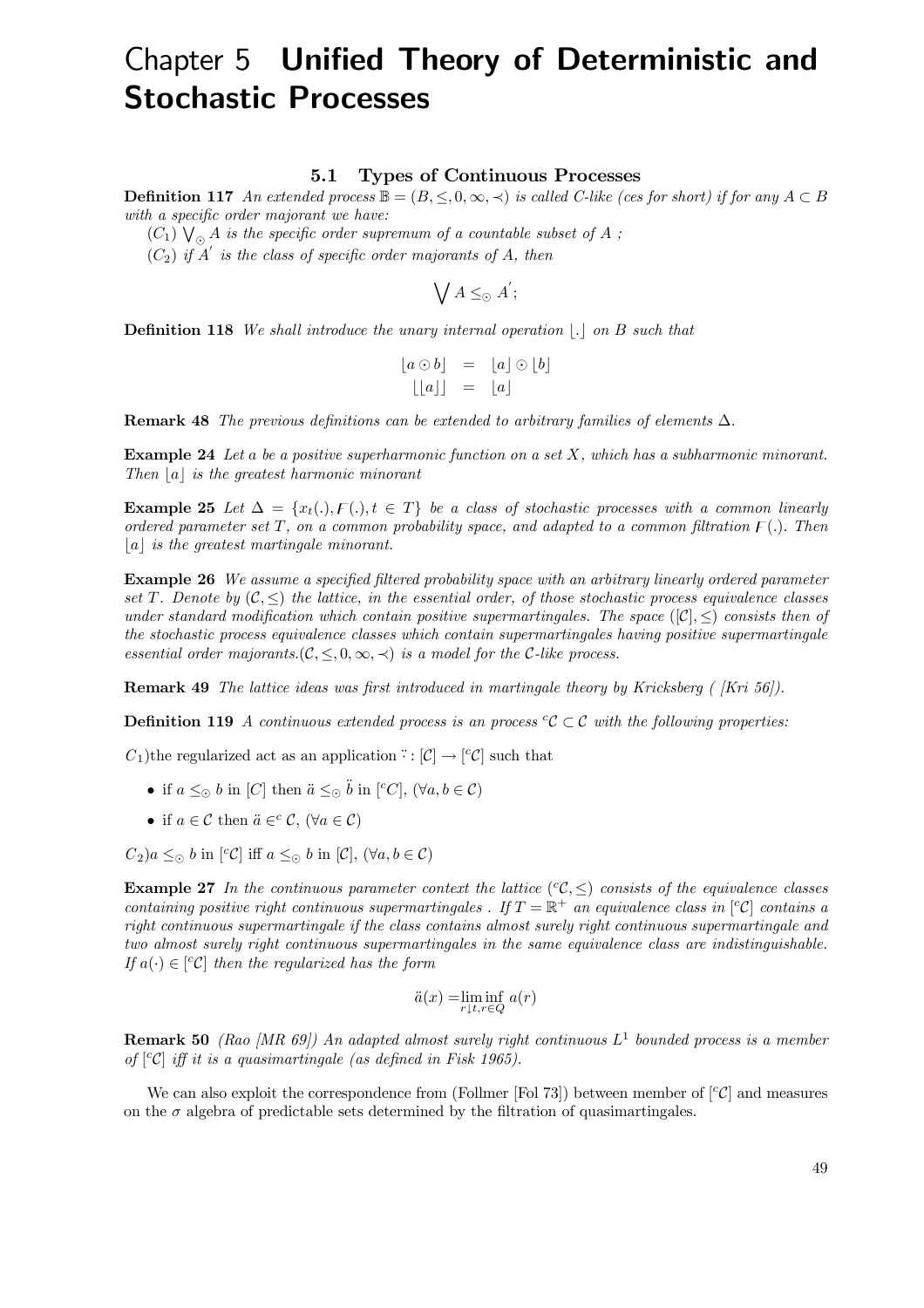# Chapter 5 Unified Theory of Deterministic and Stochastic Processes

## 5.1 Types of Continuous Processes

**Definition 117** *An extended process $\mathbb{B} = (B, \leq, 0, \infty, \prec)$ is called C-like (ces for short) if for any $A \subset B$ with a specific order majorant we have:*

*$(C_1)$ $\bigvee_{\odot} A$ is the specific order supremum of a countable subset of $A$ ;*

*$(C_2)$ if $A^{'}$ is the class of specific order majorants of $A$, then*

$$\bigvee A \leq_{\odot} A^{'};$$

**Definition 118** *We shall introduce the unary internal operation $\lfloor . \rfloor$ on $B$ such that*

$$\begin{aligned} \lfloor a \odot b \rfloor &= \lfloor a \rfloor \odot \lfloor b \rfloor \\ \lfloor \lfloor a \rfloor \rfloor &= \lfloor a \rfloor \end{aligned}$$

**Remark 48** *The previous definitions can be extended to arbitrary families of elements $\Delta$.*

**Example 24** *Let $a$ be a positive superharmonic function on a set $X$, which has a subharmonic minorant. Then $\lfloor a \rfloor$ is the greatest harmonic minorant*

**Example 25** *Let $\Delta = \{x_t(.), F(.), t \in T\}$ be a class of stochastic processes with a common linearly ordered parameter set $T$, on a common probability space, and adapted to a common filtration $F(.)$. Then $\lfloor a \rfloor$ is the greatest martingale minorant.*

**Example 26** *We assume a specified filtered probability space with an arbitrary linearly ordered parameter set $T$. Denote by $(\mathcal{C}, \leq)$ the lattice, in the essential order, of those stochastic process equivalence classes under standard modification which contain positive supermartingales. The space $([\mathcal{C}], \leq)$ consists then of the stochastic process equivalence classes which contain supermartingales having positive supermartingale essential order majorants.$(\mathcal{C}, \leq, 0, \infty, \prec)$ is a model for the $\mathcal{C}$-like process.*

**Remark 49** *The lattice ideas was first introduced in martingale theory by Kricksberg ( [Kri 56]).*

**Definition 119** *A continuous extended process is an process ${}^{c}\mathcal{C} \subset \mathcal{C}$ with the following properties:*

$C_1$)the regularized act as an application $\ddot{\cdot} : [\mathcal{C}] \to [{}^{c}\mathcal{C}]$ such that

- if $a \leq_{\odot} b$ in $[C]$ then $\ddot{a} \leq_{\odot} \ddot{b}$ in $[{}^{c}C]$, $(\forall a, b \in \mathcal{C})$
- if $a \in \mathcal{C}$ then $\ddot{a} \in^{c} \mathcal{C}$, $(\forall a \in \mathcal{C})$

$C_2$)$a \leq_{\odot} b$ in $[{}^{c}\mathcal{C}]$ iff $a \leq_{\odot} b$ in $[\mathcal{C}]$, $(\forall a, b \in \mathcal{C})$

**Example 27** *In the continuous parameter context the lattice $({}^{c}\mathcal{C}, \leq)$ consists of the equivalence classes containing positive right continuous supermartingales . If $T = \mathbb{R}^{+}$ an equivalence class in $[{}^{c}\mathcal{C}]$ contains a right continuous supermartingale if the class contains almost surely right continuous supermartingale and two almost surely right continuous supermartingales in the same equivalence class are indistinguishable. If $a(\cdot) \in [{}^{c}\mathcal{C}]$ then the regularized has the form*

$$\ddot{a}(x) = \liminf_{r \downarrow t, r \in Q} a(r)$$

**Remark 50** *(Rao [MR 69]) An adapted almost surely right continuous $L^1$ bounded process is a member of $[{}^{c}\mathcal{C}]$ iff it is a quasimartingale (as defined in Fisk 1965).*

We can also exploit the correspondence from (Follmer [Fol 73]) between member of $[{}^{c}\mathcal{C}]$ and measures on the $\sigma$ algebra of predictable sets determined by the filtration of quasimartingales.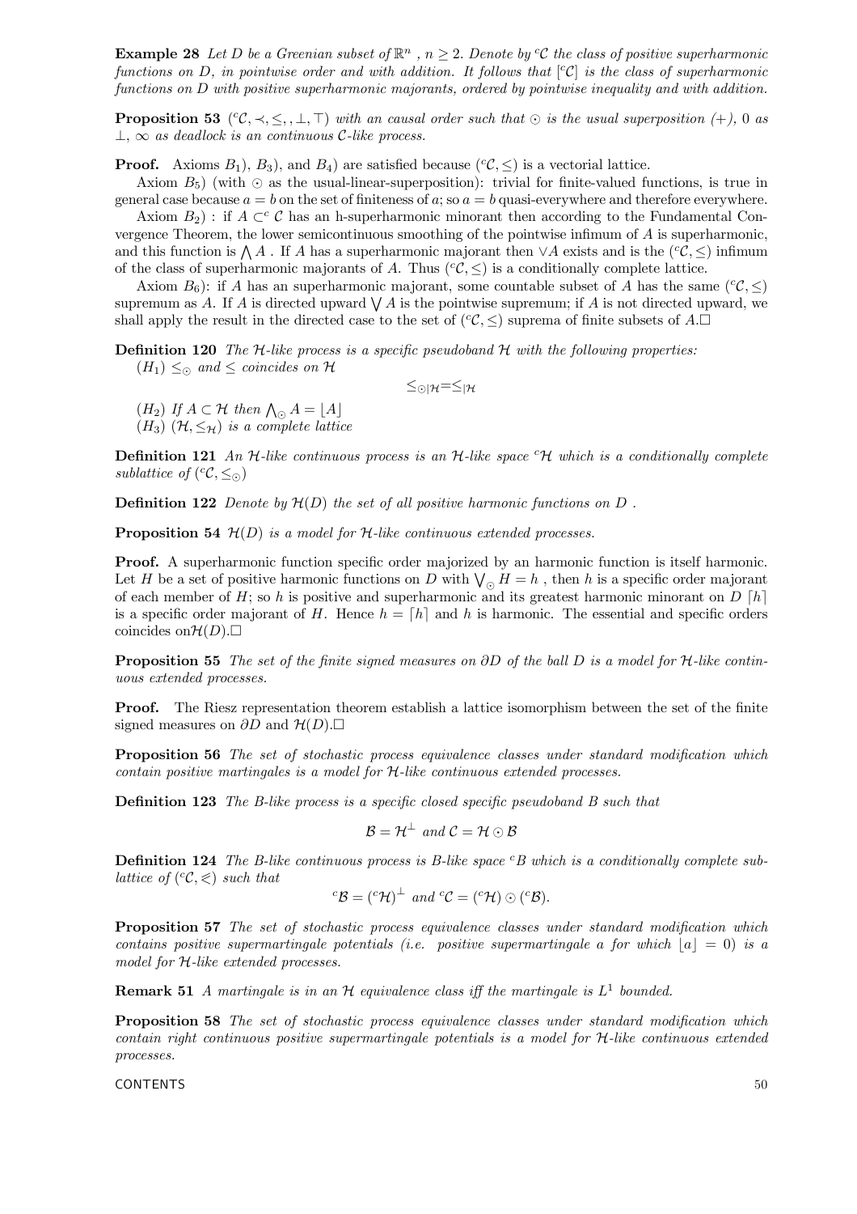**Example 28** *Let $D$ be a Greenian subset of $\mathbb{R}^n$ , $n \geq 2$. Denote by ${}^c\mathcal{C}$ the class of positive superharmonic functions on $D$, in pointwise order and with addition. It follows that $[{}^c\mathcal{C}]$ is the class of superharmonic functions on $D$ with positive superharmonic majorants, ordered by pointwise inequality and with addition.*

**Proposition 53** *$({}^c\mathcal{C}, \prec, \leq, , \bot, \top)$ with an causal order such that $\odot$ is the usual superposition $(+)$, $0$ as $\bot$, $\infty$ as deadlock is an continuous $\mathcal{C}$-like process.*

**Proof.** Axioms $B_1)$, $B_3)$, and $B_4)$ are satisfied because $({}^c\mathcal{C}, \leq)$ is a vectorial lattice.

Axiom $B_5)$ (with $\odot$ as the usual-linear-superposition): trivial for finite-valued functions, is true in general case because $a = b$ on the set of finiteness of $a$; so $a = b$ quasi-everywhere and therefore everywhere.

Axiom $B_2)$ : if $A \subset^c \mathcal{C}$ has an h-superharmonic minorant then according to the Fundamental Convergence Theorem, the lower semicontinuous smoothing of the pointwise infimum of $A$ is superharmonic, and this function is $\bigwedge A$ . If $A$ has a superharmonic majorant then $\vee A$ exists and is the $({}^c\mathcal{C}, \leq)$ infimum of the class of superharmonic majorants of $A$. Thus $({}^c\mathcal{C}, \leq)$ is a conditionally complete lattice.

Axiom $B_6)$: if $A$ has an superharmonic majorant, some countable subset of $A$ has the same $({}^c\mathcal{C}, \leq)$ supremum as $A$. If $A$ is directed upward $\bigvee A$ is the pointwise supremum; if $A$ is not directed upward, we shall apply the result in the directed case to the set of $({}^c\mathcal{C}, \leq)$ suprema of finite subsets of $A$.□

**Definition 120** *The $\mathcal{H}$-like process is a specific pseudoband $\mathcal{H}$ with the following properties:*
*$(H_1)$ $\leq_\odot$ and $\leq$ coincide on $\mathcal{H}$*

$$\leq_{\odot|\mathcal{H}} = \leq_{|\mathcal{H}}$$

*$(H_2)$ If $A \subset \mathcal{H}$ then $\bigwedge_\odot A = \lfloor A \rfloor$*
*$(H_3)$ $(\mathcal{H}, \leq_\mathcal{H})$ is a complete lattice*

**Definition 121** *An $\mathcal{H}$-like continuous process is an $\mathcal{H}$-like space ${}^c\mathcal{H}$ which is a conditionally complete sublattice of $({}^c\mathcal{C}, \leq_\odot)$*

**Definition 122** *Denote by $\mathcal{H}(D)$ the set of all positive harmonic functions on $D$ .*

**Proposition 54** *$\mathcal{H}(D)$ is a model for $\mathcal{H}$-like continuous extended processes.*

**Proof.** A superharmonic function specific order majorized by an harmonic function is itself harmonic. Let $H$ be a set of positive harmonic functions on $D$ with $\bigvee_\odot H = h$ , then $h$ is a specific order majorant of each member of $H$; so $h$ is positive and superharmonic and its greatest harmonic minorant on $D$ $\lceil h \rceil$ is a specific order majorant of $H$. Hence $h = \lceil h \rceil$ and $h$ is harmonic. The essential and specific orders coincides on$\mathcal{H}(D)$.□

**Proposition 55** *The set of the finite signed measures on $\partial D$ of the ball $D$ is a model for $\mathcal{H}$-like continuous extended processes.*

**Proof.** The Riesz representation theorem establish a lattice isomorphism between the set of the finite signed measures on $\partial D$ and $\mathcal{H}(D)$.□

**Proposition 56** *The set of stochastic process equivalence classes under standard modification which contain positive martingales is a model for $\mathcal{H}$-like continuous extended processes.*

**Definition 123** *The B-like process is a specific closed specific pseudoband $B$ such that*

$$\mathcal{B} = \mathcal{H}^\perp \text{ and } \mathcal{C} = \mathcal{H} \odot \mathcal{B}$$

**Definition 124** *The B-like continuous process is B-like space ${}^cB$ which is a conditionally complete sublattice of $({}^c\mathcal{C}, \leqslant)$ such that*

$${}^c\mathcal{B} = ({}^c\mathcal{H})^\perp \text{ and } {}^c\mathcal{C} = ({}^c\mathcal{H}) \odot ({}^c\mathcal{B}).$$

**Proposition 57** *The set of stochastic process equivalence classes under standard modification which contains positive supermartingale potentials (i.e. positive supermartingale $a$ for which $\lfloor a \rfloor = 0$) is a model for $\mathcal{H}$-like extended processes.*

**Remark 51** *A martingale is in an $\mathcal{H}$ equivalence class iff the martingale is $L^1$ bounded.*

**Proposition 58** *The set of stochastic process equivalence classes under standard modification which contain right continuous positive supermartingale potentials is a model for $\mathcal{H}$-like continuous extended processes.*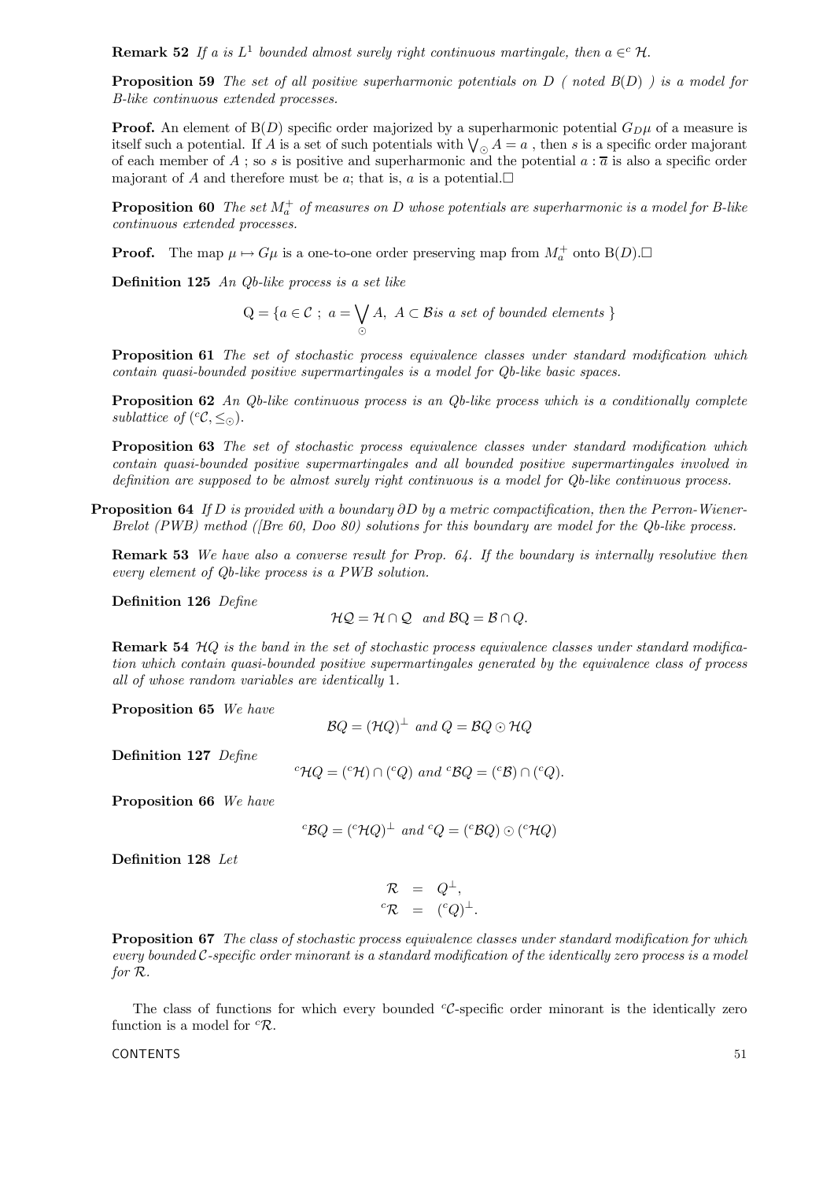**Remark 52** *If $a$ is $L^1$ bounded almost surely right continuous martingale, then $a \in^c \mathcal{H}$.*

**Proposition 59** *The set of all positive superharmonic potentials on $D$ ( noted $\mathrm{B}(D)$ ) is a model for B-like continuous extended processes.*

**Proof.** An element of $\mathrm{B}(D)$ specific order majorized by a superharmonic potential $G_D\mu$ of a measure is itself such a potential. If $A$ is a set of such potentials with $\bigvee_{\odot} A = a$ , then $s$ is a specific order majorant of each member of $A$ ; so $s$ is positive and superharmonic and the potential $a : \overline{a}$ is also a specific order majorant of $A$ and therefore must be $a$; that is, $a$ is a potential.□

**Proposition 60** *The set $M_a^+$ of measures on $D$ whose potentials are superharmonic is a model for B-like continuous extended processes.*

**Proof.** The map $\mu \mapsto G\mu$ is a one-to-one order preserving map from $M_a^+$ onto $\mathrm{B}(D)$.□

**Definition 125** *An Qb-like process is a set like*

$$\mathrm{Q} = \{a \in \mathcal{C} \ ; \ a = \bigvee_{\odot} A, \ A \subset \mathcal{B} \textit{is a set of bounded elements } \}$$

**Proposition 61** *The set of stochastic process equivalence classes under standard modification which contain quasi-bounded positive supermartingales is a model for Qb-like basic spaces.*

**Proposition 62** *An Qb-like continuous process is an Qb-like process which is a conditionally complete sublattice of $({}^c\mathcal{C}, \leq_{\odot})$.*

**Proposition 63** *The set of stochastic process equivalence classes under standard modification which contain quasi-bounded positive supermartingales and all bounded positive supermartingales involved in definition are supposed to be almost surely right continuous is a model for Qb-like continuous process.*

**Proposition 64** *If $D$ is provided with a boundary $\partial D$ by a metric compactification, then the Perron-Wiener-Brelot (PWB) method ([Bre 60, Doo 80) solutions for this boundary are model for the Qb-like process.*

**Remark 53** *We have also a converse result for Prop. 64. If the boundary is internally resolutive then every element of Qb-like process is a PWB solution.*

**Definition 126** *Define*

$$\mathcal{H}\mathcal{Q} = \mathcal{H} \cap \mathcal{Q} \quad \textit{and } \mathcal{B}\mathrm{Q} = \mathcal{B} \cap Q.$$

**Remark 54** *$\mathcal{H}Q$ is the band in the set of stochastic process equivalence classes under standard modification which contain quasi-bounded positive supermartingales generated by the equivalence class of process all of whose random variables are identically 1.*

**Proposition 65** *We have*

$$\mathcal{B}Q = (\mathcal{H}Q)^{\perp} \textit{ and } Q = \mathcal{B}Q \odot \mathcal{H}Q$$

**Definition 127** *Define*

$${}^c\mathcal{H}Q = ({}^c\mathcal{H}) \cap ({}^cQ) \textit{ and } {}^c\mathcal{B}Q = ({}^c\mathcal{B}) \cap ({}^cQ).$$

**Proposition 66** *We have*

$${}^c\mathcal{B}Q = ({}^c\mathcal{H}Q)^{\perp} \textit{ and } {}^cQ = ({}^c\mathcal{B}Q) \odot ({}^c\mathcal{H}Q)$$

**Definition 128** *Let*

$$\begin{aligned} \mathcal{R} &= Q^{\perp}, \\ {}^c\mathcal{R} &= ({}^cQ)^{\perp}. \end{aligned}$$

**Proposition 67** *The class of stochastic process equivalence classes under standard modification for which every bounded $\mathcal{C}$-specific order minorant is a standard modification of the identically zero process is a model for $\mathcal{R}$.*

The class of functions for which every bounded ${}^c\mathcal{C}$-specific order minorant is the identically zero function is a model for ${}^c\mathcal{R}$.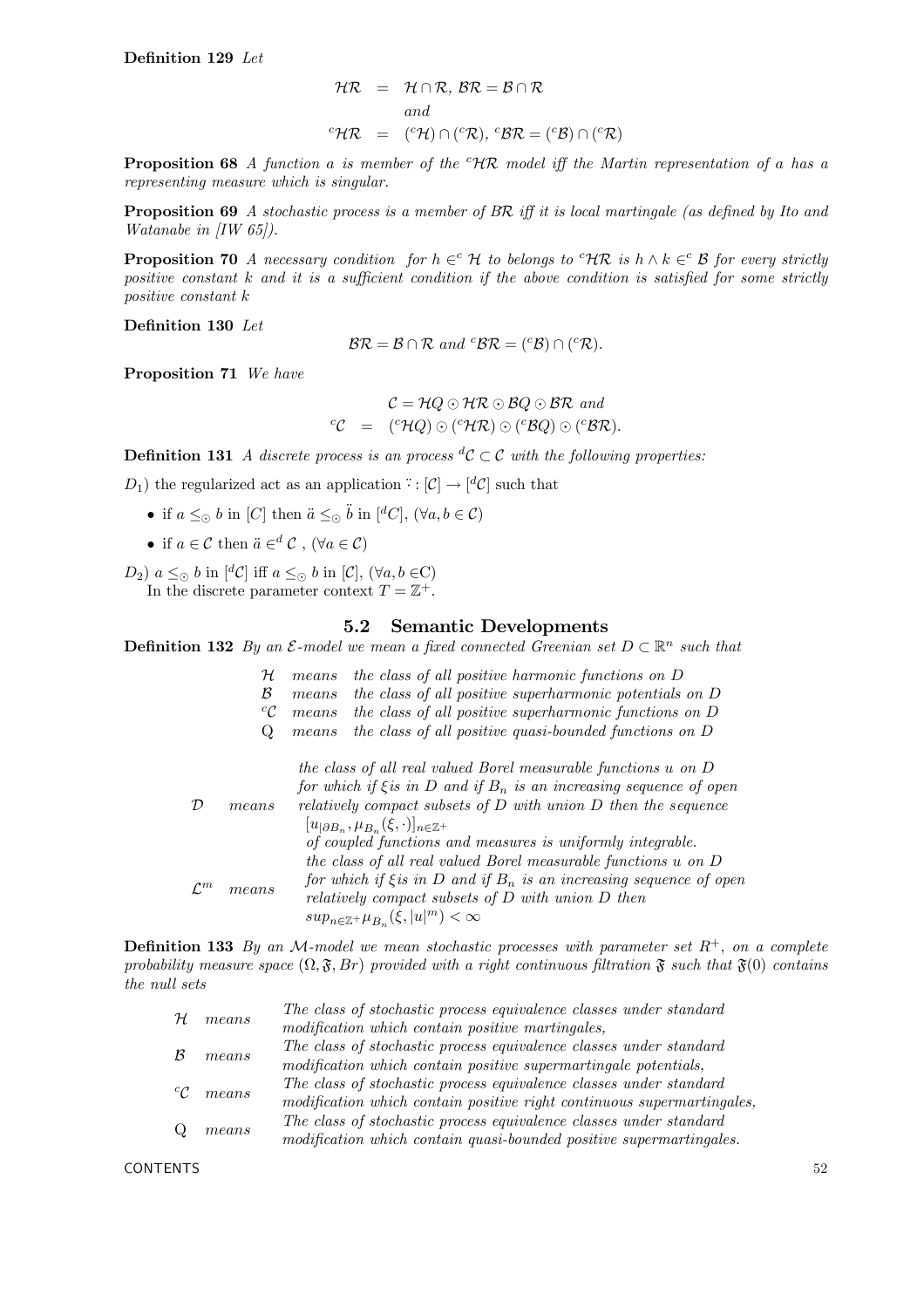**Definition 129** *Let*

$$\mathcal{HR} = \mathcal{H} \cap \mathcal{R},\ \mathcal{BR} = \mathcal{B} \cap \mathcal{R}$$
$$and$$
$${}^{c}\mathcal{HR} = ({}^{c}\mathcal{H}) \cap ({}^{c}\mathcal{R}),\ {}^{c}\mathcal{BR} = ({}^{c}\mathcal{B}) \cap ({}^{c}\mathcal{R})$$

**Proposition 68** *A function a is member of the ${}^{c}\mathcal{HR}$ model iff the Martin representation of a has a representing measure which is singular.*

**Proposition 69** *A stochastic process is a member of $\mathcal{BR}$ iff it is local martingale (as defined by Ito and Watanabe in [IW 65]).*

**Proposition 70** *A necessary condition for $h \in^{c} \mathcal{H}$ to belongs to ${}^{c}\mathcal{HR}$ is $h \wedge k \in^{c} \mathcal{B}$ for every strictly positive constant k and it is a sufficient condition if the above condition is satisfied for some strictly positive constant k*

**Definition 130** *Let*

$$\mathcal{BR} = \mathcal{B} \cap \mathcal{R} \text{ and } {}^{c}\mathcal{BR} = ({}^{c}\mathcal{B}) \cap ({}^{c}\mathcal{R}).$$

**Proposition 71** *We have*

$$\mathcal{C} = \mathcal{H}Q \odot \mathcal{HR} \odot \mathcal{B}Q \odot \mathcal{BR} \text{ and}$$
$${}^{c}\mathcal{C} = ({}^{c}\mathcal{H}Q) \odot ({}^{c}\mathcal{HR}) \odot ({}^{c}\mathcal{B}Q) \odot ({}^{c}\mathcal{BR}).$$

**Definition 131** *A discrete process is an process ${}^{d}\mathcal{C} \subset \mathcal{C}$ with the following properties:*

$D_1$) the regularized act as an application $\ddot{\cdot} : [\mathcal{C}] \to [{}^{d}\mathcal{C}]$ such that

- if $a \leq_{\odot} b$ in $[C]$ then $\ddot{a} \leq_{\odot} \ddot{b}$ in $[{}^{d}C]$, $(\forall a, b \in \mathcal{C})$
- if $a \in \mathcal{C}$ then $\ddot{a} \in^{d} \mathcal{C}$ , $(\forall a \in \mathcal{C})$

$D_2$) $a \leq_{\odot} b$ in $[{}^{d}\mathcal{C}]$ iff $a \leq_{\odot} b$ in $[\mathcal{C}]$, $(\forall a, b \in \mathrm{C})$
In the discrete parameter context $T = \mathbb{Z}^{+}$.

## 5.2 Semantic Developments

**Definition 132** *By an $\mathcal{E}$-model we mean a fixed connected Greenian set $D \subset \mathbb{R}^n$ such that*

| | | |
|---|---|---|
| $\mathcal{H}$ | *means* | *the class of all positive harmonic functions on D* |
| $\mathcal{B}$ | *means* | *the class of all positive superharmonic potentials on D* |
| ${}^{c}\mathcal{C}$ | *means* | *the class of all positive superharmonic functions on D* |
| Q | *means* | *the class of all positive quasi-bounded functions on D* |
| $\mathcal{D}$ | *means* | *the class of all real valued Borel measurable functions u on D for which if $\xi$ is in D and if $B_n$ is an increasing sequence of open relatively compact subsets of D with union D then the sequence $[u_{\vert\partial B_n}, \mu_{B_n}(\xi, \cdot)]_{n \in \mathbb{Z}^{+}}$ of coupled functions and measures is uniformly integrable.* |
| $\mathcal{L}^m$ | *means* | *the class of all real valued Borel measurable functions u on D for which if $\xi$ is in D and if $B_n$ is an increasing sequence of open relatively compact subsets of D with union D then $sup_{n \in \mathbb{Z}^{+}} \mu_{B_n}(\xi, \vert u\vert^m) < \infty$* |

**Definition 133** *By an $\mathcal{M}$-model we mean stochastic processes with parameter set $R^{+}$, on a complete probability measure space $(\Omega, \mathfrak{F}, Br)$ provided with a right continuous filtration $\mathfrak{F}$ such that $\mathfrak{F}(0)$ contains the null sets*

| | | |
|---|---|---|
| $\mathcal{H}$ | *means* | *The class of stochastic process equivalence classes under standard modification which contain positive martingales,* |
| $\mathcal{B}$ | *means* | *The class of stochastic process equivalence classes under standard modification which contain positive supermartingale potentials,* |
| ${}^{c}\mathcal{C}$ | *means* | *The class of stochastic process equivalence classes under standard modification which contain positive right continuous supermartingales,* |
| Q | *means* | *The class of stochastic process equivalence classes under standard modification which contain quasi-bounded positive supermartingales.* |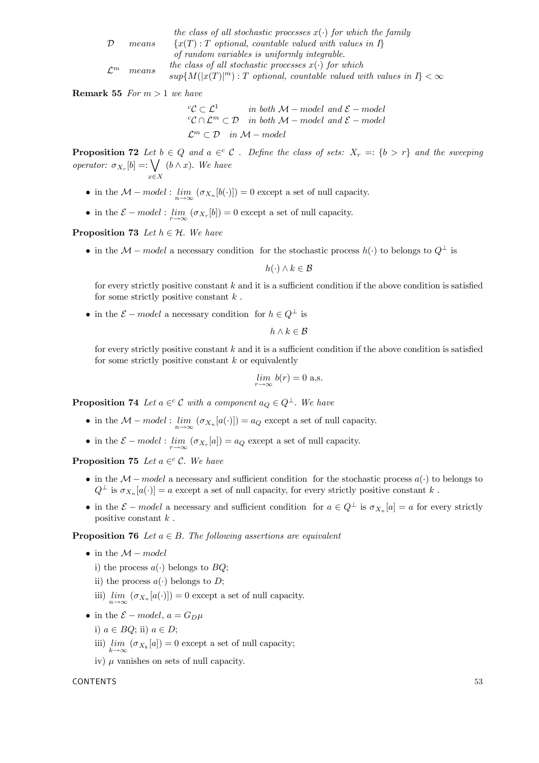| | | |
|---|---|---|
| $\mathcal{D}$ | *means* | *the class of all stochastic processes $x(\cdot)$ for which the family* $\{x(T) : T$ *optional, countable valued with values in* $I\}$ *of random variables is uniformly integrable.* |
| $\mathcal{L}^m$ | *means* | *the class of all stochastic processes $x(\cdot)$ for which* $sup\{M(\|x(T)\|^m) : T$ *optional, countable valued with values in* $I\} < \infty$ |

**Remark 55** *For $m > 1$ we have*

$$^c\mathcal{C} \subset \mathcal{L}^1 \quad \textit{in both } \mathcal{M}-\textit{model and } \mathcal{E}-\textit{model}$$
$$^c\mathcal{C} \cap \mathcal{L}^m \subset \mathcal{D} \quad \textit{in both } \mathcal{M}-\textit{model and } \mathcal{E}-\textit{model}$$
$$\mathcal{L}^m \subset \mathcal{D} \quad \textit{in } \mathcal{M}-\textit{model}$$

**Proposition 72** *Let $b \in Q$ and $a \in^c \mathcal{C}$ . Define the class of sets: $X_r =: \{b > r\}$ and the sweeping operator: $\sigma_{X_r}[b] =: \bigvee_{x \in X} (b \wedge x)$. We have*

- in the $\mathcal{M}-model$ : $\underset{n\to\infty}{lim}\ (\sigma_{X_n}[b(\cdot)]) = 0$ except a set of null capacity.
- in the $\mathcal{E}-model$ : $\underset{r\to\infty}{lim}\ (\sigma_{X_r}[b]) = 0$ except a set of null capacity.

**Proposition 73** *Let $h \in \mathcal{H}$. We have*

- in the $\mathcal{M}-model$ a necessary condition for the stochastic process $h(\cdot)$ to belongs to $Q^{\perp}$ is

$$h(\cdot) \wedge k \in \mathcal{B}$$

  for every strictly positive constant $k$ and it is a sufficient condition if the above condition is satisfied for some strictly positive constant $k$ .

- in the $\mathcal{E}-model$ a necessary condition for $h \in Q^{\perp}$ is

$$h \wedge k \in \mathcal{B}$$

  for every strictly positive constant $k$ and it is a sufficient condition if the above condition is satisfied for some strictly positive constant $k$ or equivalently

$$\underset{r\to\infty}{lim}\ b(r) = 0 \text{ a.s.}$$

**Proposition 74** *Let $a \in^c \mathcal{C}$ with a component $a_Q \in Q^{\perp}$. We have*

- in the $\mathcal{M}-model$ : $\underset{n\to\infty}{lim}\ (\sigma_{X_n}[a(\cdot)]) = a_Q$ except a set of null capacity.
- in the $\mathcal{E}-model$ : $\underset{r\to\infty}{lim}\ (\sigma_{X_r}[a]) = a_Q$ except a set of null capacity.

**Proposition 75** *Let $a \in^c \mathcal{C}$. We have*

- in the $\mathcal{M}-model$ a necessary and sufficient condition for the stochastic process $a(\cdot)$ to belongs to $Q^{\perp}$ is $\sigma_{X_n}[a(\cdot)] = a$ except a set of null capacity, for every strictly positive constant $k$ .
- in the $\mathcal{E}-model$ a necessary and sufficient condition for $a \in Q^{\perp}$ is $\sigma_{X_n}[a] = a$ for every strictly positive constant $k$ .

**Proposition 76** *Let $a \in B$. The following assertions are equivalent*

- in the $\mathcal{M}-model$
  
  i) the process $a(\cdot)$ belongs to $BQ$;
  
  ii) the process $a(\cdot)$ belongs to $D$;
  
  iii) $\underset{n\to\infty}{lim}\ (\sigma_{X_n}[a(\cdot)]) = 0$ except a set of null capacity.

- in the $\mathcal{E}-model$, $a = G_D\mu$
  
  i) $a \in BQ$; ii) $a \in D$;
  
  iii) $\underset{k\to\infty}{lim}\ (\sigma_{X_k}[a]) = 0$ except a set of null capacity;
  
  iv) $\mu$ vanishes on sets of null capacity.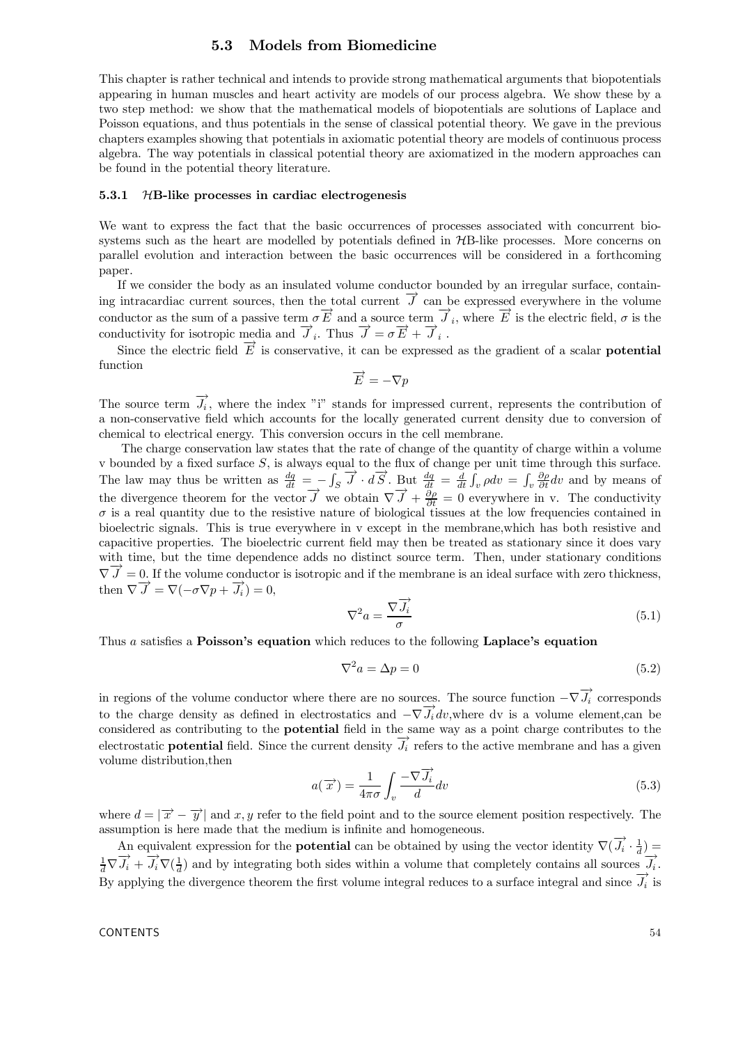## 5.3 Models from Biomedicine

This chapter is rather technical and intends to provide strong mathematical arguments that biopotentials appearing in human muscles and heart activity are models of our process algebra. We show these by a two step method: we show that the mathematical models of biopotentials are solutions of Laplace and Poisson equations, and thus potentials in the sense of classical potential theory. We gave in the previous chapters examples showing that potentials in axiomatic potential theory are models of continuous process algebra. The way potentials in classical potential theory are axiomatized in the modern approaches can be found in the potential theory literature.

### 5.3.1 $\mathcal{H}$B-like processes in cardiac electrogenesis

We want to express the fact that the basic occurrences of processes associated with concurrent biosystems such as the heart are modelled by potentials defined in $\mathcal{H}$B-like processes. More concerns on parallel evolution and interaction between the basic occurrences will be considered in a forthcoming paper.

If we consider the body as an insulated volume conductor bounded by an irregular surface, containing intracardiac current sources, then the total current $\overrightarrow{J}$ can be expressed everywhere in the volume conductor as the sum of a passive term $\sigma\overrightarrow{E}$ and a source term $\overrightarrow{J}_i$, where $\overrightarrow{E}$ is the electric field, $\sigma$ is the conductivity for isotropic media and $\overrightarrow{J}_i$. Thus $\overrightarrow{J} = \sigma\overrightarrow{E} + \overrightarrow{J}_i$.

Since the electric field $\overrightarrow{E}$ is conservative, it can be expressed as the gradient of a scalar **potential** function

$$\overrightarrow{E} = -\nabla p$$

The source term $\overrightarrow{J_i}$, where the index "i" stands for impressed current, represents the contribution of a non-conservative field which accounts for the locally generated current density due to conversion of chemical to electrical energy. This conversion occurs in the cell membrane.

The charge conservation law states that the rate of change of the quantity of charge within a volume v bounded by a fixed surface $S$, is always equal to the flux of change per unit time through this surface. The law may thus be written as $\frac{dq}{dt} = -\int_S \overrightarrow{J} \cdot d\overrightarrow{S}$. But $\frac{dq}{dt} = \frac{d}{dt}\int_v \rho dv = \int_v \frac{\partial \rho}{\partial t} dv$ and by means of the divergence theorem for the vector $\overrightarrow{J}$ we obtain $\nabla\overrightarrow{J} + \frac{\partial \rho}{\partial t} = 0$ everywhere in v. The conductivity $\sigma$ is a real quantity due to the resistive nature of biological tissues at the low frequencies contained in bioelectric signals. This is true everywhere in v except in the membrane,which has both resistive and capacitive properties. The bioelectric current field may then be treated as stationary since it does vary with time, but the time dependence adds no distinct source term. Then, under stationary conditions $\nabla\overrightarrow{J} = 0$. If the volume conductor is isotropic and if the membrane is an ideal surface with zero thickness, then $\nabla\overrightarrow{J} = \nabla(-\sigma\nabla p + \overrightarrow{J_i}) = 0$,

$$\nabla^2 a = \frac{\nabla\overrightarrow{J_i}}{\sigma} \tag{5.1}$$

Thus $a$ satisfies a **Poisson's equation** which reduces to the following **Laplace's equation**

$$\nabla^2 a = \Delta p = 0 \tag{5.2}$$

in regions of the volume conductor where there are no sources. The source function $-\nabla\overrightarrow{J_i}$ corresponds to the charge density as defined in electrostatics and $-\nabla\overrightarrow{J_i}dv$,where dv is a volume element,can be considered as contributing to the **potential** field in the same way as a point charge contributes to the electrostatic **potential** field. Since the current density $\overrightarrow{J_i}$ refers to the active membrane and has a given volume distribution,then

$$a(\overrightarrow{x}) = \frac{1}{4\pi\sigma}\int_v \frac{-\nabla\overrightarrow{J_i}}{d} dv \tag{5.3}$$

where $d = |\overrightarrow{x} - \overrightarrow{y}|$ and $x, y$ refer to the field point and to the source element position respectively. The assumption is here made that the medium is infinite and homogeneous.

An equivalent expression for the **potential** can be obtained by using the vector identity $\nabla(\overrightarrow{J_i} \cdot \frac{1}{d}) = \frac{1}{d}\nabla\overrightarrow{J_i} + \overrightarrow{J_i}\nabla(\frac{1}{d})$ and by integrating both sides within a volume that completely contains all sources $\overrightarrow{J_i}$. By applying the divergence theorem the first volume integral reduces to a surface integral and since $\overrightarrow{J_i}$ is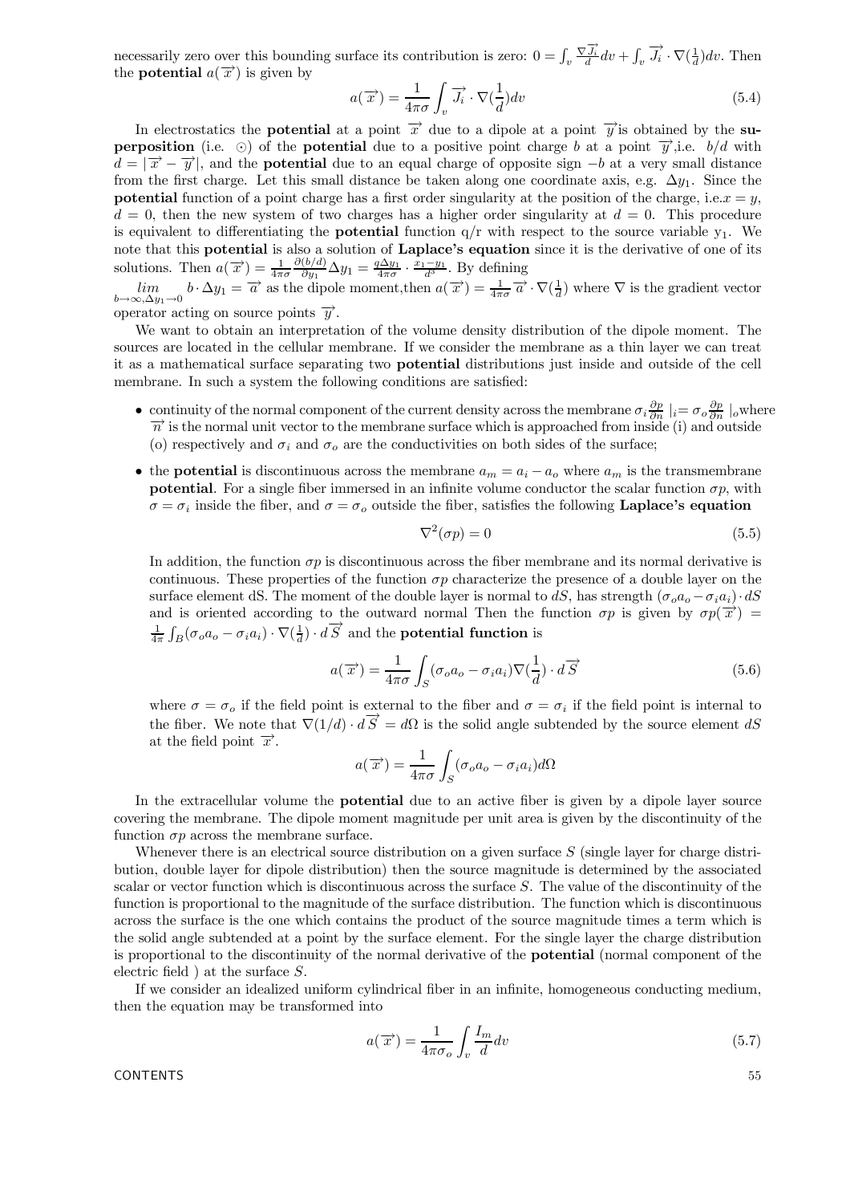necessarily zero over this bounding surface its contribution is zero: $0 = \int_v \frac{\nabla \overrightarrow{J_i}}{d} dv + \int_v \overrightarrow{J_i} \cdot \nabla(\frac{1}{d}) dv$. Then the **potential** $a(\overrightarrow{x})$ is given by

$$a(\overrightarrow{x}) = \frac{1}{4\pi\sigma} \int_v \overrightarrow{J_i} \cdot \nabla(\frac{1}{d}) dv \tag{5.4}$$

In electrostatics the **potential** at a point $\overrightarrow{x}$ due to a dipole at a point $\overrightarrow{y}$ is obtained by the **superposition** (i.e. $\odot$) of the **potential** due to a positive point charge $b$ at a point $\overrightarrow{y}$,i.e. $b/d$ with $d = |\overrightarrow{x} - \overrightarrow{y}|$, and the **potential** due to an equal charge of opposite sign $-b$ at a very small distance from the first charge. Let this small distance be taken along one coordinate axis, e.g. $\Delta y_1$. Since the **potential** function of a point charge has a first order singularity at the position of the charge, i.e.$x = y$, $d = 0$, then the new system of two charges has a higher order singularity at $d = 0$. This procedure is equivalent to differentiating the **potential** function q/r with respect to the source variable $y_1$. We note that this **potential** is also a solution of **Laplace's equation** since it is the derivative of one of its solutions. Then $a(\overrightarrow{x}) = \frac{1}{4\pi\sigma} \frac{\partial(b/d)}{\partial y_1} \Delta y_1 = \frac{q\Delta y_1}{4\pi\sigma} \cdot \frac{x_1 - y_1}{d^3}$. By defining $\lim_{b\to\infty, \Delta y_1 \to 0} b \cdot \Delta y_1 = \overrightarrow{a}$ as the dipole moment,then $a(\overrightarrow{x}) = \frac{1}{4\pi\sigma} \overrightarrow{a} \cdot \nabla(\frac{1}{d})$ where $\nabla$ is the gradient vector operator acting on source points $\overrightarrow{y}$.

We want to obtain an interpretation of the volume density distribution of the dipole moment. The sources are located in the cellular membrane. If we consider the membrane as a thin layer we can treat it as a mathematical surface separating two **potential** distributions just inside and outside of the cell membrane. In such a system the following conditions are satisfied:

- continuity of the normal component of the current density across the membrane $\sigma_i \frac{\partial p}{\partial n} |_i = \sigma_o \frac{\partial p}{\partial n} |_o$where $\overrightarrow{n}$ is the normal unit vector to the membrane surface which is approached from inside (i) and outside (o) respectively and $\sigma_i$ and $\sigma_o$ are the conductivities on both sides of the surface;
- the **potential** is discontinuous across the membrane $a_m = a_i - a_o$ where $a_m$ is the transmembrane **potential**. For a single fiber immersed in an infinite volume conductor the scalar function $\sigma p$, with $\sigma = \sigma_i$ inside the fiber, and $\sigma = \sigma_o$ outside the fiber, satisfies the following **Laplace's equation**

$$\nabla^2(\sigma p) = 0 \tag{5.5}$$

In addition, the function $\sigma p$ is discontinuous across the fiber membrane and its normal derivative is continuous. These properties of the function $\sigma p$ characterize the presence of a double layer on the surface element dS. The moment of the double layer is normal to $dS$, has strength $(\sigma_o a_o - \sigma_i a_i) \cdot dS$ and is oriented according to the outward normal Then the function $\sigma p$ is given by $\sigma p(\overrightarrow{x}) = \frac{1}{4\pi} \int_B (\sigma_o a_o - \sigma_i a_i) \cdot \nabla(\frac{1}{d}) \cdot d\overrightarrow{S}$ and the **potential function** is

$$a(\overrightarrow{x}) = \frac{1}{4\pi\sigma} \int_S (\sigma_o a_o - \sigma_i a_i) \nabla(\frac{1}{d}) \cdot d\overrightarrow{S} \tag{5.6}$$

where $\sigma = \sigma_o$ if the field point is external to the fiber and $\sigma = \sigma_i$ if the field point is internal to the fiber. We note that $\nabla(1/d) \cdot d\overrightarrow{S} = d\Omega$ is the solid angle subtended by the source element $dS$ at the field point $\overrightarrow{x}$.

$$a(\overrightarrow{x}) = \frac{1}{4\pi\sigma} \int_S (\sigma_o a_o - \sigma_i a_i) d\Omega$$

In the extracellular volume the **potential** due to an active fiber is given by a dipole layer source covering the membrane. The dipole moment magnitude per unit area is given by the discontinuity of the function $\sigma p$ across the membrane surface.

Whenever there is an electrical source distribution on a given surface $S$ (single layer for charge distribution, double layer for dipole distribution) then the source magnitude is determined by the associated scalar or vector function which is discontinuous across the surface $S$. The value of the discontinuity of the function is proportional to the magnitude of the surface distribution. The function which is discontinuous across the surface is the one which contains the product of the source magnitude times a term which is the solid angle subtended at a point by the surface element. For the single layer the charge distribution is proportional to the discontinuity of the normal derivative of the **potential** (normal component of the electric field ) at the surface $S$.

If we consider an idealized uniform cylindrical fiber in an infinite, homogeneous conducting medium, then the equation may be transformed into

$$a(\overrightarrow{x}) = \frac{1}{4\pi\sigma_o} \int_v \frac{I_m}{d} dv \tag{5.7}$$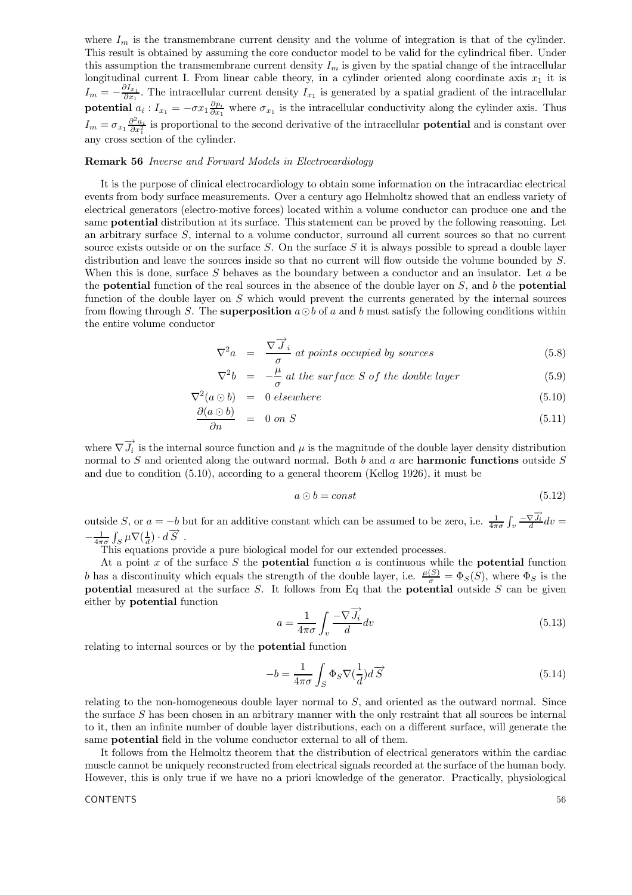where $I_m$ is the transmembrane current density and the volume of integration is that of the cylinder. This result is obtained by assuming the core conductor model to be valid for the cylindrical fiber. Under this assumption the transmembrane current density $I_m$ is given by the spatial change of the intracellular longitudinal current I. From linear cable theory, in a cylinder oriented along coordinate axis $x_1$ it is $I_m = -\frac{\partial I_{x_1}}{\partial x_1}$. The intracellular current density $I_{x_1}$ is generated by a spatial gradient of the intracellular **potential** $a_i$ : $I_{x_1} = -\sigma x_1 \frac{\partial p_i}{\partial x_1}$ where $\sigma_{x_1}$ is the intracellular conductivity along the cylinder axis. Thus $I_m = \sigma_{x_1} \frac{\partial^2 a_i}{\partial x_1^2}$ is proportional to the second derivative of the intracellular **potential** and is constant over any cross section of the cylinder.

**Remark 56** *Inverse and Forward Models in Electrocardiology*

It is the purpose of clinical electrocardiology to obtain some information on the intracardiac electrical events from body surface measurements. Over a century ago Helmholtz showed that an endless variety of electrical generators (electro-motive forces) located within a volume conductor can produce one and the same **potential** distribution at its surface. This statement can be proved by the following reasoning. Let an arbitrary surface $S$, internal to a volume conductor, surround all current sources so that no current source exists outside or on the surface $S$. On the surface $S$ it is always possible to spread a double layer distribution and leave the sources inside so that no current will flow outside the volume bounded by $S$. When this is done, surface $S$ behaves as the boundary between a conductor and an insulator. Let $a$ be the **potential** function of the real sources in the absence of the double layer on $S$, and $b$ the **potential** function of the double layer on $S$ which would prevent the currents generated by the internal sources from flowing through $S$. The **superposition** $a \odot b$ of $a$ and $b$ must satisfy the following conditions within the entire volume conductor

$$\nabla^2 a = \frac{\nabla \overrightarrow{J}_i}{\sigma} \text{ at points occupied by sources} \quad (5.8)$$

$$\nabla^2 b = -\frac{\mu}{\sigma} \text{ at the surface } S \text{ of the double layer} \quad (5.9)$$

$$\nabla^2 (a \odot b) = 0 \text{ elsewhere} \quad (5.10)$$

$$\frac{\partial (a \odot b)}{\partial n} = 0 \text{ on } S \quad (5.11)$$

where $\nabla \overrightarrow{J_i}$ is the internal source function and $\mu$ is the magnitude of the double layer density distribution normal to $S$ and oriented along the outward normal. Both $b$ and $a$ are **harmonic functions** outside $S$ and due to condition (5.10), according to a general theorem (Kellog 1926), it must be

$$a \odot b = const \quad (5.12)$$

outside $S$, or $a = -b$ but for an additive constant which can be assumed to be zero, i.e. $\frac{1}{4\pi\sigma} \int_v \frac{-\nabla \overrightarrow{J_i}}{d} dv = -\frac{1}{4\pi\sigma} \int_S \mu \nabla (\frac{1}{d}) \cdot d\overrightarrow{S}$ .

This equations provide a pure biological model for our extended processes.

At a point $x$ of the surface $S$ the **potential** function $a$ is continuous while the **potential** function $b$ has a discontinuity which equals the strength of the double layer, i.e. $\frac{\mu(S)}{\sigma} = \Phi_S(S)$, where $\Phi_S$ is the **potential** measured at the surface $S$. It follows from Eq that the **potential** outside $S$ can be given either by **potential** function

$$a = \frac{1}{4\pi\sigma} \int_v \frac{-\nabla \overrightarrow{J_i}}{d} dv \quad (5.13)$$

relating to internal sources or by the **potential** function

$$-b = \frac{1}{4\pi\sigma} \int_S \Phi_S \nabla (\frac{1}{d}) d\overrightarrow{S} \quad (5.14)$$

relating to the non-homogeneous double layer normal to $S$, and oriented as the outward normal. Since the surface $S$ has been chosen in an arbitrary manner with the only restraint that all sources be internal to it, then an infinite number of double layer distributions, each on a different surface, will generate the same **potential** field in the volume conductor external to all of them.

It follows from the Helmoltz theorem that the distribution of electrical generators within the cardiac muscle cannot be uniquely reconstructed from electrical signals recorded at the surface of the human body. However, this is only true if we have no a priori knowledge of the generator. Practically, physiological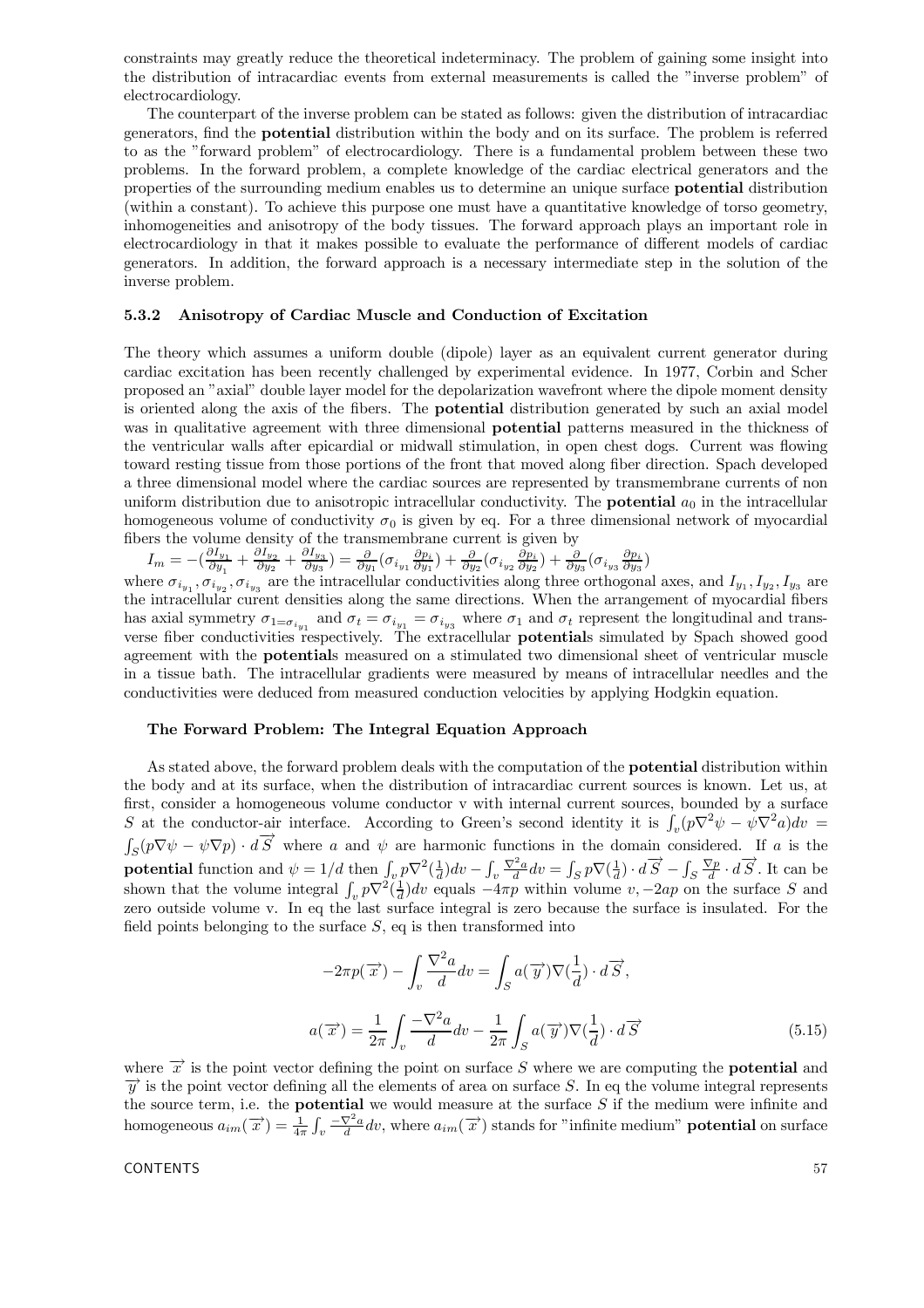constraints may greatly reduce the theoretical indeterminacy. The problem of gaining some insight into the distribution of intracardiac events from external measurements is called the "inverse problem" of electrocardiology.

The counterpart of the inverse problem can be stated as follows: given the distribution of intracardiac generators, find the **potential** distribution within the body and on its surface. The problem is referred to as the "forward problem" of electrocardiology. There is a fundamental problem between these two problems. In the forward problem, a complete knowledge of the cardiac electrical generators and the properties of the surrounding medium enables us to determine an unique surface **potential** distribution (within a constant). To achieve this purpose one must have a quantitative knowledge of torso geometry, inhomogeneities and anisotropy of the body tissues. The forward approach plays an important role in electrocardiology in that it makes possible to evaluate the performance of different models of cardiac generators. In addition, the forward approach is a necessary intermediate step in the solution of the inverse problem.

### 5.3.2 Anisotropy of Cardiac Muscle and Conduction of Excitation

The theory which assumes a uniform double (dipole) layer as an equivalent current generator during cardiac excitation has been recently challenged by experimental evidence. In 1977, Corbin and Scher proposed an "axial" double layer model for the depolarization wavefront where the dipole moment density is oriented along the axis of the fibers. The **potential** distribution generated by such an axial model was in qualitative agreement with three dimensional **potential** patterns measured in the thickness of the ventricular walls after epicardial or midwall stimulation, in open chest dogs. Current was flowing toward resting tissue from those portions of the front that moved along fiber direction. Spach developed a three dimensional model where the cardiac sources are represented by transmembrane currents of non uniform distribution due to anisotropic intracellular conductivity. The **potential** $a_0$ in the intracellular homogeneous volume of conductivity $\sigma_0$ is given by eq. For a three dimensional network of myocardial fibers the volume density of the transmembrane current is given by

$I_m = -(\frac{\partial I_{y_1}}{\partial y_1} + \frac{\partial I_{y_2}}{\partial y_2} + \frac{\partial I_{y_3}}{\partial y_3}) = \frac{\partial}{\partial y_1}(\sigma_{i_{y_1}} \frac{\partial p_i}{\partial y_1}) + \frac{\partial}{\partial y_2}(\sigma_{i_{y_2}} \frac{\partial p_i}{\partial y_2}) + \frac{\partial}{\partial y_3}(\sigma_{i_{y_3}} \frac{\partial p_i}{\partial y_3})$

where $\sigma_{i_{y_1}}, \sigma_{i_{y_2}}, \sigma_{i_{y_3}}$ are the intracellular conductivities along three orthogonal axes, and $I_{y_1}, I_{y_2}, I_{y_3}$ are the intracellular curent densities along the same directions. When the arrangement of myocardial fibers has axial symmetry $\sigma_{1=\sigma_{i_{y_1}}}$ and $\sigma_t = \sigma_{i_{y_1}} = \sigma_{i_{y_3}}$ where $\sigma_1$ and $\sigma_t$ represent the longitudinal and transverse fiber conductivities respectively. The extracellular **potential**s simulated by Spach showed good agreement with the **potential**s measured on a stimulated two dimensional sheet of ventricular muscle in a tissue bath. The intracellular gradients were measured by means of intracellular needles and the conductivities were deduced from measured conduction velocities by applying Hodgkin equation.

#### The Forward Problem: The Integral Equation Approach

As stated above, the forward problem deals with the computation of the **potential** distribution within the body and at its surface, when the distribution of intracardiac current sources is known. Let us, at first, consider a homogeneous volume conductor v with internal current sources, bounded by a surface $S$ at the conductor-air interface. According to Green's second identity it is $\int_v (p\nabla^2\psi - \psi\nabla^2 a)dv = \int_S (p\nabla\psi - \psi\nabla p) \cdot d\overrightarrow{S}$ where $a$ and $\psi$ are harmonic functions in the domain considered. If $a$ is the **potential** function and $\psi = 1/d$ then $\int_v p\nabla^2(\frac{1}{d})dv - \int_v \frac{\nabla^2 a}{d}dv = \int_S p\nabla(\frac{1}{d}) \cdot d\overrightarrow{S} - \int_S \frac{\nabla p}{d} \cdot d\overrightarrow{S}$. It can be shown that the volume integral $\int_v p\nabla^2(\frac{1}{d})dv$ equals $-4\pi p$ within volume $v, -2ap$ on the surface $S$ and zero outside volume v. In eq the last surface integral is zero because the surface is insulated. For the field points belonging to the surface $S$, eq is then transformed into

$$-2\pi p(\overrightarrow{x}) - \int_v \frac{\nabla^2 a}{d}dv = \int_S a(\overrightarrow{y})\nabla(\frac{1}{d}) \cdot d\overrightarrow{S},$$

$$a(\overrightarrow{x}) = \frac{1}{2\pi}\int_v \frac{-\nabla^2 a}{d}dv - \frac{1}{2\pi}\int_S a(\overrightarrow{y})\nabla(\frac{1}{d}) \cdot d\overrightarrow{S} \tag{5.15}$$

where $\overrightarrow{x}$ is the point vector defining the point on surface $S$ where we are computing the **potential** and $\overrightarrow{y}$ is the point vector defining all the elements of area on surface $S$. In eq the volume integral represents the source term, i.e. the **potential** we would measure at the surface $S$ if the medium were infinite and homogeneous $a_{im}(\overrightarrow{x}) = \frac{1}{4\pi}\int_v \frac{-\nabla^2 a}{d}dv$, where $a_{im}(\overrightarrow{x})$ stands for "infinite medium" **potential** on surface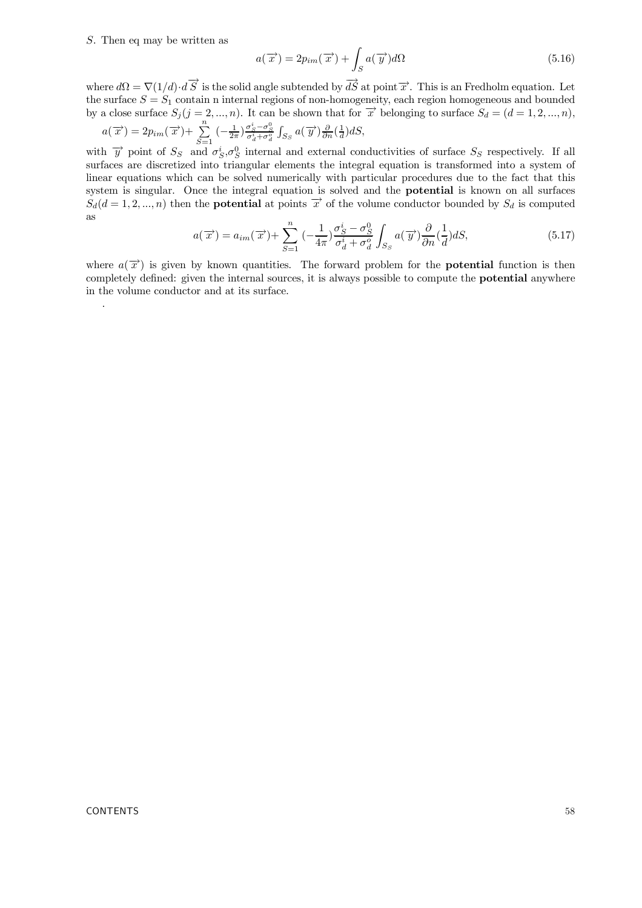$S$. Then eq may be written as

$$a(\overrightarrow{x}) = 2p_{im}(\overrightarrow{x}) + \int_S a(\overrightarrow{y})d\Omega \tag{5.16}$$

where $d\Omega = \nabla(1/d)\cdot d\overrightarrow{S}$ is the solid angle subtended by $\overrightarrow{dS}$ at point $\overrightarrow{x}$. This is an Fredholm equation. Let the surface $S = S_1$ contain n internal regions of non-homogeneity, each region homogeneous and bounded by a close surface $S_j (j = 2, ..., n)$. It can be shown that for $\overrightarrow{x}$ belonging to surface $S_d = (d = 1, 2, ..., n)$,
$a(\overrightarrow{x}) = 2p_{im}(\overrightarrow{x}) + \sum_{S=1}^{n} (-\frac{1}{2\pi})\frac{\sigma_S^i - \sigma_S^0}{\sigma_d^i + \sigma_d^o}\int_{S_S} a(\overrightarrow{y})\frac{\partial}{\partial n}(\frac{1}{d})dS,$
with $\overrightarrow{y}$ point of $S_S$ and $\sigma_S^i$,$\sigma_S^0$ internal and external conductivities of surface $S_S$ respectively. If all surfaces are discretized into triangular elements the integral equation is transformed into a system of linear equations which can be solved numerically with particular procedures due to the fact that this system is singular. Once the integral equation is solved and the **potential** is known on all surfaces $S_d (d = 1, 2, ..., n)$ then the **potential** at points $\overrightarrow{x}$ of the volume conductor bounded by $S_d$ is computed as

$$a(\overrightarrow{x}) = a_{im}(\overrightarrow{x}) + \sum_{S=1}^{n} (-\frac{1}{4\pi})\frac{\sigma_S^i - \sigma_S^0}{\sigma_d^i + \sigma_d^o}\int_{S_S} a(\overrightarrow{y})\frac{\partial}{\partial n}(\frac{1}{d})dS, \tag{5.17}$$

where $a(\overrightarrow{x})$ is given by known quantities. The forward problem for the **potential** function is then completely defined: given the internal sources, it is always possible to compute the **potential** anywhere in the volume conductor and at its surface.

.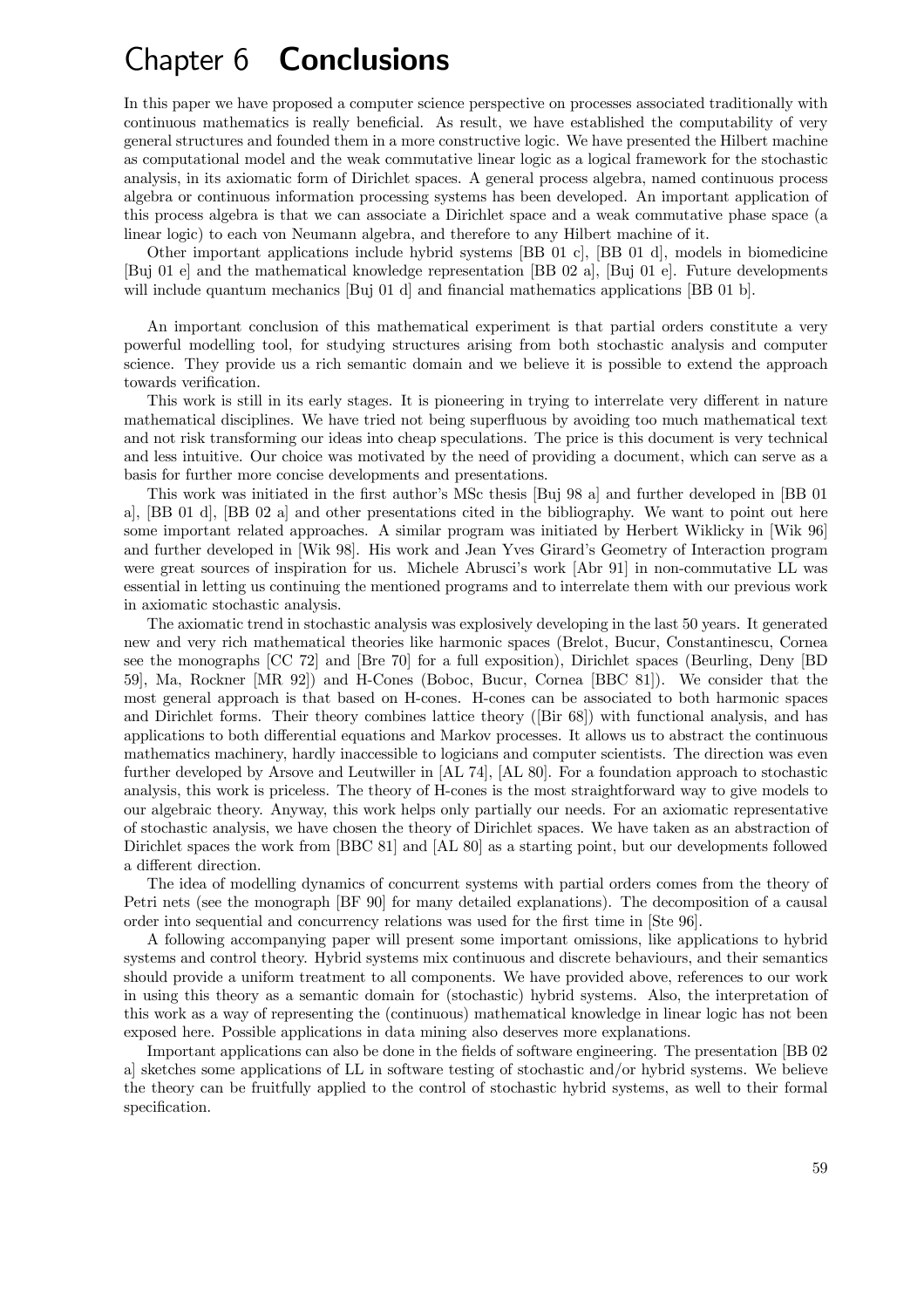# Chapter 6 **Conclusions**

In this paper we have proposed a computer science perspective on processes associated traditionally with continuous mathematics is really beneficial. As result, we have established the computability of very general structures and founded them in a more constructive logic. We have presented the Hilbert machine as computational model and the weak commutative linear logic as a logical framework for the stochastic analysis, in its axiomatic form of Dirichlet spaces. A general process algebra, named continuous process algebra or continuous information processing systems has been developed. An important application of this process algebra is that we can associate a Dirichlet space and a weak commutative phase space (a linear logic) to each von Neumann algebra, and therefore to any Hilbert machine of it.

Other important applications include hybrid systems [BB 01 c], [BB 01 d], models in biomedicine [Buj 01 e] and the mathematical knowledge representation [BB 02 a], [Buj 01 e]. Future developments will include quantum mechanics [Buj 01 d] and financial mathematics applications [BB 01 b].

An important conclusion of this mathematical experiment is that partial orders constitute a very powerful modelling tool, for studying structures arising from both stochastic analysis and computer science. They provide us a rich semantic domain and we believe it is possible to extend the approach towards verification.

This work is still in its early stages. It is pioneering in trying to interrelate very different in nature mathematical disciplines. We have tried not being superfluous by avoiding too much mathematical text and not risk transforming our ideas into cheap speculations. The price is this document is very technical and less intuitive. Our choice was motivated by the need of providing a document, which can serve as a basis for further more concise developments and presentations.

This work was initiated in the first author's MSc thesis [Buj 98 a] and further developed in [BB 01 a], [BB 01 d], [BB 02 a] and other presentations cited in the bibliography. We want to point out here some important related approaches. A similar program was initiated by Herbert Wiklicky in [Wik 96] and further developed in [Wik 98]. His work and Jean Yves Girard's Geometry of Interaction program were great sources of inspiration for us. Michele Abrusci's work [Abr 91] in non-commutative LL was essential in letting us continuing the mentioned programs and to interrelate them with our previous work in axiomatic stochastic analysis.

The axiomatic trend in stochastic analysis was explosively developing in the last 50 years. It generated new and very rich mathematical theories like harmonic spaces (Brelot, Bucur, Constantinescu, Cornea see the monographs [CC 72] and [Bre 70] for a full exposition), Dirichlet spaces (Beurling, Deny [BD 59], Ma, Rockner [MR 92]) and H-Cones (Boboc, Bucur, Cornea [BBC 81]). We consider that the most general approach is that based on H-cones. H-cones can be associated to both harmonic spaces and Dirichlet forms. Their theory combines lattice theory ([Bir 68]) with functional analysis, and has applications to both differential equations and Markov processes. It allows us to abstract the continuous mathematics machinery, hardly inaccessible to logicians and computer scientists. The direction was even further developed by Arsove and Leutwiller in [AL 74], [AL 80]. For a foundation approach to stochastic analysis, this work is priceless. The theory of H-cones is the most straightforward way to give models to our algebraic theory. Anyway, this work helps only partially our needs. For an axiomatic representative of stochastic analysis, we have chosen the theory of Dirichlet spaces. We have taken as an abstraction of Dirichlet spaces the work from [BBC 81] and [AL 80] as a starting point, but our developments followed a different direction.

The idea of modelling dynamics of concurrent systems with partial orders comes from the theory of Petri nets (see the monograph [BF 90] for many detailed explanations). The decomposition of a causal order into sequential and concurrency relations was used for the first time in [Ste 96].

A following accompanying paper will present some important omissions, like applications to hybrid systems and control theory. Hybrid systems mix continuous and discrete behaviours, and their semantics should provide a uniform treatment to all components. We have provided above, references to our work in using this theory as a semantic domain for (stochastic) hybrid systems. Also, the interpretation of this work as a way of representing the (continuous) mathematical knowledge in linear logic has not been exposed here. Possible applications in data mining also deserves more explanations.

Important applications can also be done in the fields of software engineering. The presentation [BB 02 a] sketches some applications of LL in software testing of stochastic and/or hybrid systems. We believe the theory can be fruitfully applied to the control of stochastic hybrid systems, as well to their formal specification.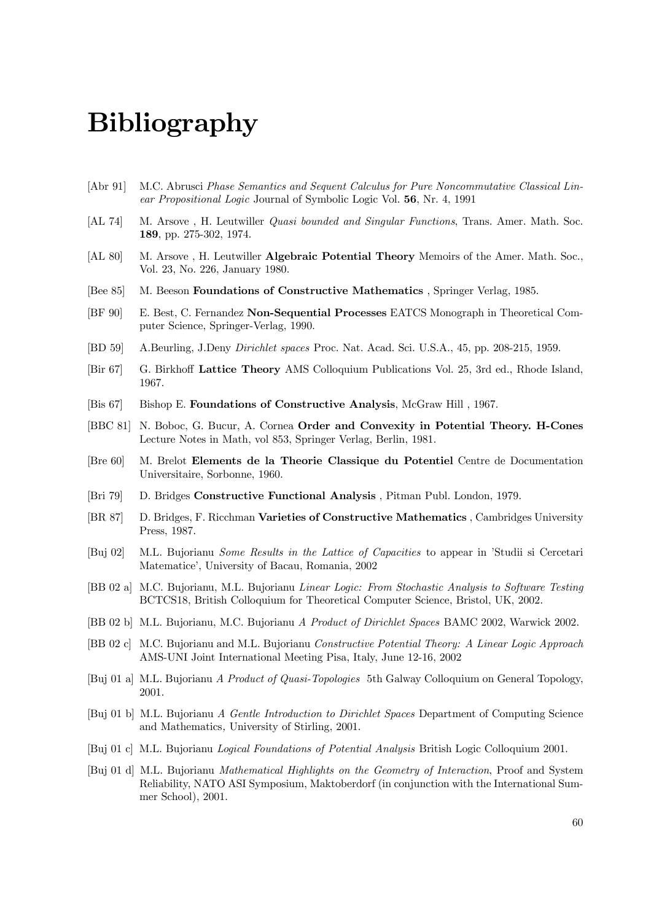# Bibliography

[Abr 91] M.C. Abrusci *Phase Semantics and Sequent Calculus for Pure Noncommutative Classical Linear Propositional Logic* Journal of Symbolic Logic Vol. **56**, Nr. 4, 1991

[AL 74] M. Arsove , H. Leutwiller *Quasi bounded and Singular Functions*, Trans. Amer. Math. Soc. **189**, pp. 275-302, 1974.

[AL 80] M. Arsove , H. Leutwiller **Algebraic Potential Theory** Memoirs of the Amer. Math. Soc., Vol. 23, No. 226, January 1980.

[Bee 85] M. Beeson **Foundations of Constructive Mathematics** , Springer Verlag, 1985.

[BF 90] E. Best, C. Fernandez **Non-Sequential Processes** EATCS Monograph in Theoretical Computer Science, Springer-Verlag, 1990.

[BD 59] A.Beurling, J.Deny *Dirichlet spaces* Proc. Nat. Acad. Sci. U.S.A., 45, pp. 208-215, 1959.

[Bir 67] G. Birkhoff **Lattice Theory** AMS Colloquium Publications Vol. 25, 3rd ed., Rhode Island, 1967.

[Bis 67] Bishop E. **Foundations of Constructive Analysis**, McGraw Hill , 1967.

[BBC 81] N. Boboc, G. Bucur, A. Cornea **Order and Convexity in Potential Theory. H-Cones** Lecture Notes in Math, vol 853, Springer Verlag, Berlin, 1981.

[Bre 60] M. Brelot **Elements de la Theorie Classique du Potentiel** Centre de Documentation Universitaire, Sorbonne, 1960.

[Bri 79] D. Bridges **Constructive Functional Analysis** , Pitman Publ. London, 1979.

[BR 87] D. Bridges, F. Ricchman **Varieties of Constructive Mathematics** , Cambridges University Press, 1987.

[Buj 02] M.L. Bujorianu *Some Results in the Lattice of Capacities* to appear in 'Studii si Cercetari Matematice', University of Bacau, Romania, 2002

[BB 02 a] M.C. Bujorianu, M.L. Bujorianu *Linear Logic: From Stochastic Analysis to Software Testing* BCTCS18, British Colloquium for Theoretical Computer Science, Bristol, UK, 2002.

[BB 02 b] M.L. Bujorianu, M.C. Bujorianu *A Product of Dirichlet Spaces* BAMC 2002, Warwick 2002.

[BB 02 c] M.C. Bujorianu and M.L. Bujorianu *Constructive Potential Theory: A Linear Logic Approach* AMS-UNI Joint International Meeting Pisa, Italy, June 12-16, 2002

[Buj 01 a] M.L. Bujorianu *A Product of Quasi-Topologies* 5th Galway Colloquium on General Topology, 2001.

[Buj 01 b] M.L. Bujorianu *A Gentle Introduction to Dirichlet Spaces* Department of Computing Science and Mathematics, University of Stirling, 2001.

[Buj 01 c] M.L. Bujorianu *Logical Foundations of Potential Analysis* British Logic Colloquium 2001.

[Buj 01 d] M.L. Bujorianu *Mathematical Highlights on the Geometry of Interaction*, Proof and System Reliability, NATO ASI Symposium, Maktoberdorf (in conjunction with the International Summer School), 2001.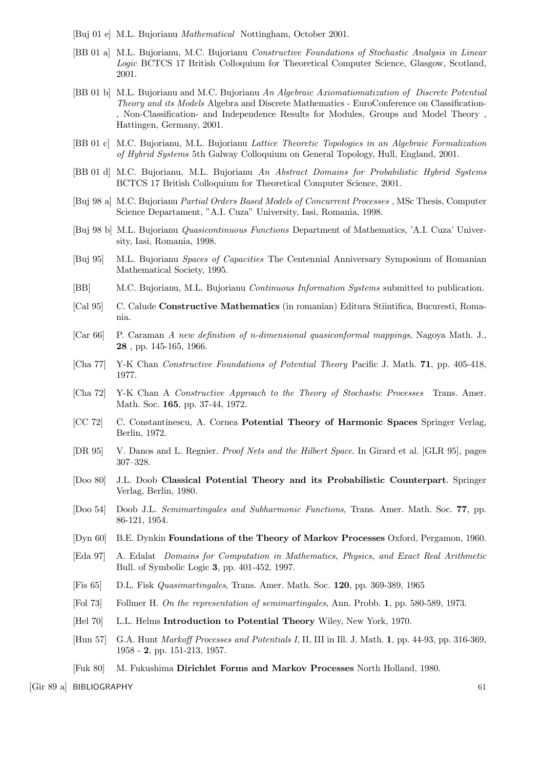[Buj 01 e] M.L. Bujorianu *Mathematical* Nottingham, October 2001.

[BB 01 a] M.L. Bujorianu, M.C. Bujorianu *Constructive Foundations of Stochastic Analysis in Linear Logic* BCTCS 17 British Colloquium for Theoretical Computer Science, Glasgow, Scotland, 2001.

[BB 01 b] M.L. Bujorianu and M.C. Bujorianu *An Algebraic Axiomatiomatization of Discrete Potential Theory and its Models* Algebra and Discrete Mathematics - EuroConference on Classification- , Non-Classification- and Independence Results for Modules, Groups and Model Theory , Hattingen, Germany, 2001.

[BB 01 c] M.C. Bujorianu, M.L. Bujorianu *Lattice Theoretic Topologies in an Algebraic Formalization of Hybrid Systems* 5th Galway Colloquium on General Topology, Hull, England, 2001.

[BB 01 d] M.C. Bujorianu, M.L. Bujorianu *An Abstract Domains for Probabilistic Hybrid Systems* BCTCS 17 British Colloquium for Theoretical Computer Science, 2001.

[Buj 98 a] M.C. Bujorianu *Partial Orders Based Models of Concurrent Processes* , MSc Thesis, Computer Science Departament, "A.I. Cuza" University, Iasi, Romania, 1998.

[Buj 98 b] M.L. Bujorianu *Quasicontinuous Functions* Department of Mathematics, 'A.I. Cuza' University, Iasi, Romania, 1998.

[Buj 95] M.L. Bujorianu *Spaces of Capacities* The Centennial Anniversary Symposium of Romanian Mathematical Society, 1995.

[BB] M.C. Bujorianu, M.L. Bujorianu *Continuous Information Systems* submitted to publication.

[Cal 95] C. Calude **Constructive Mathematics** (in romanian) Editura Stiintifica, Bucuresti, Romania.

[Car 66] P. Caraman *A new definition of n-dimensional quasiconformal mappings*, Nagoya Math. J., **28** , pp. 145-165, 1966.

[Cha 77] Y-K Chan *Constructive Foundations of Potential Theory* Pacific J. Math. **71**, pp. 405-418, 1977.

[Cha 72] Y-K Chan A *Constructive Approach to the Theory of Stochastic Processes* Trans. Amer. Math. Soc. **165**, pp. 37-44, 1972.

[CC 72] C. Constantinescu, A. Cornea **Potential Theory of Harmonic Spaces** Springer Verlag, Berlin, 1972.

[DR 95] V. Danos and L. Regnier. *Proof Nets and the Hilbert Space*. In Girard et al. [GLR 95], pages 307–328.

[Doo 80] J.L. Doob **Classical Potential Theory and its Probabilistic Counterpart**. Springer Verlag, Berlin, 1980.

[Doo 54] Doob J.L. *Semimartingales and Subharmonic Functions*, Trans. Amer. Math. Soc. **77**, pp. 86-121, 1954.

[Dyn 60] B.E. Dynkin **Foundations of the Theory of Markov Processes** Oxford, Pergamon, 1960.

[Eda 97] A. Edalat *Domains for Computation in Mathematics, Physics, and Exact Real Arithmetic* Bull. of Symbolic Logic **3**, pp. 401-452, 1997.

[Fis 65] D.L. Fisk *Quasimartingales*, Trans. Amer. Math. Soc. **120**, pp. 369-389, 1965

[Fol 73] Follmer H. *On the representation of semimartingales*, Ann. Probb. **1**, pp. 580-589, 1973.

[Hel 70] L.L. Helms **Introduction to Potential Theory** Wiley, New York, 1970.

[Hun 57] G.A. Hunt *Markoff Processes and Potentials I*, II, III in Ill. J. Math. **1**, pp. 44-93, pp. 316-369, 1958 - **2**, pp. 151-213, 1957.

[Fuk 80] M. Fukushima **Dirichlet Forms and Markov Processes** North Holland, 1980.

[Gir 89 a]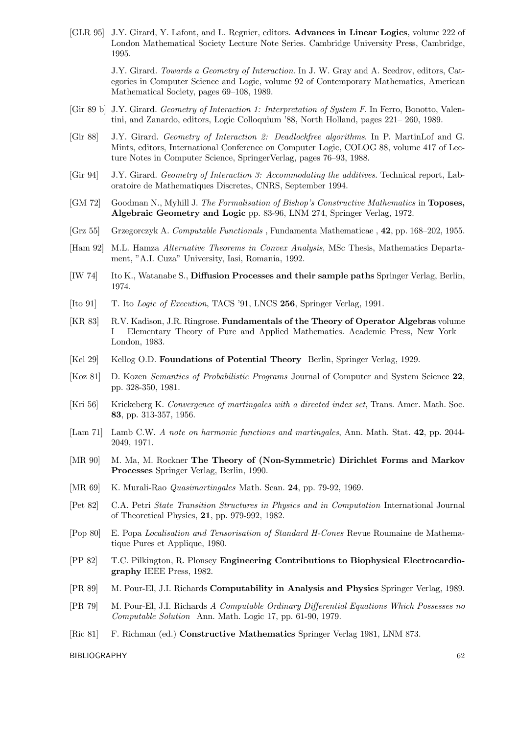[GLR 95] J.Y. Girard, Y. Lafont, and L. Regnier, editors. **Advances in Linear Logics**, volume 222 of London Mathematical Society Lecture Note Series. Cambridge University Press, Cambridge, 1995.

J.Y. Girard. *Towards a Geometry of Interaction*. In J. W. Gray and A. Scedrov, editors, Categories in Computer Science and Logic, volume 92 of Contemporary Mathematics, American Mathematical Society, pages 69–108, 1989.

[Gir 89 b] J.Y. Girard. *Geometry of Interaction 1: Interpretation of System F*. In Ferro, Bonotto, Valentini, and Zanardo, editors, Logic Colloquium '88, North Holland, pages 221– 260, 1989.

[Gir 88] J.Y. Girard. *Geometry of Interaction 2: Deadlockfree algorithms*. In P. MartinLof and G. Mints, editors, International Conference on Computer Logic, COLOG 88, volume 417 of Lecture Notes in Computer Science, SpringerVerlag, pages 76–93, 1988.

[Gir 94] J.Y. Girard. *Geometry of Interaction 3: Accommodating the additives*. Technical report, Laboratoire de Mathematiques Discretes, CNRS, September 1994.

[GM 72] Goodman N., Myhill J. *The Formalisation of Bishop's Constructive Mathematics* in **Toposes, Algebraic Geometry and Logic** pp. 83-96, LNM 274, Springer Verlag, 1972.

[Grz 55] Grzegorczyk A. *Computable Functionals* , Fundamenta Mathematicae , **42**, pp. 168–202, 1955.

[Ham 92] M.L. Hamza *Alternative Theorems in Convex Analysis*, MSc Thesis, Mathematics Departament, "A.I. Cuza" University, Iasi, Romania, 1992.

[IW 74] Ito K., Watanabe S., **Diffusion Processes and their sample paths** Springer Verlag, Berlin, 1974.

[Ito 91] T. Ito *Logic of Execution*, TACS '91, LNCS **256**, Springer Verlag, 1991.

[KR 83] R.V. Kadison, J.R. Ringrose. **Fundamentals of the Theory of Operator Algebras** volume I – Elementary Theory of Pure and Applied Mathematics. Academic Press, New York – London, 1983.

[Kel 29] Kellog O.D. **Foundations of Potential Theory** Berlin, Springer Verlag, 1929.

[Koz 81] D. Kozen *Semantics of Probabilistic Programs* Journal of Computer and System Science **22**, pp. 328-350, 1981.

[Kri 56] Krickeberg K. *Convergence of martingales with a directed index set*, Trans. Amer. Math. Soc. **83**, pp. 313-357, 1956.

[Lam 71] Lamb C.W. *A note on harmonic functions and martingales*, Ann. Math. Stat. **42**, pp. 2044-2049, 1971.

[MR 90] M. Ma, M. Rockner **The Theory of (Non-Symmetric) Dirichlet Forms and Markov Processes** Springer Verlag, Berlin, 1990.

[MR 69] K. Murali-Rao *Quasimartingales* Math. Scan. **24**, pp. 79-92, 1969.

[Pet 82] C.A. Petri *State Transition Structures in Physics and in Computation* International Journal of Theoretical Physics, **21**, pp. 979-992, 1982.

[Pop 80] E. Popa *Localisation and Tensorisation of Standard H-Cones* Revue Roumaine de Mathematique Pures et Applique, 1980.

[PP 82] T.C. Pilkington, R. Plonsey **Engineering Contributions to Biophysical Electrocardiography** IEEE Press, 1982.

[PR 89] M. Pour-El, J.I. Richards **Computability in Analysis and Physics** Springer Verlag, 1989.

[PR 79] M. Pour-El, J.I. Richards *A Computable Ordinary Differential Equations Which Possesses no Computable Solution* Ann. Math. Logic 17, pp. 61-90, 1979.

[Ric 81] F. Richman (ed.) **Constructive Mathematics** Springer Verlag 1981, LNM 873.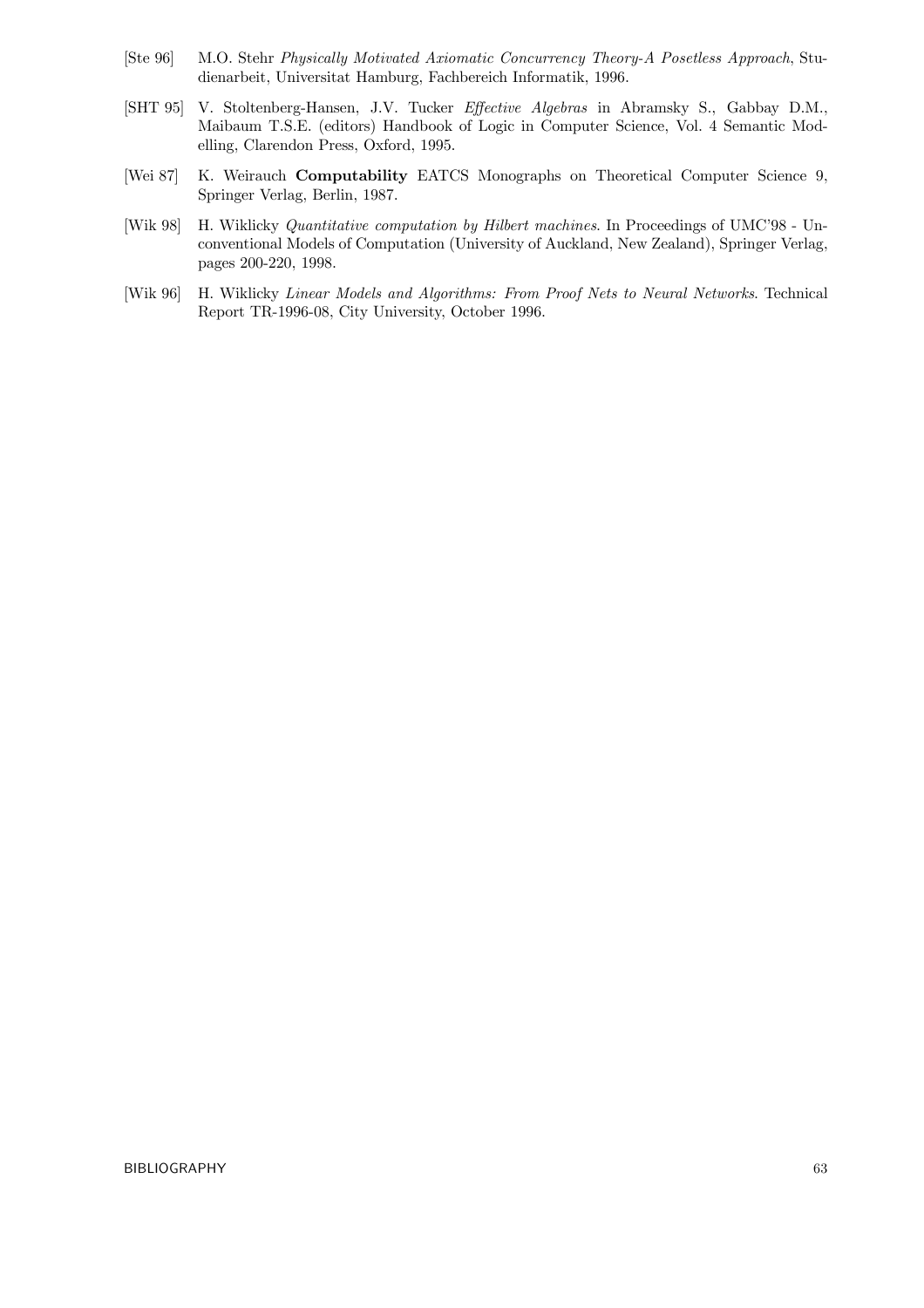[Ste 96] M.O. Stehr *Physically Motivated Axiomatic Concurrency Theory-A Posetless Approach*, Studienarbeit, Universitat Hamburg, Fachbereich Informatik, 1996.

[SHT 95] V. Stoltenberg-Hansen, J.V. Tucker *Effective Algebras* in Abramsky S., Gabbay D.M., Maibaum T.S.E. (editors) Handbook of Logic in Computer Science, Vol. 4 Semantic Modelling, Clarendon Press, Oxford, 1995.

[Wei 87] K. Weirauch **Computability** EATCS Monographs on Theoretical Computer Science 9, Springer Verlag, Berlin, 1987.

[Wik 98] H. Wiklicky *Quantitative computation by Hilbert machines*. In Proceedings of UMC'98 - Unconventional Models of Computation (University of Auckland, New Zealand), Springer Verlag, pages 200-220, 1998.

[Wik 96] H. Wiklicky *Linear Models and Algorithms: From Proof Nets to Neural Networks*. Technical Report TR-1996-08, City University, October 1996.